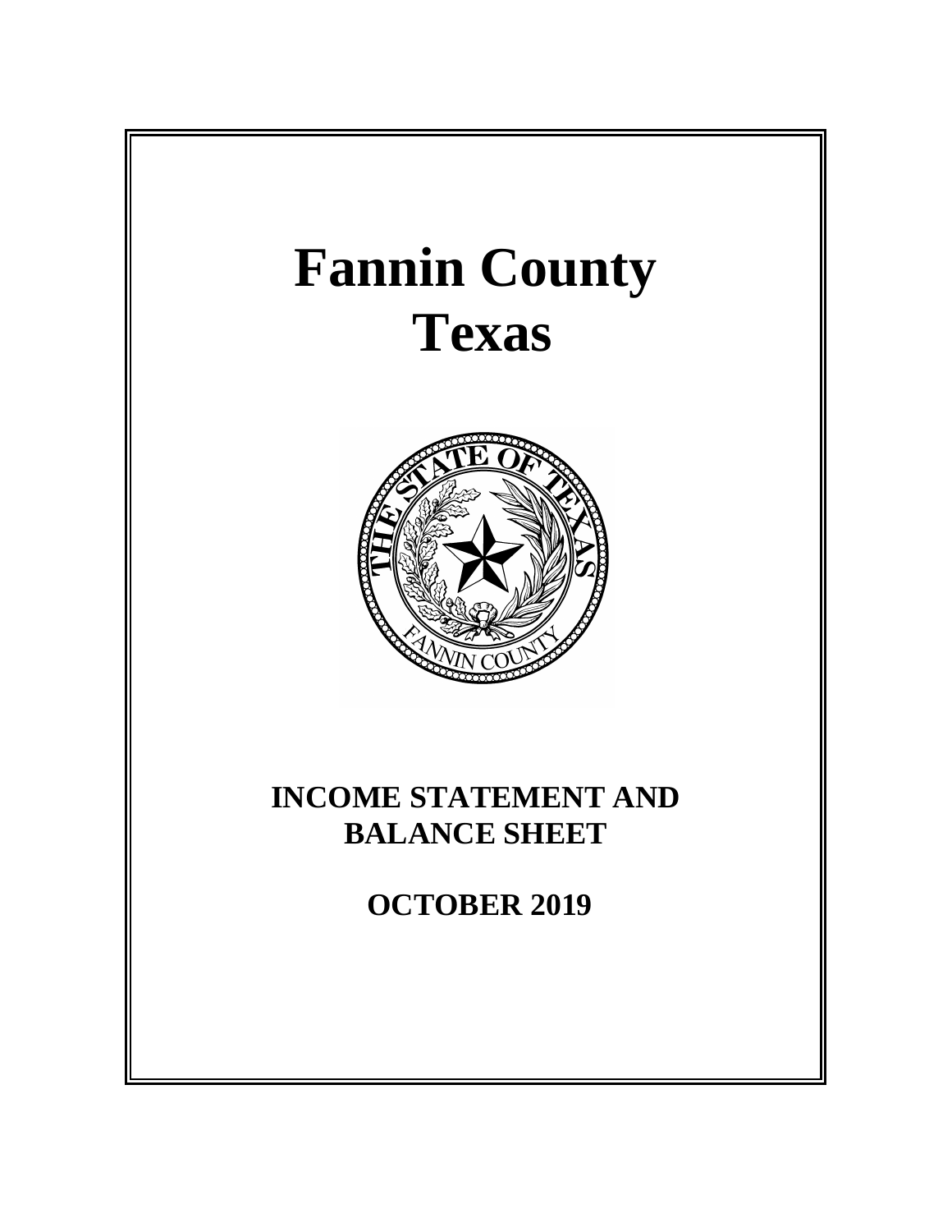# Fannin County
# Texas

## INCOME STATEMENT AND BALANCE SHEET

## OCTOBER 2019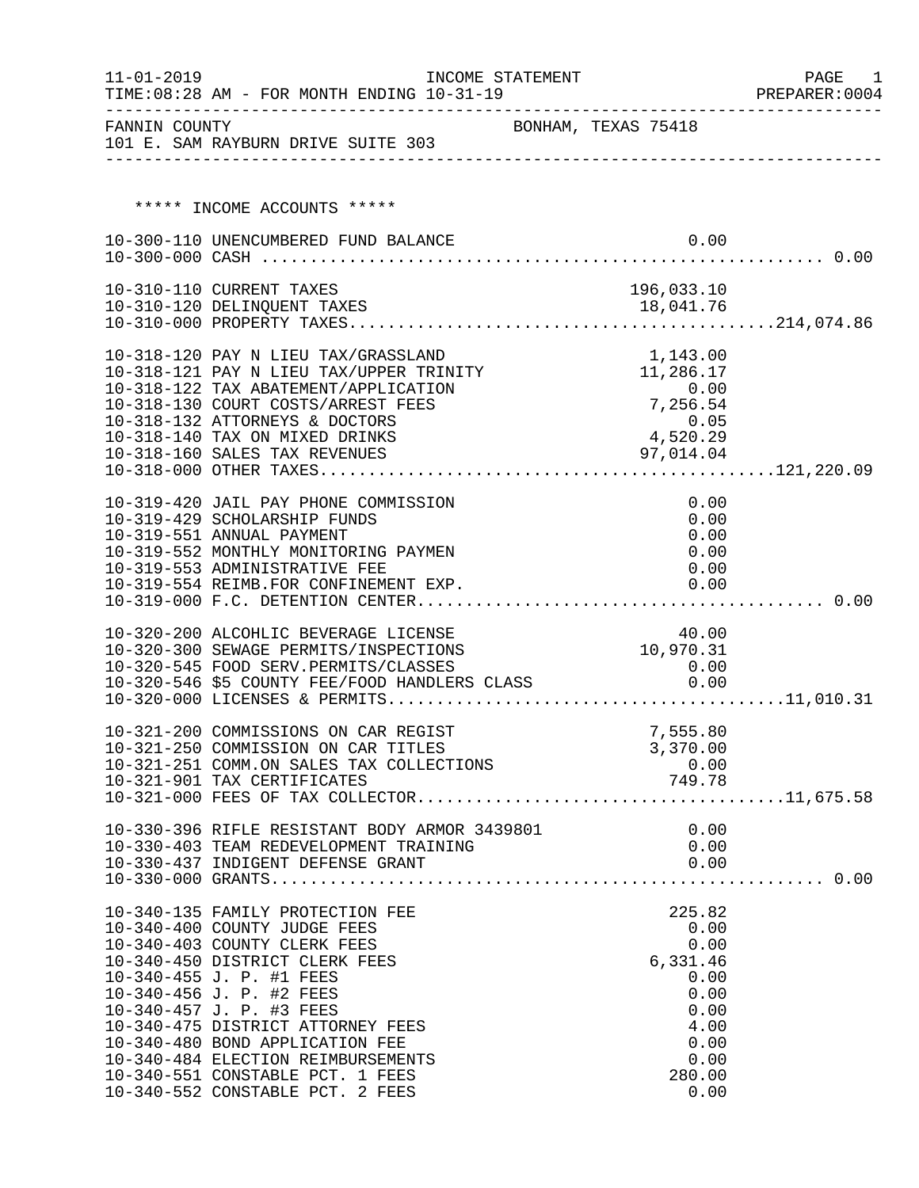11-01-2019 INCOME STATEMENT PAGE 1
TIME:08:28 AM - FOR MONTH ENDING 10-31-19 PREPARER:0004

FANNIN COUNTY BONHAM, TEXAS 75418
101 E. SAM RAYBURN DRIVE SUITE 303

## ***** INCOME ACCOUNTS *****

| Account | Description | Amount | Total |
|---|---|---|---|
| 10-300-110 | UNENCUMBERED FUND BALANCE | 0.00 | |
| 10-300-000 | CASH | | 0.00 |
| 10-310-110 | CURRENT TAXES | 196,033.10 | |
| 10-310-120 | DELINQUENT TAXES | 18,041.76 | |
| 10-310-000 | PROPERTY TAXES | | 214,074.86 |
| 10-318-120 | PAY N LIEU TAX/GRASSLAND | 1,143.00 | |
| 10-318-121 | PAY N LIEU TAX/UPPER TRINITY | 11,286.17 | |
| 10-318-122 | TAX ABATEMENT/APPLICATION | 0.00 | |
| 10-318-130 | COURT COSTS/ARREST FEES | 7,256.54 | |
| 10-318-132 | ATTORNEYS & DOCTORS | 0.05 | |
| 10-318-140 | TAX ON MIXED DRINKS | 4,520.29 | |
| 10-318-160 | SALES TAX REVENUES | 97,014.04 | |
| 10-318-000 | OTHER TAXES | | 121,220.09 |
| 10-319-420 | JAIL PAY PHONE COMMISSION | 0.00 | |
| 10-319-429 | SCHOLARSHIP FUNDS | 0.00 | |
| 10-319-551 | ANNUAL PAYMENT | 0.00 | |
| 10-319-552 | MONTHLY MONITORING PAYMEN | 0.00 | |
| 10-319-553 | ADMINISTRATIVE FEE | 0.00 | |
| 10-319-554 | REIMB.FOR CONFINEMENT EXP. | 0.00 | |
| 10-319-000 | F.C. DETENTION CENTER | | 0.00 |
| 10-320-200 | ALCOHLIC BEVERAGE LICENSE | 40.00 | |
| 10-320-300 | SEWAGE PERMITS/INSPECTIONS | 10,970.31 | |
| 10-320-545 | FOOD SERV.PERMITS/CLASSES | 0.00 | |
| 10-320-546 | $5 COUNTY FEE/FOOD HANDLERS CLASS | 0.00 | |
| 10-320-000 | LICENSES & PERMITS | | 11,010.31 |
| 10-321-200 | COMMISSIONS ON CAR REGIST | 7,555.80 | |
| 10-321-250 | COMMISSION ON CAR TITLES | 3,370.00 | |
| 10-321-251 | COMM.ON SALES TAX COLLECTIONS | 0.00 | |
| 10-321-901 | TAX CERTIFICATES | 749.78 | |
| 10-321-000 | FEES OF TAX COLLECTOR | | 11,675.58 |
| 10-330-396 | RIFLE RESISTANT BODY ARMOR 3439801 | 0.00 | |
| 10-330-403 | TEAM REDEVELOPMENT TRAINING | 0.00 | |
| 10-330-437 | INDIGENT DEFENSE GRANT | 0.00 | |
| 10-330-000 | GRANTS | | 0.00 |
| 10-340-135 | FAMILY PROTECTION FEE | 225.82 | |
| 10-340-400 | COUNTY JUDGE FEES | 0.00 | |
| 10-340-403 | COUNTY CLERK FEES | 0.00 | |
| 10-340-450 | DISTRICT CLERK FEES | 6,331.46 | |
| 10-340-455 | J. P. #1 FEES | 0.00 | |
| 10-340-456 | J. P. #2 FEES | 0.00 | |
| 10-340-457 | J. P. #3 FEES | 0.00 | |
| 10-340-475 | DISTRICT ATTORNEY FEES | 4.00 | |
| 10-340-480 | BOND APPLICATION FEE | 0.00 | |
| 10-340-484 | ELECTION REIMBURSEMENTS | 0.00 | |
| 10-340-551 | CONSTABLE PCT. 1 FEES | 280.00 | |
| 10-340-552 | CONSTABLE PCT. 2 FEES | 0.00 | |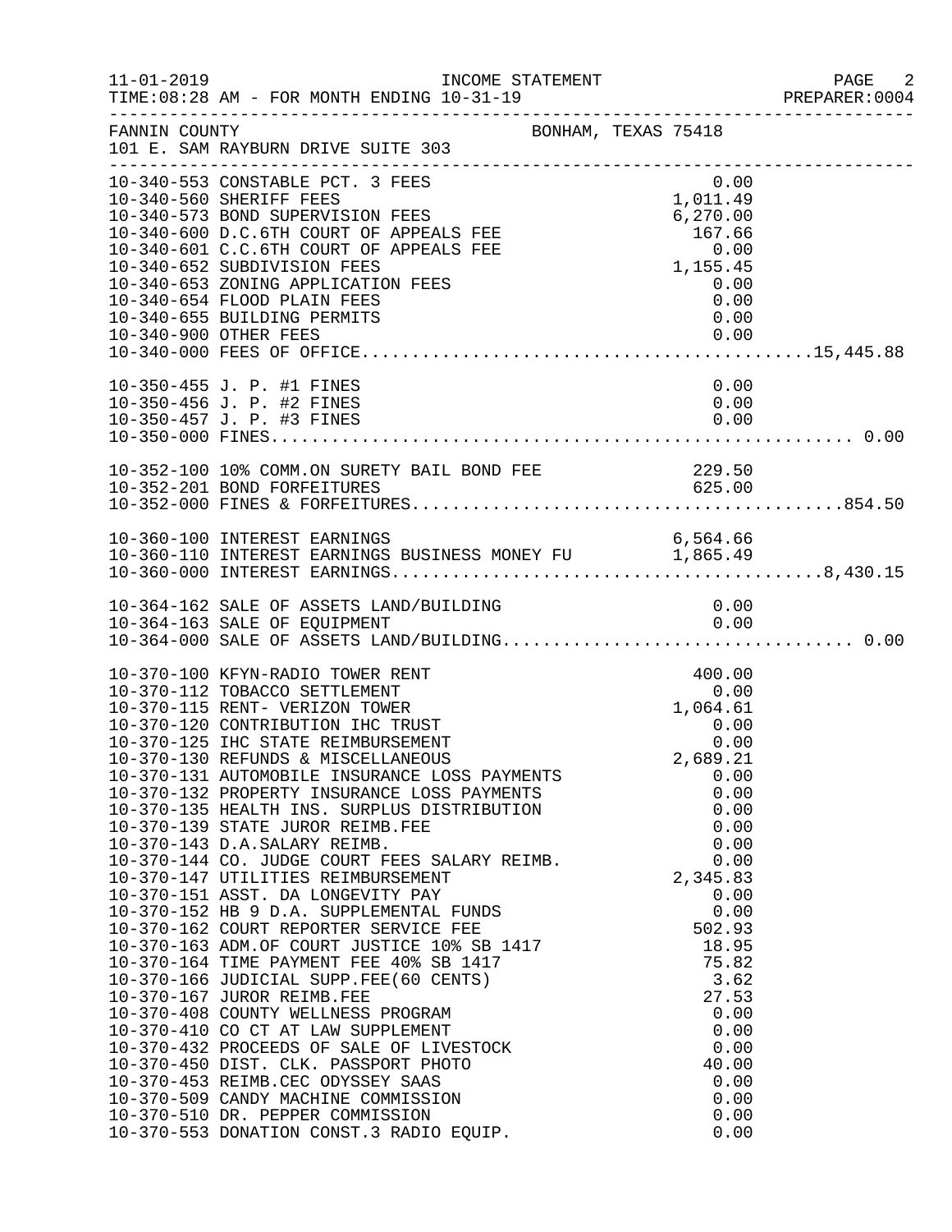FANNIN COUNTY BONHAM, TEXAS 75418
101 E. SAM RAYBURN DRIVE SUITE 303

INCOME STATEMENT
FOR MONTH ENDING 10-31-19

| Account | Description | Amount | Total |
|---|---|---|---|
| 10-340-553 | CONSTABLE PCT. 3 FEES | 0.00 | |
| 10-340-560 | SHERIFF FEES | 1,011.49 | |
| 10-340-573 | BOND SUPERVISION FEES | 6,270.00 | |
| 10-340-600 | D.C.6TH COURT OF APPEALS FEE | 167.66 | |
| 10-340-601 | C.C.6TH COURT OF APPEALS FEE | 0.00 | |
| 10-340-652 | SUBDIVISION FEES | 1,155.45 | |
| 10-340-653 | ZONING APPLICATION FEES | 0.00 | |
| 10-340-654 | FLOOD PLAIN FEES | 0.00 | |
| 10-340-655 | BUILDING PERMITS | 0.00 | |
| 10-340-900 | OTHER FEES | 0.00 | |
| 10-340-000 | FEES OF OFFICE | | 15,445.88 |
| 10-350-455 | J. P. #1 FINES | 0.00 | |
| 10-350-456 | J. P. #2 FINES | 0.00 | |
| 10-350-457 | J. P. #3 FINES | 0.00 | |
| 10-350-000 | FINES | | 0.00 |
| 10-352-100 | 10% COMM.ON SURETY BAIL BOND FEE | 229.50 | |
| 10-352-201 | BOND FORFEITURES | 625.00 | |
| 10-352-000 | FINES & FORFEITURES | | 854.50 |
| 10-360-100 | INTEREST EARNINGS | 6,564.66 | |
| 10-360-110 | INTEREST EARNINGS BUSINESS MONEY FU | 1,865.49 | |
| 10-360-000 | INTEREST EARNINGS | | 8,430.15 |
| 10-364-162 | SALE OF ASSETS LAND/BUILDING | 0.00 | |
| 10-364-163 | SALE OF EQUIPMENT | 0.00 | |
| 10-364-000 | SALE OF ASSETS LAND/BUILDING | | 0.00 |
| 10-370-100 | KFYN-RADIO TOWER RENT | 400.00 | |
| 10-370-112 | TOBACCO SETTLEMENT | 0.00 | |
| 10-370-115 | RENT- VERIZON TOWER | 1,064.61 | |
| 10-370-120 | CONTRIBUTION IHC TRUST | 0.00 | |
| 10-370-125 | IHC STATE REIMBURSEMENT | 0.00 | |
| 10-370-130 | REFUNDS & MISCELLANEOUS | 2,689.21 | |
| 10-370-131 | AUTOMOBILE INSURANCE LOSS PAYMENTS | 0.00 | |
| 10-370-132 | PROPERTY INSURANCE LOSS PAYMENTS | 0.00 | |
| 10-370-135 | HEALTH INS. SURPLUS DISTRIBUTION | 0.00 | |
| 10-370-139 | STATE JUROR REIMB.FEE | 0.00 | |
| 10-370-143 | D.A.SALARY REIMB. | 0.00 | |
| 10-370-144 | CO. JUDGE COURT FEES SALARY REIMB. | 0.00 | |
| 10-370-147 | UTILITIES REIMBURSEMENT | 2,345.83 | |
| 10-370-151 | ASST. DA LONGEVITY PAY | 0.00 | |
| 10-370-152 | HB 9 D.A. SUPPLEMENTAL FUNDS | 0.00 | |
| 10-370-162 | COURT REPORTER SERVICE FEE | 502.93 | |
| 10-370-163 | ADM.OF COURT JUSTICE 10% SB 1417 | 18.95 | |
| 10-370-164 | TIME PAYMENT FEE 40% SB 1417 | 75.82 | |
| 10-370-166 | JUDICIAL SUPP.FEE(60 CENTS) | 3.62 | |
| 10-370-167 | JUROR REIMB.FEE | 27.53 | |
| 10-370-408 | COUNTY WELLNESS PROGRAM | 0.00 | |
| 10-370-410 | CO CT AT LAW SUPPLEMENT | 0.00 | |
| 10-370-432 | PROCEEDS OF SALE OF LIVESTOCK | 0.00 | |
| 10-370-450 | DIST. CLK. PASSPORT PHOTO | 40.00 | |
| 10-370-453 | REIMB.CEC ODYSSEY SAAS | 0.00 | |
| 10-370-509 | CANDY MACHINE COMMISSION | 0.00 | |
| 10-370-510 | DR. PEPPER COMMISSION | 0.00 | |
| 10-370-553 | DONATION CONST.3 RADIO EQUIP. | 0.00 | |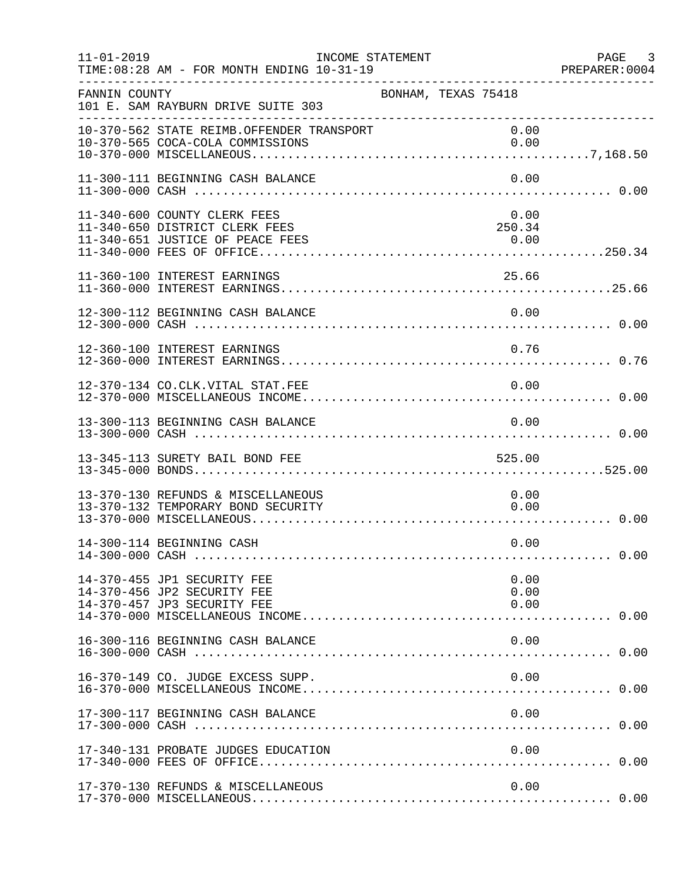FANNIN COUNTY — BONHAM, TEXAS 75418
101 E. SAM RAYBURN DRIVE SUITE 303

INCOME STATEMENT
11-01-2019 — TIME:08:28 AM - FOR MONTH ENDING 10-31-19 — PREPARER:0004

| Account | Description | Amount | Total |
|---|---|---|---|
| 10-370-562 | STATE REIMB.OFFENDER TRANSPORT | 0.00 | |
| 10-370-565 | COCA-COLA COMMISSIONS | 0.00 | |
| 10-370-000 | MISCELLANEOUS | | 7,168.50 |
| 11-300-111 | BEGINNING CASH BALANCE | 0.00 | |
| 11-300-000 | CASH | | 0.00 |
| 11-340-600 | COUNTY CLERK FEES | 0.00 | |
| 11-340-650 | DISTRICT CLERK FEES | 250.34 | |
| 11-340-651 | JUSTICE OF PEACE FEES | 0.00 | |
| 11-340-000 | FEES OF OFFICE | | 250.34 |
| 11-360-100 | INTEREST EARNINGS | 25.66 | |
| 11-360-000 | INTEREST EARNINGS | | 25.66 |
| 12-300-112 | BEGINNING CASH BALANCE | 0.00 | |
| 12-300-000 | CASH | | 0.00 |
| 12-360-100 | INTEREST EARNINGS | 0.76 | |
| 12-360-000 | INTEREST EARNINGS | | 0.76 |
| 12-370-134 | CO.CLK.VITAL STAT.FEE | 0.00 | |
| 12-370-000 | MISCELLANEOUS INCOME | | 0.00 |
| 13-300-113 | BEGINNING CASH BALANCE | 0.00 | |
| 13-300-000 | CASH | | 0.00 |
| 13-345-113 | SURETY BAIL BOND FEE | 525.00 | |
| 13-345-000 | BONDS | | 525.00 |
| 13-370-130 | REFUNDS & MISCELLANEOUS | 0.00 | |
| 13-370-132 | TEMPORARY BOND SECURITY | 0.00 | |
| 13-370-000 | MISCELLANEOUS | | 0.00 |
| 14-300-114 | BEGINNING CASH | 0.00 | |
| 14-300-000 | CASH | | 0.00 |
| 14-370-455 | JP1 SECURITY FEE | 0.00 | |
| 14-370-456 | JP2 SECURITY FEE | 0.00 | |
| 14-370-457 | JP3 SECURITY FEE | 0.00 | |
| 14-370-000 | MISCELLANEOUS INCOME | | 0.00 |
| 16-300-116 | BEGINNING CASH BALANCE | 0.00 | |
| 16-300-000 | CASH | | 0.00 |
| 16-370-149 | CO. JUDGE EXCESS SUPP. | 0.00 | |
| 16-370-000 | MISCELLANEOUS INCOME | | 0.00 |
| 17-300-117 | BEGINNING CASH BALANCE | 0.00 | |
| 17-300-000 | CASH | | 0.00 |
| 17-340-131 | PROBATE JUDGES EDUCATION | 0.00 | |
| 17-340-000 | FEES OF OFFICE | | 0.00 |
| 17-370-130 | REFUNDS & MISCELLANEOUS | 0.00 | |
| 17-370-000 | MISCELLANEOUS | | 0.00 |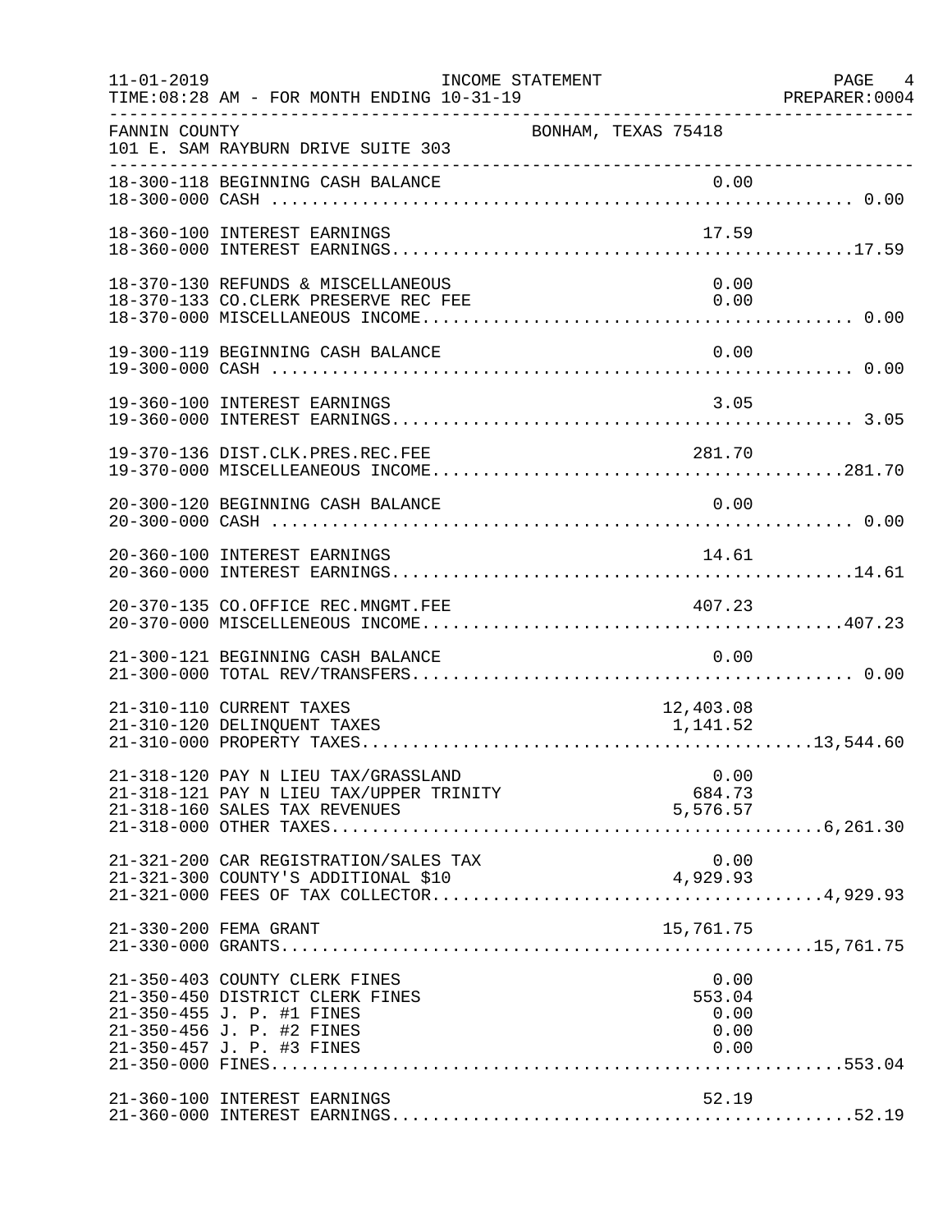11-01-2019 INCOME STATEMENT PAGE 4
TIME:08:28 AM - FOR MONTH ENDING 10-31-19 PREPARER:0004

FANNIN COUNTY BONHAM, TEXAS 75418
101 E. SAM RAYBURN DRIVE SUITE 303

| Account | Description | Amount | Total |
|---|---|---|---|
| 18-300-118 | BEGINNING CASH BALANCE | 0.00 | |
| 18-300-000 | CASH | | 0.00 |
| 18-360-100 | INTEREST EARNINGS | 17.59 | |
| 18-360-000 | INTEREST EARNINGS | | 17.59 |
| 18-370-130 | REFUNDS & MISCELLANEOUS | 0.00 | |
| 18-370-133 | CO.CLERK PRESERVE REC FEE | 0.00 | |
| 18-370-000 | MISCELLANEOUS INCOME | | 0.00 |
| 19-300-119 | BEGINNING CASH BALANCE | 0.00 | |
| 19-300-000 | CASH | | 0.00 |
| 19-360-100 | INTEREST EARNINGS | 3.05 | |
| 19-360-000 | INTEREST EARNINGS | | 3.05 |
| 19-370-136 | DIST.CLK.PRES.REC.FEE | 281.70 | |
| 19-370-000 | MISCELLEANEOUS INCOME | | 281.70 |
| 20-300-120 | BEGINNING CASH BALANCE | 0.00 | |
| 20-300-000 | CASH | | 0.00 |
| 20-360-100 | INTEREST EARNINGS | 14.61 | |
| 20-360-000 | INTEREST EARNINGS | | 14.61 |
| 20-370-135 | CO.OFFICE REC.MNGMT.FEE | 407.23 | |
| 20-370-000 | MISCELLENEOUS INCOME | | 407.23 |
| 21-300-121 | BEGINNING CASH BALANCE | 0.00 | |
| 21-300-000 | TOTAL REV/TRANSFERS | | 0.00 |
| 21-310-110 | CURRENT TAXES | 12,403.08 | |
| 21-310-120 | DELINQUENT TAXES | 1,141.52 | |
| 21-310-000 | PROPERTY TAXES | | 13,544.60 |
| 21-318-120 | PAY N LIEU TAX/GRASSLAND | 0.00 | |
| 21-318-121 | PAY N LIEU TAX/UPPER TRINITY | 684.73 | |
| 21-318-160 | SALES TAX REVENUES | 5,576.57 | |
| 21-318-000 | OTHER TAXES | | 6,261.30 |
| 21-321-200 | CAR REGISTRATION/SALES TAX | 0.00 | |
| 21-321-300 | COUNTY'S ADDITIONAL $10 | 4,929.93 | |
| 21-321-000 | FEES OF TAX COLLECTOR | | 4,929.93 |
| 21-330-200 | FEMA GRANT | 15,761.75 | |
| 21-330-000 | GRANTS | | 15,761.75 |
| 21-350-403 | COUNTY CLERK FINES | 0.00 | |
| 21-350-450 | DISTRICT CLERK FINES | 553.04 | |
| 21-350-455 | J. P. #1 FINES | 0.00 | |
| 21-350-456 | J. P. #2 FINES | 0.00 | |
| 21-350-457 | J. P. #3 FINES | 0.00 | |
| 21-350-000 | FINES | | 553.04 |
| 21-360-100 | INTEREST EARNINGS | 52.19 | |
| 21-360-000 | INTEREST EARNINGS | | 52.19 |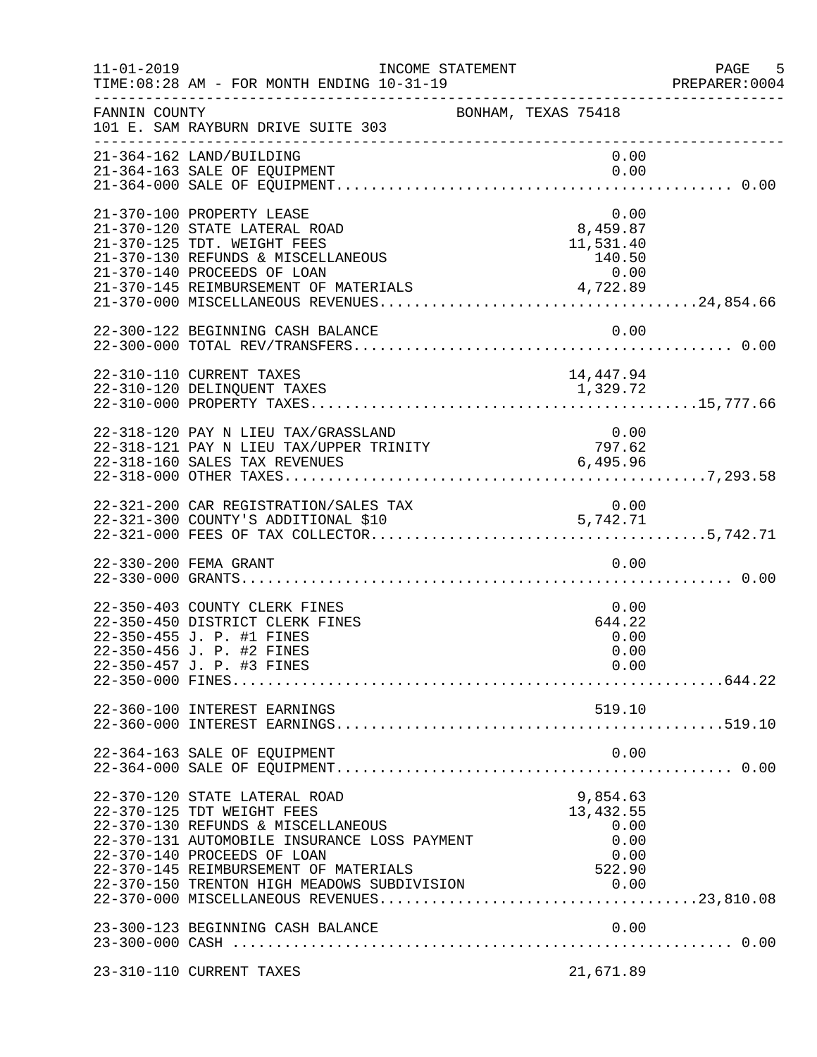FANNIN COUNTY BONHAM, TEXAS 75418
101 E. SAM RAYBURN DRIVE SUITE 303

INCOME STATEMENT — FOR MONTH ENDING 10-31-19

| Account | Description | Amount | Total |
|---|---|---|---|
| 21-364-162 | LAND/BUILDING | 0.00 | |
| 21-364-163 | SALE OF EQUIPMENT | 0.00 | |
| 21-364-000 | SALE OF EQUIPMENT | | 0.00 |
| 21-370-100 | PROPERTY LEASE | 0.00 | |
| 21-370-120 | STATE LATERAL ROAD | 8,459.87 | |
| 21-370-125 | TDT. WEIGHT FEES | 11,531.40 | |
| 21-370-130 | REFUNDS & MISCELLANEOUS | 140.50 | |
| 21-370-140 | PROCEEDS OF LOAN | 0.00 | |
| 21-370-145 | REIMBURSEMENT OF MATERIALS | 4,722.89 | |
| 21-370-000 | MISCELLANEOUS REVENUES | | 24,854.66 |
| 22-300-122 | BEGINNING CASH BALANCE | 0.00 | |
| 22-300-000 | TOTAL REV/TRANSFERS | | 0.00 |
| 22-310-110 | CURRENT TAXES | 14,447.94 | |
| 22-310-120 | DELINQUENT TAXES | 1,329.72 | |
| 22-310-000 | PROPERTY TAXES | | 15,777.66 |
| 22-318-120 | PAY N LIEU TAX/GRASSLAND | 0.00 | |
| 22-318-121 | PAY N LIEU TAX/UPPER TRINITY | 797.62 | |
| 22-318-160 | SALES TAX REVENUES | 6,495.96 | |
| 22-318-000 | OTHER TAXES | | 7,293.58 |
| 22-321-200 | CAR REGISTRATION/SALES TAX | 0.00 | |
| 22-321-300 | COUNTY'S ADDITIONAL $10 | 5,742.71 | |
| 22-321-000 | FEES OF TAX COLLECTOR | | 5,742.71 |
| 22-330-200 | FEMA GRANT | 0.00 | |
| 22-330-000 | GRANTS | | 0.00 |
| 22-350-403 | COUNTY CLERK FINES | 0.00 | |
| 22-350-450 | DISTRICT CLERK FINES | 644.22 | |
| 22-350-455 | J. P. #1 FINES | 0.00 | |
| 22-350-456 | J. P. #2 FINES | 0.00 | |
| 22-350-457 | J. P. #3 FINES | 0.00 | |
| 22-350-000 | FINES | | 644.22 |
| 22-360-100 | INTEREST EARNINGS | 519.10 | |
| 22-360-000 | INTEREST EARNINGS | | 519.10 |
| 22-364-163 | SALE OF EQUIPMENT | 0.00 | |
| 22-364-000 | SALE OF EQUIPMENT | | 0.00 |
| 22-370-120 | STATE LATERAL ROAD | 9,854.63 | |
| 22-370-125 | TDT WEIGHT FEES | 13,432.55 | |
| 22-370-130 | REFUNDS & MISCELLANEOUS | 0.00 | |
| 22-370-131 | AUTOMOBILE INSURANCE LOSS PAYMENT | 0.00 | |
| 22-370-140 | PROCEEDS OF LOAN | 0.00 | |
| 22-370-145 | REIMBURSEMENT OF MATERIALS | 522.90 | |
| 22-370-150 | TRENTON HIGH MEADOWS SUBDIVISION | 0.00 | |
| 22-370-000 | MISCELLANEOUS REVENUES | | 23,810.08 |
| 23-300-123 | BEGINNING CASH BALANCE | 0.00 | |
| 23-300-000 | CASH | | 0.00 |
| 23-310-110 | CURRENT TAXES | 21,671.89 | |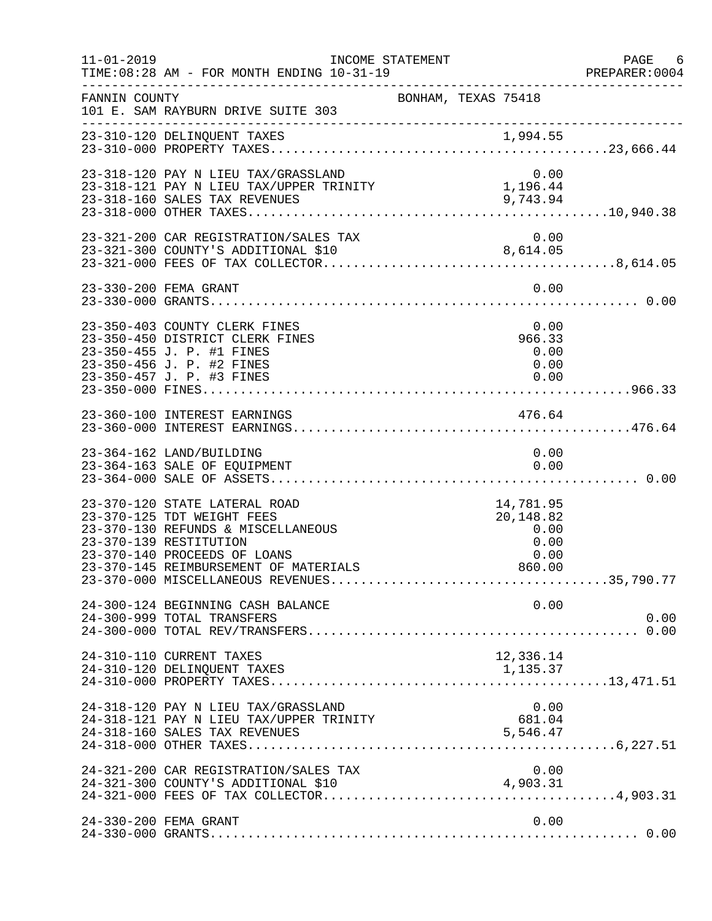11-01-2019 INCOME STATEMENT PAGE 6
TIME:08:28 AM - FOR MONTH ENDING 10-31-19 PREPARER:0004

FANNIN COUNTY BONHAM, TEXAS 75418
101 E. SAM RAYBURN DRIVE SUITE 303

| Account | Description | Amount | Total |
|---|---|---|---|
| 23-310-120 | DELINQUENT TAXES | 1,994.55 | |
| 23-310-000 | PROPERTY TAXES | | 23,666.44 |
| 23-318-120 | PAY N LIEU TAX/GRASSLAND | 0.00 | |
| 23-318-121 | PAY N LIEU TAX/UPPER TRINITY | 1,196.44 | |
| 23-318-160 | SALES TAX REVENUES | 9,743.94 | |
| 23-318-000 | OTHER TAXES | | 10,940.38 |
| 23-321-200 | CAR REGISTRATION/SALES TAX | 0.00 | |
| 23-321-300 | COUNTY'S ADDITIONAL $10 | 8,614.05 | |
| 23-321-000 | FEES OF TAX COLLECTOR | | 8,614.05 |
| 23-330-200 | FEMA GRANT | 0.00 | |
| 23-330-000 | GRANTS | | 0.00 |
| 23-350-403 | COUNTY CLERK FINES | 0.00 | |
| 23-350-450 | DISTRICT CLERK FINES | 966.33 | |
| 23-350-455 | J. P. #1 FINES | 0.00 | |
| 23-350-456 | J. P. #2 FINES | 0.00 | |
| 23-350-457 | J. P. #3 FINES | 0.00 | |
| 23-350-000 | FINES | | 966.33 |
| 23-360-100 | INTEREST EARNINGS | 476.64 | |
| 23-360-000 | INTEREST EARNINGS | | 476.64 |
| 23-364-162 | LAND/BUILDING | 0.00 | |
| 23-364-163 | SALE OF EQUIPMENT | 0.00 | |
| 23-364-000 | SALE OF ASSETS | | 0.00 |
| 23-370-120 | STATE LATERAL ROAD | 14,781.95 | |
| 23-370-125 | TDT WEIGHT FEES | 20,148.82 | |
| 23-370-130 | REFUNDS & MISCELLANEOUS | 0.00 | |
| 23-370-139 | RESTITUTION | 0.00 | |
| 23-370-140 | PROCEEDS OF LOANS | 0.00 | |
| 23-370-145 | REIMBURSEMENT OF MATERIALS | 860.00 | |
| 23-370-000 | MISCELLANEOUS REVENUES | | 35,790.77 |
| 24-300-124 | BEGINNING CASH BALANCE | 0.00 | |
| 24-300-999 | TOTAL TRANSFERS | | 0.00 |
| 24-300-000 | TOTAL REV/TRANSFERS | | 0.00 |
| 24-310-110 | CURRENT TAXES | 12,336.14 | |
| 24-310-120 | DELINQUENT TAXES | 1,135.37 | |
| 24-310-000 | PROPERTY TAXES | | 13,471.51 |
| 24-318-120 | PAY N LIEU TAX/GRASSLAND | 0.00 | |
| 24-318-121 | PAY N LIEU TAX/UPPER TRINITY | 681.04 | |
| 24-318-160 | SALES TAX REVENUES | 5,546.47 | |
| 24-318-000 | OTHER TAXES | | 6,227.51 |
| 24-321-200 | CAR REGISTRATION/SALES TAX | 0.00 | |
| 24-321-300 | COUNTY'S ADDITIONAL $10 | 4,903.31 | |
| 24-321-000 | FEES OF TAX COLLECTOR | | 4,903.31 |
| 24-330-200 | FEMA GRANT | 0.00 | |
| 24-330-000 | GRANTS | | 0.00 |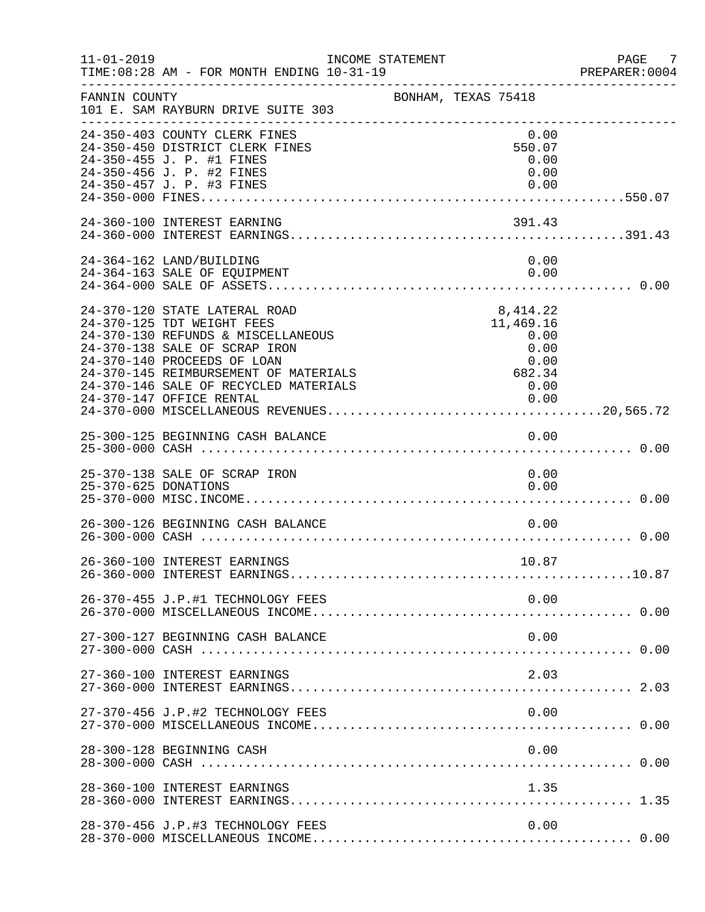FANNIN COUNTY — BONHAM, TEXAS 75418
101 E. SAM RAYBURN DRIVE SUITE 303

INCOME STATEMENT
TIME:08:28 AM - FOR MONTH ENDING 10-31-19

| Account | Description | Amount | Total |
|---|---|---|---|
| 24-350-403 | COUNTY CLERK FINES | 0.00 | |
| 24-350-450 | DISTRICT CLERK FINES | 550.07 | |
| 24-350-455 | J. P. #1 FINES | 0.00 | |
| 24-350-456 | J. P. #2 FINES | 0.00 | |
| 24-350-457 | J. P. #3 FINES | 0.00 | |
| 24-350-000 | FINES | | 550.07 |
| 24-360-100 | INTEREST EARNING | 391.43 | |
| 24-360-000 | INTEREST EARNINGS | | 391.43 |
| 24-364-162 | LAND/BUILDING | 0.00 | |
| 24-364-163 | SALE OF EQUIPMENT | 0.00 | |
| 24-364-000 | SALE OF ASSETS | | 0.00 |
| 24-370-120 | STATE LATERAL ROAD | 8,414.22 | |
| 24-370-125 | TDT WEIGHT FEES | 11,469.16 | |
| 24-370-130 | REFUNDS & MISCELLANEOUS | 0.00 | |
| 24-370-138 | SALE OF SCRAP IRON | 0.00 | |
| 24-370-140 | PROCEEDS OF LOAN | 0.00 | |
| 24-370-145 | REIMBURSEMENT OF MATERIALS | 682.34 | |
| 24-370-146 | SALE OF RECYCLED MATERIALS | 0.00 | |
| 24-370-147 | OFFICE RENTAL | 0.00 | |
| 24-370-000 | MISCELLANEOUS REVENUES | | 20,565.72 |
| 25-300-125 | BEGINNING CASH BALANCE | 0.00 | |
| 25-300-000 | CASH | | 0.00 |
| 25-370-138 | SALE OF SCRAP IRON | 0.00 | |
| 25-370-625 | DONATIONS | 0.00 | |
| 25-370-000 | MISC.INCOME | | 0.00 |
| 26-300-126 | BEGINNING CASH BALANCE | 0.00 | |
| 26-300-000 | CASH | | 0.00 |
| 26-360-100 | INTEREST EARNINGS | 10.87 | |
| 26-360-000 | INTEREST EARNINGS | | 10.87 |
| 26-370-455 | J.P.#1 TECHNOLOGY FEES | 0.00 | |
| 26-370-000 | MISCELLANEOUS INCOME | | 0.00 |
| 27-300-127 | BEGINNING CASH BALANCE | 0.00 | |
| 27-300-000 | CASH | | 0.00 |
| 27-360-100 | INTEREST EARNINGS | 2.03 | |
| 27-360-000 | INTEREST EARNINGS | | 2.03 |
| 27-370-456 | J.P.#2 TECHNOLOGY FEES | 0.00 | |
| 27-370-000 | MISCELLANEOUS INCOME | | 0.00 |
| 28-300-128 | BEGINNING CASH | 0.00 | |
| 28-300-000 | CASH | | 0.00 |
| 28-360-100 | INTEREST EARNINGS | 1.35 | |
| 28-360-000 | INTEREST EARNINGS | | 1.35 |
| 28-370-456 | J.P.#3 TECHNOLOGY FEES | 0.00 | |
| 28-370-000 | MISCELLANEOUS INCOME | | 0.00 |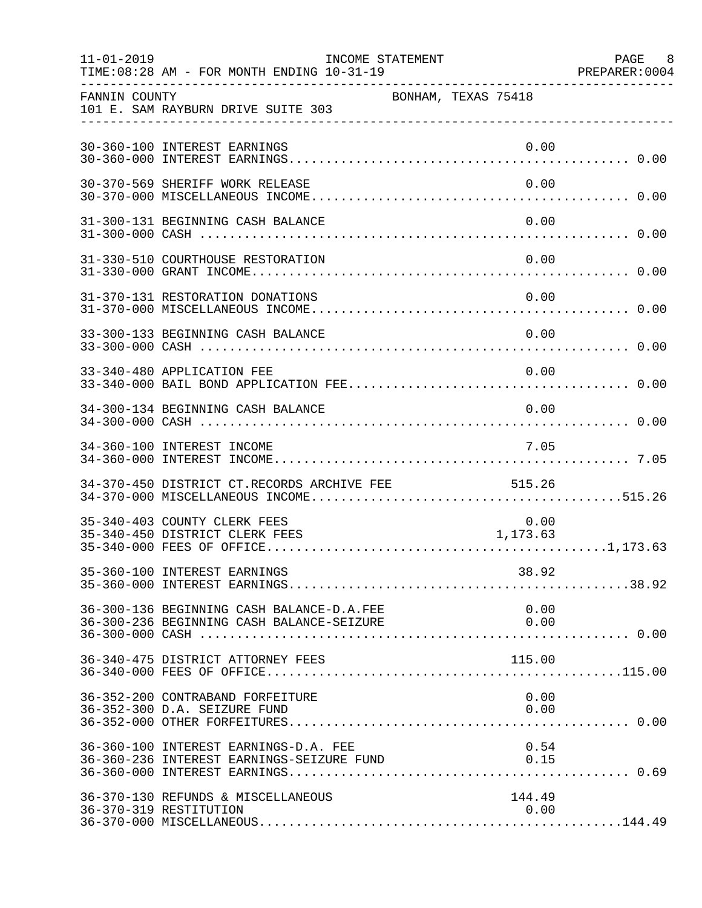FANNIN COUNTY — BONHAM, TEXAS 75418
101 E. SAM RAYBURN DRIVE SUITE 303

INCOME STATEMENT — FOR MONTH ENDING 10-31-19

| Account | Description | Amount | Total |
|---|---|---|---|
| 30-360-100 | INTEREST EARNINGS | 0.00 | |
| 30-360-000 | INTEREST EARNINGS | | 0.00 |
| 30-370-569 | SHERIFF WORK RELEASE | 0.00 | |
| 30-370-000 | MISCELLANEOUS INCOME | | 0.00 |
| 31-300-131 | BEGINNING CASH BALANCE | 0.00 | |
| 31-300-000 | CASH | | 0.00 |
| 31-330-510 | COURTHOUSE RESTORATION | 0.00 | |
| 31-330-000 | GRANT INCOME | | 0.00 |
| 31-370-131 | RESTORATION DONATIONS | 0.00 | |
| 31-370-000 | MISCELLANEOUS INCOME | | 0.00 |
| 33-300-133 | BEGINNING CASH BALANCE | 0.00 | |
| 33-300-000 | CASH | | 0.00 |
| 33-340-480 | APPLICATION FEE | 0.00 | |
| 33-340-000 | BAIL BOND APPLICATION FEE | | 0.00 |
| 34-300-134 | BEGINNING CASH BALANCE | 0.00 | |
| 34-300-000 | CASH | | 0.00 |
| 34-360-100 | INTEREST INCOME | 7.05 | |
| 34-360-000 | INTEREST INCOME | | 7.05 |
| 34-370-450 | DISTRICT CT.RECORDS ARCHIVE FEE | 515.26 | |
| 34-370-000 | MISCELLANEOUS INCOME | | 515.26 |
| 35-340-403 | COUNTY CLERK FEES | 0.00 | |
| 35-340-450 | DISTRICT CLERK FEES | 1,173.63 | |
| 35-340-000 | FEES OF OFFICE | | 1,173.63 |
| 35-360-100 | INTEREST EARNINGS | 38.92 | |
| 35-360-000 | INTEREST EARNINGS | | 38.92 |
| 36-300-136 | BEGINNING CASH BALANCE-D.A.FEE | 0.00 | |
| 36-300-236 | BEGINNING CASH BALANCE-SEIZURE | 0.00 | |
| 36-300-000 | CASH | | 0.00 |
| 36-340-475 | DISTRICT ATTORNEY FEES | 115.00 | |
| 36-340-000 | FEES OF OFFICE | | 115.00 |
| 36-352-200 | CONTRABAND FORFEITURE | 0.00 | |
| 36-352-300 | D.A. SEIZURE FUND | 0.00 | |
| 36-352-000 | OTHER FORFEITURES | | 0.00 |
| 36-360-100 | INTEREST EARNINGS-D.A. FEE | 0.54 | |
| 36-360-236 | INTEREST EARNINGS-SEIZURE FUND | 0.15 | |
| 36-360-000 | INTEREST EARNINGS | | 0.69 |
| 36-370-130 | REFUNDS & MISCELLANEOUS | 144.49 | |
| 36-370-319 | RESTITUTION | 0.00 | |
| 36-370-000 | MISCELLANEOUS | | 144.49 |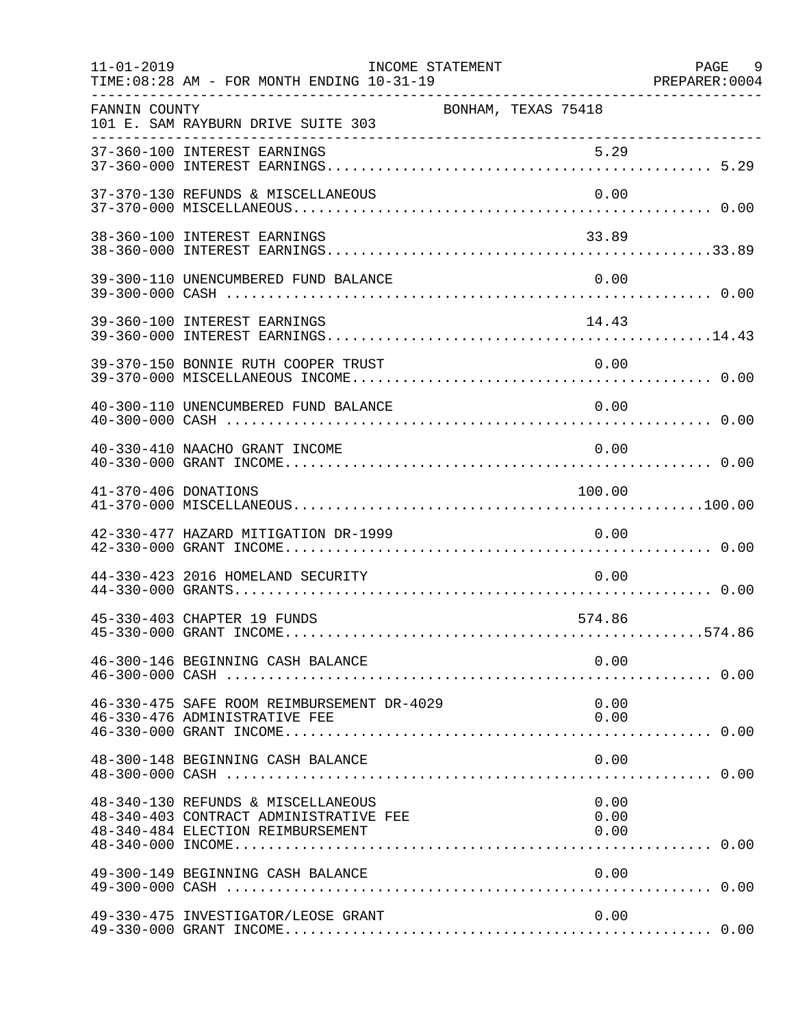FANNIN COUNTY — BONHAM, TEXAS 75418
101 E. SAM RAYBURN DRIVE SUITE 303

INCOME STATEMENT
TIME:08:28 AM - FOR MONTH ENDING 10-31-19
11-01-2019 — PREPARER:0004

| Account | Description | Amount | Total |
|---|---|---|---|
| 37-360-100 | INTEREST EARNINGS | 5.29 | |
| 37-360-000 | INTEREST EARNINGS | | 5.29 |
| 37-370-130 | REFUNDS & MISCELLANEOUS | 0.00 | |
| 37-370-000 | MISCELLANEOUS | | 0.00 |
| 38-360-100 | INTEREST EARNINGS | 33.89 | |
| 38-360-000 | INTEREST EARNINGS | | 33.89 |
| 39-300-110 | UNENCUMBERED FUND BALANCE | 0.00 | |
| 39-300-000 | CASH | | 0.00 |
| 39-360-100 | INTEREST EARNINGS | 14.43 | |
| 39-360-000 | INTEREST EARNINGS | | 14.43 |
| 39-370-150 | BONNIE RUTH COOPER TRUST | 0.00 | |
| 39-370-000 | MISCELLANEOUS INCOME | | 0.00 |
| 40-300-110 | UNENCUMBERED FUND BALANCE | 0.00 | |
| 40-300-000 | CASH | | 0.00 |
| 40-330-410 | NAACHO GRANT INCOME | 0.00 | |
| 40-330-000 | GRANT INCOME | | 0.00 |
| 41-370-406 | DONATIONS | 100.00 | |
| 41-370-000 | MISCELLANEOUS | | 100.00 |
| 42-330-477 | HAZARD MITIGATION DR-1999 | 0.00 | |
| 42-330-000 | GRANT INCOME | | 0.00 |
| 44-330-423 | 2016 HOMELAND SECURITY | 0.00 | |
| 44-330-000 | GRANTS | | 0.00 |
| 45-330-403 | CHAPTER 19 FUNDS | 574.86 | |
| 45-330-000 | GRANT INCOME | | 574.86 |
| 46-300-146 | BEGINNING CASH BALANCE | 0.00 | |
| 46-300-000 | CASH | | 0.00 |
| 46-330-475 | SAFE ROOM REIMBURSEMENT DR-4029 | 0.00 | |
| 46-330-476 | ADMINISTRATIVE FEE | 0.00 | |
| 46-330-000 | GRANT INCOME | | 0.00 |
| 48-300-148 | BEGINNING CASH BALANCE | 0.00 | |
| 48-300-000 | CASH | | 0.00 |
| 48-340-130 | REFUNDS & MISCELLANEOUS | 0.00 | |
| 48-340-403 | CONTRACT ADMINISTRATIVE FEE | 0.00 | |
| 48-340-484 | ELECTION REIMBURSEMENT | 0.00 | |
| 48-340-000 | INCOME | | 0.00 |
| 49-300-149 | BEGINNING CASH BALANCE | 0.00 | |
| 49-300-000 | CASH | | 0.00 |
| 49-330-475 | INVESTIGATOR/LEOSE GRANT | 0.00 | |
| 49-330-000 | GRANT INCOME | | 0.00 |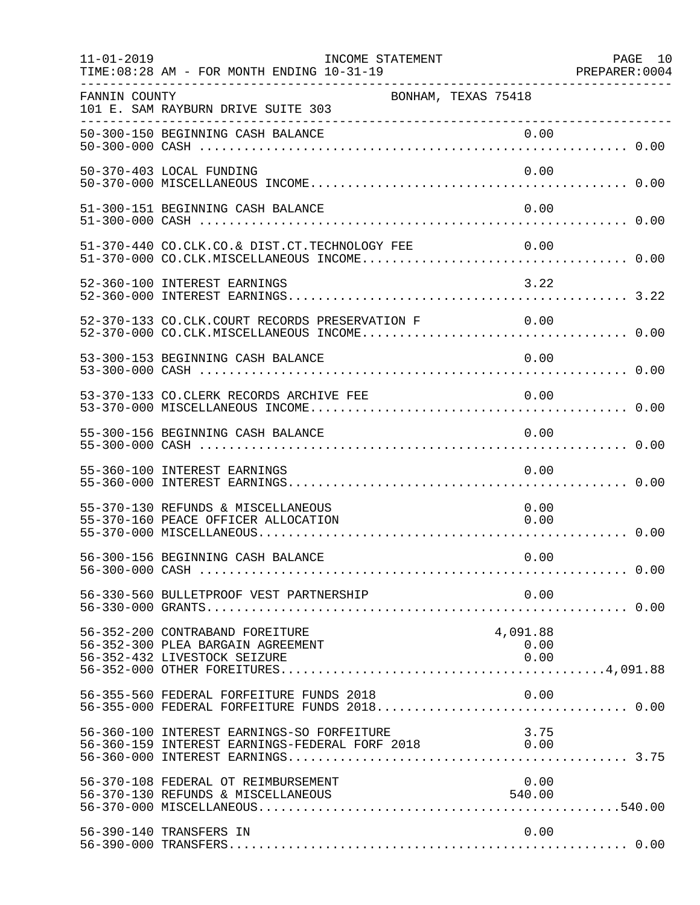FANNIN COUNTY BONHAM, TEXAS 75418
101 E. SAM RAYBURN DRIVE SUITE 303

INCOME STATEMENT
FOR MONTH ENDING 10-31-19

| Account | Description | Detail | Total |
|---|---|---|---|
| 50-300-150 | BEGINNING CASH BALANCE | 0.00 | |
| 50-300-000 | CASH | | 0.00 |
| 50-370-403 | LOCAL FUNDING | 0.00 | |
| 50-370-000 | MISCELLANEOUS INCOME | | 0.00 |
| 51-300-151 | BEGINNING CASH BALANCE | 0.00 | |
| 51-300-000 | CASH | | 0.00 |
| 51-370-440 | CO.CLK.CO.& DIST.CT.TECHNOLOGY FEE | 0.00 | |
| 51-370-000 | CO.CLK.MISCELLANEOUS INCOME | | 0.00 |
| 52-360-100 | INTEREST EARNINGS | 3.22 | |
| 52-360-000 | INTEREST EARNINGS | | 3.22 |
| 52-370-133 | CO.CLK.COURT RECORDS PRESERVATION F | 0.00 | |
| 52-370-000 | CO.CLK.MISCELLANEOUS INCOME | | 0.00 |
| 53-300-153 | BEGINNING CASH BALANCE | 0.00 | |
| 53-300-000 | CASH | | 0.00 |
| 53-370-133 | CO.CLERK RECORDS ARCHIVE FEE | 0.00 | |
| 53-370-000 | MISCELLANEOUS INCOME | | 0.00 |
| 55-300-156 | BEGINNING CASH BALANCE | 0.00 | |
| 55-300-000 | CASH | | 0.00 |
| 55-360-100 | INTEREST EARNINGS | 0.00 | |
| 55-360-000 | INTEREST EARNINGS | | 0.00 |
| 55-370-130 | REFUNDS & MISCELLANEOUS | 0.00 | |
| 55-370-160 | PEACE OFFICER ALLOCATION | 0.00 | |
| 55-370-000 | MISCELLANEOUS | | 0.00 |
| 56-300-156 | BEGINNING CASH BALANCE | 0.00 | |
| 56-300-000 | CASH | | 0.00 |
| 56-330-560 | BULLETPROOF VEST PARTNERSHIP | 0.00 | |
| 56-330-000 | GRANTS | | 0.00 |
| 56-352-200 | CONTRABAND FOREITURE | 4,091.88 | |
| 56-352-300 | PLEA BARGAIN AGREEMENT | 0.00 | |
| 56-352-432 | LIVESTOCK SEIZURE | 0.00 | |
| 56-352-000 | OTHER FOREITURES | | 4,091.88 |
| 56-355-560 | FEDERAL FORFEITURE FUNDS 2018 | 0.00 | |
| 56-355-000 | FEDERAL FORFEITURE FUNDS 2018 | | 0.00 |
| 56-360-100 | INTEREST EARNINGS-SO FORFEITURE | 3.75 | |
| 56-360-159 | INTEREST EARNINGS-FEDERAL FORF 2018 | 0.00 | |
| 56-360-000 | INTEREST EARNINGS | | 3.75 |
| 56-370-108 | FEDERAL OT REIMBURSEMENT | 0.00 | |
| 56-370-130 | REFUNDS & MISCELLANEOUS | 540.00 | |
| 56-370-000 | MISCELLANEOUS | | 540.00 |
| 56-390-140 | TRANSFERS IN | 0.00 | |
| 56-390-000 | TRANSFERS | | 0.00 |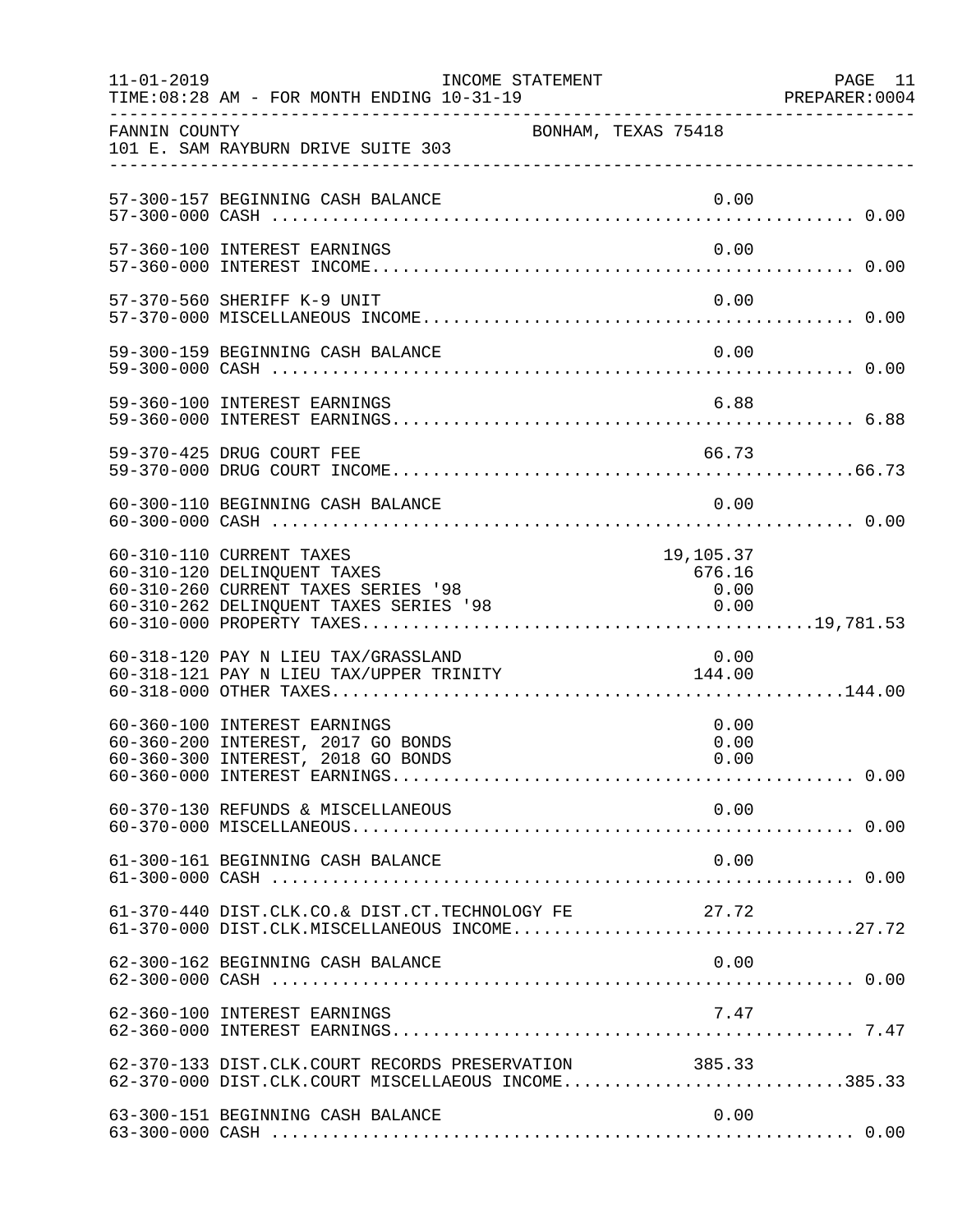FANNIN COUNTY BONHAM, TEXAS 75418
101 E. SAM RAYBURN DRIVE SUITE 303

INCOME STATEMENT
FOR MONTH ENDING 10-31-19

| Account | Description | Detail | Total |
|---|---|---|---|
| 57-300-157 | BEGINNING CASH BALANCE | 0.00 | |
| 57-300-000 | CASH | | 0.00 |
| 57-360-100 | INTEREST EARNINGS | 0.00 | |
| 57-360-000 | INTEREST INCOME | | 0.00 |
| 57-370-560 | SHERIFF K-9 UNIT | 0.00 | |
| 57-370-000 | MISCELLANEOUS INCOME | | 0.00 |
| 59-300-159 | BEGINNING CASH BALANCE | 0.00 | |
| 59-300-000 | CASH | | 0.00 |
| 59-360-100 | INTEREST EARNINGS | 6.88 | |
| 59-360-000 | INTEREST EARNINGS | | 6.88 |
| 59-370-425 | DRUG COURT FEE | 66.73 | |
| 59-370-000 | DRUG COURT INCOME | | 66.73 |
| 60-300-110 | BEGINNING CASH BALANCE | 0.00 | |
| 60-300-000 | CASH | | 0.00 |
| 60-310-110 | CURRENT TAXES | 19,105.37 | |
| 60-310-120 | DELINQUENT TAXES | 676.16 | |
| 60-310-260 | CURRENT TAXES SERIES '98 | 0.00 | |
| 60-310-262 | DELINQUENT TAXES SERIES '98 | 0.00 | |
| 60-310-000 | PROPERTY TAXES | | 19,781.53 |
| 60-318-120 | PAY N LIEU TAX/GRASSLAND | 0.00 | |
| 60-318-121 | PAY N LIEU TAX/UPPER TRINITY | 144.00 | |
| 60-318-000 | OTHER TAXES | | 144.00 |
| 60-360-100 | INTEREST EARNINGS | 0.00 | |
| 60-360-200 | INTEREST, 2017 GO BONDS | 0.00 | |
| 60-360-300 | INTEREST, 2018 GO BONDS | 0.00 | |
| 60-360-000 | INTEREST EARNINGS | | 0.00 |
| 60-370-130 | REFUNDS & MISCELLANEOUS | 0.00 | |
| 60-370-000 | MISCELLANEOUS | | 0.00 |
| 61-300-161 | BEGINNING CASH BALANCE | 0.00 | |
| 61-300-000 | CASH | | 0.00 |
| 61-370-440 | DIST.CLK.CO.& DIST.CT.TECHNOLOGY FE | 27.72 | |
| 61-370-000 | DIST.CLK.MISCELLANEOUS INCOME | | 27.72 |
| 62-300-162 | BEGINNING CASH BALANCE | 0.00 | |
| 62-300-000 | CASH | | 0.00 |
| 62-360-100 | INTEREST EARNINGS | 7.47 | |
| 62-360-000 | INTEREST EARNINGS | | 7.47 |
| 62-370-133 | DIST.CLK.COURT RECORDS PRESERVATION | 385.33 | |
| 62-370-000 | DIST.CLK.COURT MISCELLAEOUS INCOME | | 385.33 |
| 63-300-151 | BEGINNING CASH BALANCE | 0.00 | |
| 63-300-000 | CASH | | 0.00 |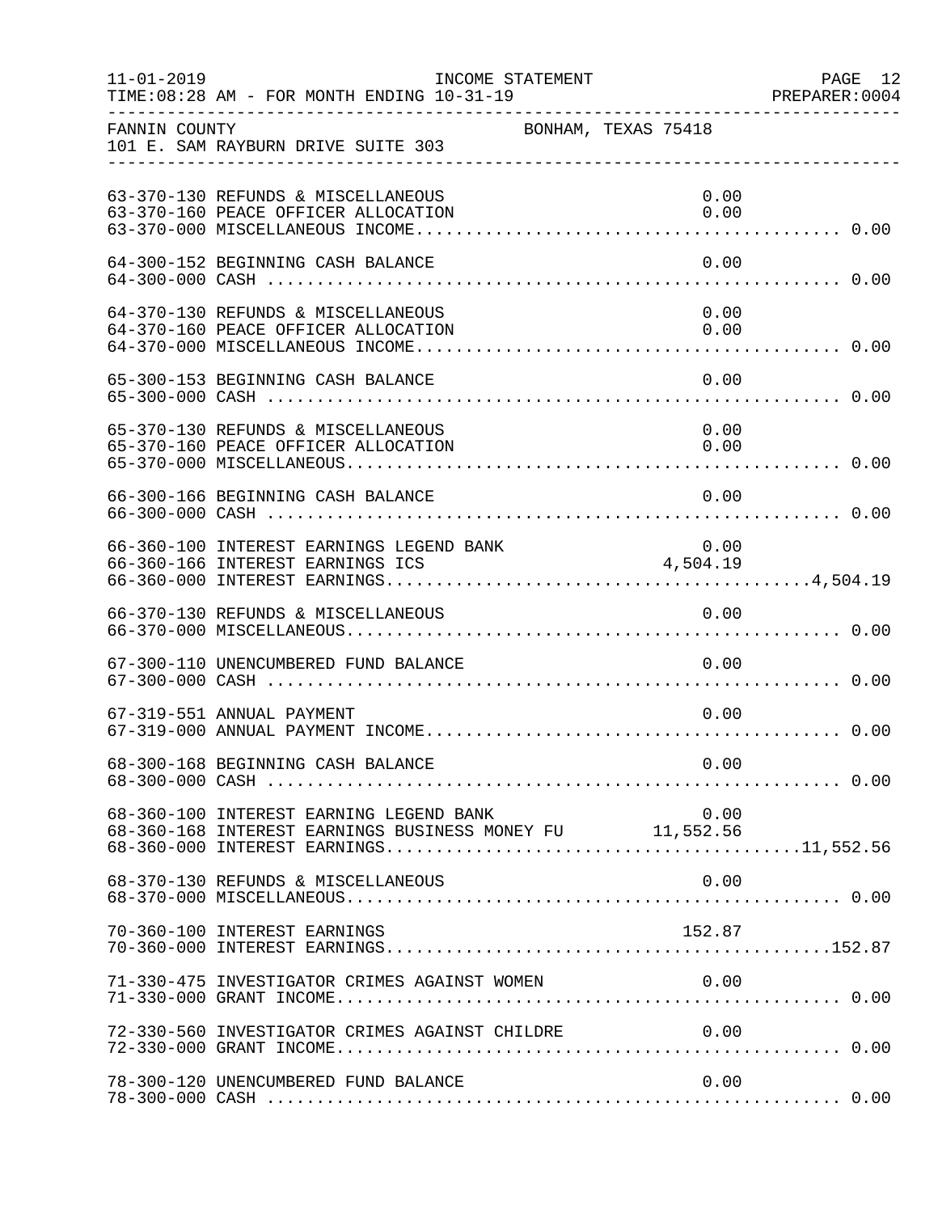FANNIN COUNTY — BONHAM, TEXAS 75418
101 E. SAM RAYBURN DRIVE SUITE 303

INCOME STATEMENT — TIME: 08:28 AM - FOR MONTH ENDING 10-31-19

| Account | Description | Amount | Total |
|---|---|---|---|
| 63-370-130 | REFUNDS & MISCELLANEOUS | 0.00 | |
| 63-370-160 | PEACE OFFICER ALLOCATION | 0.00 | |
| 63-370-000 | MISCELLANEOUS INCOME | | 0.00 |
| 64-300-152 | BEGINNING CASH BALANCE | 0.00 | |
| 64-300-000 | CASH | | 0.00 |
| 64-370-130 | REFUNDS & MISCELLANEOUS | 0.00 | |
| 64-370-160 | PEACE OFFICER ALLOCATION | 0.00 | |
| 64-370-000 | MISCELLANEOUS INCOME | | 0.00 |
| 65-300-153 | BEGINNING CASH BALANCE | 0.00 | |
| 65-300-000 | CASH | | 0.00 |
| 65-370-130 | REFUNDS & MISCELLANEOUS | 0.00 | |
| 65-370-160 | PEACE OFFICER ALLOCATION | 0.00 | |
| 65-370-000 | MISCELLANEOUS | | 0.00 |
| 66-300-166 | BEGINNING CASH BALANCE | 0.00 | |
| 66-300-000 | CASH | | 0.00 |
| 66-360-100 | INTEREST EARNINGS LEGEND BANK | 0.00 | |
| 66-360-166 | INTEREST EARNINGS ICS | 4,504.19 | |
| 66-360-000 | INTEREST EARNINGS | | 4,504.19 |
| 66-370-130 | REFUNDS & MISCELLANEOUS | 0.00 | |
| 66-370-000 | MISCELLANEOUS | | 0.00 |
| 67-300-110 | UNENCUMBERED FUND BALANCE | 0.00 | |
| 67-300-000 | CASH | | 0.00 |
| 67-319-551 | ANNUAL PAYMENT | 0.00 | |
| 67-319-000 | ANNUAL PAYMENT INCOME | | 0.00 |
| 68-300-168 | BEGINNING CASH BALANCE | 0.00 | |
| 68-300-000 | CASH | | 0.00 |
| 68-360-100 | INTEREST EARNING LEGEND BANK | 0.00 | |
| 68-360-168 | INTEREST EARNINGS BUSINESS MONEY FU | 11,552.56 | |
| 68-360-000 | INTEREST EARNINGS | | 11,552.56 |
| 68-370-130 | REFUNDS & MISCELLANEOUS | 0.00 | |
| 68-370-000 | MISCELLANEOUS | | 0.00 |
| 70-360-100 | INTEREST EARNINGS | 152.87 | |
| 70-360-000 | INTEREST EARNINGS | | 152.87 |
| 71-330-475 | INVESTIGATOR CRIMES AGAINST WOMEN | 0.00 | |
| 71-330-000 | GRANT INCOME | | 0.00 |
| 72-330-560 | INVESTIGATOR CRIMES AGAINST CHILDRE | 0.00 | |
| 72-330-000 | GRANT INCOME | | 0.00 |
| 78-300-120 | UNENCUMBERED FUND BALANCE | 0.00 | |
| 78-300-000 | CASH | | 0.00 |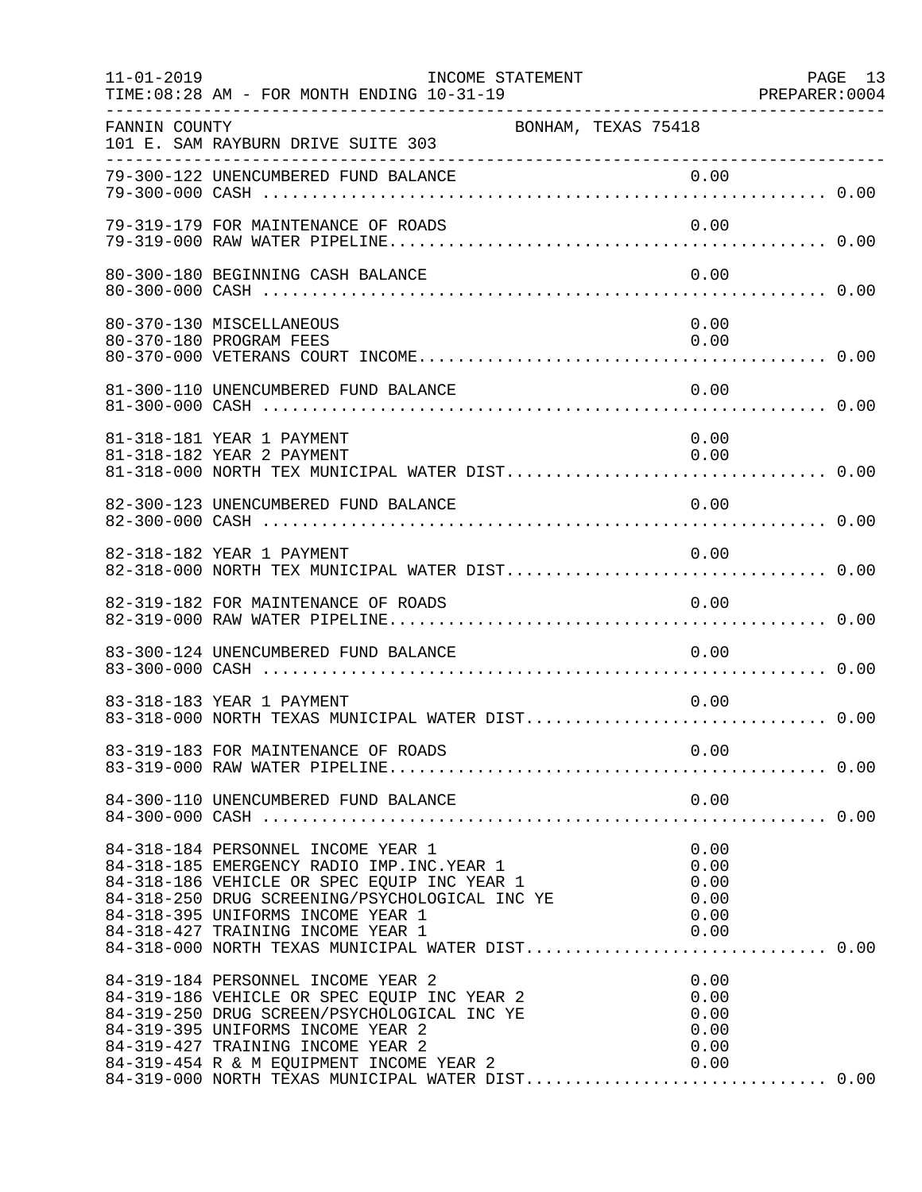FANNIN COUNTY　　　　　　　　　　　　　　BONHAM, TEXAS 75418
101 E. SAM RAYBURN DRIVE SUITE 303

INCOME STATEMENT — FOR MONTH ENDING 10-31-19

```
79-300-122 UNENCUMBERED FUND BALANCE                          0.00
79-300-000 CASH ..................................................... 0.00

79-319-179 FOR MAINTENANCE OF ROADS                           0.00
79-319-000 RAW WATER PIPELINE........................................ 0.00

80-300-180 BEGINNING CASH BALANCE                             0.00
80-300-000 CASH ..................................................... 0.00

80-370-130 MISCELLANEOUS                                      0.00
80-370-180 PROGRAM FEES                                       0.00
80-370-000 VETERANS COURT INCOME..................................... 0.00

81-300-110 UNENCUMBERED FUND BALANCE                          0.00
81-300-000 CASH ..................................................... 0.00

81-318-181 YEAR 1 PAYMENT                                     0.00
81-318-182 YEAR 2 PAYMENT                                     0.00
81-318-000 NORTH TEX MUNICIPAL WATER DIST............................ 0.00

82-300-123 UNENCUMBERED FUND BALANCE                          0.00
82-300-000 CASH ..................................................... 0.00

82-318-182 YEAR 1 PAYMENT                                     0.00
82-318-000 NORTH TEX MUNICIPAL WATER DIST............................ 0.00

82-319-182 FOR MAINTENANCE OF ROADS                           0.00
82-319-000 RAW WATER PIPELINE........................................ 0.00

83-300-124 UNENCUMBERED FUND BALANCE                          0.00
83-300-000 CASH ..................................................... 0.00

83-318-183 YEAR 1 PAYMENT                                     0.00
83-318-000 NORTH TEXAS MUNICIPAL WATER DIST.......................... 0.00

83-319-183 FOR MAINTENANCE OF ROADS                           0.00
83-319-000 RAW WATER PIPELINE........................................ 0.00

84-300-110 UNENCUMBERED FUND BALANCE                          0.00
84-300-000 CASH ..................................................... 0.00

84-318-184 PERSONNEL INCOME YEAR 1                            0.00
84-318-185 EMERGENCY RADIO IMP.INC.YEAR 1                     0.00
84-318-186 VEHICLE OR SPEC EQUIP INC YEAR 1                   0.00
84-318-250 DRUG SCREENING/PSYCHOLOGICAL INC YE                0.00
84-318-395 UNIFORMS INCOME YEAR 1                             0.00
84-318-427 TRAINING INCOME YEAR 1                             0.00
84-318-000 NORTH TEXAS MUNICIPAL WATER DIST.......................... 0.00

84-319-184 PERSONNEL INCOME YEAR 2                            0.00
84-319-186 VEHICLE OR SPEC EQUIP INC YEAR 2                   0.00
84-319-250 DRUG SCREEN/PSYCHOLOGICAL INC YE                   0.00
84-319-395 UNIFORMS INCOME YEAR 2                             0.00
84-319-427 TRAINING INCOME YEAR 2                             0.00
84-319-454 R & M EQUIPMENT INCOME YEAR 2                      0.00
84-319-000 NORTH TEXAS MUNICIPAL WATER DIST.......................... 0.00
```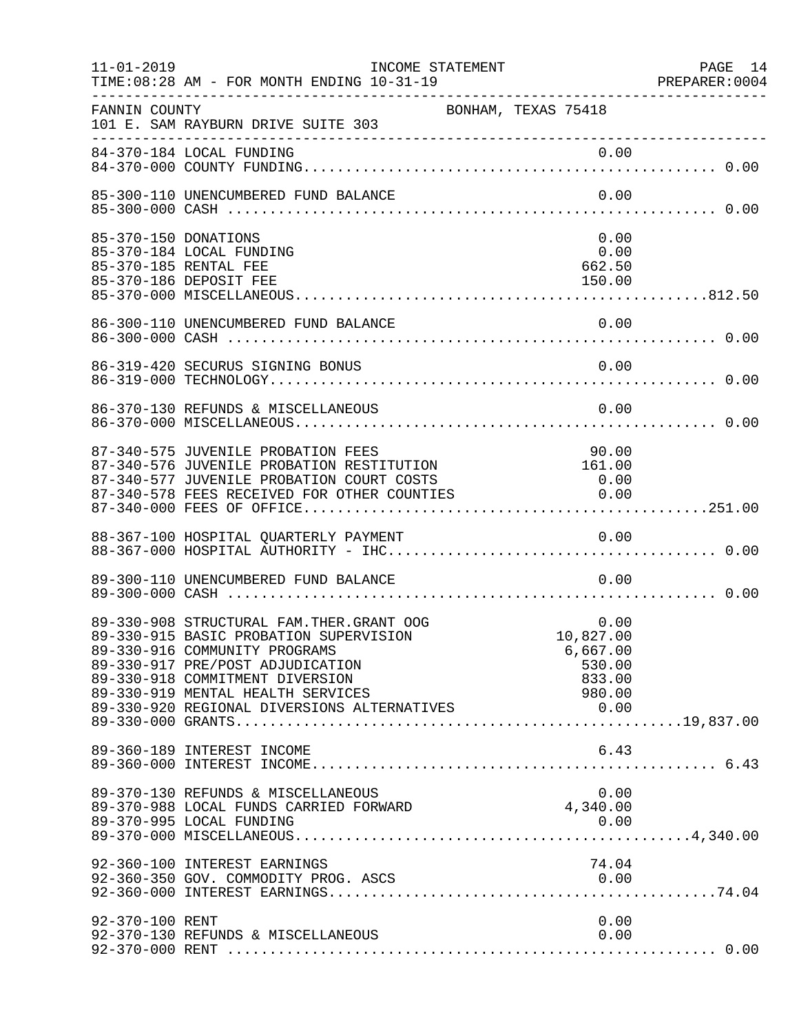FANNIN COUNTY — BONHAM, TEXAS 75418
101 E. SAM RAYBURN DRIVE SUITE 303

INCOME STATEMENT — FOR MONTH ENDING 10-31-19

| Account | Description | Amount | Total |
|---|---|---|---|
| 84-370-184 | LOCAL FUNDING | 0.00 | |
| 84-370-000 | COUNTY FUNDING | | 0.00 |
| 85-300-110 | UNENCUMBERED FUND BALANCE | 0.00 | |
| 85-300-000 | CASH | | 0.00 |
| 85-370-150 | DONATIONS | 0.00 | |
| 85-370-184 | LOCAL FUNDING | 0.00 | |
| 85-370-185 | RENTAL FEE | 662.50 | |
| 85-370-186 | DEPOSIT FEE | 150.00 | |
| 85-370-000 | MISCELLANEOUS | | 812.50 |
| 86-300-110 | UNENCUMBERED FUND BALANCE | 0.00 | |
| 86-300-000 | CASH | | 0.00 |
| 86-319-420 | SECURUS SIGNING BONUS | 0.00 | |
| 86-319-000 | TECHNOLOGY | | 0.00 |
| 86-370-130 | REFUNDS & MISCELLANEOUS | 0.00 | |
| 86-370-000 | MISCELLANEOUS | | 0.00 |
| 87-340-575 | JUVENILE PROBATION FEES | 90.00 | |
| 87-340-576 | JUVENILE PROBATION RESTITUTION | 161.00 | |
| 87-340-577 | JUVENILE PROBATION COURT COSTS | 0.00 | |
| 87-340-578 | FEES RECEIVED FOR OTHER COUNTIES | 0.00 | |
| 87-340-000 | FEES OF OFFICE | | 251.00 |
| 88-367-100 | HOSPITAL QUARTERLY PAYMENT | 0.00 | |
| 88-367-000 | HOSPITAL AUTHORITY - IHC | | 0.00 |
| 89-300-110 | UNENCUMBERED FUND BALANCE | 0.00 | |
| 89-300-000 | CASH | | 0.00 |
| 89-330-908 | STRUCTURAL FAM.THER.GRANT OOG | 0.00 | |
| 89-330-915 | BASIC PROBATION SUPERVISION | 10,827.00 | |
| 89-330-916 | COMMUNITY PROGRAMS | 6,667.00 | |
| 89-330-917 | PRE/POST ADJUDICATION | 530.00 | |
| 89-330-918 | COMMITMENT DIVERSION | 833.00 | |
| 89-330-919 | MENTAL HEALTH SERVICES | 980.00 | |
| 89-330-920 | REGIONAL DIVERSIONS ALTERNATIVES | 0.00 | |
| 89-330-000 | GRANTS | | 19,837.00 |
| 89-360-189 | INTEREST INCOME | 6.43 | |
| 89-360-000 | INTEREST INCOME | | 6.43 |
| 89-370-130 | REFUNDS & MISCELLANEOUS | 0.00 | |
| 89-370-988 | LOCAL FUNDS CARRIED FORWARD | 4,340.00 | |
| 89-370-995 | LOCAL FUNDING | 0.00 | |
| 89-370-000 | MISCELLANEOUS | | 4,340.00 |
| 92-360-100 | INTEREST EARNINGS | 74.04 | |
| 92-360-350 | GOV. COMMODITY PROG. ASCS | 0.00 | |
| 92-360-000 | INTEREST EARNINGS | | 74.04 |
| 92-370-100 | RENT | 0.00 | |
| 92-370-130 | REFUNDS & MISCELLANEOUS | 0.00 | |
| 92-370-000 | RENT | | 0.00 |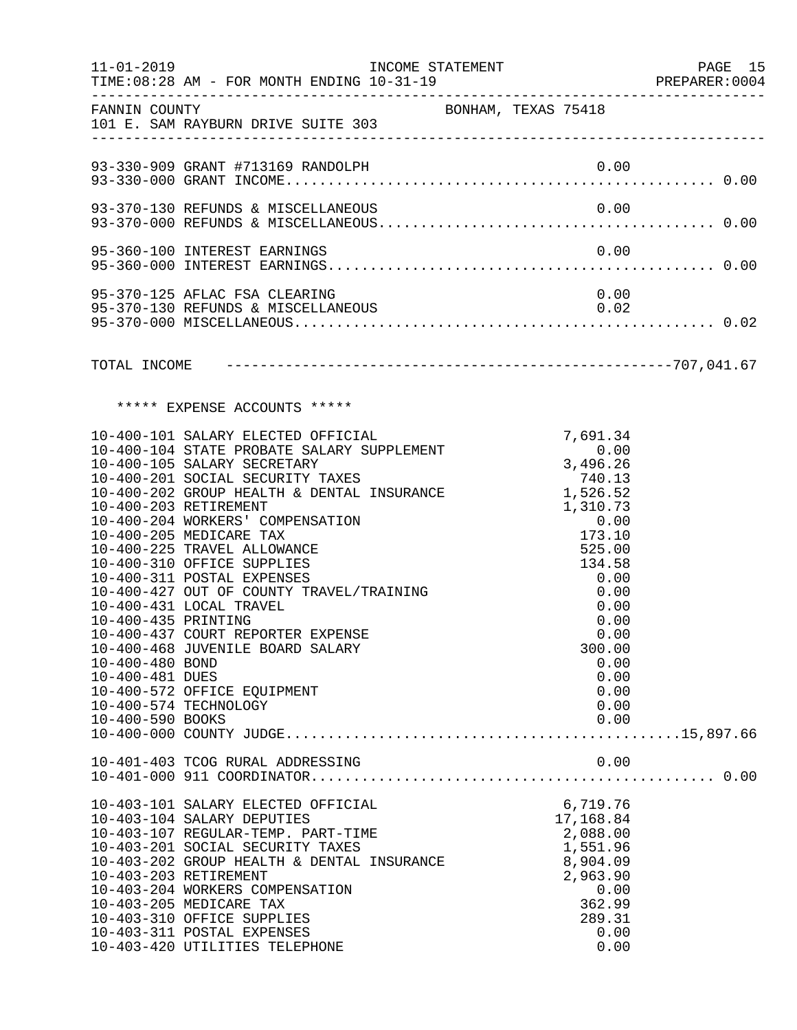FANNIN COUNTY — BONHAM, TEXAS 75418
101 E. SAM RAYBURN DRIVE SUITE 303

INCOME STATEMENT — FOR MONTH ENDING 10-31-19

| Account | Description | Amount | Total |
|---|---|---|---|
| 93-330-909 | GRANT #713169 RANDOLPH | 0.00 | |
| 93-330-000 | GRANT INCOME | | 0.00 |
| 93-370-130 | REFUNDS & MISCELLANEOUS | 0.00 | |
| 93-370-000 | REFUNDS & MISCELLANEOUS | | 0.00 |
| 95-360-100 | INTEREST EARNINGS | 0.00 | |
| 95-360-000 | INTEREST EARNINGS | | 0.00 |
| 95-370-125 | AFLAC FSA CLEARING | 0.00 | |
| 95-370-130 | REFUNDS & MISCELLANEOUS | 0.02 | |
| 95-370-000 | MISCELLANEOUS | | 0.02 |

TOTAL INCOME ---------------------------------------------------707,041.67

***** EXPENSE ACCOUNTS *****

| Account | Description | Amount | Total |
|---|---|---|---|
| 10-400-101 | SALARY ELECTED OFFICIAL | 7,691.34 | |
| 10-400-104 | STATE PROBATE SALARY SUPPLEMENT | 0.00 | |
| 10-400-105 | SALARY SECRETARY | 3,496.26 | |
| 10-400-201 | SOCIAL SECURITY TAXES | 740.13 | |
| 10-400-202 | GROUP HEALTH & DENTAL INSURANCE | 1,526.52 | |
| 10-400-203 | RETIREMENT | 1,310.73 | |
| 10-400-204 | WORKERS' COMPENSATION | 0.00 | |
| 10-400-205 | MEDICARE TAX | 173.10 | |
| 10-400-225 | TRAVEL ALLOWANCE | 525.00 | |
| 10-400-310 | OFFICE SUPPLIES | 134.58 | |
| 10-400-311 | POSTAL EXPENSES | 0.00 | |
| 10-400-427 | OUT OF COUNTY TRAVEL/TRAINING | 0.00 | |
| 10-400-431 | LOCAL TRAVEL | 0.00 | |
| 10-400-435 | PRINTING | 0.00 | |
| 10-400-437 | COURT REPORTER EXPENSE | 0.00 | |
| 10-400-468 | JUVENILE BOARD SALARY | 300.00 | |
| 10-400-480 | BOND | 0.00 | |
| 10-400-481 | DUES | 0.00 | |
| 10-400-572 | OFFICE EQUIPMENT | 0.00 | |
| 10-400-574 | TECHNOLOGY | 0.00 | |
| 10-400-590 | BOOKS | 0.00 | |
| 10-400-000 | COUNTY JUDGE | | 15,897.66 |
| 10-401-403 | TCOG RURAL ADDRESSING | 0.00 | |
| 10-401-000 | 911 COORDINATOR | | 0.00 |
| 10-403-101 | SALARY ELECTED OFFICIAL | 6,719.76 | |
| 10-403-104 | SALARY DEPUTIES | 17,168.84 | |
| 10-403-107 | REGULAR-TEMP. PART-TIME | 2,088.00 | |
| 10-403-201 | SOCIAL SECURITY TAXES | 1,551.96 | |
| 10-403-202 | GROUP HEALTH & DENTAL INSURANCE | 8,904.09 | |
| 10-403-203 | RETIREMENT | 2,963.90 | |
| 10-403-204 | WORKERS COMPENSATION | 0.00 | |
| 10-403-205 | MEDICARE TAX | 362.99 | |
| 10-403-310 | OFFICE SUPPLIES | 289.31 | |
| 10-403-311 | POSTAL EXPENSES | 0.00 | |
| 10-403-420 | UTILITIES TELEPHONE | 0.00 | |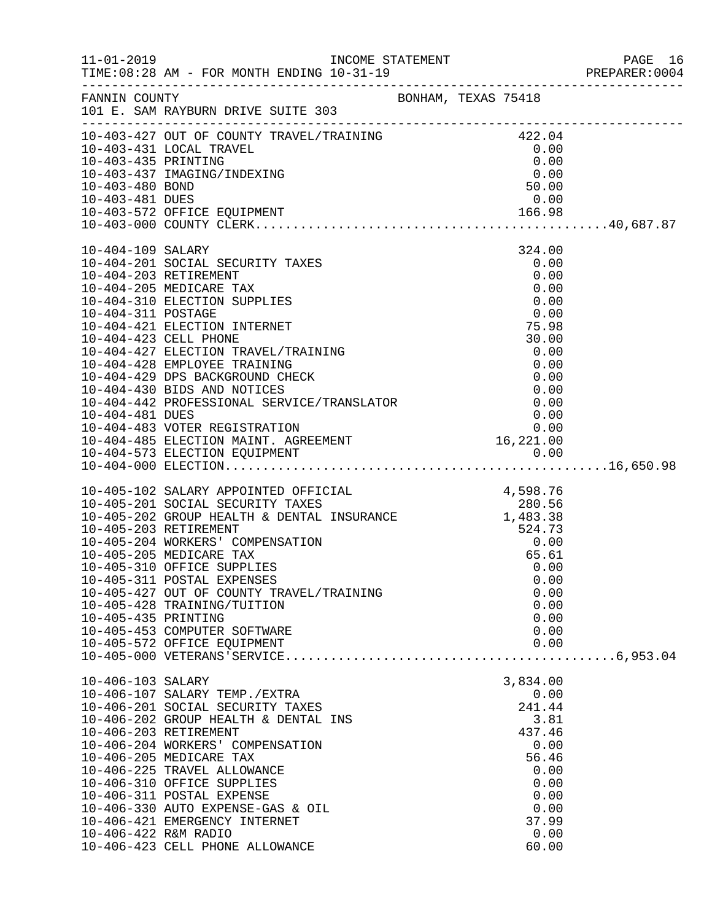FANNIN COUNTY — BONHAM, TEXAS 75418
101 E. SAM RAYBURN DRIVE SUITE 303

INCOME STATEMENT
TIME:08:28 AM - FOR MONTH ENDING 10-31-19

| Account | Description | Amount | Total |
|---|---|---|---|
| 10-403-427 | OUT OF COUNTY TRAVEL/TRAINING | 422.04 | |
| 10-403-431 | LOCAL TRAVEL | 0.00 | |
| 10-403-435 | PRINTING | 0.00 | |
| 10-403-437 | IMAGING/INDEXING | 0.00 | |
| 10-403-480 | BOND | 50.00 | |
| 10-403-481 | DUES | 0.00 | |
| 10-403-572 | OFFICE EQUIPMENT | 166.98 | |
| 10-403-000 | COUNTY CLERK | | 40,687.87 |
| 10-404-109 | SALARY | 324.00 | |
| 10-404-201 | SOCIAL SECURITY TAXES | 0.00 | |
| 10-404-203 | RETIREMENT | 0.00 | |
| 10-404-205 | MEDICARE TAX | 0.00 | |
| 10-404-310 | ELECTION SUPPLIES | 0.00 | |
| 10-404-311 | POSTAGE | 0.00 | |
| 10-404-421 | ELECTION INTERNET | 75.98 | |
| 10-404-423 | CELL PHONE | 30.00 | |
| 10-404-427 | ELECTION TRAVEL/TRAINING | 0.00 | |
| 10-404-428 | EMPLOYEE TRAINING | 0.00 | |
| 10-404-429 | DPS BACKGROUND CHECK | 0.00 | |
| 10-404-430 | BIDS AND NOTICES | 0.00 | |
| 10-404-442 | PROFESSIONAL SERVICE/TRANSLATOR | 0.00 | |
| 10-404-481 | DUES | 0.00 | |
| 10-404-483 | VOTER REGISTRATION | 0.00 | |
| 10-404-485 | ELECTION MAINT. AGREEMENT | 16,221.00 | |
| 10-404-573 | ELECTION EQUIPMENT | 0.00 | |
| 10-404-000 | ELECTION | | 16,650.98 |
| 10-405-102 | SALARY APPOINTED OFFICIAL | 4,598.76 | |
| 10-405-201 | SOCIAL SECURITY TAXES | 280.56 | |
| 10-405-202 | GROUP HEALTH & DENTAL INSURANCE | 1,483.38 | |
| 10-405-203 | RETIREMENT | 524.73 | |
| 10-405-204 | WORKERS' COMPENSATION | 0.00 | |
| 10-405-205 | MEDICARE TAX | 65.61 | |
| 10-405-310 | OFFICE SUPPLIES | 0.00 | |
| 10-405-311 | POSTAL EXPENSES | 0.00 | |
| 10-405-427 | OUT OF COUNTY TRAVEL/TRAINING | 0.00 | |
| 10-405-428 | TRAINING/TUITION | 0.00 | |
| 10-405-435 | PRINTING | 0.00 | |
| 10-405-453 | COMPUTER SOFTWARE | 0.00 | |
| 10-405-572 | OFFICE EQUIPMENT | 0.00 | |
| 10-405-000 | VETERANS'SERVICE | | 6,953.04 |
| 10-406-103 | SALARY | 3,834.00 | |
| 10-406-107 | SALARY TEMP./EXTRA | 0.00 | |
| 10-406-201 | SOCIAL SECURITY TAXES | 241.44 | |
| 10-406-202 | GROUP HEALTH & DENTAL INS | 3.81 | |
| 10-406-203 | RETIREMENT | 437.46 | |
| 10-406-204 | WORKERS' COMPENSATION | 0.00 | |
| 10-406-205 | MEDICARE TAX | 56.46 | |
| 10-406-225 | TRAVEL ALLOWANCE | 0.00 | |
| 10-406-310 | OFFICE SUPPLIES | 0.00 | |
| 10-406-311 | POSTAL EXPENSE | 0.00 | |
| 10-406-330 | AUTO EXPENSE-GAS & OIL | 0.00 | |
| 10-406-421 | EMERGENCY INTERNET | 37.99 | |
| 10-406-422 | R&M RADIO | 0.00 | |
| 10-406-423 | CELL PHONE ALLOWANCE | 60.00 | |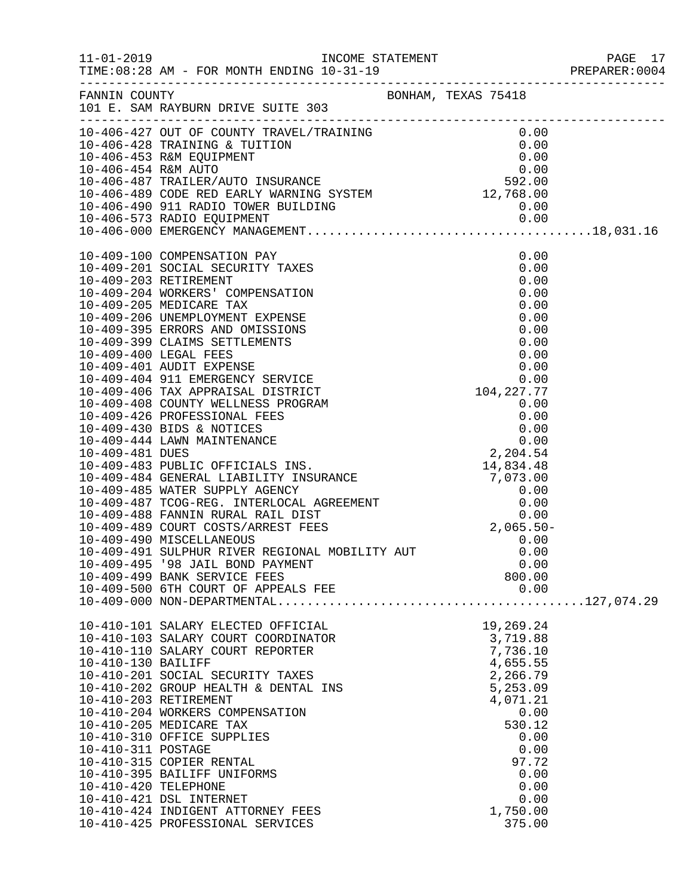INCOME STATEMENT

11-01-2019 TIME:08:28 AM - FOR MONTH ENDING 10-31-19

FANNIN COUNTY BONHAM, TEXAS 75418
101 E. SAM RAYBURN DRIVE SUITE 303

| Account | Description | Amount | Total |
|---|---|---|---|
| 10-406-427 | OUT OF COUNTY TRAVEL/TRAINING | 0.00 | |
| 10-406-428 | TRAINING & TUITION | 0.00 | |
| 10-406-453 | R&M EQUIPMENT | 0.00 | |
| 10-406-454 | R&M AUTO | 0.00 | |
| 10-406-487 | TRAILER/AUTO INSURANCE | 592.00 | |
| 10-406-489 | CODE RED EARLY WARNING SYSTEM | 12,768.00 | |
| 10-406-490 | 911 RADIO TOWER BUILDING | 0.00 | |
| 10-406-573 | RADIO EQUIPMENT | 0.00 | |
| 10-406-000 | EMERGENCY MANAGEMENT | | 18,031.16 |
| 10-409-100 | COMPENSATION PAY | 0.00 | |
| 10-409-201 | SOCIAL SECURITY TAXES | 0.00 | |
| 10-409-203 | RETIREMENT | 0.00 | |
| 10-409-204 | WORKERS' COMPENSATION | 0.00 | |
| 10-409-205 | MEDICARE TAX | 0.00 | |
| 10-409-206 | UNEMPLOYMENT EXPENSE | 0.00 | |
| 10-409-395 | ERRORS AND OMISSIONS | 0.00 | |
| 10-409-399 | CLAIMS SETTLEMENTS | 0.00 | |
| 10-409-400 | LEGAL FEES | 0.00 | |
| 10-409-401 | AUDIT EXPENSE | 0.00 | |
| 10-409-404 | 911 EMERGENCY SERVICE | 0.00 | |
| 10-409-406 | TAX APPRAISAL DISTRICT | 104,227.77 | |
| 10-409-408 | COUNTY WELLNESS PROGRAM | 0.00 | |
| 10-409-426 | PROFESSIONAL FEES | 0.00 | |
| 10-409-430 | BIDS & NOTICES | 0.00 | |
| 10-409-444 | LAWN MAINTENANCE | 0.00 | |
| 10-409-481 | DUES | 2,204.54 | |
| 10-409-483 | PUBLIC OFFICIALS INS. | 14,834.48 | |
| 10-409-484 | GENERAL LIABILITY INSURANCE | 7,073.00 | |
| 10-409-485 | WATER SUPPLY AGENCY | 0.00 | |
| 10-409-487 | TCOG-REG. INTERLOCAL AGREEMENT | 0.00 | |
| 10-409-488 | FANNIN RURAL RAIL DIST | 0.00 | |
| 10-409-489 | COURT COSTS/ARREST FEES | 2,065.50- | |
| 10-409-490 | MISCELLANEOUS | 0.00 | |
| 10-409-491 | SULPHUR RIVER REGIONAL MOBILITY AUT | 0.00 | |
| 10-409-495 | '98 JAIL BOND PAYMENT | 0.00 | |
| 10-409-499 | BANK SERVICE FEES | 800.00 | |
| 10-409-500 | 6TH COURT OF APPEALS FEE | 0.00 | |
| 10-409-000 | NON-DEPARTMENTAL | | 127,074.29 |
| 10-410-101 | SALARY ELECTED OFFICIAL | 19,269.24 | |
| 10-410-103 | SALARY COURT COORDINATOR | 3,719.88 | |
| 10-410-110 | SALARY COURT REPORTER | 7,736.10 | |
| 10-410-130 | BAILIFF | 4,655.55 | |
| 10-410-201 | SOCIAL SECURITY TAXES | 2,266.79 | |
| 10-410-202 | GROUP HEALTH & DENTAL INS | 5,253.09 | |
| 10-410-203 | RETIREMENT | 4,071.21 | |
| 10-410-204 | WORKERS COMPENSATION | 0.00 | |
| 10-410-205 | MEDICARE TAX | 530.12 | |
| 10-410-310 | OFFICE SUPPLIES | 0.00 | |
| 10-410-311 | POSTAGE | 0.00 | |
| 10-410-315 | COPIER RENTAL | 97.72 | |
| 10-410-395 | BAILIFF UNIFORMS | 0.00 | |
| 10-410-420 | TELEPHONE | 0.00 | |
| 10-410-421 | DSL INTERNET | 0.00 | |
| 10-410-424 | INDIGENT ATTORNEY FEES | 1,750.00 | |
| 10-410-425 | PROFESSIONAL SERVICES | 375.00 | |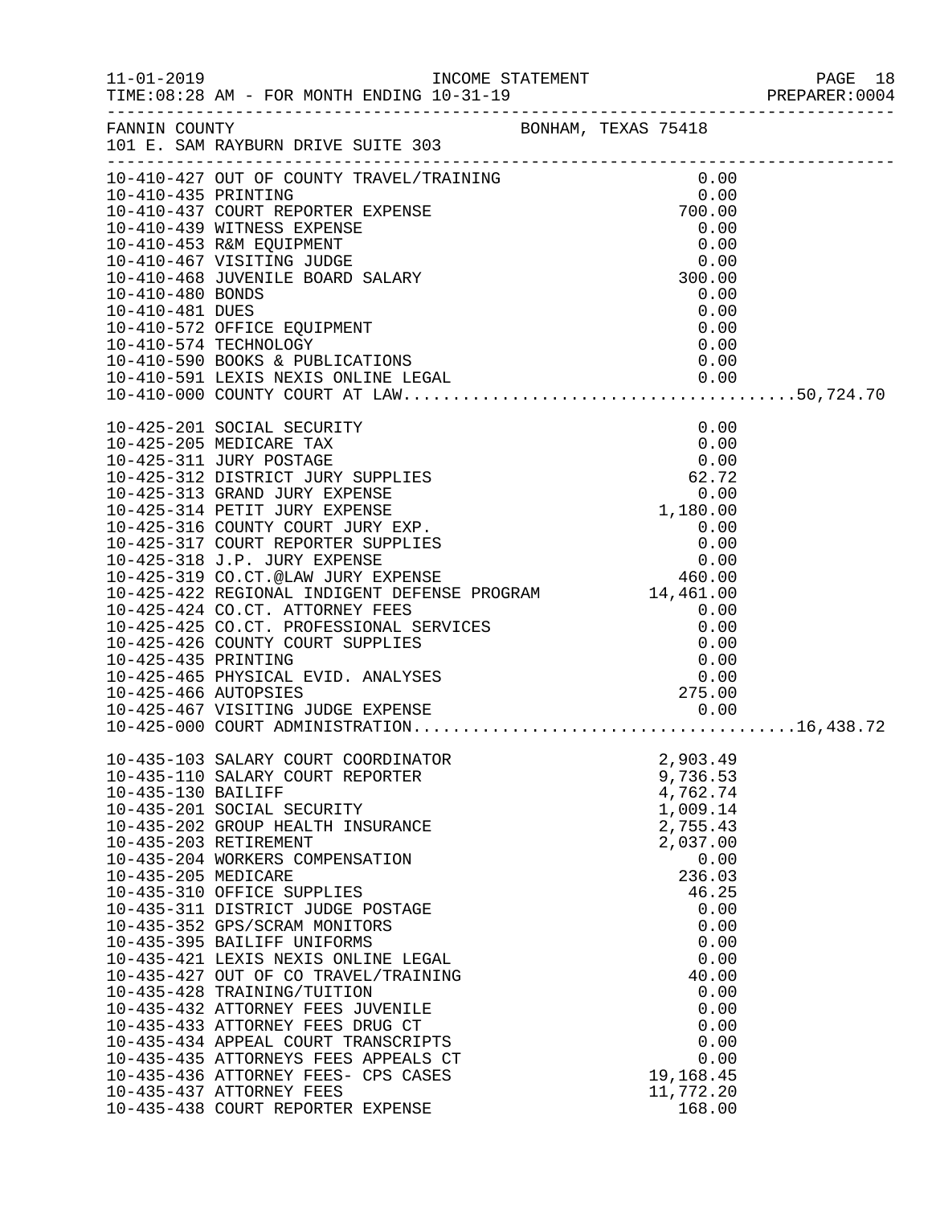FANNIN COUNTY — BONHAM, TEXAS 75418
101 E. SAM RAYBURN DRIVE SUITE 303

INCOME STATEMENT — TIME:08:28 AM - FOR MONTH ENDING 10-31-19

| Account | Description | Amount | Total |
|---|---|---|---|
| 10-410-427 | OUT OF COUNTY TRAVEL/TRAINING | 0.00 | |
| 10-410-435 | PRINTING | 0.00 | |
| 10-410-437 | COURT REPORTER EXPENSE | 700.00 | |
| 10-410-439 | WITNESS EXPENSE | 0.00 | |
| 10-410-453 | R&M EQUIPMENT | 0.00 | |
| 10-410-467 | VISITING JUDGE | 0.00 | |
| 10-410-468 | JUVENILE BOARD SALARY | 300.00 | |
| 10-410-480 | BONDS | 0.00 | |
| 10-410-481 | DUES | 0.00 | |
| 10-410-572 | OFFICE EQUIPMENT | 0.00 | |
| 10-410-574 | TECHNOLOGY | 0.00 | |
| 10-410-590 | BOOKS & PUBLICATIONS | 0.00 | |
| 10-410-591 | LEXIS NEXIS ONLINE LEGAL | 0.00 | |
| 10-410-000 | COUNTY COURT AT LAW | | 50,724.70 |
| 10-425-201 | SOCIAL SECURITY | 0.00 | |
| 10-425-205 | MEDICARE TAX | 0.00 | |
| 10-425-311 | JURY POSTAGE | 0.00 | |
| 10-425-312 | DISTRICT JURY SUPPLIES | 62.72 | |
| 10-425-313 | GRAND JURY EXPENSE | 0.00 | |
| 10-425-314 | PETIT JURY EXPENSE | 1,180.00 | |
| 10-425-316 | COUNTY COURT JURY EXP. | 0.00 | |
| 10-425-317 | COURT REPORTER SUPPLIES | 0.00 | |
| 10-425-318 | J.P. JURY EXPENSE | 0.00 | |
| 10-425-319 | CO.CT.@LAW JURY EXPENSE | 460.00 | |
| 10-425-422 | REGIONAL INDIGENT DEFENSE PROGRAM | 14,461.00 | |
| 10-425-424 | CO.CT. ATTORNEY FEES | 0.00 | |
| 10-425-425 | CO.CT. PROFESSIONAL SERVICES | 0.00 | |
| 10-425-426 | COUNTY COURT SUPPLIES | 0.00 | |
| 10-425-435 | PRINTING | 0.00 | |
| 10-425-465 | PHYSICAL EVID. ANALYSES | 0.00 | |
| 10-425-466 | AUTOPSIES | 275.00 | |
| 10-425-467 | VISITING JUDGE EXPENSE | 0.00 | |
| 10-425-000 | COURT ADMINISTRATION | | 16,438.72 |
| 10-435-103 | SALARY COURT COORDINATOR | 2,903.49 | |
| 10-435-110 | SALARY COURT REPORTER | 9,736.53 | |
| 10-435-130 | BAILIFF | 4,762.74 | |
| 10-435-201 | SOCIAL SECURITY | 1,009.14 | |
| 10-435-202 | GROUP HEALTH INSURANCE | 2,755.43 | |
| 10-435-203 | RETIREMENT | 2,037.00 | |
| 10-435-204 | WORKERS COMPENSATION | 0.00 | |
| 10-435-205 | MEDICARE | 236.03 | |
| 10-435-310 | OFFICE SUPPLIES | 46.25 | |
| 10-435-311 | DISTRICT JUDGE POSTAGE | 0.00 | |
| 10-435-352 | GPS/SCRAM MONITORS | 0.00 | |
| 10-435-395 | BAILIFF UNIFORMS | 0.00 | |
| 10-435-421 | LEXIS NEXIS ONLINE LEGAL | 0.00 | |
| 10-435-427 | OUT OF CO TRAVEL/TRAINING | 40.00 | |
| 10-435-428 | TRAINING/TUITION | 0.00 | |
| 10-435-432 | ATTORNEY FEES JUVENILE | 0.00 | |
| 10-435-433 | ATTORNEY FEES DRUG CT | 0.00 | |
| 10-435-434 | APPEAL COURT TRANSCRIPTS | 0.00 | |
| 10-435-435 | ATTORNEYS FEES APPEALS CT | 0.00 | |
| 10-435-436 | ATTORNEY FEES- CPS CASES | 19,168.45 | |
| 10-435-437 | ATTORNEY FEES | 11,772.20 | |
| 10-435-438 | COURT REPORTER EXPENSE | 168.00 | |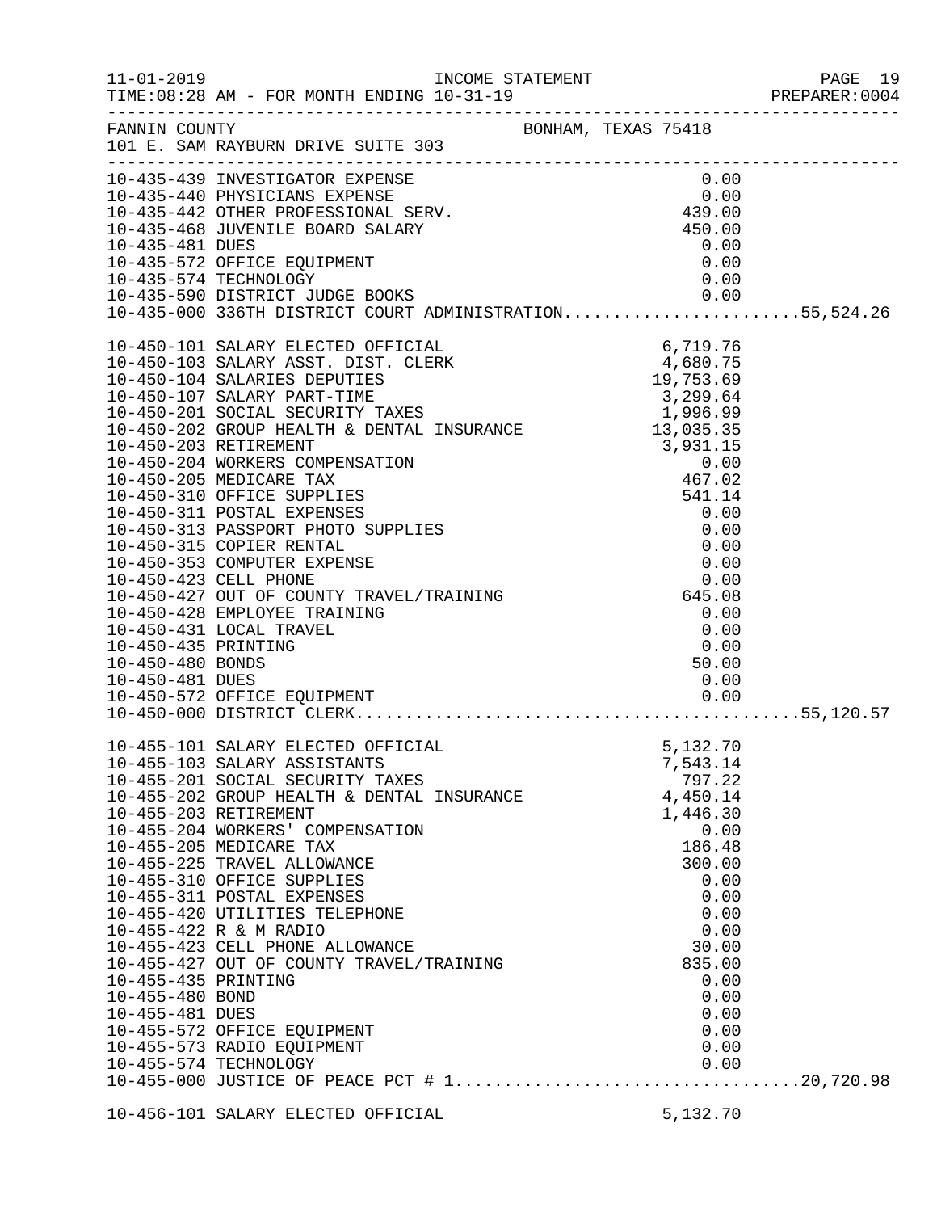FANNIN COUNTY — BONHAM, TEXAS 75418
101 E. SAM RAYBURN DRIVE SUITE 303

| Account | Description | Amount | Total |
|---|---|---|---|
| 10-435-439 | INVESTIGATOR EXPENSE | 0.00 | |
| 10-435-440 | PHYSICIANS EXPENSE | 0.00 | |
| 10-435-442 | OTHER PROFESSIONAL SERV. | 439.00 | |
| 10-435-468 | JUVENILE BOARD SALARY | 450.00 | |
| 10-435-481 | DUES | 0.00 | |
| 10-435-572 | OFFICE EQUIPMENT | 0.00 | |
| 10-435-574 | TECHNOLOGY | 0.00 | |
| 10-435-590 | DISTRICT JUDGE BOOKS | 0.00 | |
| 10-435-000 | 336TH DISTRICT COURT ADMINISTRATION | | 55,524.26 |
| 10-450-101 | SALARY ELECTED OFFICIAL | 6,719.76 | |
| 10-450-103 | SALARY ASST. DIST. CLERK | 4,680.75 | |
| 10-450-104 | SALARIES DEPUTIES | 19,753.69 | |
| 10-450-107 | SALARY PART-TIME | 3,299.64 | |
| 10-450-201 | SOCIAL SECURITY TAXES | 1,996.99 | |
| 10-450-202 | GROUP HEALTH & DENTAL INSURANCE | 13,035.35 | |
| 10-450-203 | RETIREMENT | 3,931.15 | |
| 10-450-204 | WORKERS COMPENSATION | 0.00 | |
| 10-450-205 | MEDICARE TAX | 467.02 | |
| 10-450-310 | OFFICE SUPPLIES | 541.14 | |
| 10-450-311 | POSTAL EXPENSES | 0.00 | |
| 10-450-313 | PASSPORT PHOTO SUPPLIES | 0.00 | |
| 10-450-315 | COPIER RENTAL | 0.00 | |
| 10-450-353 | COMPUTER EXPENSE | 0.00 | |
| 10-450-423 | CELL PHONE | 0.00 | |
| 10-450-427 | OUT OF COUNTY TRAVEL/TRAINING | 645.08 | |
| 10-450-428 | EMPLOYEE TRAINING | 0.00 | |
| 10-450-431 | LOCAL TRAVEL | 0.00 | |
| 10-450-435 | PRINTING | 0.00 | |
| 10-450-480 | BONDS | 50.00 | |
| 10-450-481 | DUES | 0.00 | |
| 10-450-572 | OFFICE EQUIPMENT | 0.00 | |
| 10-450-000 | DISTRICT CLERK | | 55,120.57 |
| 10-455-101 | SALARY ELECTED OFFICIAL | 5,132.70 | |
| 10-455-103 | SALARY ASSISTANTS | 7,543.14 | |
| 10-455-201 | SOCIAL SECURITY TAXES | 797.22 | |
| 10-455-202 | GROUP HEALTH & DENTAL INSURANCE | 4,450.14 | |
| 10-455-203 | RETIREMENT | 1,446.30 | |
| 10-455-204 | WORKERS' COMPENSATION | 0.00 | |
| 10-455-205 | MEDICARE TAX | 186.48 | |
| 10-455-225 | TRAVEL ALLOWANCE | 300.00 | |
| 10-455-310 | OFFICE SUPPLIES | 0.00 | |
| 10-455-311 | POSTAL EXPENSES | 0.00 | |
| 10-455-420 | UTILITIES TELEPHONE | 0.00 | |
| 10-455-422 | R & M RADIO | 0.00 | |
| 10-455-423 | CELL PHONE ALLOWANCE | 30.00 | |
| 10-455-427 | OUT OF COUNTY TRAVEL/TRAINING | 835.00 | |
| 10-455-435 | PRINTING | 0.00 | |
| 10-455-480 | BOND | 0.00 | |
| 10-455-481 | DUES | 0.00 | |
| 10-455-572 | OFFICE EQUIPMENT | 0.00 | |
| 10-455-573 | RADIO EQUIPMENT | 0.00 | |
| 10-455-574 | TECHNOLOGY | 0.00 | |
| 10-455-000 | JUSTICE OF PEACE PCT # 1 | | 20,720.98 |
| 10-456-101 | SALARY ELECTED OFFICIAL | 5,132.70 | |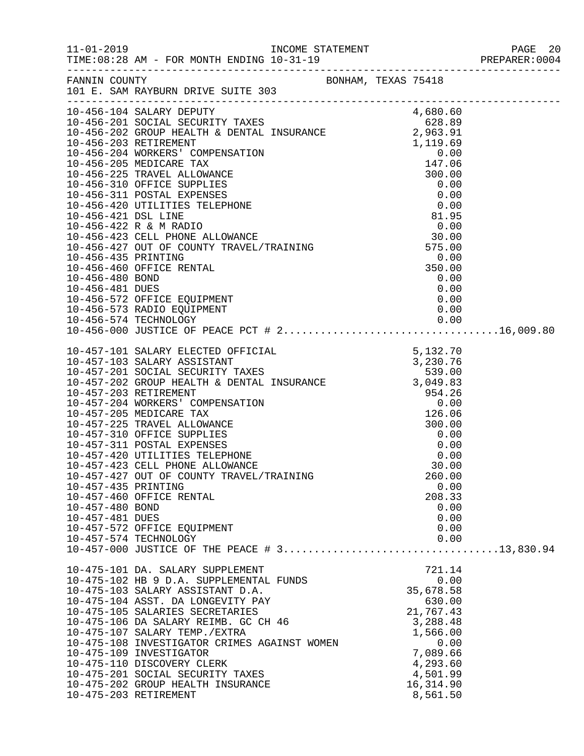INCOME STATEMENT

TIME:08:28 AM - FOR MONTH ENDING 10-31-19

PREPARER:0004

FANNIN COUNTY — BONHAM, TEXAS 75418

101 E. SAM RAYBURN DRIVE SUITE 303

| Account | Description | Amount | Total |
|---|---|---|---|
| 10-456-104 | SALARY DEPUTY | 4,680.60 | |
| 10-456-201 | SOCIAL SECURITY TAXES | 628.89 | |
| 10-456-202 | GROUP HEALTH & DENTAL INSURANCE | 2,963.91 | |
| 10-456-203 | RETIREMENT | 1,119.69 | |
| 10-456-204 | WORKERS' COMPENSATION | 0.00 | |
| 10-456-205 | MEDICARE TAX | 147.06 | |
| 10-456-225 | TRAVEL ALLOWANCE | 300.00 | |
| 10-456-310 | OFFICE SUPPLIES | 0.00 | |
| 10-456-311 | POSTAL EXPENSES | 0.00 | |
| 10-456-420 | UTILITIES TELEPHONE | 0.00 | |
| 10-456-421 | DSL LINE | 81.95 | |
| 10-456-422 | R & M RADIO | 0.00 | |
| 10-456-423 | CELL PHONE ALLOWANCE | 30.00 | |
| 10-456-427 | OUT OF COUNTY TRAVEL/TRAINING | 575.00 | |
| 10-456-435 | PRINTING | 0.00 | |
| 10-456-460 | OFFICE RENTAL | 350.00 | |
| 10-456-480 | BOND | 0.00 | |
| 10-456-481 | DUES | 0.00 | |
| 10-456-572 | OFFICE EQUIPMENT | 0.00 | |
| 10-456-573 | RADIO EQUIPMENT | 0.00 | |
| 10-456-574 | TECHNOLOGY | 0.00 | |
| 10-456-000 | JUSTICE OF PEACE PCT # 2 | | 16,009.80 |
| 10-457-101 | SALARY ELECTED OFFICIAL | 5,132.70 | |
| 10-457-103 | SALARY ASSISTANT | 3,230.76 | |
| 10-457-201 | SOCIAL SECURITY TAXES | 539.00 | |
| 10-457-202 | GROUP HEALTH & DENTAL INSURANCE | 3,049.83 | |
| 10-457-203 | RETIREMENT | 954.26 | |
| 10-457-204 | WORKERS' COMPENSATION | 0.00 | |
| 10-457-205 | MEDICARE TAX | 126.06 | |
| 10-457-225 | TRAVEL ALLOWANCE | 300.00 | |
| 10-457-310 | OFFICE SUPPLIES | 0.00 | |
| 10-457-311 | POSTAL EXPENSES | 0.00 | |
| 10-457-420 | UTILITIES TELEPHONE | 0.00 | |
| 10-457-423 | CELL PHONE ALLOWANCE | 30.00 | |
| 10-457-427 | OUT OF COUNTY TRAVEL/TRAINING | 260.00 | |
| 10-457-435 | PRINTING | 0.00 | |
| 10-457-460 | OFFICE RENTAL | 208.33 | |
| 10-457-480 | BOND | 0.00 | |
| 10-457-481 | DUES | 0.00 | |
| 10-457-572 | OFFICE EQUIPMENT | 0.00 | |
| 10-457-574 | TECHNOLOGY | 0.00 | |
| 10-457-000 | JUSTICE OF THE PEACE # 3 | | 13,830.94 |
| 10-475-101 | DA. SALARY SUPPLEMENT | 721.14 | |
| 10-475-102 | HB 9 D.A. SUPPLEMENTAL FUNDS | 0.00 | |
| 10-475-103 | SALARY ASSISTANT D.A. | 35,678.58 | |
| 10-475-104 | ASST. DA LONGEVITY PAY | 630.00 | |
| 10-475-105 | SALARIES SECRETARIES | 21,767.43 | |
| 10-475-106 | DA SALARY REIMB. GC CH 46 | 3,288.48 | |
| 10-475-107 | SALARY TEMP./EXTRA | 1,566.00 | |
| 10-475-108 | INVESTIGATOR CRIMES AGAINST WOMEN | 0.00 | |
| 10-475-109 | INVESTIGATOR | 7,089.66 | |
| 10-475-110 | DISCOVERY CLERK | 4,293.60 | |
| 10-475-201 | SOCIAL SECURITY TAXES | 4,501.99 | |
| 10-475-202 | GROUP HEALTH INSURANCE | 16,314.90 | |
| 10-475-203 | RETIREMENT | 8,561.50 | |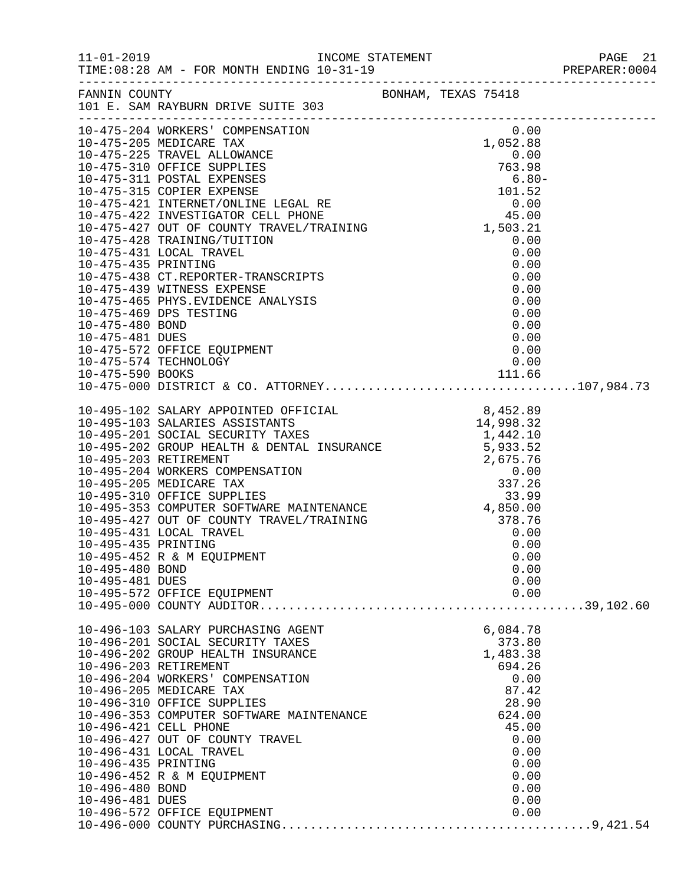11-01-2019 INCOME STATEMENT
TIME:08:28 AM - FOR MONTH ENDING 10-31-19

FANNIN COUNTY BONHAM, TEXAS 75418
101 E. SAM RAYBURN DRIVE SUITE 303

| Account | Description | Amount | Total |
|---|---|---|---|
| 10-475-204 | WORKERS' COMPENSATION | 0.00 | |
| 10-475-205 | MEDICARE TAX | 1,052.88 | |
| 10-475-225 | TRAVEL ALLOWANCE | 0.00 | |
| 10-475-310 | OFFICE SUPPLIES | 763.98 | |
| 10-475-311 | POSTAL EXPENSES | 6.80- | |
| 10-475-315 | COPIER EXPENSE | 101.52 | |
| 10-475-421 | INTERNET/ONLINE LEGAL RE | 0.00 | |
| 10-475-422 | INVESTIGATOR CELL PHONE | 45.00 | |
| 10-475-427 | OUT OF COUNTY TRAVEL/TRAINING | 1,503.21 | |
| 10-475-428 | TRAINING/TUITION | 0.00 | |
| 10-475-431 | LOCAL TRAVEL | 0.00 | |
| 10-475-435 | PRINTING | 0.00 | |
| 10-475-438 | CT.REPORTER-TRANSCRIPTS | 0.00 | |
| 10-475-439 | WITNESS EXPENSE | 0.00 | |
| 10-475-465 | PHYS.EVIDENCE ANALYSIS | 0.00 | |
| 10-475-469 | DPS TESTING | 0.00 | |
| 10-475-480 | BOND | 0.00 | |
| 10-475-481 | DUES | 0.00 | |
| 10-475-572 | OFFICE EQUIPMENT | 0.00 | |
| 10-475-574 | TECHNOLOGY | 0.00 | |
| 10-475-590 | BOOKS | 111.66 | |
| 10-475-000 | DISTRICT & CO. ATTORNEY | | 107,984.73 |
| 10-495-102 | SALARY APPOINTED OFFICIAL | 8,452.89 | |
| 10-495-103 | SALARIES ASSISTANTS | 14,998.32 | |
| 10-495-201 | SOCIAL SECURITY TAXES | 1,442.10 | |
| 10-495-202 | GROUP HEALTH & DENTAL INSURANCE | 5,933.52 | |
| 10-495-203 | RETIREMENT | 2,675.76 | |
| 10-495-204 | WORKERS COMPENSATION | 0.00 | |
| 10-495-205 | MEDICARE TAX | 337.26 | |
| 10-495-310 | OFFICE SUPPLIES | 33.99 | |
| 10-495-353 | COMPUTER SOFTWARE MAINTENANCE | 4,850.00 | |
| 10-495-427 | OUT OF COUNTY TRAVEL/TRAINING | 378.76 | |
| 10-495-431 | LOCAL TRAVEL | 0.00 | |
| 10-495-435 | PRINTING | 0.00 | |
| 10-495-452 | R & M EQUIPMENT | 0.00 | |
| 10-495-480 | BOND | 0.00 | |
| 10-495-481 | DUES | 0.00 | |
| 10-495-572 | OFFICE EQUIPMENT | 0.00 | |
| 10-495-000 | COUNTY AUDITOR | | 39,102.60 |
| 10-496-103 | SALARY PURCHASING AGENT | 6,084.78 | |
| 10-496-201 | SOCIAL SECURITY TAXES | 373.80 | |
| 10-496-202 | GROUP HEALTH INSURANCE | 1,483.38 | |
| 10-496-203 | RETIREMENT | 694.26 | |
| 10-496-204 | WORKERS' COMPENSATION | 0.00 | |
| 10-496-205 | MEDICARE TAX | 87.42 | |
| 10-496-310 | OFFICE SUPPLIES | 28.90 | |
| 10-496-353 | COMPUTER SOFTWARE MAINTENANCE | 624.00 | |
| 10-496-421 | CELL PHONE | 45.00 | |
| 10-496-427 | OUT OF COUNTY TRAVEL | 0.00 | |
| 10-496-431 | LOCAL TRAVEL | 0.00 | |
| 10-496-435 | PRINTING | 0.00 | |
| 10-496-452 | R & M EQUIPMENT | 0.00 | |
| 10-496-480 | BOND | 0.00 | |
| 10-496-481 | DUES | 0.00 | |
| 10-496-572 | OFFICE EQUIPMENT | 0.00 | |
| 10-496-000 | COUNTY PURCHASING | | 9,421.54 |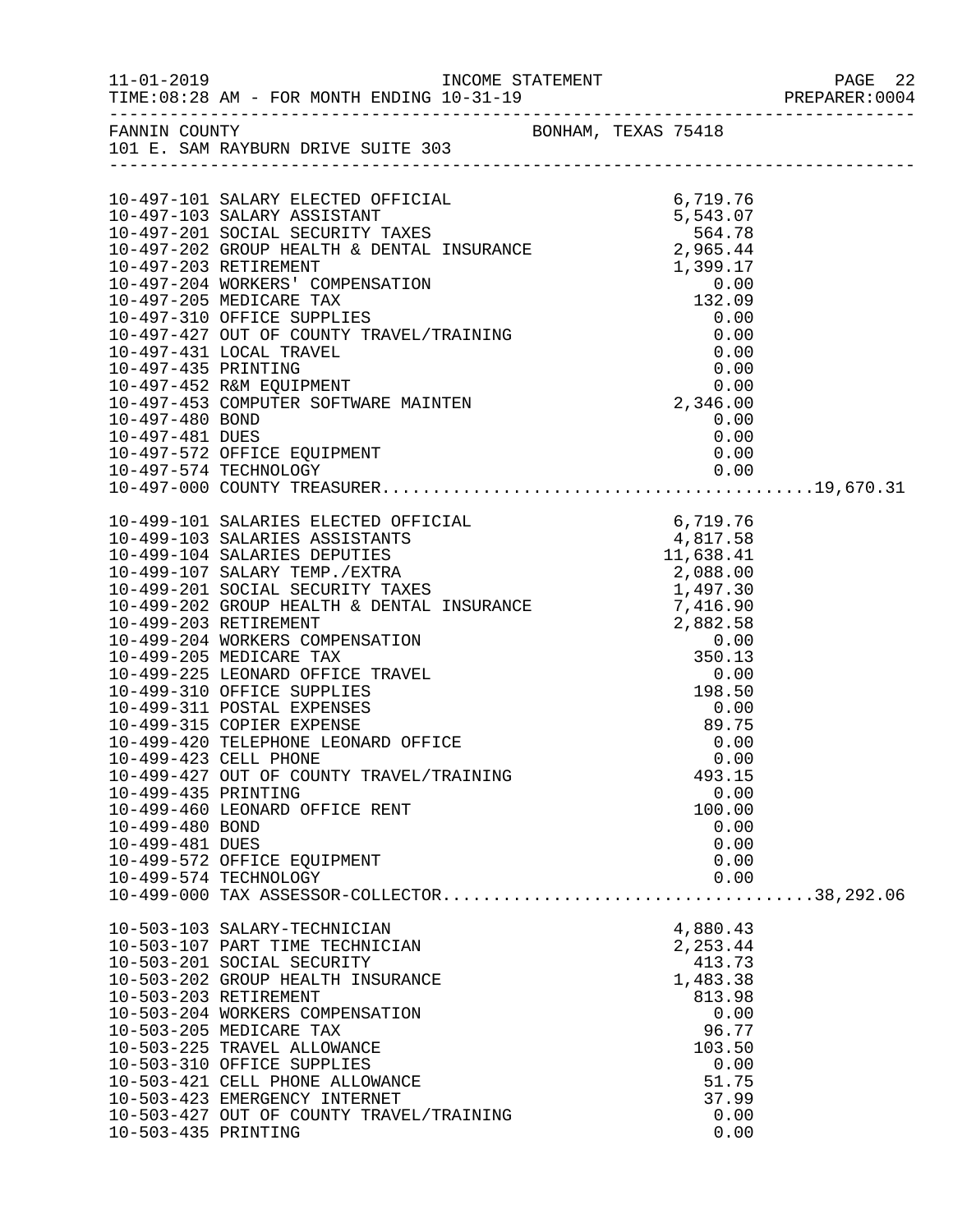FANNIN COUNTY — BONHAM, TEXAS 75418
101 E. SAM RAYBURN DRIVE SUITE 303

INCOME STATEMENT — FOR MONTH ENDING 10-31-19

| Account | Description | Amount | Total |
|---|---|---|---|
| 10-497-101 | SALARY ELECTED OFFICIAL | 6,719.76 | |
| 10-497-103 | SALARY ASSISTANT | 5,543.07 | |
| 10-497-201 | SOCIAL SECURITY TAXES | 564.78 | |
| 10-497-202 | GROUP HEALTH & DENTAL INSURANCE | 2,965.44 | |
| 10-497-203 | RETIREMENT | 1,399.17 | |
| 10-497-204 | WORKERS' COMPENSATION | 0.00 | |
| 10-497-205 | MEDICARE TAX | 132.09 | |
| 10-497-310 | OFFICE SUPPLIES | 0.00 | |
| 10-497-427 | OUT OF COUNTY TRAVEL/TRAINING | 0.00 | |
| 10-497-431 | LOCAL TRAVEL | 0.00 | |
| 10-497-435 | PRINTING | 0.00 | |
| 10-497-452 | R&M EQUIPMENT | 0.00 | |
| 10-497-453 | COMPUTER SOFTWARE MAINTEN | 2,346.00 | |
| 10-497-480 | BOND | 0.00 | |
| 10-497-481 | DUES | 0.00 | |
| 10-497-572 | OFFICE EQUIPMENT | 0.00 | |
| 10-497-574 | TECHNOLOGY | 0.00 | |
| 10-497-000 | COUNTY TREASURER | | 19,670.31 |
| 10-499-101 | SALARIES ELECTED OFFICIAL | 6,719.76 | |
| 10-499-103 | SALARIES ASSISTANTS | 4,817.58 | |
| 10-499-104 | SALARIES DEPUTIES | 11,638.41 | |
| 10-499-107 | SALARY TEMP./EXTRA | 2,088.00 | |
| 10-499-201 | SOCIAL SECURITY TAXES | 1,497.30 | |
| 10-499-202 | GROUP HEALTH & DENTAL INSURANCE | 7,416.90 | |
| 10-499-203 | RETIREMENT | 2,882.58 | |
| 10-499-204 | WORKERS COMPENSATION | 0.00 | |
| 10-499-205 | MEDICARE TAX | 350.13 | |
| 10-499-225 | LEONARD OFFICE TRAVEL | 0.00 | |
| 10-499-310 | OFFICE SUPPLIES | 198.50 | |
| 10-499-311 | POSTAL EXPENSES | 0.00 | |
| 10-499-315 | COPIER EXPENSE | 89.75 | |
| 10-499-420 | TELEPHONE LEONARD OFFICE | 0.00 | |
| 10-499-423 | CELL PHONE | 0.00 | |
| 10-499-427 | OUT OF COUNTY TRAVEL/TRAINING | 493.15 | |
| 10-499-435 | PRINTING | 0.00 | |
| 10-499-460 | LEONARD OFFICE RENT | 100.00 | |
| 10-499-480 | BOND | 0.00 | |
| 10-499-481 | DUES | 0.00 | |
| 10-499-572 | OFFICE EQUIPMENT | 0.00 | |
| 10-499-574 | TECHNOLOGY | 0.00 | |
| 10-499-000 | TAX ASSESSOR-COLLECTOR | | 38,292.06 |
| 10-503-103 | SALARY-TECHNICIAN | 4,880.43 | |
| 10-503-107 | PART TIME TECHNICIAN | 2,253.44 | |
| 10-503-201 | SOCIAL SECURITY | 413.73 | |
| 10-503-202 | GROUP HEALTH INSURANCE | 1,483.38 | |
| 10-503-203 | RETIREMENT | 813.98 | |
| 10-503-204 | WORKERS COMPENSATION | 0.00 | |
| 10-503-205 | MEDICARE TAX | 96.77 | |
| 10-503-225 | TRAVEL ALLOWANCE | 103.50 | |
| 10-503-310 | OFFICE SUPPLIES | 0.00 | |
| 10-503-421 | CELL PHONE ALLOWANCE | 51.75 | |
| 10-503-423 | EMERGENCY INTERNET | 37.99 | |
| 10-503-427 | OUT OF COUNTY TRAVEL/TRAINING | 0.00 | |
| 10-503-435 | PRINTING | 0.00 | |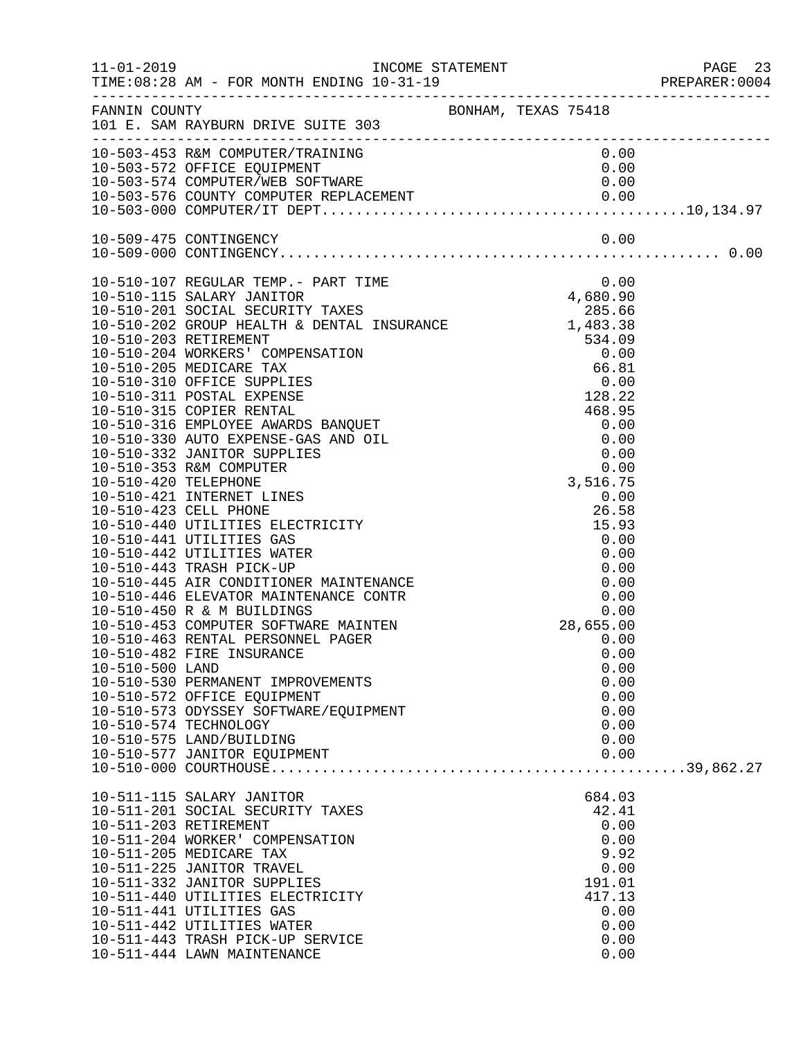FANNIN COUNTY — BONHAM, TEXAS 75418
101 E. SAM RAYBURN DRIVE SUITE 303

| Account | Description | Amount | Total |
|---|---|---|---|
| 10-503-453 | R&M COMPUTER/TRAINING | 0.00 | |
| 10-503-572 | OFFICE EQUIPMENT | 0.00 | |
| 10-503-574 | COMPUTER/WEB SOFTWARE | 0.00 | |
| 10-503-576 | COUNTY COMPUTER REPLACEMENT | 0.00 | |
| 10-503-000 | COMPUTER/IT DEPT | | 10,134.97 |
| 10-509-475 | CONTINGENCY | 0.00 | |
| 10-509-000 | CONTINGENCY | | 0.00 |
| 10-510-107 | REGULAR TEMP.- PART TIME | 0.00 | |
| 10-510-115 | SALARY JANITOR | 4,680.90 | |
| 10-510-201 | SOCIAL SECURITY TAXES | 285.66 | |
| 10-510-202 | GROUP HEALTH & DENTAL INSURANCE | 1,483.38 | |
| 10-510-203 | RETIREMENT | 534.09 | |
| 10-510-204 | WORKERS' COMPENSATION | 0.00 | |
| 10-510-205 | MEDICARE TAX | 66.81 | |
| 10-510-310 | OFFICE SUPPLIES | 0.00 | |
| 10-510-311 | POSTAL EXPENSE | 128.22 | |
| 10-510-315 | COPIER RENTAL | 468.95 | |
| 10-510-316 | EMPLOYEE AWARDS BANQUET | 0.00 | |
| 10-510-330 | AUTO EXPENSE-GAS AND OIL | 0.00 | |
| 10-510-332 | JANITOR SUPPLIES | 0.00 | |
| 10-510-353 | R&M COMPUTER | 0.00 | |
| 10-510-420 | TELEPHONE | 3,516.75 | |
| 10-510-421 | INTERNET LINES | 0.00 | |
| 10-510-423 | CELL PHONE | 26.58 | |
| 10-510-440 | UTILITIES ELECTRICITY | 15.93 | |
| 10-510-441 | UTILITIES GAS | 0.00 | |
| 10-510-442 | UTILITIES WATER | 0.00 | |
| 10-510-443 | TRASH PICK-UP | 0.00 | |
| 10-510-445 | AIR CONDITIONER MAINTENANCE | 0.00 | |
| 10-510-446 | ELEVATOR MAINTENANCE CONTR | 0.00 | |
| 10-510-450 | R & M BUILDINGS | 0.00 | |
| 10-510-453 | COMPUTER SOFTWARE MAINTEN | 28,655.00 | |
| 10-510-463 | RENTAL PERSONNEL PAGER | 0.00 | |
| 10-510-482 | FIRE INSURANCE | 0.00 | |
| 10-510-500 | LAND | 0.00 | |
| 10-510-530 | PERMANENT IMPROVEMENTS | 0.00 | |
| 10-510-572 | OFFICE EQUIPMENT | 0.00 | |
| 10-510-573 | ODYSSEY SOFTWARE/EQUIPMENT | 0.00 | |
| 10-510-574 | TECHNOLOGY | 0.00 | |
| 10-510-575 | LAND/BUILDING | 0.00 | |
| 10-510-577 | JANITOR EQUIPMENT | 0.00 | |
| 10-510-000 | COURTHOUSE | | 39,862.27 |
| 10-511-115 | SALARY JANITOR | 684.03 | |
| 10-511-201 | SOCIAL SECURITY TAXES | 42.41 | |
| 10-511-203 | RETIREMENT | 0.00 | |
| 10-511-204 | WORKER' COMPENSATION | 0.00 | |
| 10-511-205 | MEDICARE TAX | 9.92 | |
| 10-511-225 | JANITOR TRAVEL | 0.00 | |
| 10-511-332 | JANITOR SUPPLIES | 191.01 | |
| 10-511-440 | UTILITIES ELECTRICITY | 417.13 | |
| 10-511-441 | UTILITIES GAS | 0.00 | |
| 10-511-442 | UTILITIES WATER | 0.00 | |
| 10-511-443 | TRASH PICK-UP SERVICE | 0.00 | |
| 10-511-444 | LAWN MAINTENANCE | 0.00 | |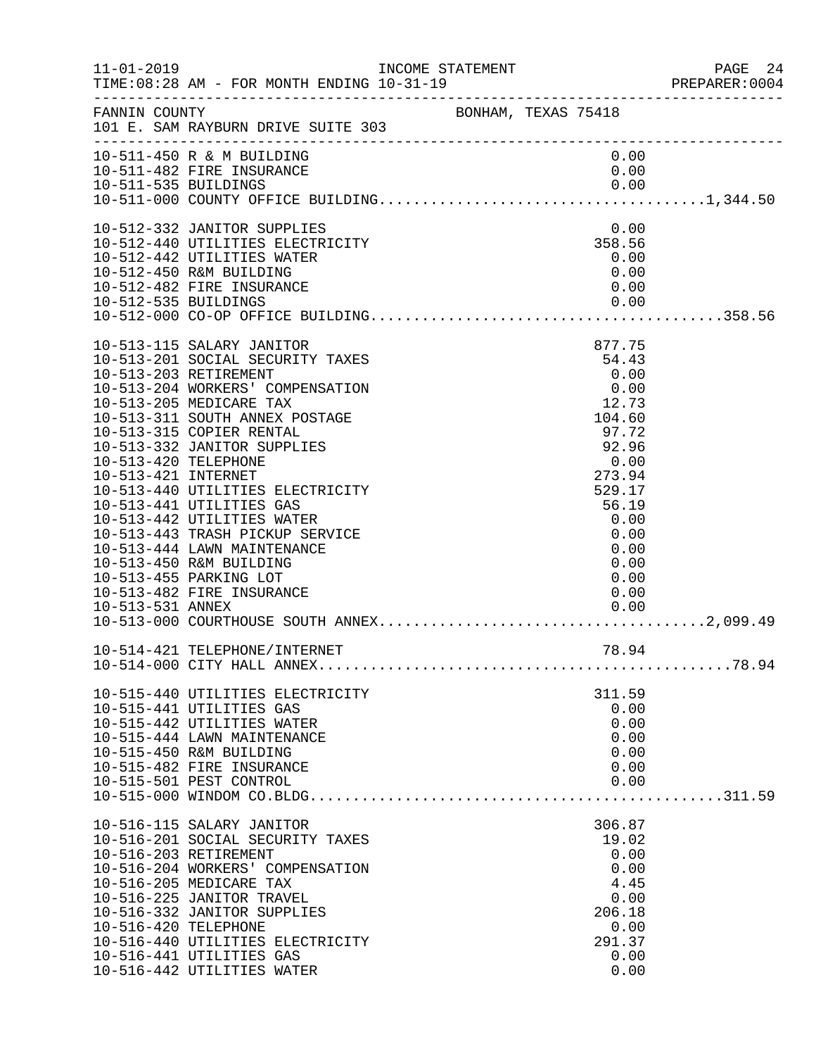FANNIN COUNTY BONHAM, TEXAS 75418
101 E. SAM RAYBURN DRIVE SUITE 303

INCOME STATEMENT — FOR MONTH ENDING 10-31-19

| Account | Description | Amount | Total |
|---|---|---|---|
| 10-511-450 | R & M BUILDING | 0.00 | |
| 10-511-482 | FIRE INSURANCE | 0.00 | |
| 10-511-535 | BUILDINGS | 0.00 | |
| 10-511-000 | COUNTY OFFICE BUILDING | | 1,344.50 |
| 10-512-332 | JANITOR SUPPLIES | 0.00 | |
| 10-512-440 | UTILITIES ELECTRICITY | 358.56 | |
| 10-512-442 | UTILITIES WATER | 0.00 | |
| 10-512-450 | R&M BUILDING | 0.00 | |
| 10-512-482 | FIRE INSURANCE | 0.00 | |
| 10-512-535 | BUILDINGS | 0.00 | |
| 10-512-000 | CO-OP OFFICE BUILDING | | 358.56 |
| 10-513-115 | SALARY JANITOR | 877.75 | |
| 10-513-201 | SOCIAL SECURITY TAXES | 54.43 | |
| 10-513-203 | RETIREMENT | 0.00 | |
| 10-513-204 | WORKERS' COMPENSATION | 0.00 | |
| 10-513-205 | MEDICARE TAX | 12.73 | |
| 10-513-311 | SOUTH ANNEX POSTAGE | 104.60 | |
| 10-513-315 | COPIER RENTAL | 97.72 | |
| 10-513-332 | JANITOR SUPPLIES | 92.96 | |
| 10-513-420 | TELEPHONE | 0.00 | |
| 10-513-421 | INTERNET | 273.94 | |
| 10-513-440 | UTILITIES ELECTRICITY | 529.17 | |
| 10-513-441 | UTILITIES GAS | 56.19 | |
| 10-513-442 | UTILITIES WATER | 0.00 | |
| 10-513-443 | TRASH PICKUP SERVICE | 0.00 | |
| 10-513-444 | LAWN MAINTENANCE | 0.00 | |
| 10-513-450 | R&M BUILDING | 0.00 | |
| 10-513-455 | PARKING LOT | 0.00 | |
| 10-513-482 | FIRE INSURANCE | 0.00 | |
| 10-513-531 | ANNEX | 0.00 | |
| 10-513-000 | COURTHOUSE SOUTH ANNEX | | 2,099.49 |
| 10-514-421 | TELEPHONE/INTERNET | 78.94 | |
| 10-514-000 | CITY HALL ANNEX | | 78.94 |
| 10-515-440 | UTILITIES ELECTRICITY | 311.59 | |
| 10-515-441 | UTILITIES GAS | 0.00 | |
| 10-515-442 | UTILITIES WATER | 0.00 | |
| 10-515-444 | LAWN MAINTENANCE | 0.00 | |
| 10-515-450 | R&M BUILDING | 0.00 | |
| 10-515-482 | FIRE INSURANCE | 0.00 | |
| 10-515-501 | PEST CONTROL | 0.00 | |
| 10-515-000 | WINDOM CO.BLDG | | 311.59 |
| 10-516-115 | SALARY JANITOR | 306.87 | |
| 10-516-201 | SOCIAL SECURITY TAXES | 19.02 | |
| 10-516-203 | RETIREMENT | 0.00 | |
| 10-516-204 | WORKERS' COMPENSATION | 0.00 | |
| 10-516-205 | MEDICARE TAX | 4.45 | |
| 10-516-225 | JANITOR TRAVEL | 0.00 | |
| 10-516-332 | JANITOR SUPPLIES | 206.18 | |
| 10-516-420 | TELEPHONE | 0.00 | |
| 10-516-440 | UTILITIES ELECTRICITY | 291.37 | |
| 10-516-441 | UTILITIES GAS | 0.00 | |
| 10-516-442 | UTILITIES WATER | 0.00 | |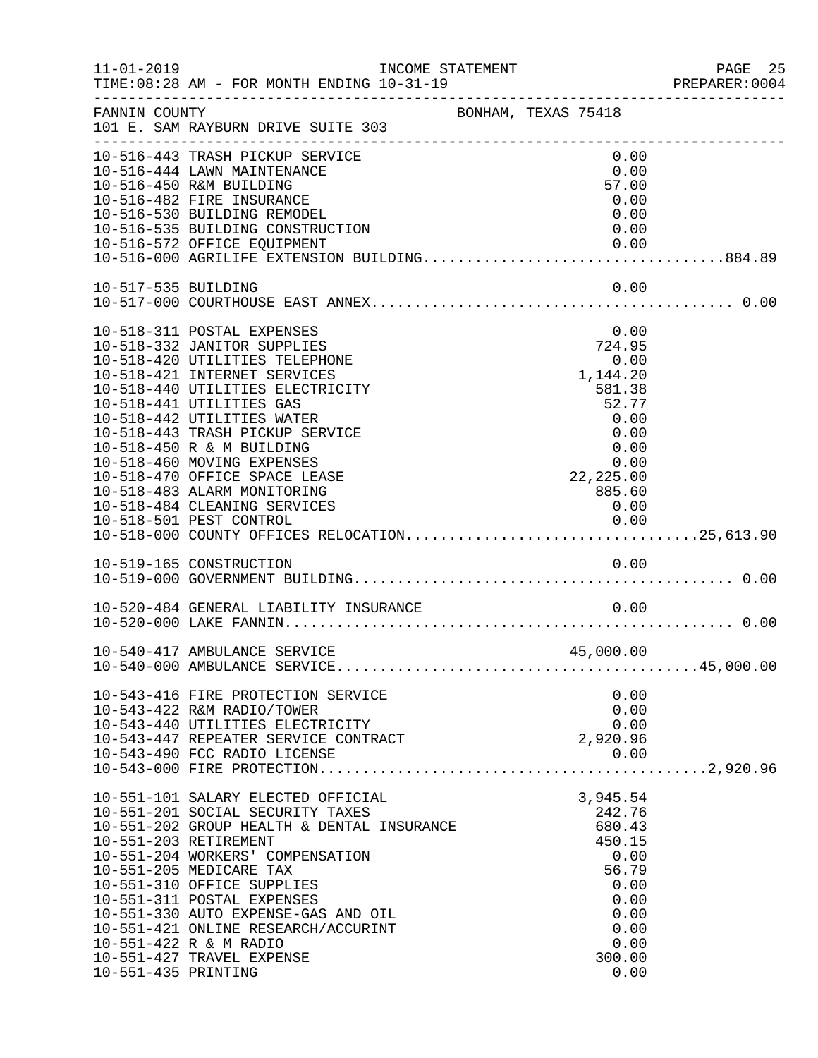FANNIN COUNTY — BONHAM, TEXAS 75418
101 E. SAM RAYBURN DRIVE SUITE 303

INCOME STATEMENT — FOR MONTH ENDING 10-31-19

| Account | Description | Amount | Total |
|---|---|---|---|
| 10-516-443 | TRASH PICKUP SERVICE | 0.00 | |
| 10-516-444 | LAWN MAINTENANCE | 0.00 | |
| 10-516-450 | R&M BUILDING | 57.00 | |
| 10-516-482 | FIRE INSURANCE | 0.00 | |
| 10-516-530 | BUILDING REMODEL | 0.00 | |
| 10-516-535 | BUILDING CONSTRUCTION | 0.00 | |
| 10-516-572 | OFFICE EQUIPMENT | 0.00 | |
| 10-516-000 | AGRILIFE EXTENSION BUILDING | | 884.89 |
| 10-517-535 | BUILDING | 0.00 | |
| 10-517-000 | COURTHOUSE EAST ANNEX | | 0.00 |
| 10-518-311 | POSTAL EXPENSES | 0.00 | |
| 10-518-332 | JANITOR SUPPLIES | 724.95 | |
| 10-518-420 | UTILITIES TELEPHONE | 0.00 | |
| 10-518-421 | INTERNET SERVICES | 1,144.20 | |
| 10-518-440 | UTILITIES ELECTRICITY | 581.38 | |
| 10-518-441 | UTILITIES GAS | 52.77 | |
| 10-518-442 | UTILITIES WATER | 0.00 | |
| 10-518-443 | TRASH PICKUP SERVICE | 0.00 | |
| 10-518-450 | R & M BUILDING | 0.00 | |
| 10-518-460 | MOVING EXPENSES | 0.00 | |
| 10-518-470 | OFFICE SPACE LEASE | 22,225.00 | |
| 10-518-483 | ALARM MONITORING | 885.60 | |
| 10-518-484 | CLEANING SERVICES | 0.00 | |
| 10-518-501 | PEST CONTROL | 0.00 | |
| 10-518-000 | COUNTY OFFICES RELOCATION | | 25,613.90 |
| 10-519-165 | CONSTRUCTION | 0.00 | |
| 10-519-000 | GOVERNMENT BUILDING | | 0.00 |
| 10-520-484 | GENERAL LIABILITY INSURANCE | 0.00 | |
| 10-520-000 | LAKE FANNIN | | 0.00 |
| 10-540-417 | AMBULANCE SERVICE | 45,000.00 | |
| 10-540-000 | AMBULANCE SERVICE | | 45,000.00 |
| 10-543-416 | FIRE PROTECTION SERVICE | 0.00 | |
| 10-543-422 | R&M RADIO/TOWER | 0.00 | |
| 10-543-440 | UTILITIES ELECTRICITY | 0.00 | |
| 10-543-447 | REPEATER SERVICE CONTRACT | 2,920.96 | |
| 10-543-490 | FCC RADIO LICENSE | 0.00 | |
| 10-543-000 | FIRE PROTECTION | | 2,920.96 |
| 10-551-101 | SALARY ELECTED OFFICIAL | 3,945.54 | |
| 10-551-201 | SOCIAL SECURITY TAXES | 242.76 | |
| 10-551-202 | GROUP HEALTH & DENTAL INSURANCE | 680.43 | |
| 10-551-203 | RETIREMENT | 450.15 | |
| 10-551-204 | WORKERS' COMPENSATION | 0.00 | |
| 10-551-205 | MEDICARE TAX | 56.79 | |
| 10-551-310 | OFFICE SUPPLIES | 0.00 | |
| 10-551-311 | POSTAL EXPENSES | 0.00 | |
| 10-551-330 | AUTO EXPENSE-GAS AND OIL | 0.00 | |
| 10-551-421 | ONLINE RESEARCH/ACCURINT | 0.00 | |
| 10-551-422 | R & M RADIO | 0.00 | |
| 10-551-427 | TRAVEL EXPENSE | 300.00 | |
| 10-551-435 | PRINTING | 0.00 | |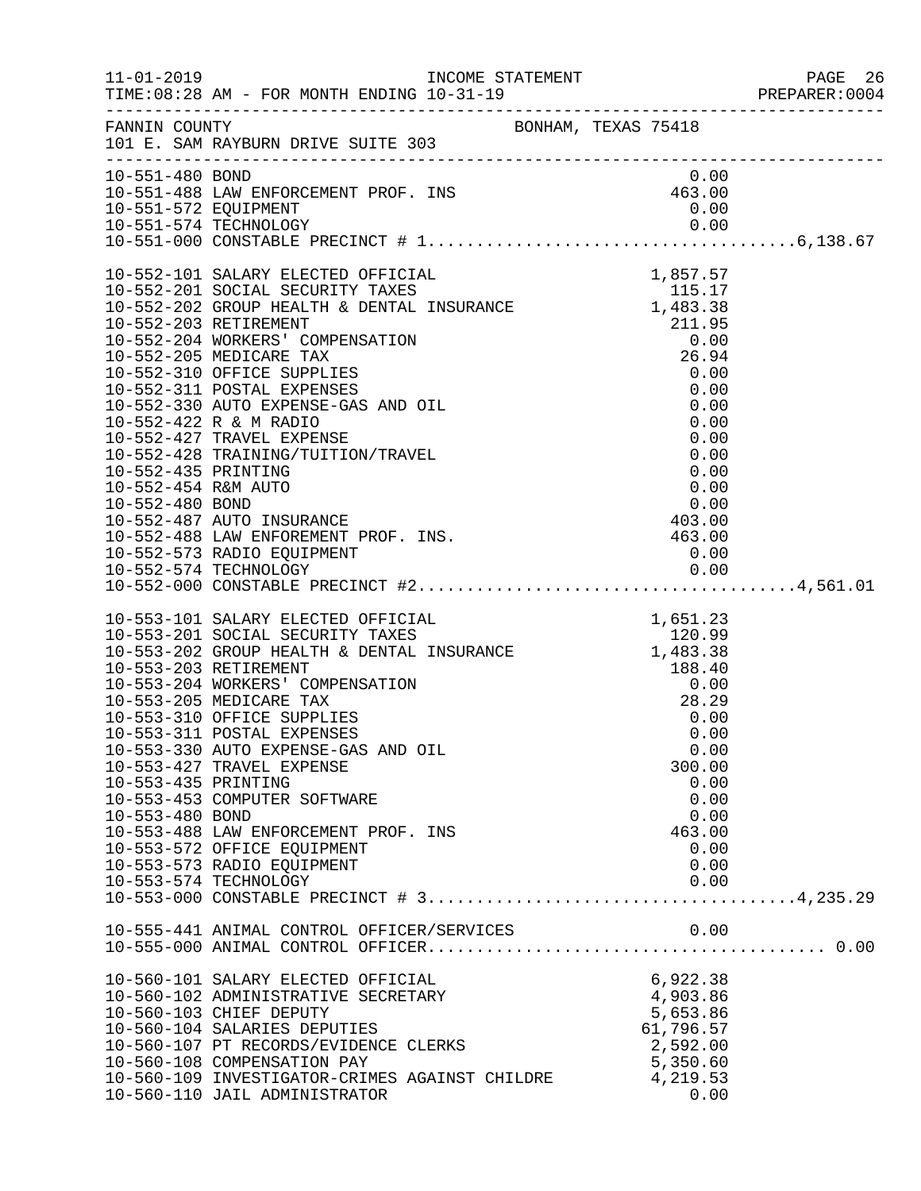FANNIN COUNTY BONHAM, TEXAS 75418
101 E. SAM RAYBURN DRIVE SUITE 303

INCOME STATEMENT
11-01-2019
TIME:08:28 AM - FOR MONTH ENDING 10-31-19

| Account | Description | Amount | Total |
|---|---|---|---|
| 10-551-480 | BOND | 0.00 | |
| 10-551-488 | LAW ENFORCEMENT PROF. INS | 463.00 | |
| 10-551-572 | EQUIPMENT | 0.00 | |
| 10-551-574 | TECHNOLOGY | 0.00 | |
| 10-551-000 | CONSTABLE PRECINCT # 1 | | 6,138.67 |
| 10-552-101 | SALARY ELECTED OFFICIAL | 1,857.57 | |
| 10-552-201 | SOCIAL SECURITY TAXES | 115.17 | |
| 10-552-202 | GROUP HEALTH & DENTAL INSURANCE | 1,483.38 | |
| 10-552-203 | RETIREMENT | 211.95 | |
| 10-552-204 | WORKERS' COMPENSATION | 0.00 | |
| 10-552-205 | MEDICARE TAX | 26.94 | |
| 10-552-310 | OFFICE SUPPLIES | 0.00 | |
| 10-552-311 | POSTAL EXPENSES | 0.00 | |
| 10-552-330 | AUTO EXPENSE-GAS AND OIL | 0.00 | |
| 10-552-422 | R & M RADIO | 0.00 | |
| 10-552-427 | TRAVEL EXPENSE | 0.00 | |
| 10-552-428 | TRAINING/TUITION/TRAVEL | 0.00 | |
| 10-552-435 | PRINTING | 0.00 | |
| 10-552-454 | R&M AUTO | 0.00 | |
| 10-552-480 | BOND | 0.00 | |
| 10-552-487 | AUTO INSURANCE | 403.00 | |
| 10-552-488 | LAW ENFOREMENT PROF. INS. | 463.00 | |
| 10-552-573 | RADIO EQUIPMENT | 0.00 | |
| 10-552-574 | TECHNOLOGY | 0.00 | |
| 10-552-000 | CONSTABLE PRECINCT #2 | | 4,561.01 |
| 10-553-101 | SALARY ELECTED OFFICIAL | 1,651.23 | |
| 10-553-201 | SOCIAL SECURITY TAXES | 120.99 | |
| 10-553-202 | GROUP HEALTH & DENTAL INSURANCE | 1,483.38 | |
| 10-553-203 | RETIREMENT | 188.40 | |
| 10-553-204 | WORKERS' COMPENSATION | 0.00 | |
| 10-553-205 | MEDICARE TAX | 28.29 | |
| 10-553-310 | OFFICE SUPPLIES | 0.00 | |
| 10-553-311 | POSTAL EXPENSES | 0.00 | |
| 10-553-330 | AUTO EXPENSE-GAS AND OIL | 0.00 | |
| 10-553-427 | TRAVEL EXPENSE | 300.00 | |
| 10-553-435 | PRINTING | 0.00 | |
| 10-553-453 | COMPUTER SOFTWARE | 0.00 | |
| 10-553-480 | BOND | 0.00 | |
| 10-553-488 | LAW ENFORCEMENT PROF. INS | 463.00 | |
| 10-553-572 | OFFICE EQUIPMENT | 0.00 | |
| 10-553-573 | RADIO EQUIPMENT | 0.00 | |
| 10-553-574 | TECHNOLOGY | 0.00 | |
| 10-553-000 | CONSTABLE PRECINCT # 3 | | 4,235.29 |
| 10-555-441 | ANIMAL CONTROL OFFICER/SERVICES | 0.00 | |
| 10-555-000 | ANIMAL CONTROL OFFICER | | 0.00 |
| 10-560-101 | SALARY ELECTED OFFICIAL | 6,922.38 | |
| 10-560-102 | ADMINISTRATIVE SECRETARY | 4,903.86 | |
| 10-560-103 | CHIEF DEPUTY | 5,653.86 | |
| 10-560-104 | SALARIES DEPUTIES | 61,796.57 | |
| 10-560-107 | PT RECORDS/EVIDENCE CLERKS | 2,592.00 | |
| 10-560-108 | COMPENSATION PAY | 5,350.60 | |
| 10-560-109 | INVESTIGATOR-CRIMES AGAINST CHILDRE | 4,219.53 | |
| 10-560-110 | JAIL ADMINISTRATOR | 0.00 | |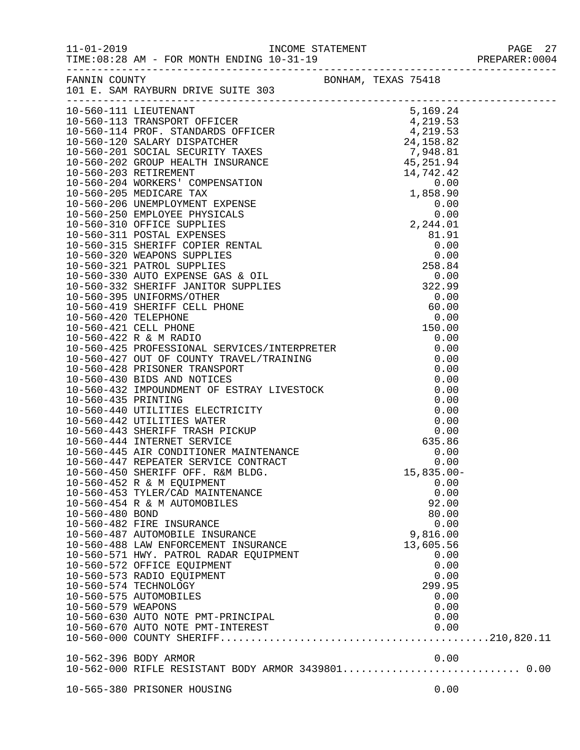INCOME STATEMENT

11-01-2019 TIME:08:28 AM - FOR MONTH ENDING 10-31-19 PREPARER:0004

FANNIN COUNTY BONHAM, TEXAS 75418
101 E. SAM RAYBURN DRIVE SUITE 303

| Account | Description | Amount | Total |
|---|---|---|---|
| 10-560-111 | LIEUTENANT | 5,169.24 | |
| 10-560-113 | TRANSPORT OFFICER | 4,219.53 | |
| 10-560-114 | PROF. STANDARDS OFFICER | 4,219.53 | |
| 10-560-120 | SALARY DISPATCHER | 24,158.82 | |
| 10-560-201 | SOCIAL SECURITY TAXES | 7,948.81 | |
| 10-560-202 | GROUP HEALTH INSURANCE | 45,251.94 | |
| 10-560-203 | RETIREMENT | 14,742.42 | |
| 10-560-204 | WORKERS' COMPENSATION | 0.00 | |
| 10-560-205 | MEDICARE TAX | 1,858.90 | |
| 10-560-206 | UNEMPLOYMENT EXPENSE | 0.00 | |
| 10-560-250 | EMPLOYEE PHYSICALS | 0.00 | |
| 10-560-310 | OFFICE SUPPLIES | 2,244.01 | |
| 10-560-311 | POSTAL EXPENSES | 81.91 | |
| 10-560-315 | SHERIFF COPIER RENTAL | 0.00 | |
| 10-560-320 | WEAPONS SUPPLIES | 0.00 | |
| 10-560-321 | PATROL SUPPLIES | 258.84 | |
| 10-560-330 | AUTO EXPENSE GAS & OIL | 0.00 | |
| 10-560-332 | SHERIFF JANITOR SUPPLIES | 322.99 | |
| 10-560-395 | UNIFORMS/OTHER | 0.00 | |
| 10-560-419 | SHERIFF CELL PHONE | 60.00 | |
| 10-560-420 | TELEPHONE | 0.00 | |
| 10-560-421 | CELL PHONE | 150.00 | |
| 10-560-422 | R & M RADIO | 0.00 | |
| 10-560-425 | PROFESSIONAL SERVICES/INTERPRETER | 0.00 | |
| 10-560-427 | OUT OF COUNTY TRAVEL/TRAINING | 0.00 | |
| 10-560-428 | PRISONER TRANSPORT | 0.00 | |
| 10-560-430 | BIDS AND NOTICES | 0.00 | |
| 10-560-432 | IMPOUNDMENT OF ESTRAY LIVESTOCK | 0.00 | |
| 10-560-435 | PRINTING | 0.00 | |
| 10-560-440 | UTILITIES ELECTRICITY | 0.00 | |
| 10-560-442 | UTILITIES WATER | 0.00 | |
| 10-560-443 | SHERIFF TRASH PICKUP | 0.00 | |
| 10-560-444 | INTERNET SERVICE | 635.86 | |
| 10-560-445 | AIR CONDITIONER MAINTENANCE | 0.00 | |
| 10-560-447 | REPEATER SERVICE CONTRACT | 0.00 | |
| 10-560-450 | SHERIFF OFF. R&M BLDG. | 15,835.00- | |
| 10-560-452 | R & M EQUIPMENT | 0.00 | |
| 10-560-453 | TYLER/CAD MAINTENANCE | 0.00 | |
| 10-560-454 | R & M AUTOMOBILES | 92.00 | |
| 10-560-480 | BOND | 80.00 | |
| 10-560-482 | FIRE INSURANCE | 0.00 | |
| 10-560-487 | AUTOMOBILE INSURANCE | 9,816.00 | |
| 10-560-488 | LAW ENFORCEMENT INSURANCE | 13,605.56 | |
| 10-560-571 | HWY. PATROL RADAR EQUIPMENT | 0.00 | |
| 10-560-572 | OFFICE EQUIPMENT | 0.00 | |
| 10-560-573 | RADIO EQUIPMENT | 0.00 | |
| 10-560-574 | TECHNOLOGY | 299.95 | |
| 10-560-575 | AUTOMOBILES | 0.00 | |
| 10-560-579 | WEAPONS | 0.00 | |
| 10-560-630 | AUTO NOTE PMT-PRINCIPAL | 0.00 | |
| 10-560-670 | AUTO NOTE PMT-INTEREST | 0.00 | |
| 10-560-000 | COUNTY SHERIFF | | 210,820.11 |
| 10-562-396 | BODY ARMOR | 0.00 | |
| 10-562-000 | RIFLE RESISTANT BODY ARMOR 3439801 | | 0.00 |
| 10-565-380 | PRISONER HOUSING | 0.00 | |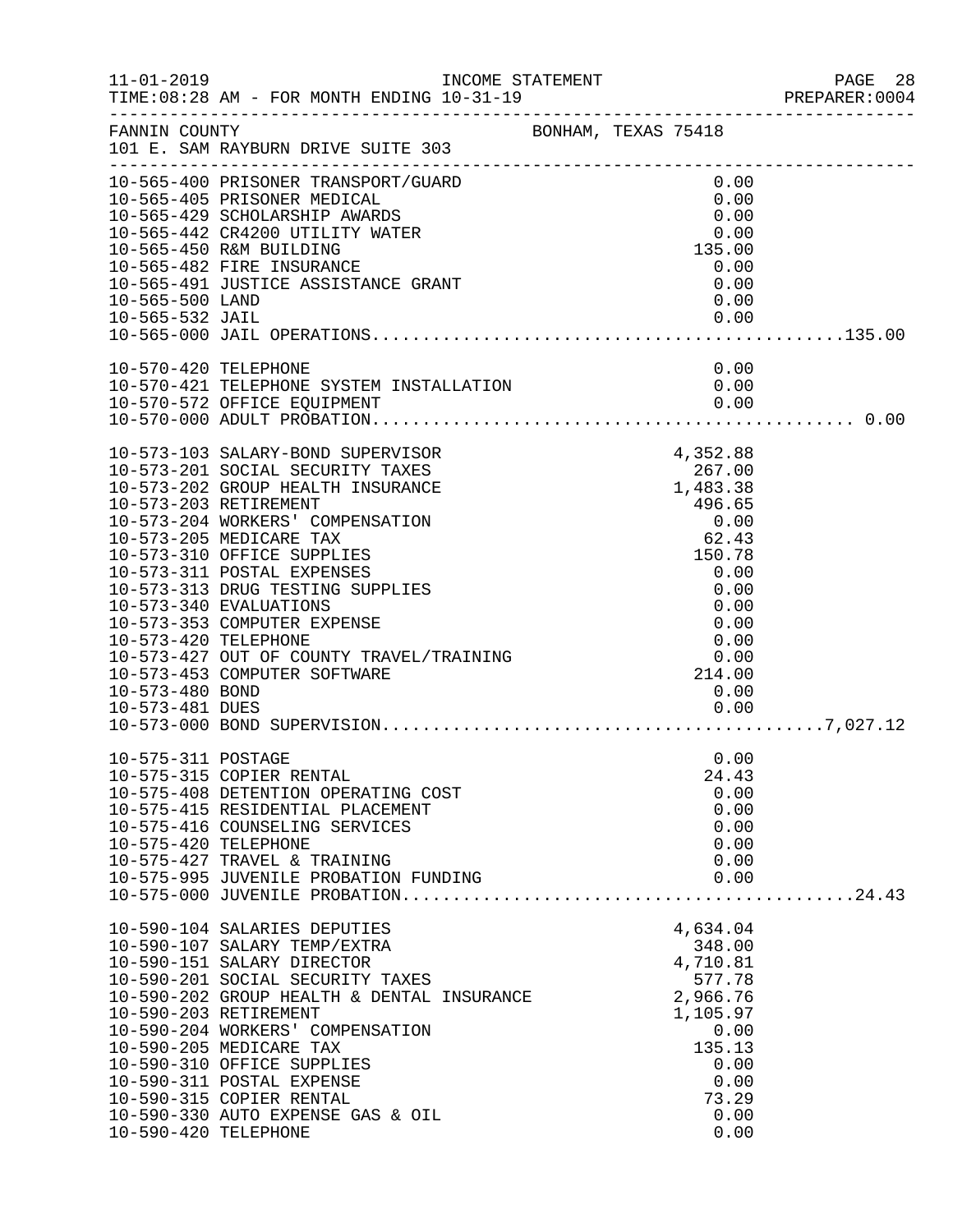FANNIN COUNTY BONHAM, TEXAS 75418
101 E. SAM RAYBURN DRIVE SUITE 303

INCOME STATEMENT — TIME:08:28 AM - FOR MONTH ENDING 10-31-19

| Account | Description | Amount | Total |
|---|---|---|---|
| 10-565-400 | PRISONER TRANSPORT/GUARD | 0.00 | |
| 10-565-405 | PRISONER MEDICAL | 0.00 | |
| 10-565-429 | SCHOLARSHIP AWARDS | 0.00 | |
| 10-565-442 | CR4200 UTILITY WATER | 0.00 | |
| 10-565-450 | R&M BUILDING | 135.00 | |
| 10-565-482 | FIRE INSURANCE | 0.00 | |
| 10-565-491 | JUSTICE ASSISTANCE GRANT | 0.00 | |
| 10-565-500 | LAND | 0.00 | |
| 10-565-532 | JAIL | 0.00 | |
| 10-565-000 | JAIL OPERATIONS | | 135.00 |
| 10-570-420 | TELEPHONE | 0.00 | |
| 10-570-421 | TELEPHONE SYSTEM INSTALLATION | 0.00 | |
| 10-570-572 | OFFICE EQUIPMENT | 0.00 | |
| 10-570-000 | ADULT PROBATION | | 0.00 |
| 10-573-103 | SALARY-BOND SUPERVISOR | 4,352.88 | |
| 10-573-201 | SOCIAL SECURITY TAXES | 267.00 | |
| 10-573-202 | GROUP HEALTH INSURANCE | 1,483.38 | |
| 10-573-203 | RETIREMENT | 496.65 | |
| 10-573-204 | WORKERS' COMPENSATION | 0.00 | |
| 10-573-205 | MEDICARE TAX | 62.43 | |
| 10-573-310 | OFFICE SUPPLIES | 150.78 | |
| 10-573-311 | POSTAL EXPENSES | 0.00 | |
| 10-573-313 | DRUG TESTING SUPPLIES | 0.00 | |
| 10-573-340 | EVALUATIONS | 0.00 | |
| 10-573-353 | COMPUTER EXPENSE | 0.00 | |
| 10-573-420 | TELEPHONE | 0.00 | |
| 10-573-427 | OUT OF COUNTY TRAVEL/TRAINING | 0.00 | |
| 10-573-453 | COMPUTER SOFTWARE | 214.00 | |
| 10-573-480 | BOND | 0.00 | |
| 10-573-481 | DUES | 0.00 | |
| 10-573-000 | BOND SUPERVISION | | 7,027.12 |
| 10-575-311 | POSTAGE | 0.00 | |
| 10-575-315 | COPIER RENTAL | 24.43 | |
| 10-575-408 | DETENTION OPERATING COST | 0.00 | |
| 10-575-415 | RESIDENTIAL PLACEMENT | 0.00 | |
| 10-575-416 | COUNSELING SERVICES | 0.00 | |
| 10-575-420 | TELEPHONE | 0.00 | |
| 10-575-427 | TRAVEL & TRAINING | 0.00 | |
| 10-575-995 | JUVENILE PROBATION FUNDING | 0.00 | |
| 10-575-000 | JUVENILE PROBATION | | 24.43 |
| 10-590-104 | SALARIES DEPUTIES | 4,634.04 | |
| 10-590-107 | SALARY TEMP/EXTRA | 348.00 | |
| 10-590-151 | SALARY DIRECTOR | 4,710.81 | |
| 10-590-201 | SOCIAL SECURITY TAXES | 577.78 | |
| 10-590-202 | GROUP HEALTH & DENTAL INSURANCE | 2,966.76 | |
| 10-590-203 | RETIREMENT | 1,105.97 | |
| 10-590-204 | WORKERS' COMPENSATION | 0.00 | |
| 10-590-205 | MEDICARE TAX | 135.13 | |
| 10-590-310 | OFFICE SUPPLIES | 0.00 | |
| 10-590-311 | POSTAL EXPENSE | 0.00 | |
| 10-590-315 | COPIER RENTAL | 73.29 | |
| 10-590-330 | AUTO EXPENSE GAS & OIL | 0.00 | |
| 10-590-420 | TELEPHONE | 0.00 | |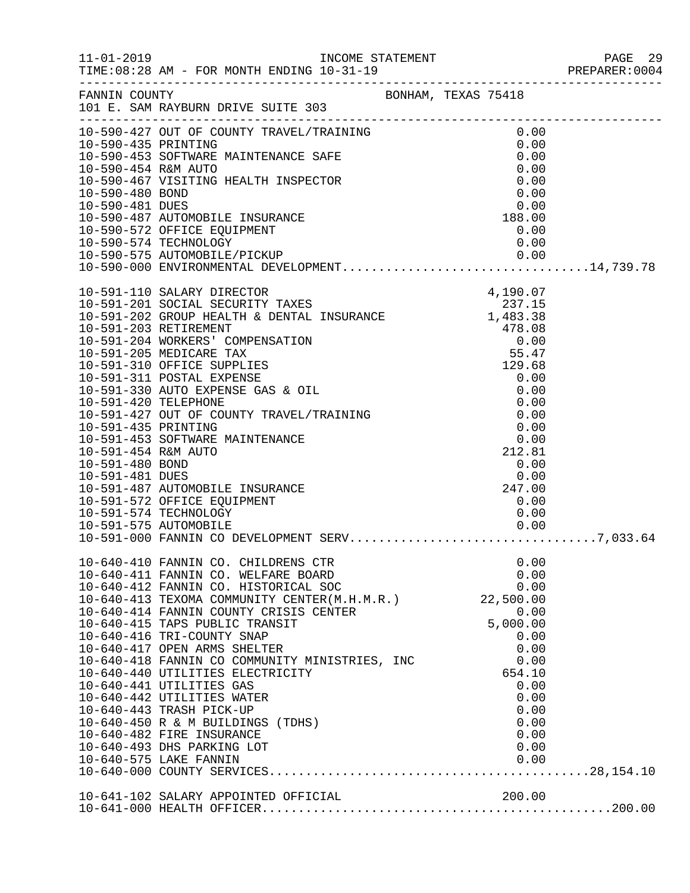FANNIN COUNTY BONHAM, TEXAS 75418
101 E. SAM RAYBURN DRIVE SUITE 303

| Account | Description | Amount | Total |
|---|---|---|---|
| 10-590-427 | OUT OF COUNTY TRAVEL/TRAINING | 0.00 | |
| 10-590-435 | PRINTING | 0.00 | |
| 10-590-453 | SOFTWARE MAINTENANCE SAFE | 0.00 | |
| 10-590-454 | R&M AUTO | 0.00 | |
| 10-590-467 | VISITING HEALTH INSPECTOR | 0.00 | |
| 10-590-480 | BOND | 0.00 | |
| 10-590-481 | DUES | 0.00 | |
| 10-590-487 | AUTOMOBILE INSURANCE | 188.00 | |
| 10-590-572 | OFFICE EQUIPMENT | 0.00 | |
| 10-590-574 | TECHNOLOGY | 0.00 | |
| 10-590-575 | AUTOMOBILE/PICKUP | 0.00 | |
| 10-590-000 | ENVIRONMENTAL DEVELOPMENT | | 14,739.78 |
| 10-591-110 | SALARY DIRECTOR | 4,190.07 | |
| 10-591-201 | SOCIAL SECURITY TAXES | 237.15 | |
| 10-591-202 | GROUP HEALTH & DENTAL INSURANCE | 1,483.38 | |
| 10-591-203 | RETIREMENT | 478.08 | |
| 10-591-204 | WORKERS' COMPENSATION | 0.00 | |
| 10-591-205 | MEDICARE TAX | 55.47 | |
| 10-591-310 | OFFICE SUPPLIES | 129.68 | |
| 10-591-311 | POSTAL EXPENSE | 0.00 | |
| 10-591-330 | AUTO EXPENSE GAS & OIL | 0.00 | |
| 10-591-420 | TELEPHONE | 0.00 | |
| 10-591-427 | OUT OF COUNTY TRAVEL/TRAINING | 0.00 | |
| 10-591-435 | PRINTING | 0.00 | |
| 10-591-453 | SOFTWARE MAINTENANCE | 0.00 | |
| 10-591-454 | R&M AUTO | 212.81 | |
| 10-591-480 | BOND | 0.00 | |
| 10-591-481 | DUES | 0.00 | |
| 10-591-487 | AUTOMOBILE INSURANCE | 247.00 | |
| 10-591-572 | OFFICE EQUIPMENT | 0.00 | |
| 10-591-574 | TECHNOLOGY | 0.00 | |
| 10-591-575 | AUTOMOBILE | 0.00 | |
| 10-591-000 | FANNIN CO DEVELOPMENT SERV | | 7,033.64 |
| 10-640-410 | FANNIN CO. CHILDRENS CTR | 0.00 | |
| 10-640-411 | FANNIN CO. WELFARE BOARD | 0.00 | |
| 10-640-412 | FANNIN CO. HISTORICAL SOC | 0.00 | |
| 10-640-413 | TEXOMA COMMUNITY CENTER(M.H.M.R.) | 22,500.00 | |
| 10-640-414 | FANNIN COUNTY CRISIS CENTER | 0.00 | |
| 10-640-415 | TAPS PUBLIC TRANSIT | 5,000.00 | |
| 10-640-416 | TRI-COUNTY SNAP | 0.00 | |
| 10-640-417 | OPEN ARMS SHELTER | 0.00 | |
| 10-640-418 | FANNIN CO COMMUNITY MINISTRIES, INC | 0.00 | |
| 10-640-440 | UTILITIES ELECTRICITY | 654.10 | |
| 10-640-441 | UTILITIES GAS | 0.00 | |
| 10-640-442 | UTILITIES WATER | 0.00 | |
| 10-640-443 | TRASH PICK-UP | 0.00 | |
| 10-640-450 | R & M BUILDINGS (TDHS) | 0.00 | |
| 10-640-482 | FIRE INSURANCE | 0.00 | |
| 10-640-493 | DHS PARKING LOT | 0.00 | |
| 10-640-575 | LAKE FANNIN | 0.00 | |
| 10-640-000 | COUNTY SERVICES | | 28,154.10 |
| 10-641-102 | SALARY APPOINTED OFFICIAL | 200.00 | |
| 10-641-000 | HEALTH OFFICER | | 200.00 |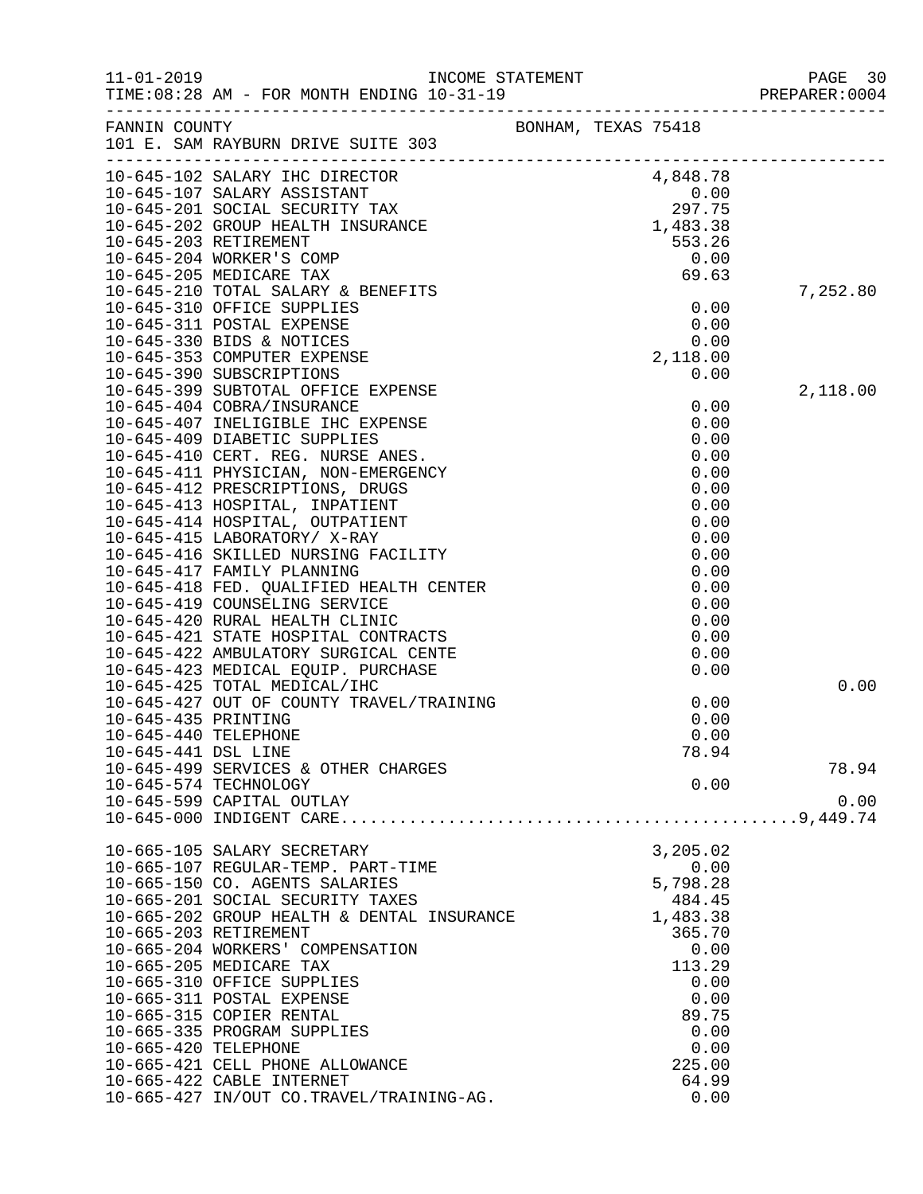11-01-2019 INCOME STATEMENT
TIME:08:28 AM - FOR MONTH ENDING 10-31-19

FANNIN COUNTY BONHAM, TEXAS 75418
101 E. SAM RAYBURN DRIVE SUITE 303

| Account | Description | Amount | Total |
|---|---|---|---|
| 10-645-102 | SALARY IHC DIRECTOR | 4,848.78 | |
| 10-645-107 | SALARY ASSISTANT | 0.00 | |
| 10-645-201 | SOCIAL SECURITY TAX | 297.75 | |
| 10-645-202 | GROUP HEALTH INSURANCE | 1,483.38 | |
| 10-645-203 | RETIREMENT | 553.26 | |
| 10-645-204 | WORKER'S COMP | 0.00 | |
| 10-645-205 | MEDICARE TAX | 69.63 | |
| 10-645-210 | TOTAL SALARY & BENEFITS | | 7,252.80 |
| 10-645-310 | OFFICE SUPPLIES | 0.00 | |
| 10-645-311 | POSTAL EXPENSE | 0.00 | |
| 10-645-330 | BIDS & NOTICES | 0.00 | |
| 10-645-353 | COMPUTER EXPENSE | 2,118.00 | |
| 10-645-390 | SUBSCRIPTIONS | 0.00 | |
| 10-645-399 | SUBTOTAL OFFICE EXPENSE | | 2,118.00 |
| 10-645-404 | COBRA/INSURANCE | 0.00 | |
| 10-645-407 | INELIGIBLE IHC EXPENSE | 0.00 | |
| 10-645-409 | DIABETIC SUPPLIES | 0.00 | |
| 10-645-410 | CERT. REG. NURSE ANES. | 0.00 | |
| 10-645-411 | PHYSICIAN, NON-EMERGENCY | 0.00 | |
| 10-645-412 | PRESCRIPTIONS, DRUGS | 0.00 | |
| 10-645-413 | HOSPITAL, INPATIENT | 0.00 | |
| 10-645-414 | HOSPITAL, OUTPATIENT | 0.00 | |
| 10-645-415 | LABORATORY/ X-RAY | 0.00 | |
| 10-645-416 | SKILLED NURSING FACILITY | 0.00 | |
| 10-645-417 | FAMILY PLANNING | 0.00 | |
| 10-645-418 | FED. QUALIFIED HEALTH CENTER | 0.00 | |
| 10-645-419 | COUNSELING SERVICE | 0.00 | |
| 10-645-420 | RURAL HEALTH CLINIC | 0.00 | |
| 10-645-421 | STATE HOSPITAL CONTRACTS | 0.00 | |
| 10-645-422 | AMBULATORY SURGICAL CENTE | 0.00 | |
| 10-645-423 | MEDICAL EQUIP. PURCHASE | 0.00 | |
| 10-645-425 | TOTAL MEDICAL/IHC | | 0.00 |
| 10-645-427 | OUT OF COUNTY TRAVEL/TRAINING | 0.00 | |
| 10-645-435 | PRINTING | 0.00 | |
| 10-645-440 | TELEPHONE | 0.00 | |
| 10-645-441 | DSL LINE | 78.94 | |
| 10-645-499 | SERVICES & OTHER CHARGES | | 78.94 |
| 10-645-574 | TECHNOLOGY | 0.00 | |
| 10-645-599 | CAPITAL OUTLAY | | 0.00 |
| 10-645-000 | INDIGENT CARE | | 9,449.74 |
| 10-665-105 | SALARY SECRETARY | 3,205.02 | |
| 10-665-107 | REGULAR-TEMP. PART-TIME | 0.00 | |
| 10-665-150 | CO. AGENTS SALARIES | 5,798.28 | |
| 10-665-201 | SOCIAL SECURITY TAXES | 484.45 | |
| 10-665-202 | GROUP HEALTH & DENTAL INSURANCE | 1,483.38 | |
| 10-665-203 | RETIREMENT | 365.70 | |
| 10-665-204 | WORKERS' COMPENSATION | 0.00 | |
| 10-665-205 | MEDICARE TAX | 113.29 | |
| 10-665-310 | OFFICE SUPPLIES | 0.00 | |
| 10-665-311 | POSTAL EXPENSE | 0.00 | |
| 10-665-315 | COPIER RENTAL | 89.75 | |
| 10-665-335 | PROGRAM SUPPLIES | 0.00 | |
| 10-665-420 | TELEPHONE | 0.00 | |
| 10-665-421 | CELL PHONE ALLOWANCE | 225.00 | |
| 10-665-422 | CABLE INTERNET | 64.99 | |
| 10-665-427 | IN/OUT CO.TRAVEL/TRAINING-AG. | 0.00 | |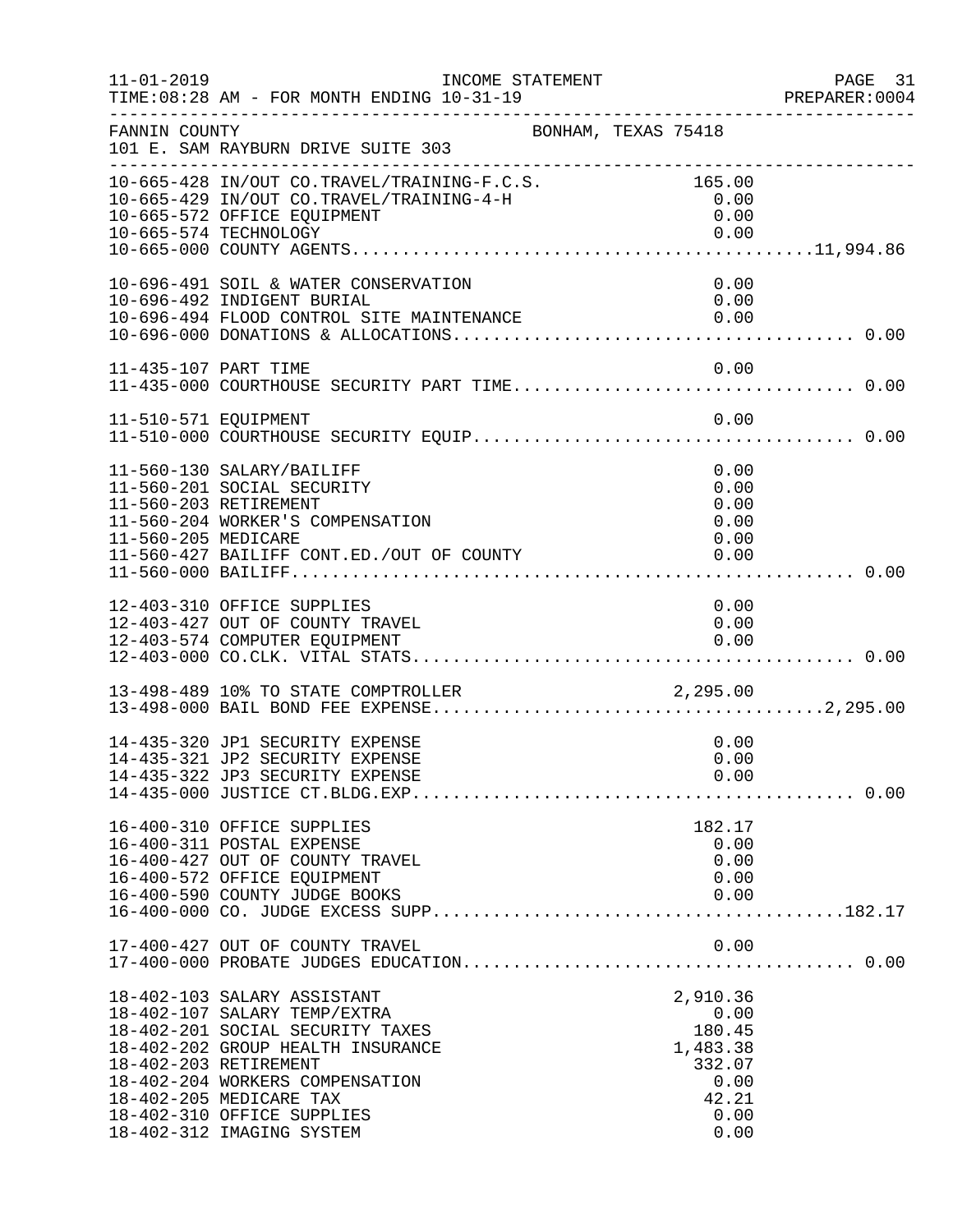11-01-2019 INCOME STATEMENT
TIME:08:28 AM - FOR MONTH ENDING 10-31-19 PREPARER:0004

FANNIN COUNTY BONHAM, TEXAS 75418
101 E. SAM RAYBURN DRIVE SUITE 303

| Account | Description | Amount | Total |
|---|---|---|---|
| 10-665-428 | IN/OUT CO.TRAVEL/TRAINING-F.C.S. | 165.00 | |
| 10-665-429 | IN/OUT CO.TRAVEL/TRAINING-4-H | 0.00 | |
| 10-665-572 | OFFICE EQUIPMENT | 0.00 | |
| 10-665-574 | TECHNOLOGY | 0.00 | |
| 10-665-000 | COUNTY AGENTS | | 11,994.86 |
| 10-696-491 | SOIL & WATER CONSERVATION | 0.00 | |
| 10-696-492 | INDIGENT BURIAL | 0.00 | |
| 10-696-494 | FLOOD CONTROL SITE MAINTENANCE | 0.00 | |
| 10-696-000 | DONATIONS & ALLOCATIONS | | 0.00 |
| 11-435-107 | PART TIME | 0.00 | |
| 11-435-000 | COURTHOUSE SECURITY PART TIME | | 0.00 |
| 11-510-571 | EQUIPMENT | 0.00 | |
| 11-510-000 | COURTHOUSE SECURITY EQUIP | | 0.00 |
| 11-560-130 | SALARY/BAILIFF | 0.00 | |
| 11-560-201 | SOCIAL SECURITY | 0.00 | |
| 11-560-203 | RETIREMENT | 0.00 | |
| 11-560-204 | WORKER'S COMPENSATION | 0.00 | |
| 11-560-205 | MEDICARE | 0.00 | |
| 11-560-427 | BAILIFF CONT.ED./OUT OF COUNTY | 0.00 | |
| 11-560-000 | BAILIFF | | 0.00 |
| 12-403-310 | OFFICE SUPPLIES | 0.00 | |
| 12-403-427 | OUT OF COUNTY TRAVEL | 0.00 | |
| 12-403-574 | COMPUTER EQUIPMENT | 0.00 | |
| 12-403-000 | CO.CLK. VITAL STATS | | 0.00 |
| 13-498-489 | 10% TO STATE COMPTROLLER | 2,295.00 | |
| 13-498-000 | BAIL BOND FEE EXPENSE | | 2,295.00 |
| 14-435-320 | JP1 SECURITY EXPENSE | 0.00 | |
| 14-435-321 | JP2 SECURITY EXPENSE | 0.00 | |
| 14-435-322 | JP3 SECURITY EXPENSE | 0.00 | |
| 14-435-000 | JUSTICE CT.BLDG.EXP | | 0.00 |
| 16-400-310 | OFFICE SUPPLIES | 182.17 | |
| 16-400-311 | POSTAL EXPENSE | 0.00 | |
| 16-400-427 | OUT OF COUNTY TRAVEL | 0.00 | |
| 16-400-572 | OFFICE EQUIPMENT | 0.00 | |
| 16-400-590 | COUNTY JUDGE BOOKS | 0.00 | |
| 16-400-000 | CO. JUDGE EXCESS SUPP | | 182.17 |
| 17-400-427 | OUT OF COUNTY TRAVEL | 0.00 | |
| 17-400-000 | PROBATE JUDGES EDUCATION | | 0.00 |
| 18-402-103 | SALARY ASSISTANT | 2,910.36 | |
| 18-402-107 | SALARY TEMP/EXTRA | 0.00 | |
| 18-402-201 | SOCIAL SECURITY TAXES | 180.45 | |
| 18-402-202 | GROUP HEALTH INSURANCE | 1,483.38 | |
| 18-402-203 | RETIREMENT | 332.07 | |
| 18-402-204 | WORKERS COMPENSATION | 0.00 | |
| 18-402-205 | MEDICARE TAX | 42.21 | |
| 18-402-310 | OFFICE SUPPLIES | 0.00 | |
| 18-402-312 | IMAGING SYSTEM | 0.00 | |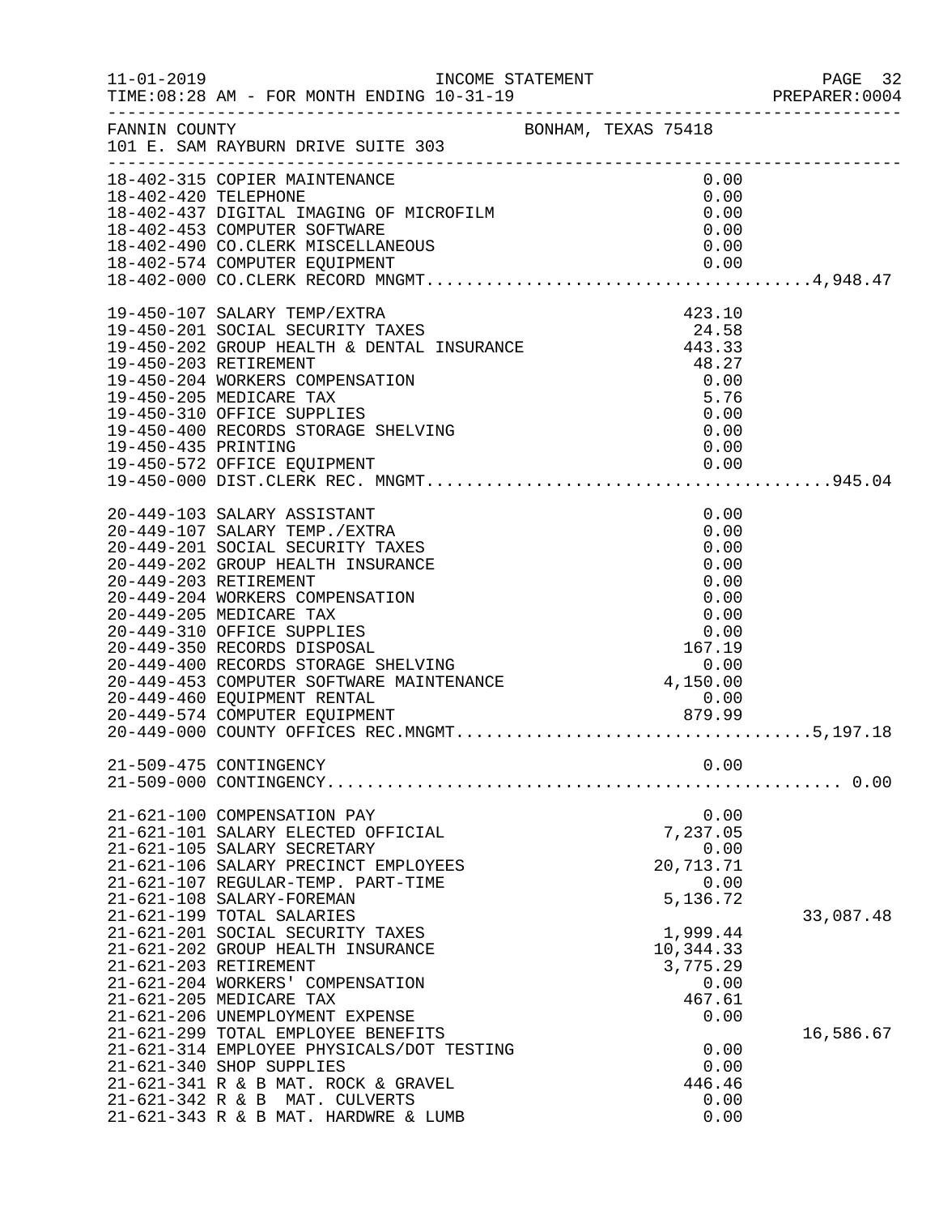FANNIN COUNTY BONHAM, TEXAS 75418
101 E. SAM RAYBURN DRIVE SUITE 303

INCOME STATEMENT
11-01-2019
TIME:08:28 AM - FOR MONTH ENDING 10-31-19
PREPARER:0004

| Account | Description | Amount | Total |
|---|---|---|---|
| 18-402-315 | COPIER MAINTENANCE | 0.00 | |
| 18-402-420 | TELEPHONE | 0.00 | |
| 18-402-437 | DIGITAL IMAGING OF MICROFILM | 0.00 | |
| 18-402-453 | COMPUTER SOFTWARE | 0.00 | |
| 18-402-490 | CO.CLERK MISCELLANEOUS | 0.00 | |
| 18-402-574 | COMPUTER EQUIPMENT | 0.00 | |
| 18-402-000 | CO.CLERK RECORD MNGMT. | | 4,948.47 |
| 19-450-107 | SALARY TEMP/EXTRA | 423.10 | |
| 19-450-201 | SOCIAL SECURITY TAXES | 24.58 | |
| 19-450-202 | GROUP HEALTH & DENTAL INSURANCE | 443.33 | |
| 19-450-203 | RETIREMENT | 48.27 | |
| 19-450-204 | WORKERS COMPENSATION | 0.00 | |
| 19-450-205 | MEDICARE TAX | 5.76 | |
| 19-450-310 | OFFICE SUPPLIES | 0.00 | |
| 19-450-400 | RECORDS STORAGE SHELVING | 0.00 | |
| 19-450-435 | PRINTING | 0.00 | |
| 19-450-572 | OFFICE EQUIPMENT | 0.00 | |
| 19-450-000 | DIST.CLERK REC. MNGMT. | | 945.04 |
| 20-449-103 | SALARY ASSISTANT | 0.00 | |
| 20-449-107 | SALARY TEMP./EXTRA | 0.00 | |
| 20-449-201 | SOCIAL SECURITY TAXES | 0.00 | |
| 20-449-202 | GROUP HEALTH INSURANCE | 0.00 | |
| 20-449-203 | RETIREMENT | 0.00 | |
| 20-449-204 | WORKERS COMPENSATION | 0.00 | |
| 20-449-205 | MEDICARE TAX | 0.00 | |
| 20-449-310 | OFFICE SUPPLIES | 0.00 | |
| 20-449-350 | RECORDS DISPOSAL | 167.19 | |
| 20-449-400 | RECORDS STORAGE SHELVING | 0.00 | |
| 20-449-453 | COMPUTER SOFTWARE MAINTENANCE | 4,150.00 | |
| 20-449-460 | EQUIPMENT RENTAL | 0.00 | |
| 20-449-574 | COMPUTER EQUIPMENT | 879.99 | |
| 20-449-000 | COUNTY OFFICES REC.MNGMT. | | 5,197.18 |
| 21-509-475 | CONTINGENCY | 0.00 | |
| 21-509-000 | CONTINGENCY | | 0.00 |
| 21-621-100 | COMPENSATION PAY | 0.00 | |
| 21-621-101 | SALARY ELECTED OFFICIAL | 7,237.05 | |
| 21-621-105 | SALARY SECRETARY | 0.00 | |
| 21-621-106 | SALARY PRECINCT EMPLOYEES | 20,713.71 | |
| 21-621-107 | REGULAR-TEMP. PART-TIME | 0.00 | |
| 21-621-108 | SALARY-FOREMAN | 5,136.72 | |
| 21-621-199 | TOTAL SALARIES | | 33,087.48 |
| 21-621-201 | SOCIAL SECURITY TAXES | 1,999.44 | |
| 21-621-202 | GROUP HEALTH INSURANCE | 10,344.33 | |
| 21-621-203 | RETIREMENT | 3,775.29 | |
| 21-621-204 | WORKERS' COMPENSATION | 0.00 | |
| 21-621-205 | MEDICARE TAX | 467.61 | |
| 21-621-206 | UNEMPLOYMENT EXPENSE | 0.00 | |
| 21-621-299 | TOTAL EMPLOYEE BENEFITS | | 16,586.67 |
| 21-621-314 | EMPLOYEE PHYSICALS/DOT TESTING | 0.00 | |
| 21-621-340 | SHOP SUPPLIES | 0.00 | |
| 21-621-341 | R & B MAT. ROCK & GRAVEL | 446.46 | |
| 21-621-342 | R & B MAT. CULVERTS | 0.00 | |
| 21-621-343 | R & B MAT. HARDWRE & LUMB | 0.00 | |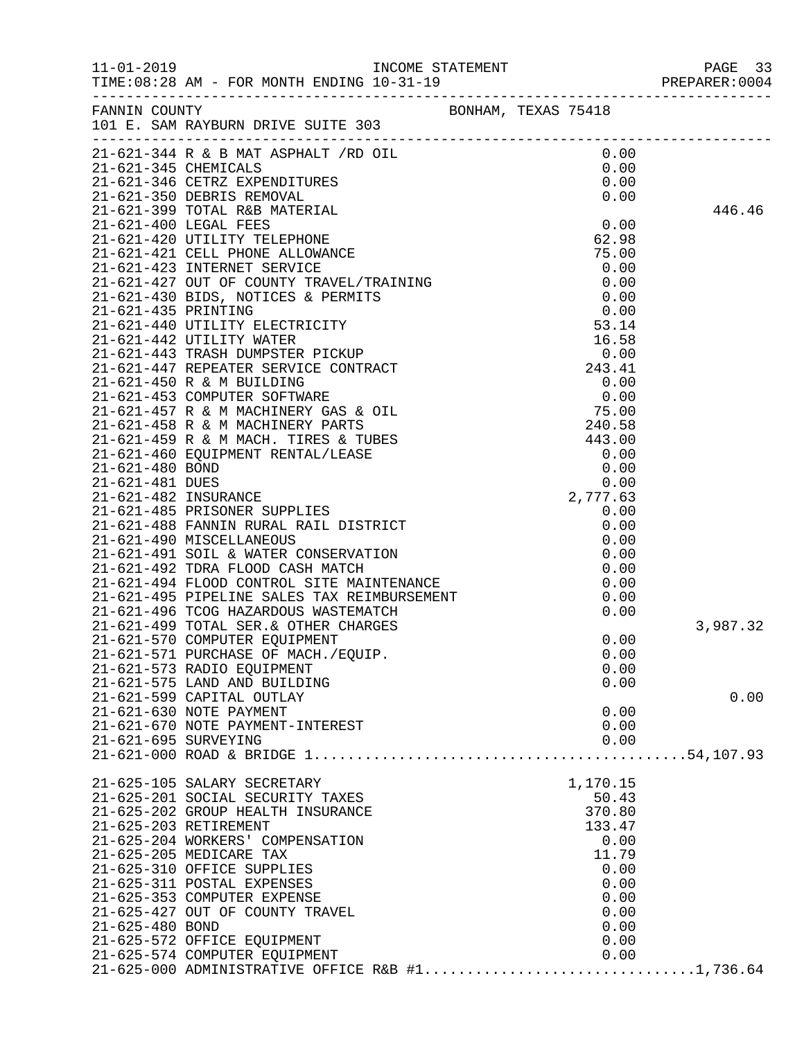11-01-2019 INCOME STATEMENT
TIME:08:28 AM - FOR MONTH ENDING 10-31-19 PREPARER:0004

FANNIN COUNTY BONHAM, TEXAS 75418
101 E. SAM RAYBURN DRIVE SUITE 303

| Account | Description | Amount | Total |
|---|---|---|---|
| 21-621-344 | R & B MAT ASPHALT /RD OIL | 0.00 | |
| 21-621-345 | CHEMICALS | 0.00 | |
| 21-621-346 | CETRZ EXPENDITURES | 0.00 | |
| 21-621-350 | DEBRIS REMOVAL | 0.00 | |
| 21-621-399 | TOTAL R&B MATERIAL | | 446.46 |
| 21-621-400 | LEGAL FEES | 0.00 | |
| 21-621-420 | UTILITY TELEPHONE | 62.98 | |
| 21-621-421 | CELL PHONE ALLOWANCE | 75.00 | |
| 21-621-423 | INTERNET SERVICE | 0.00 | |
| 21-621-427 | OUT OF COUNTY TRAVEL/TRAINING | 0.00 | |
| 21-621-430 | BIDS, NOTICES & PERMITS | 0.00 | |
| 21-621-435 | PRINTING | 0.00 | |
| 21-621-440 | UTILITY ELECTRICITY | 53.14 | |
| 21-621-442 | UTILITY WATER | 16.58 | |
| 21-621-443 | TRASH DUMPSTER PICKUP | 0.00 | |
| 21-621-447 | REPEATER SERVICE CONTRACT | 243.41 | |
| 21-621-450 | R & M BUILDING | 0.00 | |
| 21-621-453 | COMPUTER SOFTWARE | 0.00 | |
| 21-621-457 | R & M MACHINERY GAS & OIL | 75.00 | |
| 21-621-458 | R & M MACHINERY PARTS | 240.58 | |
| 21-621-459 | R & M MACH. TIRES & TUBES | 443.00 | |
| 21-621-460 | EQUIPMENT RENTAL/LEASE | 0.00 | |
| 21-621-480 | BOND | 0.00 | |
| 21-621-481 | DUES | 0.00 | |
| 21-621-482 | INSURANCE | 2,777.63 | |
| 21-621-485 | PRISONER SUPPLIES | 0.00 | |
| 21-621-488 | FANNIN RURAL RAIL DISTRICT | 0.00 | |
| 21-621-490 | MISCELLANEOUS | 0.00 | |
| 21-621-491 | SOIL & WATER CONSERVATION | 0.00 | |
| 21-621-492 | TDRA FLOOD CASH MATCH | 0.00 | |
| 21-621-494 | FLOOD CONTROL SITE MAINTENANCE | 0.00 | |
| 21-621-495 | PIPELINE SALES TAX REIMBURSEMENT | 0.00 | |
| 21-621-496 | TCOG HAZARDOUS WASTEMATCH | 0.00 | |
| 21-621-499 | TOTAL SER.& OTHER CHARGES | | 3,987.32 |
| 21-621-570 | COMPUTER EQUIPMENT | 0.00 | |
| 21-621-571 | PURCHASE OF MACH./EQUIP. | 0.00 | |
| 21-621-573 | RADIO EQUIPMENT | 0.00 | |
| 21-621-575 | LAND AND BUILDING | 0.00 | |
| 21-621-599 | CAPITAL OUTLAY | | 0.00 |
| 21-621-630 | NOTE PAYMENT | 0.00 | |
| 21-621-670 | NOTE PAYMENT-INTEREST | 0.00 | |
| 21-621-695 | SURVEYING | 0.00 | |
| 21-621-000 | ROAD & BRIDGE 1 | | 54,107.93 |
| 21-625-105 | SALARY SECRETARY | 1,170.15 | |
| 21-625-201 | SOCIAL SECURITY TAXES | 50.43 | |
| 21-625-202 | GROUP HEALTH INSURANCE | 370.80 | |
| 21-625-203 | RETIREMENT | 133.47 | |
| 21-625-204 | WORKERS' COMPENSATION | 0.00 | |
| 21-625-205 | MEDICARE TAX | 11.79 | |
| 21-625-310 | OFFICE SUPPLIES | 0.00 | |
| 21-625-311 | POSTAL EXPENSES | 0.00 | |
| 21-625-353 | COMPUTER EXPENSE | 0.00 | |
| 21-625-427 | OUT OF COUNTY TRAVEL | 0.00 | |
| 21-625-480 | BOND | 0.00 | |
| 21-625-572 | OFFICE EQUIPMENT | 0.00 | |
| 21-625-574 | COMPUTER EQUIPMENT | 0.00 | |
| 21-625-000 | ADMINISTRATIVE OFFICE R&B #1 | | 1,736.64 |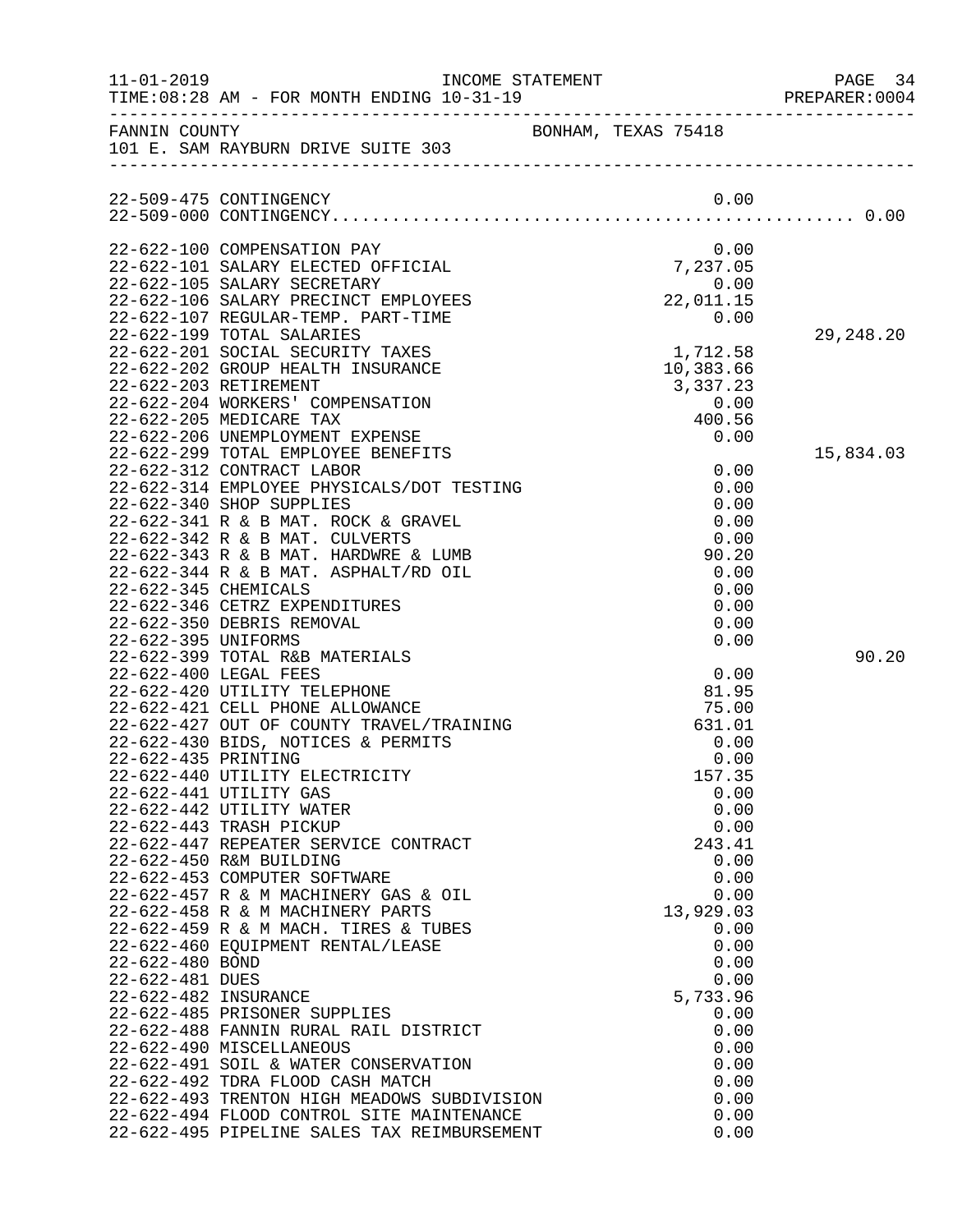11-01-2019 INCOME STATEMENT
TIME:08:28 AM - FOR MONTH ENDING 10-31-19

FANNIN COUNTY BONHAM, TEXAS 75418
101 E. SAM RAYBURN DRIVE SUITE 303

| Account | Description | Amount | Total |
|---|---|---|---|
| 22-509-475 | CONTINGENCY | 0.00 | |
| 22-509-000 | CONTINGENCY............................................... | | 0.00 |
| 22-622-100 | COMPENSATION PAY | 0.00 | |
| 22-622-101 | SALARY ELECTED OFFICIAL | 7,237.05 | |
| 22-622-105 | SALARY SECRETARY | 0.00 | |
| 22-622-106 | SALARY PRECINCT EMPLOYEES | 22,011.15 | |
| 22-622-107 | REGULAR-TEMP. PART-TIME | 0.00 | |
| 22-622-199 | TOTAL SALARIES | | 29,248.20 |
| 22-622-201 | SOCIAL SECURITY TAXES | 1,712.58 | |
| 22-622-202 | GROUP HEALTH INSURANCE | 10,383.66 | |
| 22-622-203 | RETIREMENT | 3,337.23 | |
| 22-622-204 | WORKERS' COMPENSATION | 0.00 | |
| 22-622-205 | MEDICARE TAX | 400.56 | |
| 22-622-206 | UNEMPLOYMENT EXPENSE | 0.00 | |
| 22-622-299 | TOTAL EMPLOYEE BENEFITS | | 15,834.03 |
| 22-622-312 | CONTRACT LABOR | 0.00 | |
| 22-622-314 | EMPLOYEE PHYSICALS/DOT TESTING | 0.00 | |
| 22-622-340 | SHOP SUPPLIES | 0.00 | |
| 22-622-341 | R & B MAT. ROCK & GRAVEL | 0.00 | |
| 22-622-342 | R & B MAT. CULVERTS | 0.00 | |
| 22-622-343 | R & B MAT. HARDWRE & LUMB | 90.20 | |
| 22-622-344 | R & B MAT. ASPHALT/RD OIL | 0.00 | |
| 22-622-345 | CHEMICALS | 0.00 | |
| 22-622-346 | CETRZ EXPENDITURES | 0.00 | |
| 22-622-350 | DEBRIS REMOVAL | 0.00 | |
| 22-622-395 | UNIFORMS | 0.00 | |
| 22-622-399 | TOTAL R&B MATERIALS | | 90.20 |
| 22-622-400 | LEGAL FEES | 0.00 | |
| 22-622-420 | UTILITY TELEPHONE | 81.95 | |
| 22-622-421 | CELL PHONE ALLOWANCE | 75.00 | |
| 22-622-427 | OUT OF COUNTY TRAVEL/TRAINING | 631.01 | |
| 22-622-430 | BIDS, NOTICES & PERMITS | 0.00 | |
| 22-622-435 | PRINTING | 0.00 | |
| 22-622-440 | UTILITY ELECTRICITY | 157.35 | |
| 22-622-441 | UTILITY GAS | 0.00 | |
| 22-622-442 | UTILITY WATER | 0.00 | |
| 22-622-443 | TRASH PICKUP | 0.00 | |
| 22-622-447 | REPEATER SERVICE CONTRACT | 243.41 | |
| 22-622-450 | R&M BUILDING | 0.00 | |
| 22-622-453 | COMPUTER SOFTWARE | 0.00 | |
| 22-622-457 | R & M MACHINERY GAS & OIL | 0.00 | |
| 22-622-458 | R & M MACHINERY PARTS | 13,929.03 | |
| 22-622-459 | R & M MACH. TIRES & TUBES | 0.00 | |
| 22-622-460 | EQUIPMENT RENTAL/LEASE | 0.00 | |
| 22-622-480 | BOND | 0.00 | |
| 22-622-481 | DUES | 0.00 | |
| 22-622-482 | INSURANCE | 5,733.96 | |
| 22-622-485 | PRISONER SUPPLIES | 0.00 | |
| 22-622-488 | FANNIN RURAL RAIL DISTRICT | 0.00 | |
| 22-622-490 | MISCELLANEOUS | 0.00 | |
| 22-622-491 | SOIL & WATER CONSERVATION | 0.00 | |
| 22-622-492 | TDRA FLOOD CASH MATCH | 0.00 | |
| 22-622-493 | TRENTON HIGH MEADOWS SUBDIVISION | 0.00 | |
| 22-622-494 | FLOOD CONTROL SITE MAINTENANCE | 0.00 | |
| 22-622-495 | PIPELINE SALES TAX REIMBURSEMENT | 0.00 | |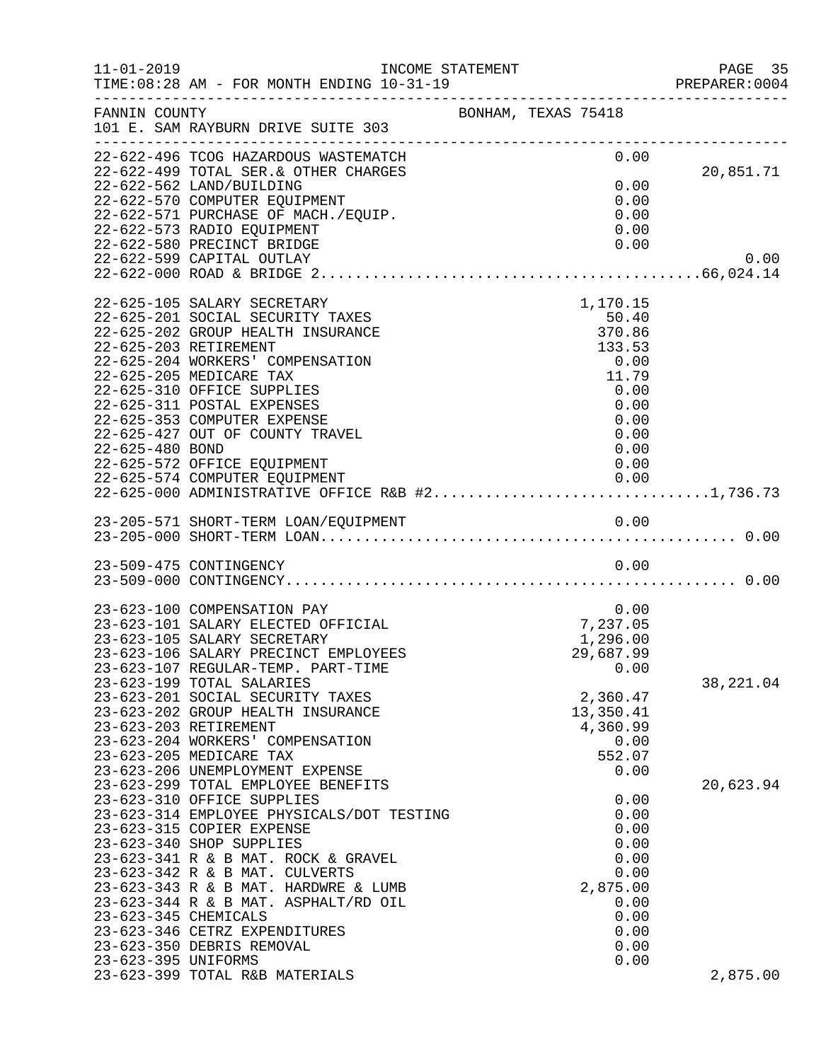INCOME STATEMENT

11-01-2019 TIME:08:28 AM - FOR MONTH ENDING 10-31-19 PREPARER:0004

FANNIN COUNTY BONHAM, TEXAS 75418
101 E. SAM RAYBURN DRIVE SUITE 303

| Account | Description | Amount | Total |
|---|---|---|---|
| 22-622-496 | TCOG HAZARDOUS WASTEMATCH | 0.00 | |
| 22-622-499 | TOTAL SER.& OTHER CHARGES | | 20,851.71 |
| 22-622-562 | LAND/BUILDING | 0.00 | |
| 22-622-570 | COMPUTER EQUIPMENT | 0.00 | |
| 22-622-571 | PURCHASE OF MACH./EQUIP. | 0.00 | |
| 22-622-573 | RADIO EQUIPMENT | 0.00 | |
| 22-622-580 | PRECINCT BRIDGE | 0.00 | |
| 22-622-599 | CAPITAL OUTLAY | | 0.00 |
| 22-622-000 | ROAD & BRIDGE 2 | | 66,024.14 |
| 22-625-105 | SALARY SECRETARY | 1,170.15 | |
| 22-625-201 | SOCIAL SECURITY TAXES | 50.40 | |
| 22-625-202 | GROUP HEALTH INSURANCE | 370.86 | |
| 22-625-203 | RETIREMENT | 133.53 | |
| 22-625-204 | WORKERS' COMPENSATION | 0.00 | |
| 22-625-205 | MEDICARE TAX | 11.79 | |
| 22-625-310 | OFFICE SUPPLIES | 0.00 | |
| 22-625-311 | POSTAL EXPENSES | 0.00 | |
| 22-625-353 | COMPUTER EXPENSE | 0.00 | |
| 22-625-427 | OUT OF COUNTY TRAVEL | 0.00 | |
| 22-625-480 | BOND | 0.00 | |
| 22-625-572 | OFFICE EQUIPMENT | 0.00 | |
| 22-625-574 | COMPUTER EQUIPMENT | 0.00 | |
| 22-625-000 | ADMINISTRATIVE OFFICE R&B #2 | | 1,736.73 |
| 23-205-571 | SHORT-TERM LOAN/EQUIPMENT | 0.00 | |
| 23-205-000 | SHORT-TERM LOAN | | 0.00 |
| 23-509-475 | CONTINGENCY | 0.00 | |
| 23-509-000 | CONTINGENCY | | 0.00 |
| 23-623-100 | COMPENSATION PAY | 0.00 | |
| 23-623-101 | SALARY ELECTED OFFICIAL | 7,237.05 | |
| 23-623-105 | SALARY SECRETARY | 1,296.00 | |
| 23-623-106 | SALARY PRECINCT EMPLOYEES | 29,687.99 | |
| 23-623-107 | REGULAR-TEMP. PART-TIME | 0.00 | |
| 23-623-199 | TOTAL SALARIES | | 38,221.04 |
| 23-623-201 | SOCIAL SECURITY TAXES | 2,360.47 | |
| 23-623-202 | GROUP HEALTH INSURANCE | 13,350.41 | |
| 23-623-203 | RETIREMENT | 4,360.99 | |
| 23-623-204 | WORKERS' COMPENSATION | 0.00 | |
| 23-623-205 | MEDICARE TAX | 552.07 | |
| 23-623-206 | UNEMPLOYMENT EXPENSE | 0.00 | |
| 23-623-299 | TOTAL EMPLOYEE BENEFITS | | 20,623.94 |
| 23-623-310 | OFFICE SUPPLIES | 0.00 | |
| 23-623-314 | EMPLOYEE PHYSICALS/DOT TESTING | 0.00 | |
| 23-623-315 | COPIER EXPENSE | 0.00 | |
| 23-623-340 | SHOP SUPPLIES | 0.00 | |
| 23-623-341 | R & B MAT. ROCK & GRAVEL | 0.00 | |
| 23-623-342 | R & B MAT. CULVERTS | 0.00 | |
| 23-623-343 | R & B MAT. HARDWRE & LUMB | 2,875.00 | |
| 23-623-344 | R & B MAT. ASPHALT/RD OIL | 0.00 | |
| 23-623-345 | CHEMICALS | 0.00 | |
| 23-623-346 | CETRZ EXPENDITURES | 0.00 | |
| 23-623-350 | DEBRIS REMOVAL | 0.00 | |
| 23-623-395 | UNIFORMS | 0.00 | |
| 23-623-399 | TOTAL R&B MATERIALS | | 2,875.00 |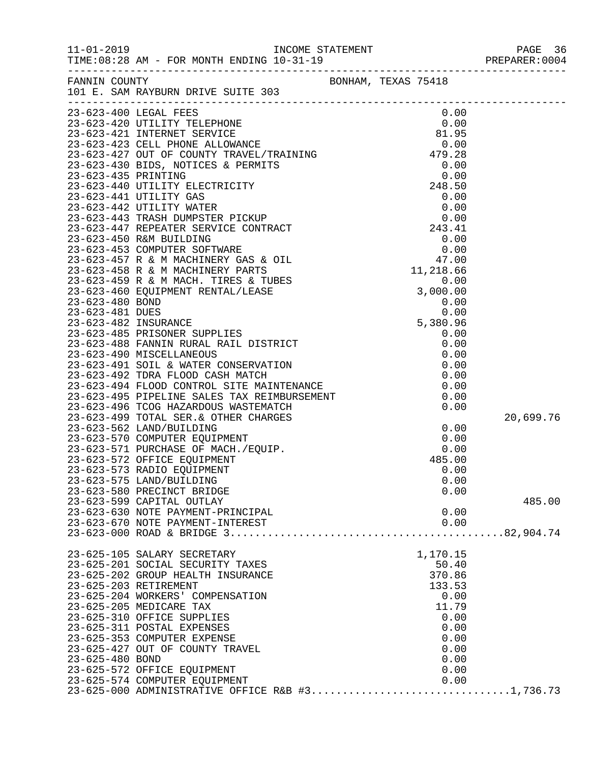FANNIN COUNTY — BONHAM, TEXAS 75418
101 E. SAM RAYBURN DRIVE SUITE 303

INCOME STATEMENT
TIME:08:28 AM - FOR MONTH ENDING 10-31-19

| Account | Description | Amount | Total |
|---|---|---|---|
| 23-623-400 | LEGAL FEES | 0.00 | |
| 23-623-420 | UTILITY TELEPHONE | 0.00 | |
| 23-623-421 | INTERNET SERVICE | 81.95 | |
| 23-623-423 | CELL PHONE ALLOWANCE | 0.00 | |
| 23-623-427 | OUT OF COUNTY TRAVEL/TRAINING | 479.28 | |
| 23-623-430 | BIDS, NOTICES & PERMITS | 0.00 | |
| 23-623-435 | PRINTING | 0.00 | |
| 23-623-440 | UTILITY ELECTRICITY | 248.50 | |
| 23-623-441 | UTILITY GAS | 0.00 | |
| 23-623-442 | UTILITY WATER | 0.00 | |
| 23-623-443 | TRASH DUMPSTER PICKUP | 0.00 | |
| 23-623-447 | REPEATER SERVICE CONTRACT | 243.41 | |
| 23-623-450 | R&M BUILDING | 0.00 | |
| 23-623-453 | COMPUTER SOFTWARE | 0.00 | |
| 23-623-457 | R & M MACHINERY GAS & OIL | 47.00 | |
| 23-623-458 | R & M MACHINERY PARTS | 11,218.66 | |
| 23-623-459 | R & M MACH. TIRES & TUBES | 0.00 | |
| 23-623-460 | EQUIPMENT RENTAL/LEASE | 3,000.00 | |
| 23-623-480 | BOND | 0.00 | |
| 23-623-481 | DUES | 0.00 | |
| 23-623-482 | INSURANCE | 5,380.96 | |
| 23-623-485 | PRISONER SUPPLIES | 0.00 | |
| 23-623-488 | FANNIN RURAL RAIL DISTRICT | 0.00 | |
| 23-623-490 | MISCELLANEOUS | 0.00 | |
| 23-623-491 | SOIL & WATER CONSERVATION | 0.00 | |
| 23-623-492 | TDRA FLOOD CASH MATCH | 0.00 | |
| 23-623-494 | FLOOD CONTROL SITE MAINTENANCE | 0.00 | |
| 23-623-495 | PIPELINE SALES TAX REIMBURSEMENT | 0.00 | |
| 23-623-496 | TCOG HAZARDOUS WASTEMATCH | 0.00 | |
| 23-623-499 | TOTAL SER.& OTHER CHARGES | | 20,699.76 |
| 23-623-562 | LAND/BUILDING | 0.00 | |
| 23-623-570 | COMPUTER EQUIPMENT | 0.00 | |
| 23-623-571 | PURCHASE OF MACH./EQUIP. | 0.00 | |
| 23-623-572 | OFFICE EQUIPMENT | 485.00 | |
| 23-623-573 | RADIO EQUIPMENT | 0.00 | |
| 23-623-575 | LAND/BUILDING | 0.00 | |
| 23-623-580 | PRECINCT BRIDGE | 0.00 | |
| 23-623-599 | CAPITAL OUTLAY | | 485.00 |
| 23-623-630 | NOTE PAYMENT-PRINCIPAL | 0.00 | |
| 23-623-670 | NOTE PAYMENT-INTEREST | 0.00 | |
| 23-623-000 | ROAD & BRIDGE 3 | | 82,904.74 |

| Account | Description | Amount | Total |
|---|---|---|---|
| 23-625-105 | SALARY SECRETARY | 1,170.15 | |
| 23-625-201 | SOCIAL SECURITY TAXES | 50.40 | |
| 23-625-202 | GROUP HEALTH INSURANCE | 370.86 | |
| 23-625-203 | RETIREMENT | 133.53 | |
| 23-625-204 | WORKERS' COMPENSATION | 0.00 | |
| 23-625-205 | MEDICARE TAX | 11.79 | |
| 23-625-310 | OFFICE SUPPLIES | 0.00 | |
| 23-625-311 | POSTAL EXPENSES | 0.00 | |
| 23-625-353 | COMPUTER EXPENSE | 0.00 | |
| 23-625-427 | OUT OF COUNTY TRAVEL | 0.00 | |
| 23-625-480 | BOND | 0.00 | |
| 23-625-572 | OFFICE EQUIPMENT | 0.00 | |
| 23-625-574 | COMPUTER EQUIPMENT | 0.00 | |
| 23-625-000 | ADMINISTRATIVE OFFICE R&B #3 | | 1,736.73 |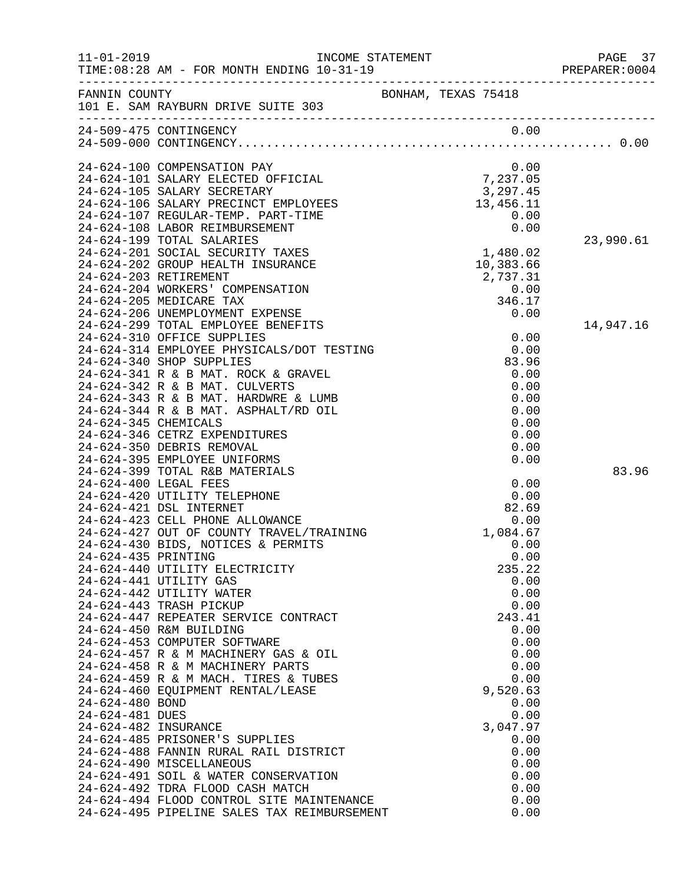INCOME STATEMENT

TIME:08:28 AM - FOR MONTH ENDING 10-31-19

FANNIN COUNTY — BONHAM, TEXAS 75418

101 E. SAM RAYBURN DRIVE SUITE 303

| Account | Description | Amount | Total |
|---|---|---|---|
| 24-509-475 | CONTINGENCY | 0.00 | |
| 24-509-000 | CONTINGENCY................................................ | | 0.00 |
| 24-624-100 | COMPENSATION PAY | 0.00 | |
| 24-624-101 | SALARY ELECTED OFFICIAL | 7,237.05 | |
| 24-624-105 | SALARY SECRETARY | 3,297.45 | |
| 24-624-106 | SALARY PRECINCT EMPLOYEES | 13,456.11 | |
| 24-624-107 | REGULAR-TEMP. PART-TIME | 0.00 | |
| 24-624-108 | LABOR REIMBURSEMENT | 0.00 | |
| 24-624-199 | TOTAL SALARIES | | 23,990.61 |
| 24-624-201 | SOCIAL SECURITY TAXES | 1,480.02 | |
| 24-624-202 | GROUP HEALTH INSURANCE | 10,383.66 | |
| 24-624-203 | RETIREMENT | 2,737.31 | |
| 24-624-204 | WORKERS' COMPENSATION | 0.00 | |
| 24-624-205 | MEDICARE TAX | 346.17 | |
| 24-624-206 | UNEMPLOYMENT EXPENSE | 0.00 | |
| 24-624-299 | TOTAL EMPLOYEE BENEFITS | | 14,947.16 |
| 24-624-310 | OFFICE SUPPLIES | 0.00 | |
| 24-624-314 | EMPLOYEE PHYSICALS/DOT TESTING | 0.00 | |
| 24-624-340 | SHOP SUPPLIES | 83.96 | |
| 24-624-341 | R & B MAT. ROCK & GRAVEL | 0.00 | |
| 24-624-342 | R & B MAT. CULVERTS | 0.00 | |
| 24-624-343 | R & B MAT. HARDWRE & LUMB | 0.00 | |
| 24-624-344 | R & B MAT. ASPHALT/RD OIL | 0.00 | |
| 24-624-345 | CHEMICALS | 0.00 | |
| 24-624-346 | CETRZ EXPENDITURES | 0.00 | |
| 24-624-350 | DEBRIS REMOVAL | 0.00 | |
| 24-624-395 | EMPLOYEE UNIFORMS | 0.00 | |
| 24-624-399 | TOTAL R&B MATERIALS | | 83.96 |
| 24-624-400 | LEGAL FEES | 0.00 | |
| 24-624-420 | UTILITY TELEPHONE | 0.00 | |
| 24-624-421 | DSL INTERNET | 82.69 | |
| 24-624-423 | CELL PHONE ALLOWANCE | 0.00 | |
| 24-624-427 | OUT OF COUNTY TRAVEL/TRAINING | 1,084.67 | |
| 24-624-430 | BIDS, NOTICES & PERMITS | 0.00 | |
| 24-624-435 | PRINTING | 0.00 | |
| 24-624-440 | UTILITY ELECTRICITY | 235.22 | |
| 24-624-441 | UTILITY GAS | 0.00 | |
| 24-624-442 | UTILITY WATER | 0.00 | |
| 24-624-443 | TRASH PICKUP | 0.00 | |
| 24-624-447 | REPEATER SERVICE CONTRACT | 243.41 | |
| 24-624-450 | R&M BUILDING | 0.00 | |
| 24-624-453 | COMPUTER SOFTWARE | 0.00 | |
| 24-624-457 | R & M MACHINERY GAS & OIL | 0.00 | |
| 24-624-458 | R & M MACHINERY PARTS | 0.00 | |
| 24-624-459 | R & M MACH. TIRES & TUBES | 0.00 | |
| 24-624-460 | EQUIPMENT RENTAL/LEASE | 9,520.63 | |
| 24-624-480 | BOND | 0.00 | |
| 24-624-481 | DUES | 0.00 | |
| 24-624-482 | INSURANCE | 3,047.97 | |
| 24-624-485 | PRISONER'S SUPPLIES | 0.00 | |
| 24-624-488 | FANNIN RURAL RAIL DISTRICT | 0.00 | |
| 24-624-490 | MISCELLANEOUS | 0.00 | |
| 24-624-491 | SOIL & WATER CONSERVATION | 0.00 | |
| 24-624-492 | TDRA FLOOD CASH MATCH | 0.00 | |
| 24-624-494 | FLOOD CONTROL SITE MAINTENANCE | 0.00 | |
| 24-624-495 | PIPELINE SALES TAX REIMBURSEMENT | 0.00 | |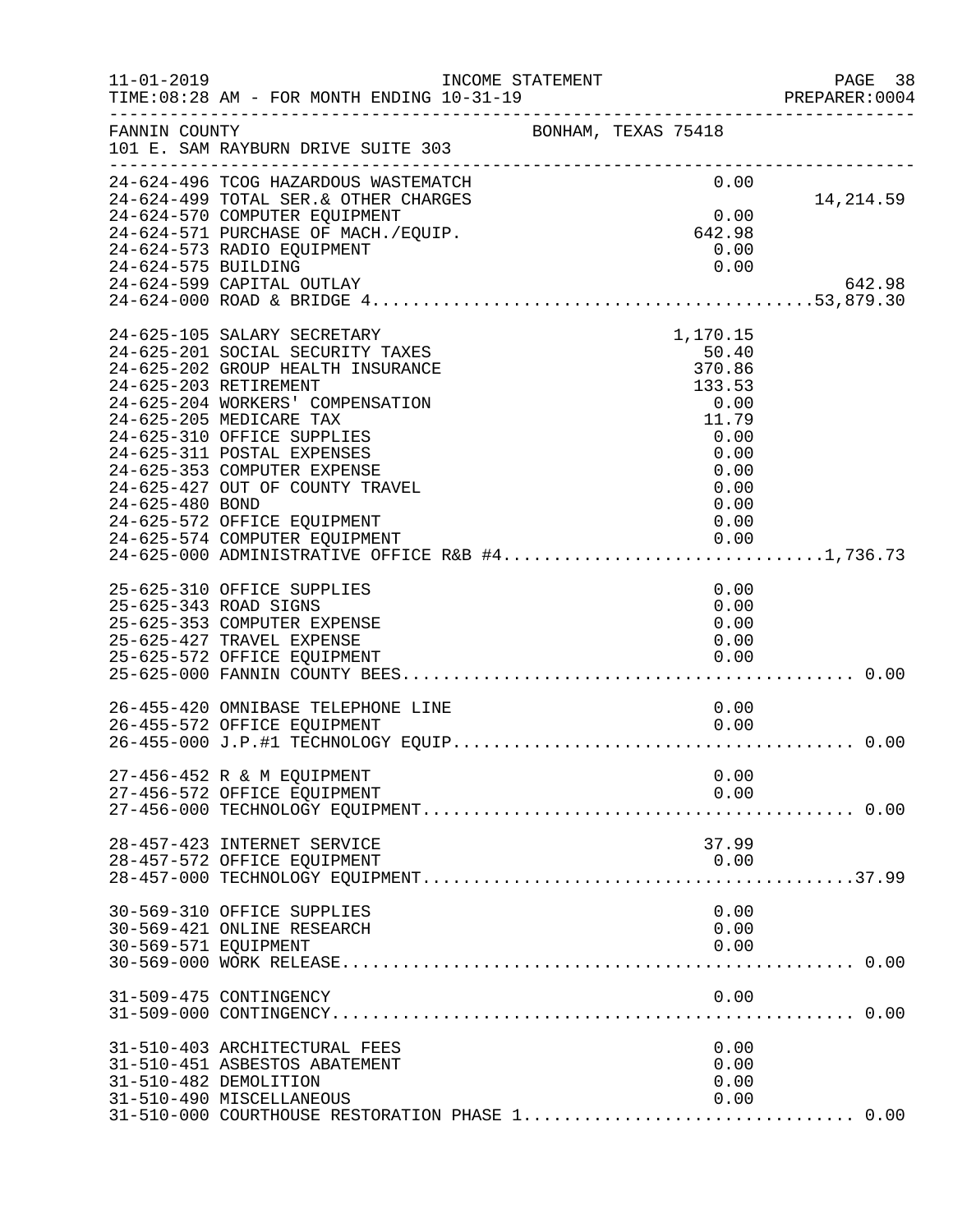FANNIN COUNTY — BONHAM, TEXAS 75418
101 E. SAM RAYBURN DRIVE SUITE 303

INCOME STATEMENT — 11-01-2019 — TIME:08:28 AM - FOR MONTH ENDING 10-31-19 — PREPARER:0004

| Account | Description | Amount | Total |
|---|---|---|---|
| 24-624-496 | TCOG HAZARDOUS WASTEMATCH | 0.00 | |
| 24-624-499 | TOTAL SER.& OTHER CHARGES | | 14,214.59 |
| 24-624-570 | COMPUTER EQUIPMENT | 0.00 | |
| 24-624-571 | PURCHASE OF MACH./EQUIP. | 642.98 | |
| 24-624-573 | RADIO EQUIPMENT | 0.00 | |
| 24-624-575 | BUILDING | 0.00 | |
| 24-624-599 | CAPITAL OUTLAY | | 642.98 |
| 24-624-000 | ROAD & BRIDGE 4 | | 53,879.30 |
| 24-625-105 | SALARY SECRETARY | 1,170.15 | |
| 24-625-201 | SOCIAL SECURITY TAXES | 50.40 | |
| 24-625-202 | GROUP HEALTH INSURANCE | 370.86 | |
| 24-625-203 | RETIREMENT | 133.53 | |
| 24-625-204 | WORKERS' COMPENSATION | 0.00 | |
| 24-625-205 | MEDICARE TAX | 11.79 | |
| 24-625-310 | OFFICE SUPPLIES | 0.00 | |
| 24-625-311 | POSTAL EXPENSES | 0.00 | |
| 24-625-353 | COMPUTER EXPENSE | 0.00 | |
| 24-625-427 | OUT OF COUNTY TRAVEL | 0.00 | |
| 24-625-480 | BOND | 0.00 | |
| 24-625-572 | OFFICE EQUIPMENT | 0.00 | |
| 24-625-574 | COMPUTER EQUIPMENT | 0.00 | |
| 24-625-000 | ADMINISTRATIVE OFFICE R&B #4 | | 1,736.73 |
| 25-625-310 | OFFICE SUPPLIES | 0.00 | |
| 25-625-343 | ROAD SIGNS | 0.00 | |
| 25-625-353 | COMPUTER EXPENSE | 0.00 | |
| 25-625-427 | TRAVEL EXPENSE | 0.00 | |
| 25-625-572 | OFFICE EQUIPMENT | 0.00 | |
| 25-625-000 | FANNIN COUNTY BEES | | 0.00 |
| 26-455-420 | OMNIBASE TELEPHONE LINE | 0.00 | |
| 26-455-572 | OFFICE EQUIPMENT | 0.00 | |
| 26-455-000 | J.P.#1 TECHNOLOGY EQUIP | | 0.00 |
| 27-456-452 | R & M EQUIPMENT | 0.00 | |
| 27-456-572 | OFFICE EQUIPMENT | 0.00 | |
| 27-456-000 | TECHNOLOGY EQUIPMENT | | 0.00 |
| 28-457-423 | INTERNET SERVICE | 37.99 | |
| 28-457-572 | OFFICE EQUIPMENT | 0.00 | |
| 28-457-000 | TECHNOLOGY EQUIPMENT | | 37.99 |
| 30-569-310 | OFFICE SUPPLIES | 0.00 | |
| 30-569-421 | ONLINE RESEARCH | 0.00 | |
| 30-569-571 | EQUIPMENT | 0.00 | |
| 30-569-000 | WORK RELEASE | | 0.00 |
| 31-509-475 | CONTINGENCY | 0.00 | |
| 31-509-000 | CONTINGENCY | | 0.00 |
| 31-510-403 | ARCHITECTURAL FEES | 0.00 | |
| 31-510-451 | ASBESTOS ABATEMENT | 0.00 | |
| 31-510-482 | DEMOLITION | 0.00 | |
| 31-510-490 | MISCELLANEOUS | 0.00 | |
| 31-510-000 | COURTHOUSE RESTORATION PHASE 1 | | 0.00 |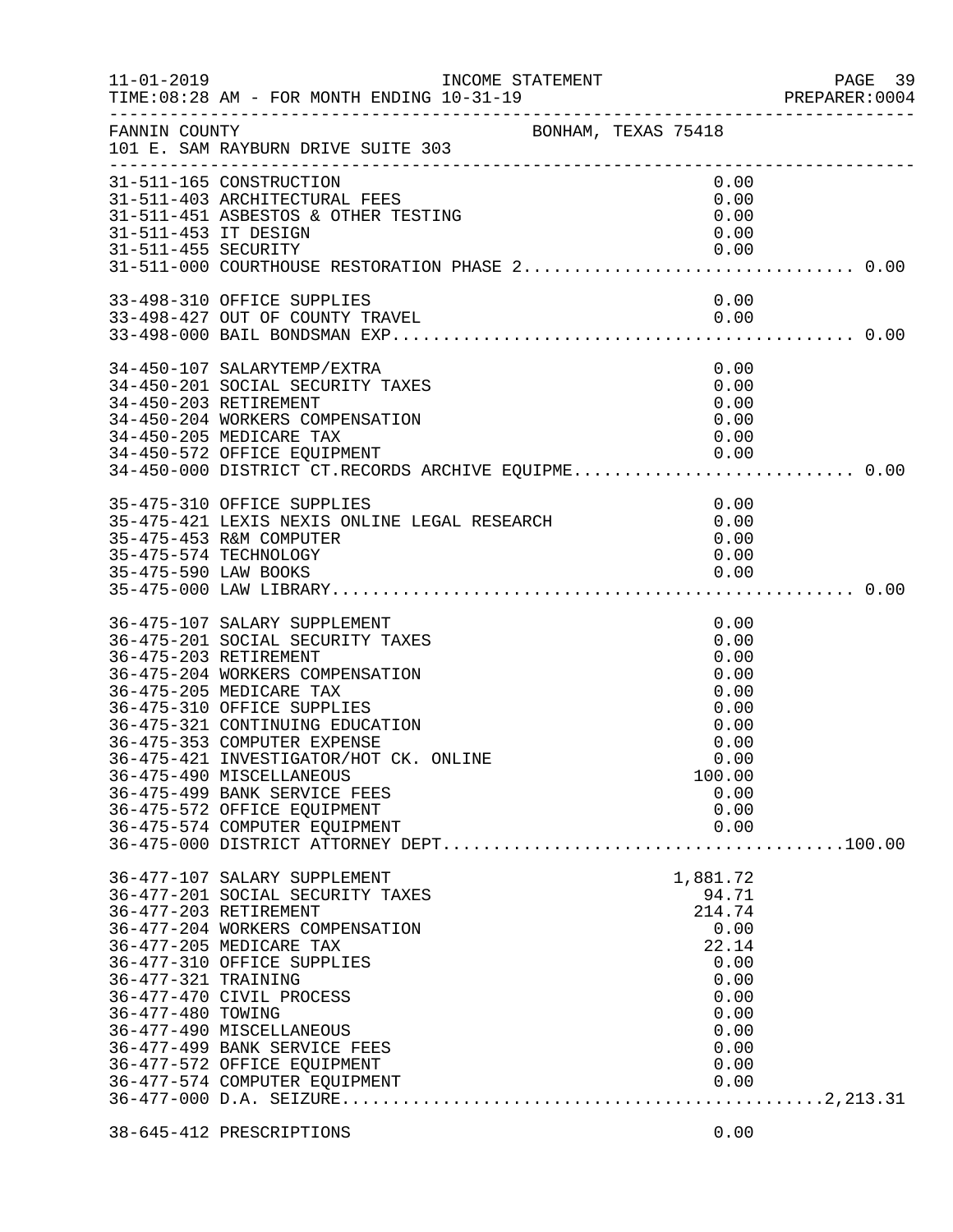INCOME STATEMENT

11-01-2019
TIME:08:28 AM - FOR MONTH ENDING 10-31-19

PREPARER:0004

FANNIN COUNTY
101 E. SAM RAYBURN DRIVE SUITE 303

BONHAM, TEXAS 75418

| Account | Description | Amount | Total |
|---|---|---|---|
| 31-511-165 | CONSTRUCTION | 0.00 | |
| 31-511-403 | ARCHITECTURAL FEES | 0.00 | |
| 31-511-451 | ASBESTOS & OTHER TESTING | 0.00 | |
| 31-511-453 | IT DESIGN | 0.00 | |
| 31-511-455 | SECURITY | 0.00 | |
| 31-511-000 | COURTHOUSE RESTORATION PHASE 2 | | 0.00 |
| 33-498-310 | OFFICE SUPPLIES | 0.00 | |
| 33-498-427 | OUT OF COUNTY TRAVEL | 0.00 | |
| 33-498-000 | BAIL BONDSMAN EXP | | 0.00 |
| 34-450-107 | SALARYTEMP/EXTRA | 0.00 | |
| 34-450-201 | SOCIAL SECURITY TAXES | 0.00 | |
| 34-450-203 | RETIREMENT | 0.00 | |
| 34-450-204 | WORKERS COMPENSATION | 0.00 | |
| 34-450-205 | MEDICARE TAX | 0.00 | |
| 34-450-572 | OFFICE EQUIPMENT | 0.00 | |
| 34-450-000 | DISTRICT CT.RECORDS ARCHIVE EQUIPME | | 0.00 |
| 35-475-310 | OFFICE SUPPLIES | 0.00 | |
| 35-475-421 | LEXIS NEXIS ONLINE LEGAL RESEARCH | 0.00 | |
| 35-475-453 | R&M COMPUTER | 0.00 | |
| 35-475-574 | TECHNOLOGY | 0.00 | |
| 35-475-590 | LAW BOOKS | 0.00 | |
| 35-475-000 | LAW LIBRARY | | 0.00 |
| 36-475-107 | SALARY SUPPLEMENT | 0.00 | |
| 36-475-201 | SOCIAL SECURITY TAXES | 0.00 | |
| 36-475-203 | RETIREMENT | 0.00 | |
| 36-475-204 | WORKERS COMPENSATION | 0.00 | |
| 36-475-205 | MEDICARE TAX | 0.00 | |
| 36-475-310 | OFFICE SUPPLIES | 0.00 | |
| 36-475-321 | CONTINUING EDUCATION | 0.00 | |
| 36-475-353 | COMPUTER EXPENSE | 0.00 | |
| 36-475-421 | INVESTIGATOR/HOT CK. ONLINE | 0.00 | |
| 36-475-490 | MISCELLANEOUS | 100.00 | |
| 36-475-499 | BANK SERVICE FEES | 0.00 | |
| 36-475-572 | OFFICE EQUIPMENT | 0.00 | |
| 36-475-574 | COMPUTER EQUIPMENT | 0.00 | |
| 36-475-000 | DISTRICT ATTORNEY DEPT | | 100.00 |
| 36-477-107 | SALARY SUPPLEMENT | 1,881.72 | |
| 36-477-201 | SOCIAL SECURITY TAXES | 94.71 | |
| 36-477-203 | RETIREMENT | 214.74 | |
| 36-477-204 | WORKERS COMPENSATION | 0.00 | |
| 36-477-205 | MEDICARE TAX | 22.14 | |
| 36-477-310 | OFFICE SUPPLIES | 0.00 | |
| 36-477-321 | TRAINING | 0.00 | |
| 36-477-470 | CIVIL PROCESS | 0.00 | |
| 36-477-480 | TOWING | 0.00 | |
| 36-477-490 | MISCELLANEOUS | 0.00 | |
| 36-477-499 | BANK SERVICE FEES | 0.00 | |
| 36-477-572 | OFFICE EQUIPMENT | 0.00 | |
| 36-477-574 | COMPUTER EQUIPMENT | 0.00 | |
| 36-477-000 | D.A. SEIZURE | | 2,213.31 |
| 38-645-412 | PRESCRIPTIONS | 0.00 | |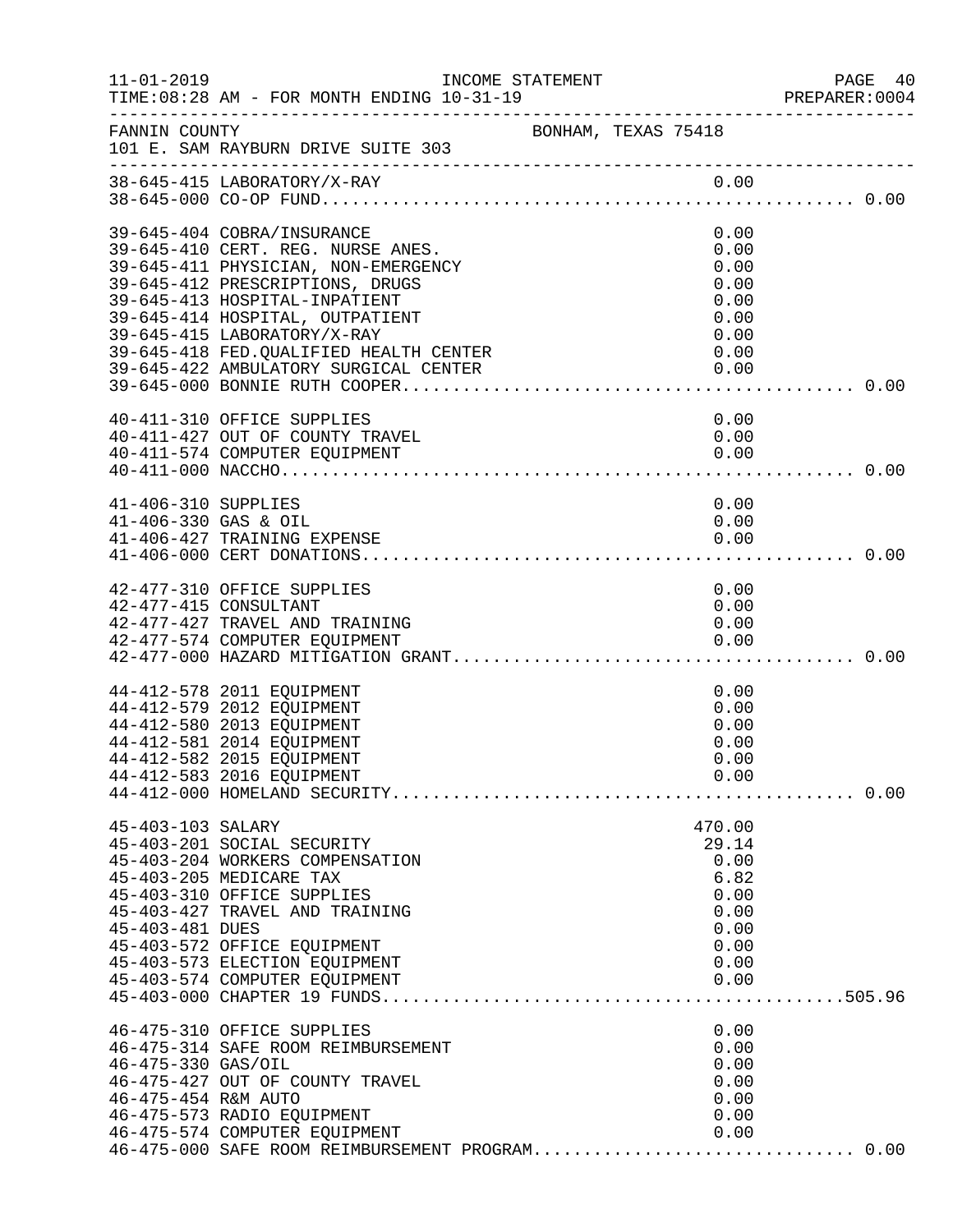FANNIN COUNTY BONHAM, TEXAS 75418
101 E. SAM RAYBURN DRIVE SUITE 303

```
38-645-415 LABORATORY/X-RAY                                     0.00
38-645-000 CO-OP FUND.................................................... 0.00

39-645-404 COBRA/INSURANCE                                      0.00
39-645-410 CERT. REG. NURSE ANES.                               0.00
39-645-411 PHYSICIAN, NON-EMERGENCY                             0.00
39-645-412 PRESCRIPTIONS, DRUGS                                 0.00
39-645-413 HOSPITAL-INPATIENT                                   0.00
39-645-414 HOSPITAL, OUTPATIENT                                 0.00
39-645-415 LABORATORY/X-RAY                                     0.00
39-645-418 FED.QUALIFIED HEALTH CENTER                          0.00
39-645-422 AMBULATORY SURGICAL CENTER                           0.00
39-645-000 BONNIE RUTH COOPER............................................ 0.00

40-411-310 OFFICE SUPPLIES                                      0.00
40-411-427 OUT OF COUNTY TRAVEL                                 0.00
40-411-574 COMPUTER EQUIPMENT                                   0.00
40-411-000 NACCHO........................................................ 0.00

41-406-310 SUPPLIES                                             0.00
41-406-330 GAS & OIL                                            0.00
41-406-427 TRAINING EXPENSE                                     0.00
41-406-000 CERT DONATIONS................................................ 0.00

42-477-310 OFFICE SUPPLIES                                      0.00
42-477-415 CONSULTANT                                           0.00
42-477-427 TRAVEL AND TRAINING                                  0.00
42-477-574 COMPUTER EQUIPMENT                                   0.00
42-477-000 HAZARD MITIGATION GRANT....................................... 0.00

44-412-578 2011 EQUIPMENT                                       0.00
44-412-579 2012 EQUIPMENT                                       0.00
44-412-580 2013 EQUIPMENT                                       0.00
44-412-581 2014 EQUIPMENT                                       0.00
44-412-582 2015 EQUIPMENT                                       0.00
44-412-583 2016 EQUIPMENT                                       0.00
44-412-000 HOMELAND SECURITY............................................. 0.00

45-403-103 SALARY                                             470.00
45-403-201 SOCIAL SECURITY                                     29.14
45-403-204 WORKERS COMPENSATION                                 0.00
45-403-205 MEDICARE TAX                                         6.82
45-403-310 OFFICE SUPPLIES                                      0.00
45-403-427 TRAVEL AND TRAINING                                  0.00
45-403-481 DUES                                                 0.00
45-403-572 OFFICE EQUIPMENT                                     0.00
45-403-573 ELECTION EQUIPMENT                                   0.00
45-403-574 COMPUTER EQUIPMENT                                   0.00
45-403-000 CHAPTER 19 FUNDS.............................................505.96

46-475-310 OFFICE SUPPLIES                                      0.00
46-475-314 SAFE ROOM REIMBURSEMENT                              0.00
46-475-330 GAS/OIL                                              0.00
46-475-427 OUT OF COUNTY TRAVEL                                 0.00
46-475-454 R&M AUTO                                             0.00
46-475-573 RADIO EQUIPMENT                                      0.00
46-475-574 COMPUTER EQUIPMENT                                   0.00
46-475-000 SAFE ROOM REIMBURSEMENT PROGRAM............................... 0.00
```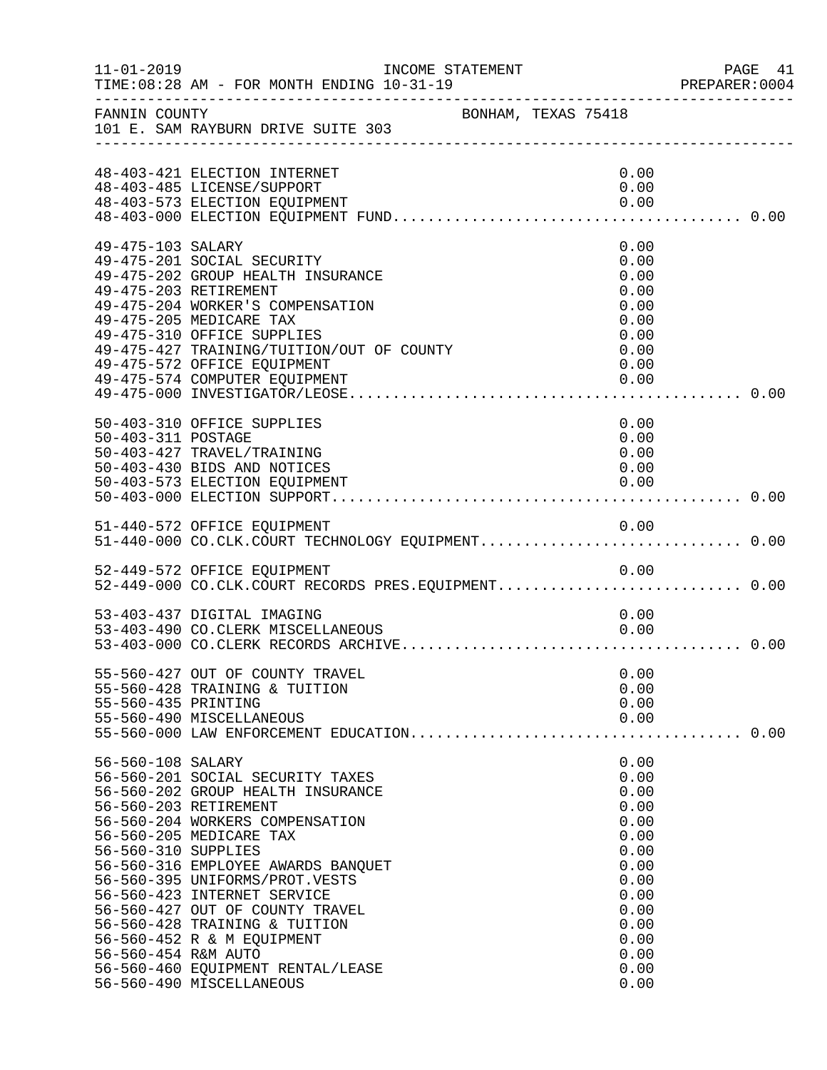FANNIN COUNTY — BONHAM, TEXAS 75418
101 E. SAM RAYBURN DRIVE SUITE 303

| Account | Description | Amount | Total |
|---|---|---|---|
| 48-403-421 | ELECTION INTERNET | 0.00 | |
| 48-403-485 | LICENSE/SUPPORT | 0.00 | |
| 48-403-573 | ELECTION EQUIPMENT | 0.00 | |
| 48-403-000 | ELECTION EQUIPMENT FUND | | 0.00 |
| 49-475-103 | SALARY | 0.00 | |
| 49-475-201 | SOCIAL SECURITY | 0.00 | |
| 49-475-202 | GROUP HEALTH INSURANCE | 0.00 | |
| 49-475-203 | RETIREMENT | 0.00 | |
| 49-475-204 | WORKER'S COMPENSATION | 0.00 | |
| 49-475-205 | MEDICARE TAX | 0.00 | |
| 49-475-310 | OFFICE SUPPLIES | 0.00 | |
| 49-475-427 | TRAINING/TUITION/OUT OF COUNTY | 0.00 | |
| 49-475-572 | OFFICE EQUIPMENT | 0.00 | |
| 49-475-574 | COMPUTER EQUIPMENT | 0.00 | |
| 49-475-000 | INVESTIGATOR/LEOSE | | 0.00 |
| 50-403-310 | OFFICE SUPPLIES | 0.00 | |
| 50-403-311 | POSTAGE | 0.00 | |
| 50-403-427 | TRAVEL/TRAINING | 0.00 | |
| 50-403-430 | BIDS AND NOTICES | 0.00 | |
| 50-403-573 | ELECTION EQUIPMENT | 0.00 | |
| 50-403-000 | ELECTION SUPPORT | | 0.00 |
| 51-440-572 | OFFICE EQUIPMENT | 0.00 | |
| 51-440-000 | CO.CLK.COURT TECHNOLOGY EQUIPMENT | | 0.00 |
| 52-449-572 | OFFICE EQUIPMENT | 0.00 | |
| 52-449-000 | CO.CLK.COURT RECORDS PRES.EQUIPMENT | | 0.00 |
| 53-403-437 | DIGITAL IMAGING | 0.00 | |
| 53-403-490 | CO.CLERK MISCELLANEOUS | 0.00 | |
| 53-403-000 | CO.CLERK RECORDS ARCHIVE | | 0.00 |
| 55-560-427 | OUT OF COUNTY TRAVEL | 0.00 | |
| 55-560-428 | TRAINING & TUITION | 0.00 | |
| 55-560-435 | PRINTING | 0.00 | |
| 55-560-490 | MISCELLANEOUS | 0.00 | |
| 55-560-000 | LAW ENFORCEMENT EDUCATION | | 0.00 |
| 56-560-108 | SALARY | 0.00 | |
| 56-560-201 | SOCIAL SECURITY TAXES | 0.00 | |
| 56-560-202 | GROUP HEALTH INSURANCE | 0.00 | |
| 56-560-203 | RETIREMENT | 0.00 | |
| 56-560-204 | WORKERS COMPENSATION | 0.00 | |
| 56-560-205 | MEDICARE TAX | 0.00 | |
| 56-560-310 | SUPPLIES | 0.00 | |
| 56-560-316 | EMPLOYEE AWARDS BANQUET | 0.00 | |
| 56-560-395 | UNIFORMS/PROT.VESTS | 0.00 | |
| 56-560-423 | INTERNET SERVICE | 0.00 | |
| 56-560-427 | OUT OF COUNTY TRAVEL | 0.00 | |
| 56-560-428 | TRAINING & TUITION | 0.00 | |
| 56-560-452 | R & M EQUIPMENT | 0.00 | |
| 56-560-454 | R&M AUTO | 0.00 | |
| 56-560-460 | EQUIPMENT RENTAL/LEASE | 0.00 | |
| 56-560-490 | MISCELLANEOUS | 0.00 | |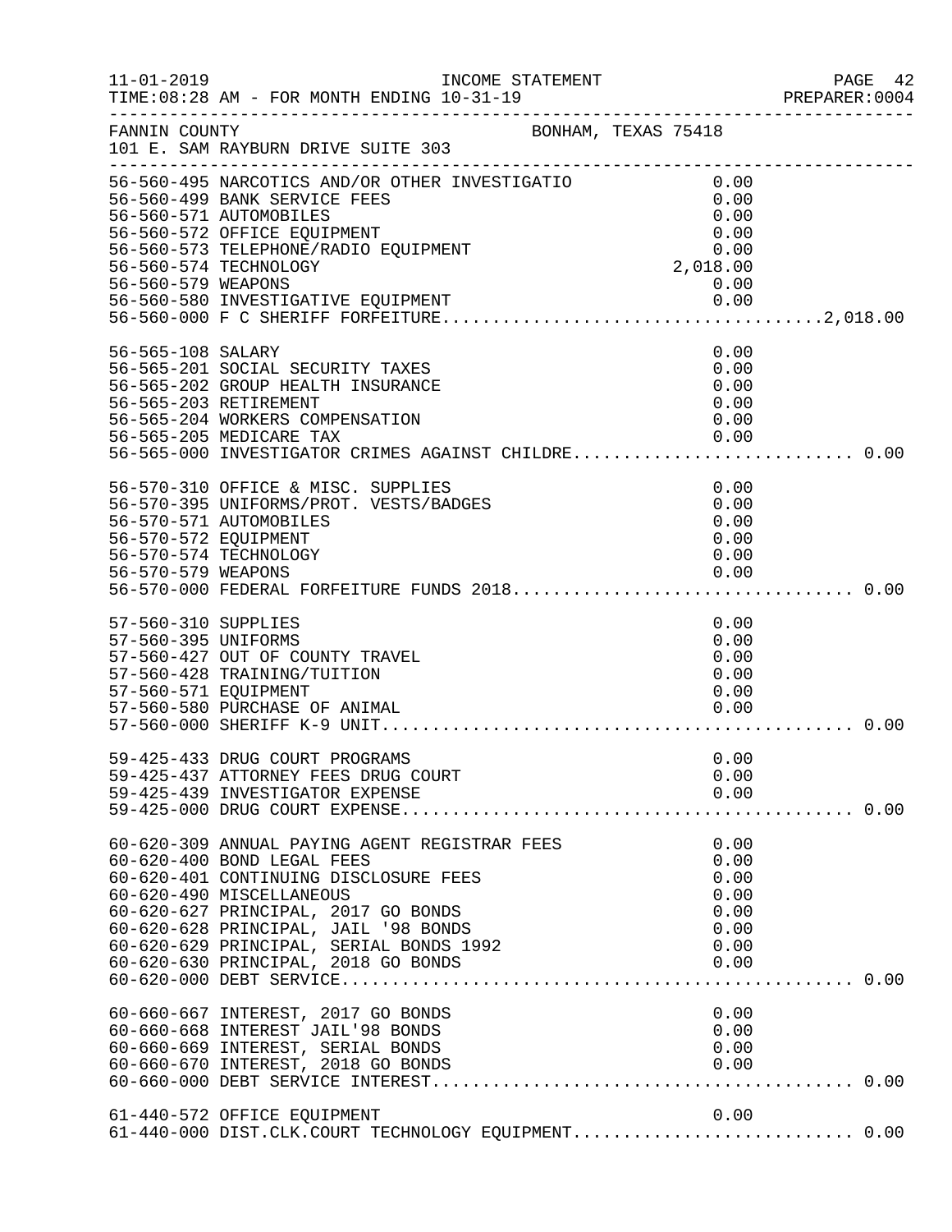11-01-2019 INCOME STATEMENT PAGE 42
TIME:08:28 AM - FOR MONTH ENDING 10-31-19 PREPARER:0004

FANNIN COUNTY BONHAM, TEXAS 75418
101 E. SAM RAYBURN DRIVE SUITE 303

```
56-560-495 NARCOTICS AND/OR OTHER INVESTIGATIO          0.00
56-560-499 BANK SERVICE FEES                            0.00
56-560-571 AUTOMOBILES                                  0.00
56-560-572 OFFICE EQUIPMENT                             0.00
56-560-573 TELEPHONE/RADIO EQUIPMENT                    0.00
56-560-574 TECHNOLOGY                               2,018.00
56-560-579 WEAPONS                                      0.00
56-560-580 INVESTIGATIVE EQUIPMENT                      0.00
56-560-000 F C SHERIFF FORFEITURE.....................................2,018.00

56-565-108 SALARY                                       0.00
56-565-201 SOCIAL SECURITY TAXES                        0.00
56-565-202 GROUP HEALTH INSURANCE                       0.00
56-565-203 RETIREMENT                                   0.00
56-565-204 WORKERS COMPENSATION                         0.00
56-565-205 MEDICARE TAX                                 0.00
56-565-000 INVESTIGATOR CRIMES AGAINST CHILDRE............................ 0.00

56-570-310 OFFICE & MISC. SUPPLIES                      0.00
56-570-395 UNIFORMS/PROT. VESTS/BADGES                  0.00
56-570-571 AUTOMOBILES                                  0.00
56-570-572 EQUIPMENT                                    0.00
56-570-574 TECHNOLOGY                                   0.00
56-570-579 WEAPONS                                      0.00
56-570-000 FEDERAL FORFEITURE FUNDS 2018................................. 0.00

57-560-310 SUPPLIES                                     0.00
57-560-395 UNIFORMS                                     0.00
57-560-427 OUT OF COUNTY TRAVEL                         0.00
57-560-428 TRAINING/TUITION                             0.00
57-560-571 EQUIPMENT                                    0.00
57-560-580 PURCHASE OF ANIMAL                           0.00
57-560-000 SHERIFF K-9 UNIT.............................................. 0.00

59-425-433 DRUG COURT PROGRAMS                          0.00
59-425-437 ATTORNEY FEES DRUG COURT                     0.00
59-425-439 INVESTIGATOR EXPENSE                         0.00
59-425-000 DRUG COURT EXPENSE............................................ 0.00

60-620-309 ANNUAL PAYING AGENT REGISTRAR FEES           0.00
60-620-400 BOND LEGAL FEES                              0.00
60-620-401 CONTINUING DISCLOSURE FEES                   0.00
60-620-490 MISCELLANEOUS                                0.00
60-620-627 PRINCIPAL, 2017 GO BONDS                     0.00
60-620-628 PRINCIPAL, JAIL '98 BONDS                    0.00
60-620-629 PRINCIPAL, SERIAL BONDS 1992                 0.00
60-620-630 PRINCIPAL, 2018 GO BONDS                     0.00
60-620-000 DEBT SERVICE.................................................. 0.00

60-660-667 INTEREST, 2017 GO BONDS                      0.00
60-660-668 INTEREST JAIL'98 BONDS                       0.00
60-660-669 INTEREST, SERIAL BONDS                       0.00
60-660-670 INTEREST, 2018 GO BONDS                      0.00
60-660-000 DEBT SERVICE INTEREST......................................... 0.00

61-440-572 OFFICE EQUIPMENT                             0.00
61-440-000 DIST.CLK.COURT TECHNOLOGY EQUIPMENT........................... 0.00
```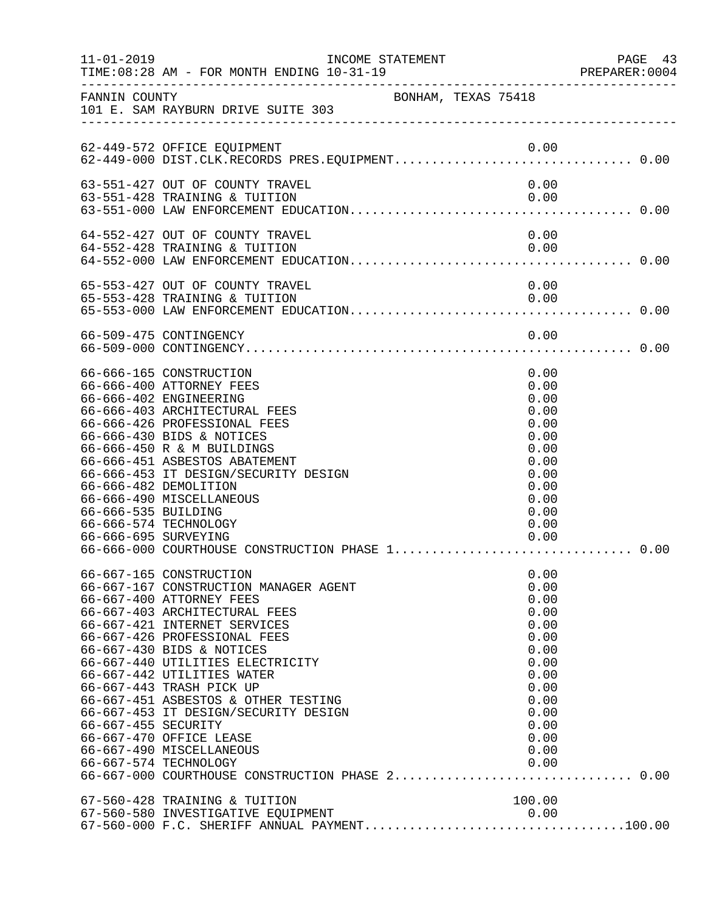FANNIN COUNTY　　　　　　　　　　　　　　BONHAM, TEXAS 75418
101 E. SAM RAYBURN DRIVE SUITE 303

INCOME STATEMENT
TIME:08:28 AM - FOR MONTH ENDING 10-31-19

| Account | Description | Amount | Total |
|---|---|---|---|
| 62-449-572 | OFFICE EQUIPMENT | 0.00 | |
| 62-449-000 | DIST.CLK.RECORDS PRES.EQUIPMENT | | 0.00 |
| 63-551-427 | OUT OF COUNTY TRAVEL | 0.00 | |
| 63-551-428 | TRAINING & TUITION | 0.00 | |
| 63-551-000 | LAW ENFORCEMENT EDUCATION | | 0.00 |
| 64-552-427 | OUT OF COUNTY TRAVEL | 0.00 | |
| 64-552-428 | TRAINING & TUITION | 0.00 | |
| 64-552-000 | LAW ENFORCEMENT EDUCATION | | 0.00 |
| 65-553-427 | OUT OF COUNTY TRAVEL | 0.00 | |
| 65-553-428 | TRAINING & TUITION | 0.00 | |
| 65-553-000 | LAW ENFORCEMENT EDUCATION | | 0.00 |
| 66-509-475 | CONTINGENCY | 0.00 | |
| 66-509-000 | CONTINGENCY | | 0.00 |
| 66-666-165 | CONSTRUCTION | 0.00 | |
| 66-666-400 | ATTORNEY FEES | 0.00 | |
| 66-666-402 | ENGINEERING | 0.00 | |
| 66-666-403 | ARCHITECTURAL FEES | 0.00 | |
| 66-666-426 | PROFESSIONAL FEES | 0.00 | |
| 66-666-430 | BIDS & NOTICES | 0.00 | |
| 66-666-450 | R & M BUILDINGS | 0.00 | |
| 66-666-451 | ASBESTOS ABATEMENT | 0.00 | |
| 66-666-453 | IT DESIGN/SECURITY DESIGN | 0.00 | |
| 66-666-482 | DEMOLITION | 0.00 | |
| 66-666-490 | MISCELLANEOUS | 0.00 | |
| 66-666-535 | BUILDING | 0.00 | |
| 66-666-574 | TECHNOLOGY | 0.00 | |
| 66-666-695 | SURVEYING | 0.00 | |
| 66-666-000 | COURTHOUSE CONSTRUCTION PHASE 1 | | 0.00 |
| 66-667-165 | CONSTRUCTION | 0.00 | |
| 66-667-167 | CONSTRUCTION MANAGER AGENT | 0.00 | |
| 66-667-400 | ATTORNEY FEES | 0.00 | |
| 66-667-403 | ARCHITECTURAL FEES | 0.00 | |
| 66-667-421 | INTERNET SERVICES | 0.00 | |
| 66-667-426 | PROFESSIONAL FEES | 0.00 | |
| 66-667-430 | BIDS & NOTICES | 0.00 | |
| 66-667-440 | UTILITIES ELECTRICITY | 0.00 | |
| 66-667-442 | UTILITIES WATER | 0.00 | |
| 66-667-443 | TRASH PICK UP | 0.00 | |
| 66-667-451 | ASBESTOS & OTHER TESTING | 0.00 | |
| 66-667-453 | IT DESIGN/SECURITY DESIGN | 0.00 | |
| 66-667-455 | SECURITY | 0.00 | |
| 66-667-470 | OFFICE LEASE | 0.00 | |
| 66-667-490 | MISCELLANEOUS | 0.00 | |
| 66-667-574 | TECHNOLOGY | 0.00 | |
| 66-667-000 | COURTHOUSE CONSTRUCTION PHASE 2 | | 0.00 |
| 67-560-428 | TRAINING & TUITION | 100.00 | |
| 67-560-580 | INVESTIGATIVE EQUIPMENT | 0.00 | |
| 67-560-000 | F.C. SHERIFF ANNUAL PAYMENT | | 100.00 |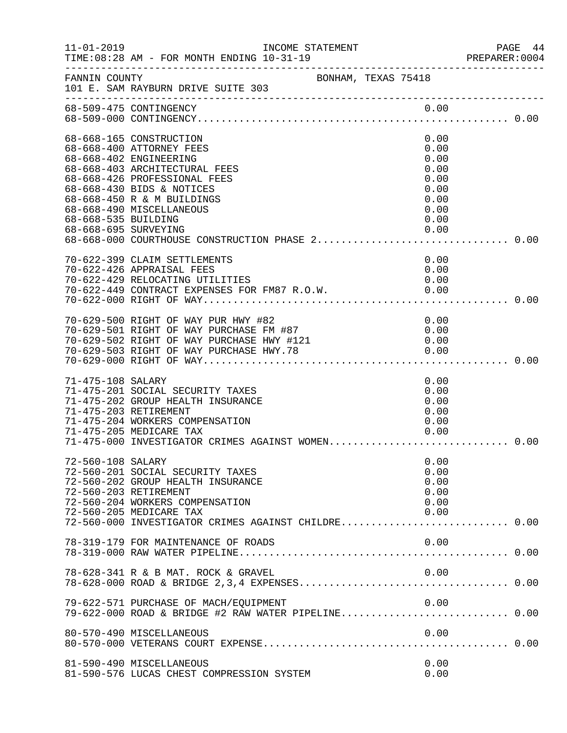FANNIN COUNTY BONHAM, TEXAS 75418
101 E. SAM RAYBURN DRIVE SUITE 303

```
68-509-475 CONTINGENCY                                            0.00
68-509-000 CONTINGENCY.................................................... 0.00

68-668-165 CONSTRUCTION                                           0.00
68-668-400 ATTORNEY FEES                                          0.00
68-668-402 ENGINEERING                                            0.00
68-668-403 ARCHITECTURAL FEES                                     0.00
68-668-426 PROFESSIONAL FEES                                      0.00
68-668-430 BIDS & NOTICES                                         0.00
68-668-450 R & M BUILDINGS                                        0.00
68-668-490 MISCELLANEOUS                                          0.00
68-668-535 BUILDING                                               0.00
68-668-695 SURVEYING                                              0.00
68-668-000 COURTHOUSE CONSTRUCTION PHASE 2................................ 0.00

70-622-399 CLAIM SETTLEMENTS                                      0.00
70-622-426 APPRAISAL FEES                                         0.00
70-622-429 RELOCATING UTILITIES                                   0.00
70-622-449 CONTRACT EXPENSES FOR FM87 R.O.W.                      0.00
70-622-000 RIGHT OF WAY................................................... 0.00

70-629-500 RIGHT OF WAY PUR HWY #82                               0.00
70-629-501 RIGHT OF WAY PURCHASE FM #87                           0.00
70-629-502 RIGHT OF WAY PURCHASE HWY #121                         0.00
70-629-503 RIGHT OF WAY PURCHASE HWY.78                           0.00
70-629-000 RIGHT OF WAY................................................... 0.00

71-475-108 SALARY                                                 0.00
71-475-201 SOCIAL SECURITY TAXES                                  0.00
71-475-202 GROUP HEALTH INSURANCE                                 0.00
71-475-203 RETIREMENT                                             0.00
71-475-204 WORKERS COMPENSATION                                   0.00
71-475-205 MEDICARE TAX                                           0.00
71-475-000 INVESTIGATOR CRIMES AGAINST WOMEN.............................. 0.00

72-560-108 SALARY                                                 0.00
72-560-201 SOCIAL SECURITY TAXES                                  0.00
72-560-202 GROUP HEALTH INSURANCE                                 0.00
72-560-203 RETIREMENT                                             0.00
72-560-204 WORKERS COMPENSATION                                   0.00
72-560-205 MEDICARE TAX                                           0.00
72-560-000 INVESTIGATOR CRIMES AGAINST CHILDRE............................ 0.00

78-319-179 FOR MAINTENANCE OF ROADS                               0.00
78-319-000 RAW WATER PIPELINE............................................. 0.00

78-628-341 R & B MAT. ROCK & GRAVEL                               0.00
78-628-000 ROAD & BRIDGE 2,3,4 EXPENSES................................... 0.00

79-622-571 PURCHASE OF MACH/EQUIPMENT                             0.00
79-622-000 ROAD & BRIDGE #2 RAW WATER PIPELINE............................ 0.00

80-570-490 MISCELLANEOUS                                          0.00
80-570-000 VETERANS COURT EXPENSE......................................... 0.00

81-590-490 MISCELLANEOUS                                          0.00
81-590-576 LUCAS CHEST COMPRESSION SYSTEM                         0.00
```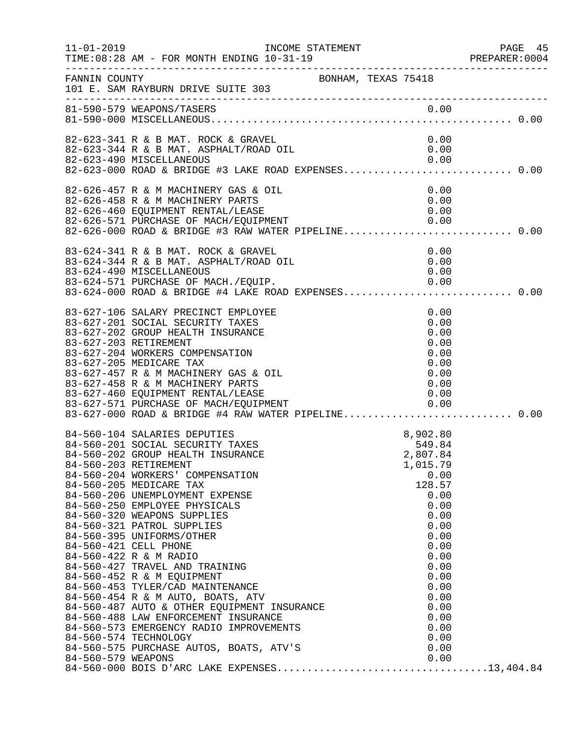11-01-2019 INCOME STATEMENT
TIME:08:28 AM - FOR MONTH ENDING 10-31-19 PREPARER:0004

FANNIN COUNTY BONHAM, TEXAS 75418
101 E. SAM RAYBURN DRIVE SUITE 303

| Account | Description | Amount | Total |
|---|---|---|---|
| 81-590-579 | WEAPONS/TASERS | 0.00 | |
| 81-590-000 | MISCELLANEOUS | | 0.00 |
| 82-623-341 | R & B MAT. ROCK & GRAVEL | 0.00 | |
| 82-623-344 | R & B MAT. ASPHALT/ROAD OIL | 0.00 | |
| 82-623-490 | MISCELLANEOUS | 0.00 | |
| 82-623-000 | ROAD & BRIDGE #3 LAKE ROAD EXPENSES | | 0.00 |
| 82-626-457 | R & M MACHINERY GAS & OIL | 0.00 | |
| 82-626-458 | R & M MACHINERY PARTS | 0.00 | |
| 82-626-460 | EQUIPMENT RENTAL/LEASE | 0.00 | |
| 82-626-571 | PURCHASE OF MACH/EQUIPMENT | 0.00 | |
| 82-626-000 | ROAD & BRIDGE #3 RAW WATER PIPELINE | | 0.00 |
| 83-624-341 | R & B MAT. ROCK & GRAVEL | 0.00 | |
| 83-624-344 | R & B MAT. ASPHALT/ROAD OIL | 0.00 | |
| 83-624-490 | MISCELLANEOUS | 0.00 | |
| 83-624-571 | PURCHASE OF MACH./EQUIP. | 0.00 | |
| 83-624-000 | ROAD & BRIDGE #4 LAKE ROAD EXPENSES | | 0.00 |
| 83-627-106 | SALARY PRECINCT EMPLOYEE | 0.00 | |
| 83-627-201 | SOCIAL SECURITY TAXES | 0.00 | |
| 83-627-202 | GROUP HEALTH INSURANCE | 0.00 | |
| 83-627-203 | RETIREMENT | 0.00 | |
| 83-627-204 | WORKERS COMPENSATION | 0.00 | |
| 83-627-205 | MEDICARE TAX | 0.00 | |
| 83-627-457 | R & M MACHINERY GAS & OIL | 0.00 | |
| 83-627-458 | R & M MACHINERY PARTS | 0.00 | |
| 83-627-460 | EQUIPMENT RENTAL/LEASE | 0.00 | |
| 83-627-571 | PURCHASE OF MACH/EQUIPMENT | 0.00 | |
| 83-627-000 | ROAD & BRIDGE #4 RAW WATER PIPELINE | | 0.00 |
| 84-560-104 | SALARIES DEPUTIES | 8,902.80 | |
| 84-560-201 | SOCIAL SECURITY TAXES | 549.84 | |
| 84-560-202 | GROUP HEALTH INSURANCE | 2,807.84 | |
| 84-560-203 | RETIREMENT | 1,015.79 | |
| 84-560-204 | WORKERS' COMPENSATION | 0.00 | |
| 84-560-205 | MEDICARE TAX | 128.57 | |
| 84-560-206 | UNEMPLOYMENT EXPENSE | 0.00 | |
| 84-560-250 | EMPLOYEE PHYSICALS | 0.00 | |
| 84-560-320 | WEAPONS SUPPLIES | 0.00 | |
| 84-560-321 | PATROL SUPPLIES | 0.00 | |
| 84-560-395 | UNIFORMS/OTHER | 0.00 | |
| 84-560-421 | CELL PHONE | 0.00 | |
| 84-560-422 | R & M RADIO | 0.00 | |
| 84-560-427 | TRAVEL AND TRAINING | 0.00 | |
| 84-560-452 | R & M EQUIPMENT | 0.00 | |
| 84-560-453 | TYLER/CAD MAINTENANCE | 0.00 | |
| 84-560-454 | R & M AUTO, BOATS, ATV | 0.00 | |
| 84-560-487 | AUTO & OTHER EQUIPMENT INSURANCE | 0.00 | |
| 84-560-488 | LAW ENFORCEMENT INSURANCE | 0.00 | |
| 84-560-573 | EMERGENCY RADIO IMPROVEMENTS | 0.00 | |
| 84-560-574 | TECHNOLOGY | 0.00 | |
| 84-560-575 | PURCHASE AUTOS, BOATS, ATV'S | 0.00 | |
| 84-560-579 | WEAPONS | 0.00 | |
| 84-560-000 | BOIS D'ARC LAKE EXPENSES | | 13,404.84 |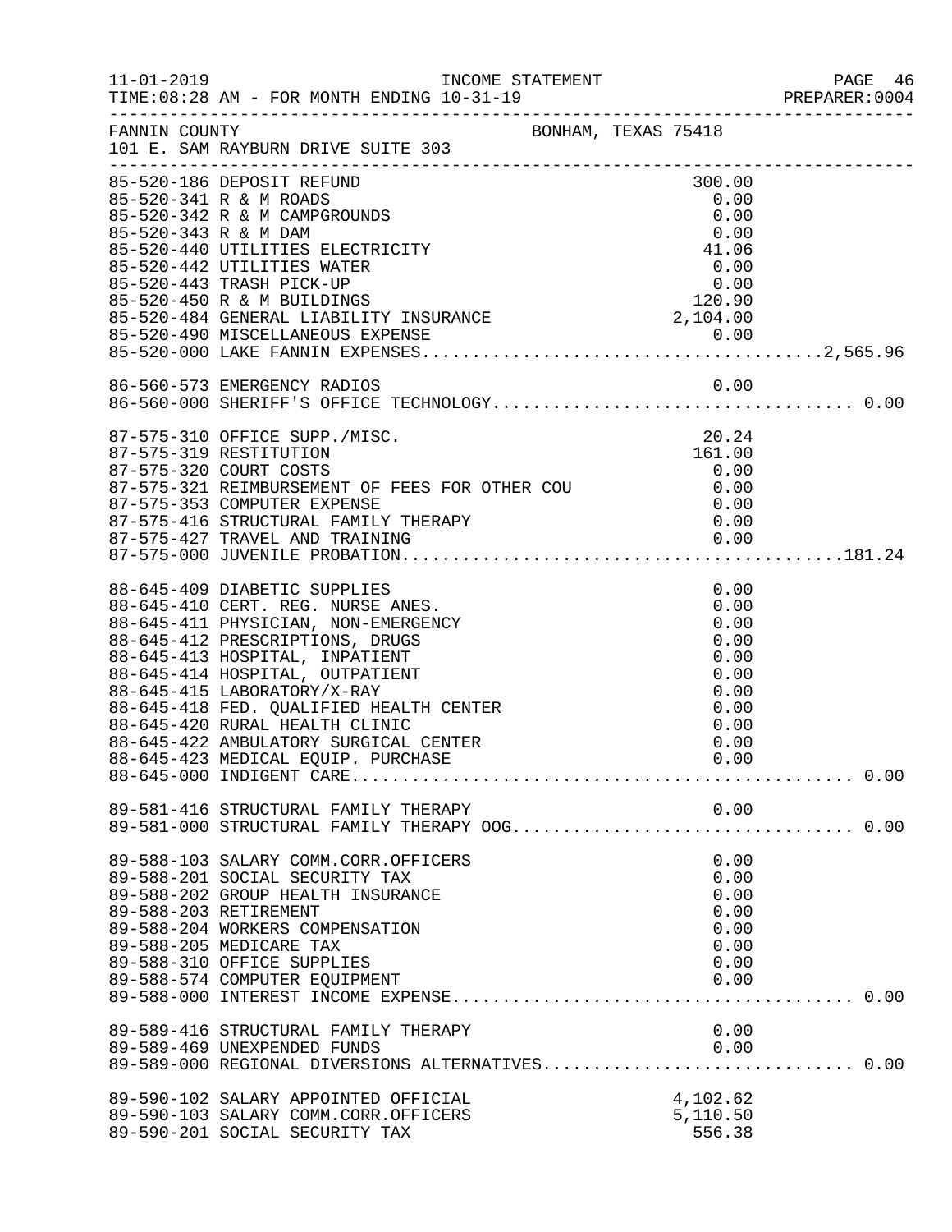FANNIN COUNTY BONHAM, TEXAS 75418
101 E. SAM RAYBURN DRIVE SUITE 303

INCOME STATEMENT — FOR MONTH ENDING 10-31-19

| Account | Description | Amount | Total |
|---|---|---|---|
| 85-520-186 | DEPOSIT REFUND | 300.00 | |
| 85-520-341 | R & M ROADS | 0.00 | |
| 85-520-342 | R & M CAMPGROUNDS | 0.00 | |
| 85-520-343 | R & M DAM | 0.00 | |
| 85-520-440 | UTILITIES ELECTRICITY | 41.06 | |
| 85-520-442 | UTILITIES WATER | 0.00 | |
| 85-520-443 | TRASH PICK-UP | 0.00 | |
| 85-520-450 | R & M BUILDINGS | 120.90 | |
| 85-520-484 | GENERAL LIABILITY INSURANCE | 2,104.00 | |
| 85-520-490 | MISCELLANEOUS EXPENSE | 0.00 | |
| 85-520-000 | LAKE FANNIN EXPENSES | | 2,565.96 |
| 86-560-573 | EMERGENCY RADIOS | 0.00 | |
| 86-560-000 | SHERIFF'S OFFICE TECHNOLOGY | | 0.00 |
| 87-575-310 | OFFICE SUPP./MISC. | 20.24 | |
| 87-575-319 | RESTITUTION | 161.00 | |
| 87-575-320 | COURT COSTS | 0.00 | |
| 87-575-321 | REIMBURSEMENT OF FEES FOR OTHER COU | 0.00 | |
| 87-575-353 | COMPUTER EXPENSE | 0.00 | |
| 87-575-416 | STRUCTURAL FAMILY THERAPY | 0.00 | |
| 87-575-427 | TRAVEL AND TRAINING | 0.00 | |
| 87-575-000 | JUVENILE PROBATION | | 181.24 |
| 88-645-409 | DIABETIC SUPPLIES | 0.00 | |
| 88-645-410 | CERT. REG. NURSE ANES. | 0.00 | |
| 88-645-411 | PHYSICIAN, NON-EMERGENCY | 0.00 | |
| 88-645-412 | PRESCRIPTIONS, DRUGS | 0.00 | |
| 88-645-413 | HOSPITAL, INPATIENT | 0.00 | |
| 88-645-414 | HOSPITAL, OUTPATIENT | 0.00 | |
| 88-645-415 | LABORATORY/X-RAY | 0.00 | |
| 88-645-418 | FED. QUALIFIED HEALTH CENTER | 0.00 | |
| 88-645-420 | RURAL HEALTH CLINIC | 0.00 | |
| 88-645-422 | AMBULATORY SURGICAL CENTER | 0.00 | |
| 88-645-423 | MEDICAL EQUIP. PURCHASE | 0.00 | |
| 88-645-000 | INDIGENT CARE | | 0.00 |
| 89-581-416 | STRUCTURAL FAMILY THERAPY | 0.00 | |
| 89-581-000 | STRUCTURAL FAMILY THERAPY OOG | | 0.00 |
| 89-588-103 | SALARY COMM.CORR.OFFICERS | 0.00 | |
| 89-588-201 | SOCIAL SECURITY TAX | 0.00 | |
| 89-588-202 | GROUP HEALTH INSURANCE | 0.00 | |
| 89-588-203 | RETIREMENT | 0.00 | |
| 89-588-204 | WORKERS COMPENSATION | 0.00 | |
| 89-588-205 | MEDICARE TAX | 0.00 | |
| 89-588-310 | OFFICE SUPPLIES | 0.00 | |
| 89-588-574 | COMPUTER EQUIPMENT | 0.00 | |
| 89-588-000 | INTEREST INCOME EXPENSE | | 0.00 |
| 89-589-416 | STRUCTURAL FAMILY THERAPY | 0.00 | |
| 89-589-469 | UNEXPENDED FUNDS | 0.00 | |
| 89-589-000 | REGIONAL DIVERSIONS ALTERNATIVES | | 0.00 |
| 89-590-102 | SALARY APPOINTED OFFICIAL | 4,102.62 | |
| 89-590-103 | SALARY COMM.CORR.OFFICERS | 5,110.50 | |
| 89-590-201 | SOCIAL SECURITY TAX | 556.38 | |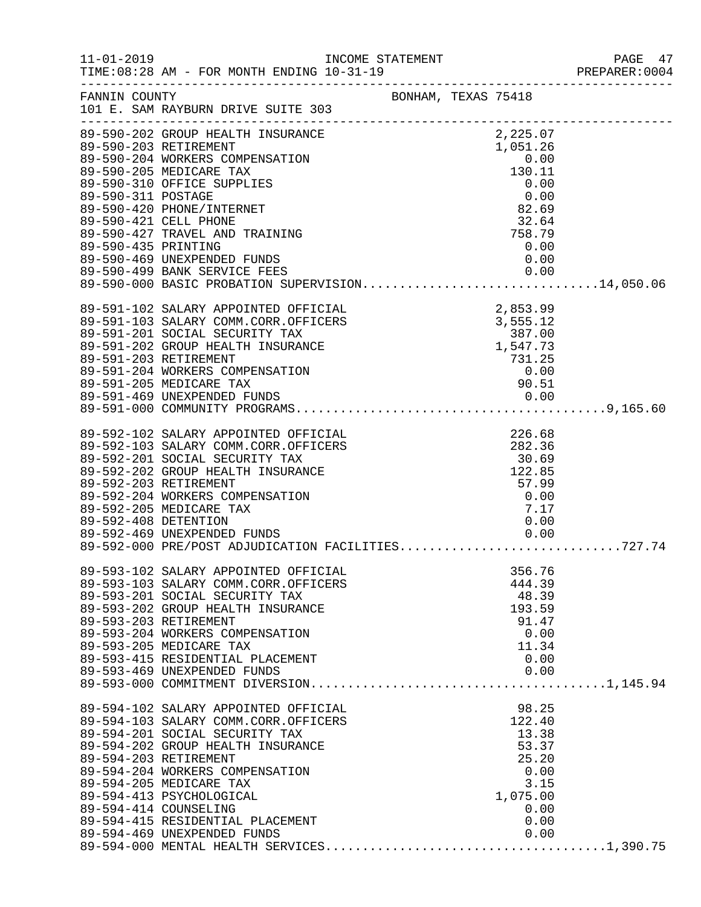FANNIN COUNTY BONHAM, TEXAS 75418
101 E. SAM RAYBURN DRIVE SUITE 303

| Account | Description | Amount | Total |
|---|---|---|---|
| 89-590-202 | GROUP HEALTH INSURANCE | 2,225.07 | |
| 89-590-203 | RETIREMENT | 1,051.26 | |
| 89-590-204 | WORKERS COMPENSATION | 0.00 | |
| 89-590-205 | MEDICARE TAX | 130.11 | |
| 89-590-310 | OFFICE SUPPLIES | 0.00 | |
| 89-590-311 | POSTAGE | 0.00 | |
| 89-590-420 | PHONE/INTERNET | 82.69 | |
| 89-590-421 | CELL PHONE | 32.64 | |
| 89-590-427 | TRAVEL AND TRAINING | 758.79 | |
| 89-590-435 | PRINTING | 0.00 | |
| 89-590-469 | UNEXPENDED FUNDS | 0.00 | |
| 89-590-499 | BANK SERVICE FEES | 0.00 | |
| 89-590-000 | BASIC PROBATION SUPERVISION | | 14,050.06 |
| 89-591-102 | SALARY APPOINTED OFFICIAL | 2,853.99 | |
| 89-591-103 | SALARY COMM.CORR.OFFICERS | 3,555.12 | |
| 89-591-201 | SOCIAL SECURITY TAX | 387.00 | |
| 89-591-202 | GROUP HEALTH INSURANCE | 1,547.73 | |
| 89-591-203 | RETIREMENT | 731.25 | |
| 89-591-204 | WORKERS COMPENSATION | 0.00 | |
| 89-591-205 | MEDICARE TAX | 90.51 | |
| 89-591-469 | UNEXPENDED FUNDS | 0.00 | |
| 89-591-000 | COMMUNITY PROGRAMS | | 9,165.60 |
| 89-592-102 | SALARY APPOINTED OFFICIAL | 226.68 | |
| 89-592-103 | SALARY COMM.CORR.OFFICERS | 282.36 | |
| 89-592-201 | SOCIAL SECURITY TAX | 30.69 | |
| 89-592-202 | GROUP HEALTH INSURANCE | 122.85 | |
| 89-592-203 | RETIREMENT | 57.99 | |
| 89-592-204 | WORKERS COMPENSATION | 0.00 | |
| 89-592-205 | MEDICARE TAX | 7.17 | |
| 89-592-408 | DETENTION | 0.00 | |
| 89-592-469 | UNEXPENDED FUNDS | 0.00 | |
| 89-592-000 | PRE/POST ADJUDICATION FACILITIES | | 727.74 |
| 89-593-102 | SALARY APPOINTED OFFICIAL | 356.76 | |
| 89-593-103 | SALARY COMM.CORR.OFFICERS | 444.39 | |
| 89-593-201 | SOCIAL SECURITY TAX | 48.39 | |
| 89-593-202 | GROUP HEALTH INSURANCE | 193.59 | |
| 89-593-203 | RETIREMENT | 91.47 | |
| 89-593-204 | WORKERS COMPENSATION | 0.00 | |
| 89-593-205 | MEDICARE TAX | 11.34 | |
| 89-593-415 | RESIDENTIAL PLACEMENT | 0.00 | |
| 89-593-469 | UNEXPENDED FUNDS | 0.00 | |
| 89-593-000 | COMMITMENT DIVERSION | | 1,145.94 |
| 89-594-102 | SALARY APPOINTED OFFICIAL | 98.25 | |
| 89-594-103 | SALARY COMM.CORR.OFFICERS | 122.40 | |
| 89-594-201 | SOCIAL SECURITY TAX | 13.38 | |
| 89-594-202 | GROUP HEALTH INSURANCE | 53.37 | |
| 89-594-203 | RETIREMENT | 25.20 | |
| 89-594-204 | WORKERS COMPENSATION | 0.00 | |
| 89-594-205 | MEDICARE TAX | 3.15 | |
| 89-594-413 | PSYCHOLOGICAL | 1,075.00 | |
| 89-594-414 | COUNSELING | 0.00 | |
| 89-594-415 | RESIDENTIAL PLACEMENT | 0.00 | |
| 89-594-469 | UNEXPENDED FUNDS | 0.00 | |
| 89-594-000 | MENTAL HEALTH SERVICES | | 1,390.75 |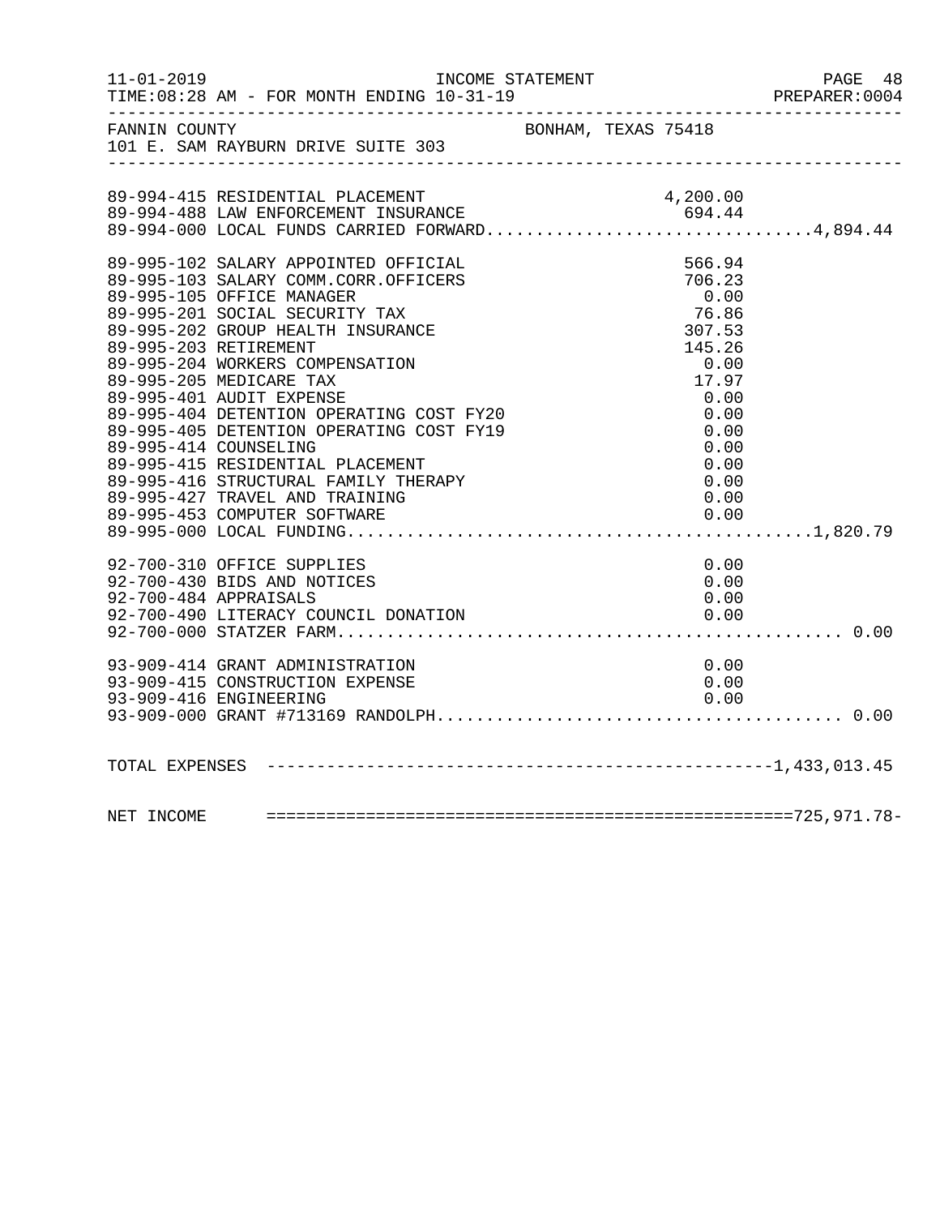FANNIN COUNTY BONHAM, TEXAS 75418
101 E. SAM RAYBURN DRIVE SUITE 303

| Account | Description | Amount | Total |
|---|---|---|---|
| 89-994-415 | RESIDENTIAL PLACEMENT | 4,200.00 | |
| 89-994-488 | LAW ENFORCEMENT INSURANCE | 694.44 | |
| 89-994-000 | LOCAL FUNDS CARRIED FORWARD | | 4,894.44 |
| 89-995-102 | SALARY APPOINTED OFFICIAL | 566.94 | |
| 89-995-103 | SALARY COMM.CORR.OFFICERS | 706.23 | |
| 89-995-105 | OFFICE MANAGER | 0.00 | |
| 89-995-201 | SOCIAL SECURITY TAX | 76.86 | |
| 89-995-202 | GROUP HEALTH INSURANCE | 307.53 | |
| 89-995-203 | RETIREMENT | 145.26 | |
| 89-995-204 | WORKERS COMPENSATION | 0.00 | |
| 89-995-205 | MEDICARE TAX | 17.97 | |
| 89-995-401 | AUDIT EXPENSE | 0.00 | |
| 89-995-404 | DETENTION OPERATING COST FY20 | 0.00 | |
| 89-995-405 | DETENTION OPERATING COST FY19 | 0.00 | |
| 89-995-414 | COUNSELING | 0.00 | |
| 89-995-415 | RESIDENTIAL PLACEMENT | 0.00 | |
| 89-995-416 | STRUCTURAL FAMILY THERAPY | 0.00 | |
| 89-995-427 | TRAVEL AND TRAINING | 0.00 | |
| 89-995-453 | COMPUTER SOFTWARE | 0.00 | |
| 89-995-000 | LOCAL FUNDING | | 1,820.79 |
| 92-700-310 | OFFICE SUPPLIES | 0.00 | |
| 92-700-430 | BIDS AND NOTICES | 0.00 | |
| 92-700-484 | APPRAISALS | 0.00 | |
| 92-700-490 | LITERACY COUNCIL DONATION | 0.00 | |
| 92-700-000 | STATZER FARM | | 0.00 |
| 93-909-414 | GRANT ADMINISTRATION | 0.00 | |
| 93-909-415 | CONSTRUCTION EXPENSE | 0.00 | |
| 93-909-416 | ENGINEERING | 0.00 | |
| 93-909-000 | GRANT #713169 RANDOLPH | | 0.00 |
| TOTAL EXPENSES | | | 1,433,013.45 |
| NET INCOME | | | 725,971.78- |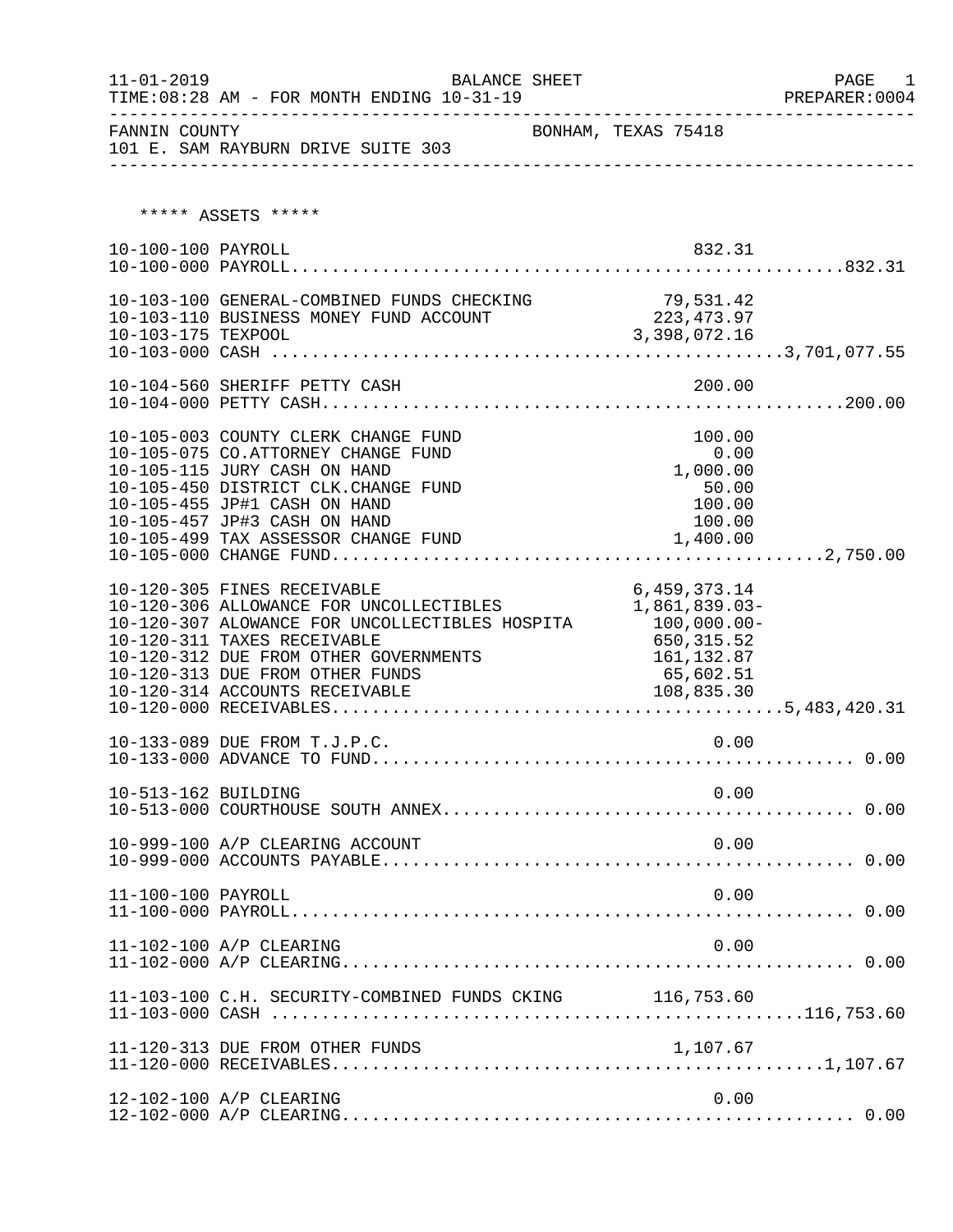FANNIN COUNTY BONHAM, TEXAS 75418
101 E. SAM RAYBURN DRIVE SUITE 303

BALANCE SHEET
FOR MONTH ENDING 10-31-19

***** ASSETS *****

| Account | Description | Amount | Total |
|---|---|---|---|
| 10-100-100 | PAYROLL | 832.31 | |
| 10-100-000 | PAYROLL | | 832.31 |
| 10-103-100 | GENERAL-COMBINED FUNDS CHECKING | 79,531.42 | |
| 10-103-110 | BUSINESS MONEY FUND ACCOUNT | 223,473.97 | |
| 10-103-175 | TEXPOOL | 3,398,072.16 | |
| 10-103-000 | CASH | | 3,701,077.55 |
| 10-104-560 | SHERIFF PETTY CASH | 200.00 | |
| 10-104-000 | PETTY CASH | | 200.00 |
| 10-105-003 | COUNTY CLERK CHANGE FUND | 100.00 | |
| 10-105-075 | CO.ATTORNEY CHANGE FUND | 0.00 | |
| 10-105-115 | JURY CASH ON HAND | 1,000.00 | |
| 10-105-450 | DISTRICT CLK.CHANGE FUND | 50.00 | |
| 10-105-455 | JP#1 CASH ON HAND | 100.00 | |
| 10-105-457 | JP#3 CASH ON HAND | 100.00 | |
| 10-105-499 | TAX ASSESSOR CHANGE FUND | 1,400.00 | |
| 10-105-000 | CHANGE FUND | | 2,750.00 |
| 10-120-305 | FINES RECEIVABLE | 6,459,373.14 | |
| 10-120-306 | ALLOWANCE FOR UNCOLLECTIBLES | 1,861,839.03- | |
| 10-120-307 | ALOWANCE FOR UNCOLLECTIBLES HOSPITA | 100,000.00- | |
| 10-120-311 | TAXES RECEIVABLE | 650,315.52 | |
| 10-120-312 | DUE FROM OTHER GOVERNMENTS | 161,132.87 | |
| 10-120-313 | DUE FROM OTHER FUNDS | 65,602.51 | |
| 10-120-314 | ACCOUNTS RECEIVABLE | 108,835.30 | |
| 10-120-000 | RECEIVABLES | | 5,483,420.31 |
| 10-133-089 | DUE FROM T.J.P.C. | 0.00 | |
| 10-133-000 | ADVANCE TO FUND | | 0.00 |
| 10-513-162 | BUILDING | 0.00 | |
| 10-513-000 | COURTHOUSE SOUTH ANNEX | | 0.00 |
| 10-999-100 | A/P CLEARING ACCOUNT | 0.00 | |
| 10-999-000 | ACCOUNTS PAYABLE | | 0.00 |
| 11-100-100 | PAYROLL | 0.00 | |
| 11-100-000 | PAYROLL | | 0.00 |
| 11-102-100 | A/P CLEARING | 0.00 | |
| 11-102-000 | A/P CLEARING | | 0.00 |
| 11-103-100 | C.H. SECURITY-COMBINED FUNDS CKING | 116,753.60 | |
| 11-103-000 | CASH | | 116,753.60 |
| 11-120-313 | DUE FROM OTHER FUNDS | 1,107.67 | |
| 11-120-000 | RECEIVABLES | | 1,107.67 |
| 12-102-100 | A/P CLEARING | 0.00 | |
| 12-102-000 | A/P CLEARING | | 0.00 |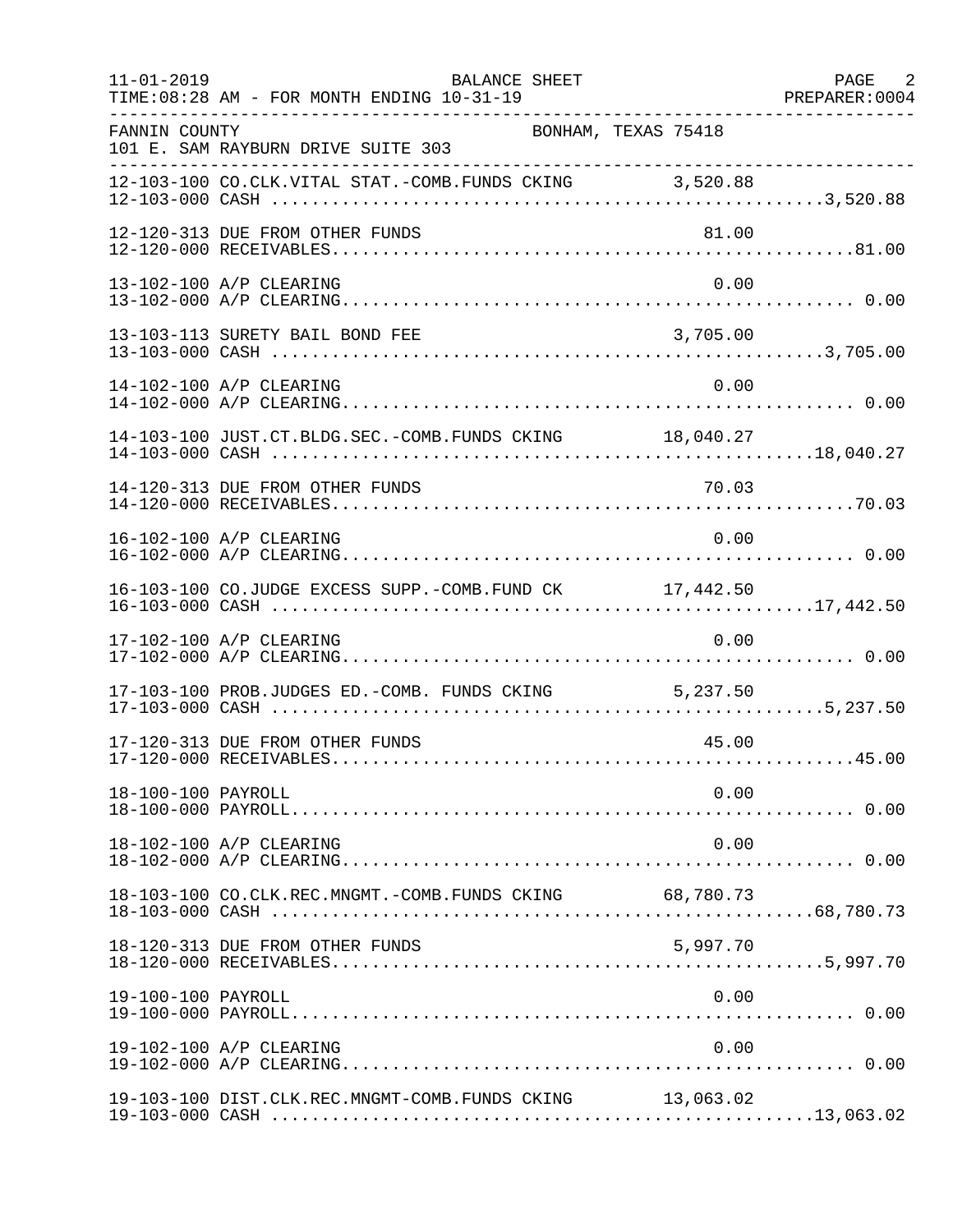FANNIN COUNTY BONHAM, TEXAS 75418
101 E. SAM RAYBURN DRIVE SUITE 303

BALANCE SHEET
11-01-2019 TIME:08:28 AM - FOR MONTH ENDING 10-31-19 PREPARER:0004

| Account | Description | Amount | Total |
|---|---|---|---|
| 12-103-100 | CO.CLK.VITAL STAT.-COMB.FUNDS CKING | 3,520.88 | |
| 12-103-000 | CASH | | 3,520.88 |
| 12-120-313 | DUE FROM OTHER FUNDS | 81.00 | |
| 12-120-000 | RECEIVABLES | | 81.00 |
| 13-102-100 | A/P CLEARING | 0.00 | |
| 13-102-000 | A/P CLEARING | | 0.00 |
| 13-103-113 | SURETY BAIL BOND FEE | 3,705.00 | |
| 13-103-000 | CASH | | 3,705.00 |
| 14-102-100 | A/P CLEARING | 0.00 | |
| 14-102-000 | A/P CLEARING | | 0.00 |
| 14-103-100 | JUST.CT.BLDG.SEC.-COMB.FUNDS CKING | 18,040.27 | |
| 14-103-000 | CASH | | 18,040.27 |
| 14-120-313 | DUE FROM OTHER FUNDS | 70.03 | |
| 14-120-000 | RECEIVABLES | | 70.03 |
| 16-102-100 | A/P CLEARING | 0.00 | |
| 16-102-000 | A/P CLEARING | | 0.00 |
| 16-103-100 | CO.JUDGE EXCESS SUPP.-COMB.FUND CK | 17,442.50 | |
| 16-103-000 | CASH | | 17,442.50 |
| 17-102-100 | A/P CLEARING | 0.00 | |
| 17-102-000 | A/P CLEARING | | 0.00 |
| 17-103-100 | PROB.JUDGES ED.-COMB. FUNDS CKING | 5,237.50 | |
| 17-103-000 | CASH | | 5,237.50 |
| 17-120-313 | DUE FROM OTHER FUNDS | 45.00 | |
| 17-120-000 | RECEIVABLES | | 45.00 |
| 18-100-100 | PAYROLL | 0.00 | |
| 18-100-000 | PAYROLL | | 0.00 |
| 18-102-100 | A/P CLEARING | 0.00 | |
| 18-102-000 | A/P CLEARING | | 0.00 |
| 18-103-100 | CO.CLK.REC.MNGMT.-COMB.FUNDS CKING | 68,780.73 | |
| 18-103-000 | CASH | | 68,780.73 |
| 18-120-313 | DUE FROM OTHER FUNDS | 5,997.70 | |
| 18-120-000 | RECEIVABLES | | 5,997.70 |
| 19-100-100 | PAYROLL | 0.00 | |
| 19-100-000 | PAYROLL | | 0.00 |
| 19-102-100 | A/P CLEARING | 0.00 | |
| 19-102-000 | A/P CLEARING | | 0.00 |
| 19-103-100 | DIST.CLK.REC.MNGMT-COMB.FUNDS CKING | 13,063.02 | |
| 19-103-000 | CASH | | 13,063.02 |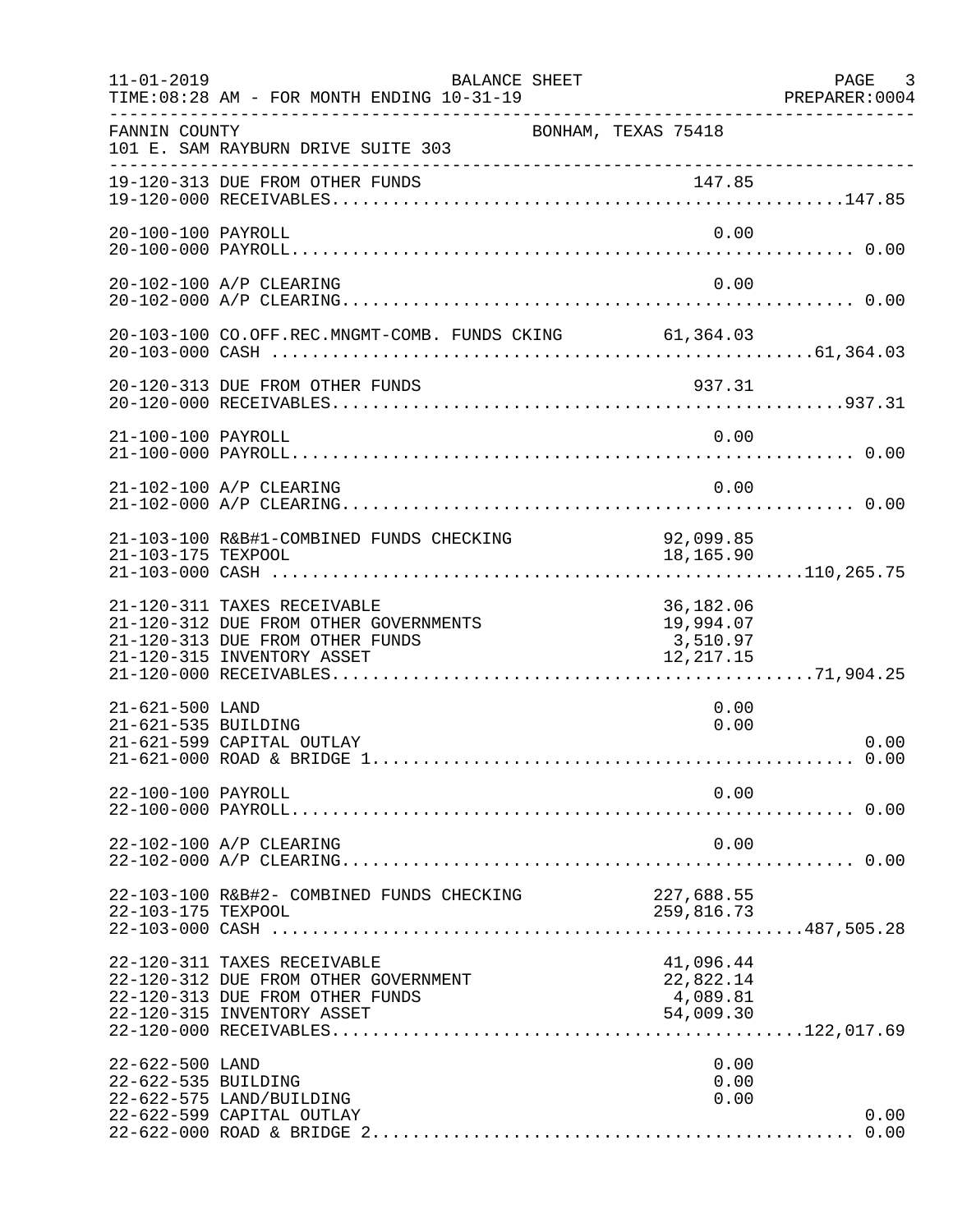11-01-2019 BALANCE SHEET
TIME:08:28 AM - FOR MONTH ENDING 10-31-19

FANNIN COUNTY BONHAM, TEXAS 75418
101 E. SAM RAYBURN DRIVE SUITE 303

| Account | Description | Amount | Total |
|---|---|---|---|
| 19-120-313 | DUE FROM OTHER FUNDS | 147.85 | |
| 19-120-000 | RECEIVABLES | | 147.85 |
| 20-100-100 | PAYROLL | 0.00 | |
| 20-100-000 | PAYROLL | | 0.00 |
| 20-102-100 | A/P CLEARING | 0.00 | |
| 20-102-000 | A/P CLEARING | | 0.00 |
| 20-103-100 | CO.OFF.REC.MNGMT-COMB. FUNDS CKING | 61,364.03 | |
| 20-103-000 | CASH | | 61,364.03 |
| 20-120-313 | DUE FROM OTHER FUNDS | 937.31 | |
| 20-120-000 | RECEIVABLES | | 937.31 |
| 21-100-100 | PAYROLL | 0.00 | |
| 21-100-000 | PAYROLL | | 0.00 |
| 21-102-100 | A/P CLEARING | 0.00 | |
| 21-102-000 | A/P CLEARING | | 0.00 |
| 21-103-100 | R&B#1-COMBINED FUNDS CHECKING | 92,099.85 | |
| 21-103-175 | TEXPOOL | 18,165.90 | |
| 21-103-000 | CASH | | 110,265.75 |
| 21-120-311 | TAXES RECEIVABLE | 36,182.06 | |
| 21-120-312 | DUE FROM OTHER GOVERNMENTS | 19,994.07 | |
| 21-120-313 | DUE FROM OTHER FUNDS | 3,510.97 | |
| 21-120-315 | INVENTORY ASSET | 12,217.15 | |
| 21-120-000 | RECEIVABLES | | 71,904.25 |
| 21-621-500 | LAND | 0.00 | |
| 21-621-535 | BUILDING | 0.00 | |
| 21-621-599 | CAPITAL OUTLAY | | 0.00 |
| 21-621-000 | ROAD & BRIDGE 1 | | 0.00 |
| 22-100-100 | PAYROLL | 0.00 | |
| 22-100-000 | PAYROLL | | 0.00 |
| 22-102-100 | A/P CLEARING | 0.00 | |
| 22-102-000 | A/P CLEARING | | 0.00 |
| 22-103-100 | R&B#2- COMBINED FUNDS CHECKING | 227,688.55 | |
| 22-103-175 | TEXPOOL | 259,816.73 | |
| 22-103-000 | CASH | | 487,505.28 |
| 22-120-311 | TAXES RECEIVABLE | 41,096.44 | |
| 22-120-312 | DUE FROM OTHER GOVERNMENT | 22,822.14 | |
| 22-120-313 | DUE FROM OTHER FUNDS | 4,089.81 | |
| 22-120-315 | INVENTORY ASSET | 54,009.30 | |
| 22-120-000 | RECEIVABLES | | 122,017.69 |
| 22-622-500 | LAND | 0.00 | |
| 22-622-535 | BUILDING | 0.00 | |
| 22-622-575 | LAND/BUILDING | 0.00 | |
| 22-622-599 | CAPITAL OUTLAY | | 0.00 |
| 22-622-000 | ROAD & BRIDGE 2 | | 0.00 |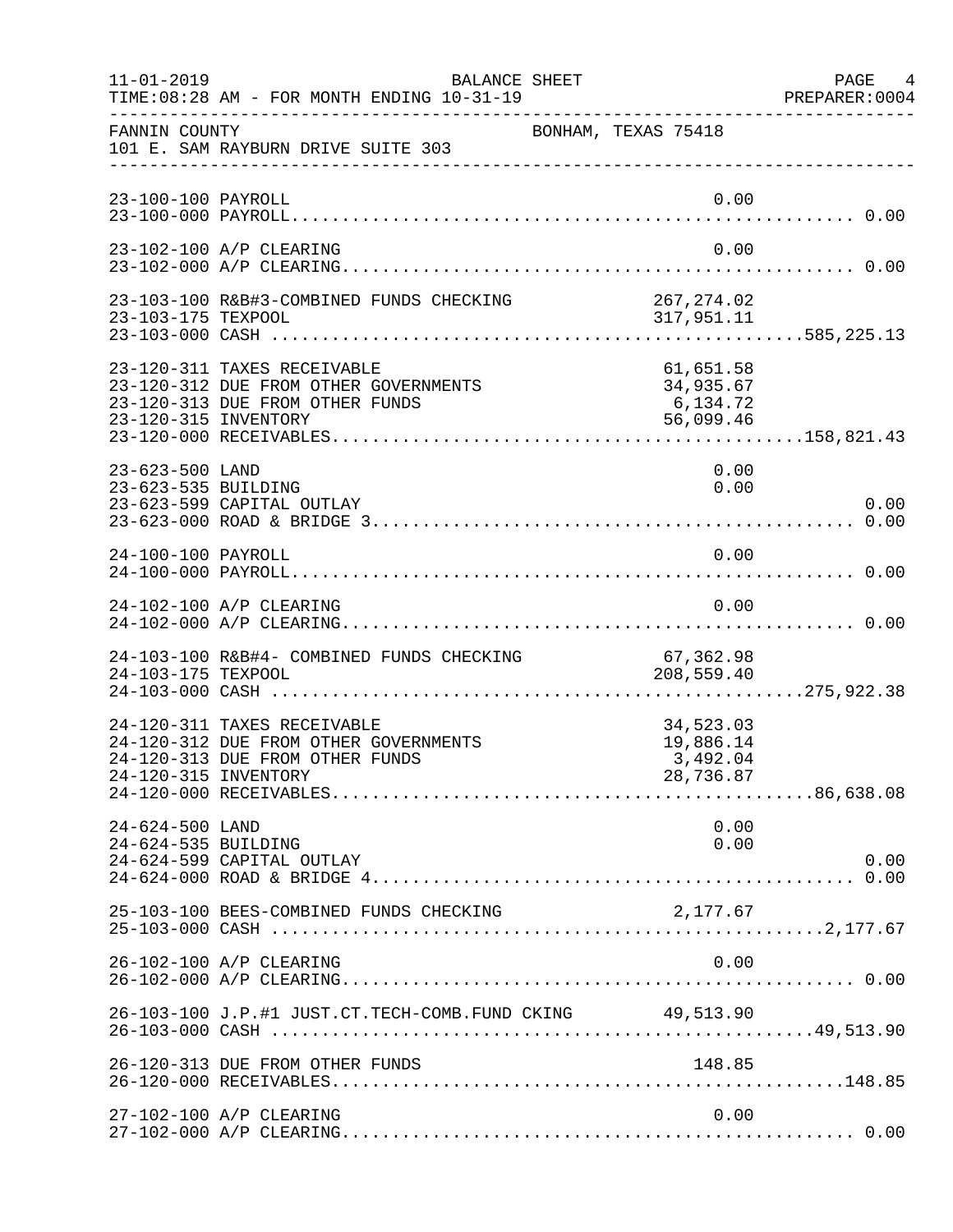FANNIN COUNTY BONHAM, TEXAS 75418
101 E. SAM RAYBURN DRIVE SUITE 303

BALANCE SHEET — FOR MONTH ENDING 10-31-19

| Account | Description | Detail | Total |
|---|---|---|---|
| 23-100-100 | PAYROLL | 0.00 | |
| 23-100-000 | PAYROLL | | 0.00 |
| 23-102-100 | A/P CLEARING | 0.00 | |
| 23-102-000 | A/P CLEARING | | 0.00 |
| 23-103-100 | R&B#3-COMBINED FUNDS CHECKING | 267,274.02 | |
| 23-103-175 | TEXPOOL | 317,951.11 | |
| 23-103-000 | CASH | | 585,225.13 |
| 23-120-311 | TAXES RECEIVABLE | 61,651.58 | |
| 23-120-312 | DUE FROM OTHER GOVERNMENTS | 34,935.67 | |
| 23-120-313 | DUE FROM OTHER FUNDS | 6,134.72 | |
| 23-120-315 | INVENTORY | 56,099.46 | |
| 23-120-000 | RECEIVABLES | | 158,821.43 |
| 23-623-500 | LAND | 0.00 | |
| 23-623-535 | BUILDING | 0.00 | |
| 23-623-599 | CAPITAL OUTLAY | | 0.00 |
| 23-623-000 | ROAD & BRIDGE 3 | | 0.00 |
| 24-100-100 | PAYROLL | 0.00 | |
| 24-100-000 | PAYROLL | | 0.00 |
| 24-102-100 | A/P CLEARING | 0.00 | |
| 24-102-000 | A/P CLEARING | | 0.00 |
| 24-103-100 | R&B#4- COMBINED FUNDS CHECKING | 67,362.98 | |
| 24-103-175 | TEXPOOL | 208,559.40 | |
| 24-103-000 | CASH | | 275,922.38 |
| 24-120-311 | TAXES RECEIVABLE | 34,523.03 | |
| 24-120-312 | DUE FROM OTHER GOVERNMENTS | 19,886.14 | |
| 24-120-313 | DUE FROM OTHER FUNDS | 3,492.04 | |
| 24-120-315 | INVENTORY | 28,736.87 | |
| 24-120-000 | RECEIVABLES | | 86,638.08 |
| 24-624-500 | LAND | 0.00 | |
| 24-624-535 | BUILDING | 0.00 | |
| 24-624-599 | CAPITAL OUTLAY | | 0.00 |
| 24-624-000 | ROAD & BRIDGE 4 | | 0.00 |
| 25-103-100 | BEES-COMBINED FUNDS CHECKING | 2,177.67 | |
| 25-103-000 | CASH | | 2,177.67 |
| 26-102-100 | A/P CLEARING | 0.00 | |
| 26-102-000 | A/P CLEARING | | 0.00 |
| 26-103-100 | J.P.#1 JUST.CT.TECH-COMB.FUND CKING | 49,513.90 | |
| 26-103-000 | CASH | | 49,513.90 |
| 26-120-313 | DUE FROM OTHER FUNDS | 148.85 | |
| 26-120-000 | RECEIVABLES | | 148.85 |
| 27-102-100 | A/P CLEARING | 0.00 | |
| 27-102-000 | A/P CLEARING | | 0.00 |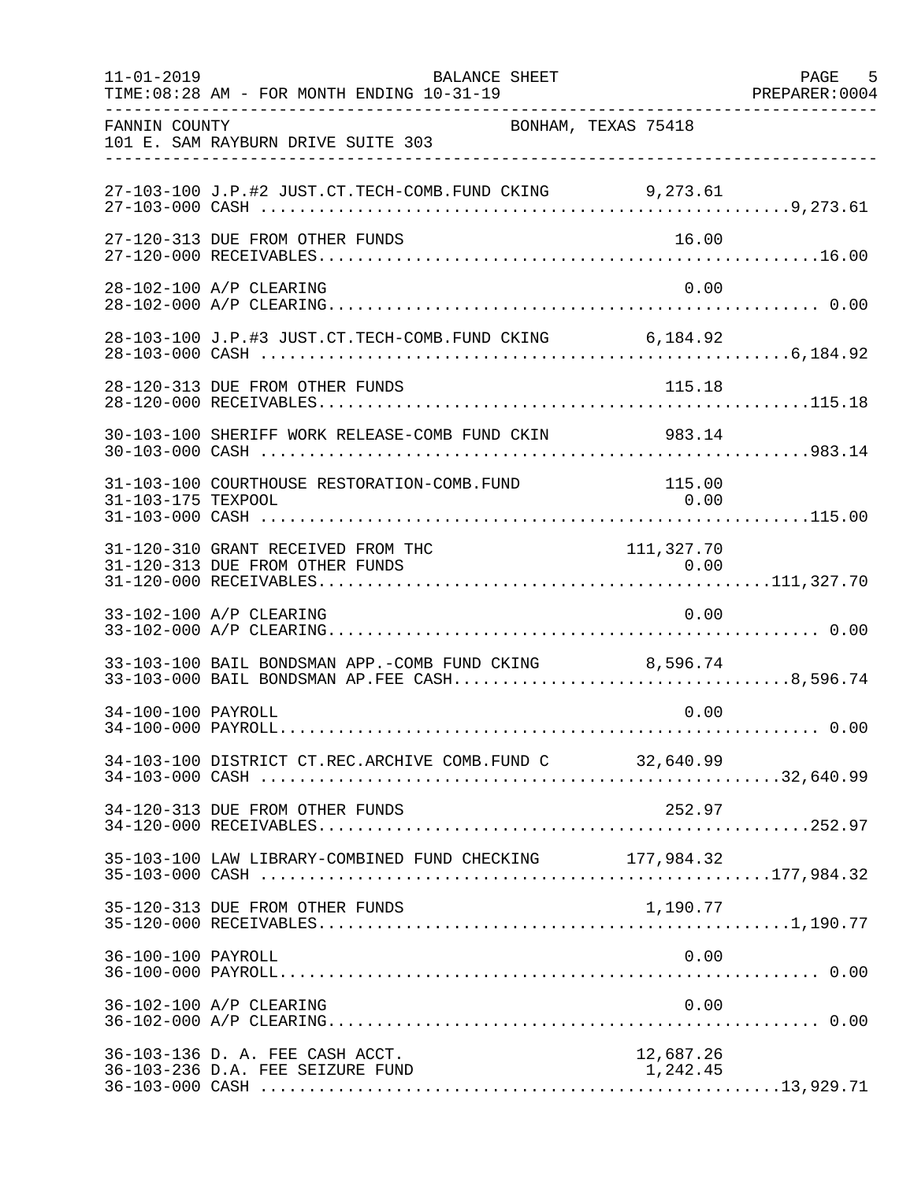FANNIN COUNTY — BONHAM, TEXAS 75418
101 E. SAM RAYBURN DRIVE SUITE 303

BALANCE SHEET
FOR MONTH ENDING 10-31-19

| Account | Description | Detail | Total |
|---|---|---|---|
| 27-103-100 | J.P.#2 JUST.CT.TECH-COMB.FUND CKING | 9,273.61 | |
| 27-103-000 | CASH | | 9,273.61 |
| 27-120-313 | DUE FROM OTHER FUNDS | 16.00 | |
| 27-120-000 | RECEIVABLES | | 16.00 |
| 28-102-100 | A/P CLEARING | 0.00 | |
| 28-102-000 | A/P CLEARING | | 0.00 |
| 28-103-100 | J.P.#3 JUST.CT.TECH-COMB.FUND CKING | 6,184.92 | |
| 28-103-000 | CASH | | 6,184.92 |
| 28-120-313 | DUE FROM OTHER FUNDS | 115.18 | |
| 28-120-000 | RECEIVABLES | | 115.18 |
| 30-103-100 | SHERIFF WORK RELEASE-COMB FUND CKIN | 983.14 | |
| 30-103-000 | CASH | | 983.14 |
| 31-103-100 | COURTHOUSE RESTORATION-COMB.FUND | 115.00 | |
| 31-103-175 | TEXPOOL | 0.00 | |
| 31-103-000 | CASH | | 115.00 |
| 31-120-310 | GRANT RECEIVED FROM THC | 111,327.70 | |
| 31-120-313 | DUE FROM OTHER FUNDS | 0.00 | |
| 31-120-000 | RECEIVABLES | | 111,327.70 |
| 33-102-100 | A/P CLEARING | 0.00 | |
| 33-102-000 | A/P CLEARING | | 0.00 |
| 33-103-100 | BAIL BONDSMAN APP.-COMB FUND CKING | 8,596.74 | |
| 33-103-000 | BAIL BONDSMAN AP.FEE CASH | | 8,596.74 |
| 34-100-100 | PAYROLL | 0.00 | |
| 34-100-000 | PAYROLL | | 0.00 |
| 34-103-100 | DISTRICT CT.REC.ARCHIVE COMB.FUND C | 32,640.99 | |
| 34-103-000 | CASH | | 32,640.99 |
| 34-120-313 | DUE FROM OTHER FUNDS | 252.97 | |
| 34-120-000 | RECEIVABLES | | 252.97 |
| 35-103-100 | LAW LIBRARY-COMBINED FUND CHECKING | 177,984.32 | |
| 35-103-000 | CASH | | 177,984.32 |
| 35-120-313 | DUE FROM OTHER FUNDS | 1,190.77 | |
| 35-120-000 | RECEIVABLES | | 1,190.77 |
| 36-100-100 | PAYROLL | 0.00 | |
| 36-100-000 | PAYROLL | | 0.00 |
| 36-102-100 | A/P CLEARING | 0.00 | |
| 36-102-000 | A/P CLEARING | | 0.00 |
| 36-103-136 | D. A. FEE CASH ACCT. | 12,687.26 | |
| 36-103-236 | D.A. FEE SEIZURE FUND | 1,242.45 | |
| 36-103-000 | CASH | | 13,929.71 |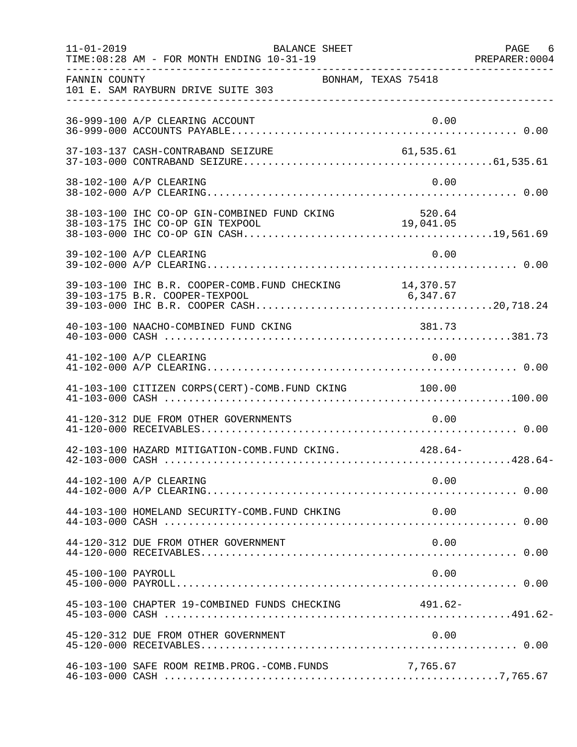FANNIN COUNTY — BONHAM, TEXAS 75418
101 E. SAM RAYBURN DRIVE SUITE 303

BALANCE SHEET
TIME:08:28 AM - FOR MONTH ENDING 10-31-19

| Account | Description | Detail | Total |
|---|---|---|---|
| 36-999-100 | A/P CLEARING ACCOUNT | 0.00 | |
| 36-999-000 | ACCOUNTS PAYABLE | | 0.00 |
| 37-103-137 | CASH-CONTRABAND SEIZURE | 61,535.61 | |
| 37-103-000 | CONTRABAND SEIZURE | | 61,535.61 |
| 38-102-100 | A/P CLEARING | 0.00 | |
| 38-102-000 | A/P CLEARING | | 0.00 |
| 38-103-100 | IHC CO-OP GIN-COMBINED FUND CKING | 520.64 | |
| 38-103-175 | IHC CO-OP GIN TEXPOOL | 19,041.05 | |
| 38-103-000 | IHC CO-OP GIN CASH | | 19,561.69 |
| 39-102-100 | A/P CLEARING | 0.00 | |
| 39-102-000 | A/P CLEARING | | 0.00 |
| 39-103-100 | IHC B.R. COOPER-COMB.FUND CHECKING | 14,370.57 | |
| 39-103-175 | B.R. COOPER-TEXPOOL | 6,347.67 | |
| 39-103-000 | IHC B.R. COOPER CASH | | 20,718.24 |
| 40-103-100 | NAACHO-COMBINED FUND CKING | 381.73 | |
| 40-103-000 | CASH | | 381.73 |
| 41-102-100 | A/P CLEARING | 0.00 | |
| 41-102-000 | A/P CLEARING | | 0.00 |
| 41-103-100 | CITIZEN CORPS(CERT)-COMB.FUND CKING | 100.00 | |
| 41-103-000 | CASH | | 100.00 |
| 41-120-312 | DUE FROM OTHER GOVERNMENTS | 0.00 | |
| 41-120-000 | RECEIVABLES | | 0.00 |
| 42-103-100 | HAZARD MITIGATION-COMB.FUND CKING. | 428.64- | |
| 42-103-000 | CASH | | 428.64- |
| 44-102-100 | A/P CLEARING | 0.00 | |
| 44-102-000 | A/P CLEARING | | 0.00 |
| 44-103-100 | HOMELAND SECURITY-COMB.FUND CHKING | 0.00 | |
| 44-103-000 | CASH | | 0.00 |
| 44-120-312 | DUE FROM OTHER GOVERNMENT | 0.00 | |
| 44-120-000 | RECEIVABLES | | 0.00 |
| 45-100-100 | PAYROLL | 0.00 | |
| 45-100-000 | PAYROLL | | 0.00 |
| 45-103-100 | CHAPTER 19-COMBINED FUNDS CHECKING | 491.62- | |
| 45-103-000 | CASH | | 491.62- |
| 45-120-312 | DUE FROM OTHER GOVERNMENT | 0.00 | |
| 45-120-000 | RECEIVABLES | | 0.00 |
| 46-103-100 | SAFE ROOM REIMB.PROG.-COMB.FUNDS | 7,765.67 | |
| 46-103-000 | CASH | | 7,765.67 |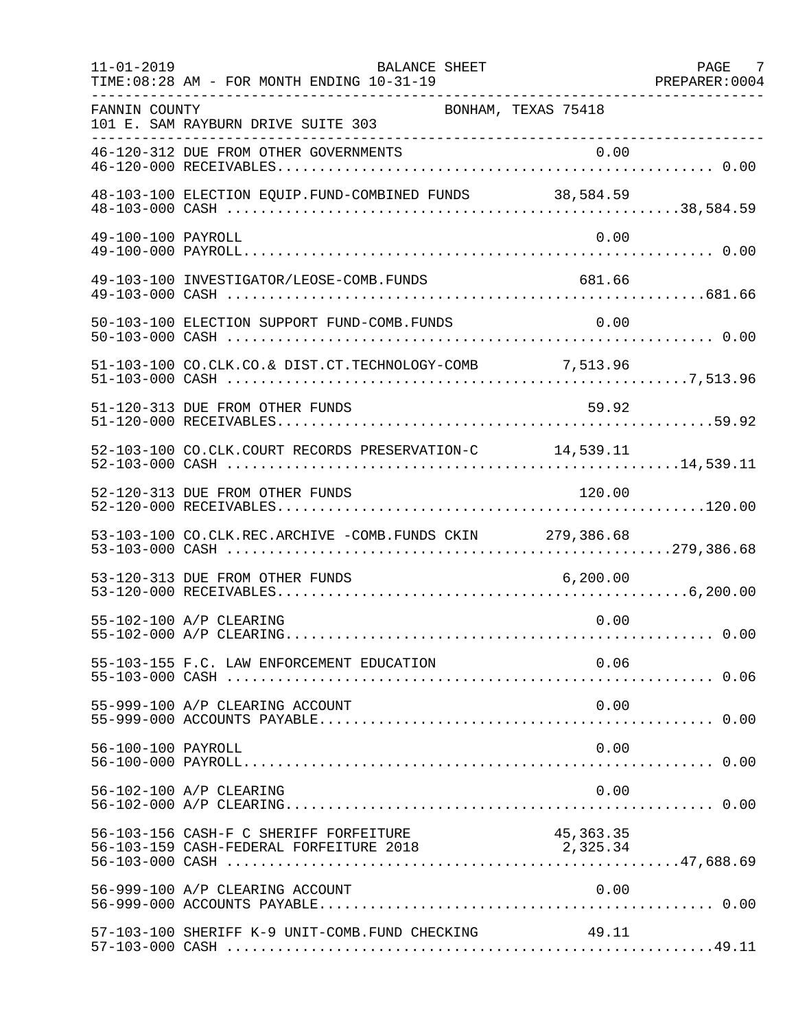FANNIN COUNTY BONHAM, TEXAS 75418
101 E. SAM RAYBURN DRIVE SUITE 303

BALANCE SHEET
FOR MONTH ENDING 10-31-19

| Account | Description | Detail | Total |
|---|---|---|---|
| 46-120-312 | DUE FROM OTHER GOVERNMENTS | 0.00 | |
| 46-120-000 | RECEIVABLES | | 0.00 |
| 48-103-100 | ELECTION EQUIP.FUND-COMBINED FUNDS | 38,584.59 | |
| 48-103-000 | CASH | | 38,584.59 |
| 49-100-100 | PAYROLL | 0.00 | |
| 49-100-000 | PAYROLL | | 0.00 |
| 49-103-100 | INVESTIGATOR/LEOSE-COMB.FUNDS | 681.66 | |
| 49-103-000 | CASH | | 681.66 |
| 50-103-100 | ELECTION SUPPORT FUND-COMB.FUNDS | 0.00 | |
| 50-103-000 | CASH | | 0.00 |
| 51-103-100 | CO.CLK.CO.& DIST.CT.TECHNOLOGY-COMB | 7,513.96 | |
| 51-103-000 | CASH | | 7,513.96 |
| 51-120-313 | DUE FROM OTHER FUNDS | 59.92 | |
| 51-120-000 | RECEIVABLES | | 59.92 |
| 52-103-100 | CO.CLK.COURT RECORDS PRESERVATION-C | 14,539.11 | |
| 52-103-000 | CASH | | 14,539.11 |
| 52-120-313 | DUE FROM OTHER FUNDS | 120.00 | |
| 52-120-000 | RECEIVABLES | | 120.00 |
| 53-103-100 | CO.CLK.REC.ARCHIVE -COMB.FUNDS CKIN | 279,386.68 | |
| 53-103-000 | CASH | | 279,386.68 |
| 53-120-313 | DUE FROM OTHER FUNDS | 6,200.00 | |
| 53-120-000 | RECEIVABLES | | 6,200.00 |
| 55-102-100 | A/P CLEARING | 0.00 | |
| 55-102-000 | A/P CLEARING | | 0.00 |
| 55-103-155 | F.C. LAW ENFORCEMENT EDUCATION | 0.06 | |
| 55-103-000 | CASH | | 0.06 |
| 55-999-100 | A/P CLEARING ACCOUNT | 0.00 | |
| 55-999-000 | ACCOUNTS PAYABLE | | 0.00 |
| 56-100-100 | PAYROLL | 0.00 | |
| 56-100-000 | PAYROLL | | 0.00 |
| 56-102-100 | A/P CLEARING | 0.00 | |
| 56-102-000 | A/P CLEARING | | 0.00 |
| 56-103-156 | CASH-F C SHERIFF FORFEITURE | 45,363.35 | |
| 56-103-159 | CASH-FEDERAL FORFEITURE 2018 | 2,325.34 | |
| 56-103-000 | CASH | | 47,688.69 |
| 56-999-100 | A/P CLEARING ACCOUNT | 0.00 | |
| 56-999-000 | ACCOUNTS PAYABLE | | 0.00 |
| 57-103-100 | SHERIFF K-9 UNIT-COMB.FUND CHECKING | 49.11 | |
| 57-103-000 | CASH | | 49.11 |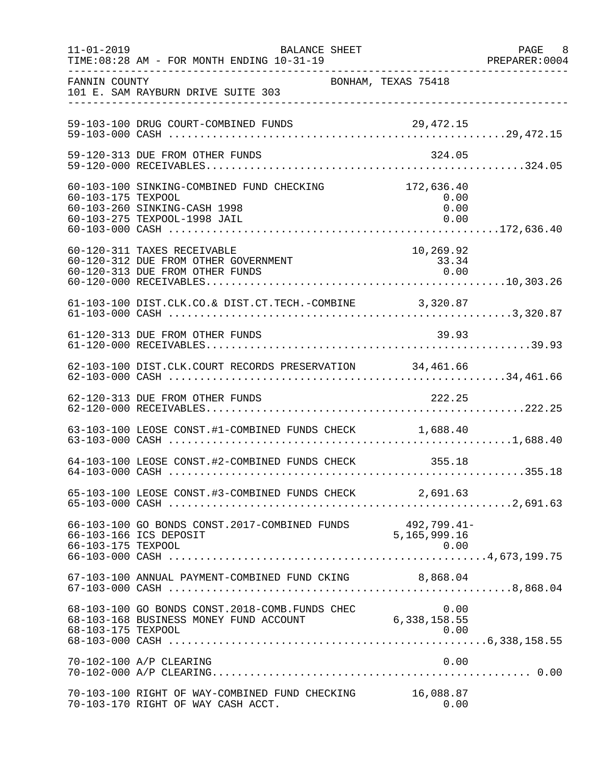FANNIN COUNTY BONHAM, TEXAS 75418
101 E. SAM RAYBURN DRIVE SUITE 303

BALANCE SHEET
FOR MONTH ENDING 10-31-19

| Account | Description | Amount | Total |
|---|---|---|---|
| 59-103-100 | DRUG COURT-COMBINED FUNDS | 29,472.15 | |
| 59-103-000 | CASH | | 29,472.15 |
| 59-120-313 | DUE FROM OTHER FUNDS | 324.05 | |
| 59-120-000 | RECEIVABLES | | 324.05 |
| 60-103-100 | SINKING-COMBINED FUND CHECKING | 172,636.40 | |
| 60-103-175 | TEXPOOL | 0.00 | |
| 60-103-260 | SINKING-CASH 1998 | 0.00 | |
| 60-103-275 | TEXPOOL-1998 JAIL | 0.00 | |
| 60-103-000 | CASH | | 172,636.40 |
| 60-120-311 | TAXES RECEIVABLE | 10,269.92 | |
| 60-120-312 | DUE FROM OTHER GOVERNMENT | 33.34 | |
| 60-120-313 | DUE FROM OTHER FUNDS | 0.00 | |
| 60-120-000 | RECEIVABLES | | 10,303.26 |
| 61-103-100 | DIST.CLK.CO.& DIST.CT.TECH.-COMBINE | 3,320.87 | |
| 61-103-000 | CASH | | 3,320.87 |
| 61-120-313 | DUE FROM OTHER FUNDS | 39.93 | |
| 61-120-000 | RECEIVABLES | | 39.93 |
| 62-103-100 | DIST.CLK.COURT RECORDS PRESERVATION | 34,461.66 | |
| 62-103-000 | CASH | | 34,461.66 |
| 62-120-313 | DUE FROM OTHER FUNDS | 222.25 | |
| 62-120-000 | RECEIVABLES | | 222.25 |
| 63-103-100 | LEOSE CONST.#1-COMBINED FUNDS CHECK | 1,688.40 | |
| 63-103-000 | CASH | | 1,688.40 |
| 64-103-100 | LEOSE CONST.#2-COMBINED FUNDS CHECK | 355.18 | |
| 64-103-000 | CASH | | 355.18 |
| 65-103-100 | LEOSE CONST.#3-COMBINED FUNDS CHECK | 2,691.63 | |
| 65-103-000 | CASH | | 2,691.63 |
| 66-103-100 | GO BONDS CONST.2017-COMBINED FUNDS | 492,799.41- | |
| 66-103-166 | ICS DEPOSIT | 5,165,999.16 | |
| 66-103-175 | TEXPOOL | 0.00 | |
| 66-103-000 | CASH | | 4,673,199.75 |
| 67-103-100 | ANNUAL PAYMENT-COMBINED FUND CKING | 8,868.04 | |
| 67-103-000 | CASH | | 8,868.04 |
| 68-103-100 | GO BONDS CONST.2018-COMB.FUNDS CHEC | 0.00 | |
| 68-103-168 | BUSINESS MONEY FUND ACCOUNT | 6,338,158.55 | |
| 68-103-175 | TEXPOOL | 0.00 | |
| 68-103-000 | CASH | | 6,338,158.55 |
| 70-102-100 | A/P CLEARING | 0.00 | |
| 70-102-000 | A/P CLEARING | | 0.00 |
| 70-103-100 | RIGHT OF WAY-COMBINED FUND CHECKING | 16,088.87 | |
| 70-103-170 | RIGHT OF WAY CASH ACCT. | 0.00 | |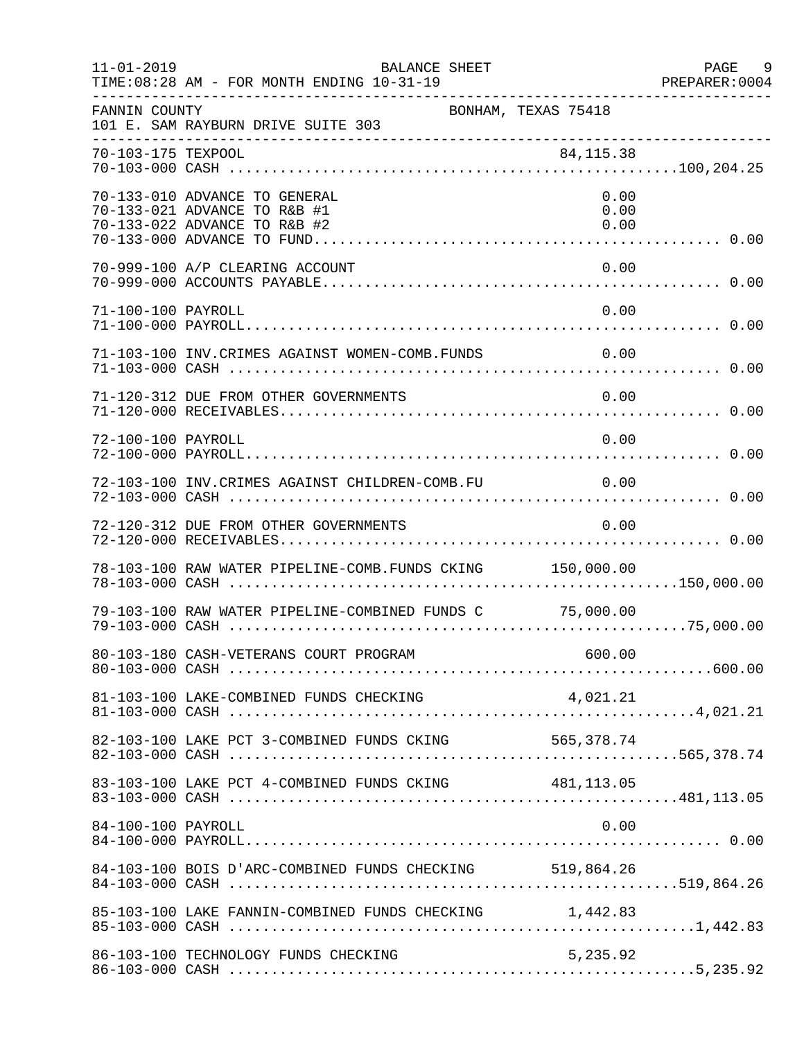FANNIN COUNTY  BONHAM, TEXAS 75418
101 E. SAM RAYBURN DRIVE SUITE 303

| Account | Description | Detail | Total |
|---|---|---|---|
| 70-103-175 | TEXPOOL | 84,115.38 | |
| 70-103-000 | CASH | | 100,204.25 |
| 70-133-010 | ADVANCE TO GENERAL | 0.00 | |
| 70-133-021 | ADVANCE TO R&B #1 | 0.00 | |
| 70-133-022 | ADVANCE TO R&B #2 | 0.00 | |
| 70-133-000 | ADVANCE TO FUND | | 0.00 |
| 70-999-100 | A/P CLEARING ACCOUNT | 0.00 | |
| 70-999-000 | ACCOUNTS PAYABLE | | 0.00 |
| 71-100-100 | PAYROLL | 0.00 | |
| 71-100-000 | PAYROLL | | 0.00 |
| 71-103-100 | INV.CRIMES AGAINST WOMEN-COMB.FUNDS | 0.00 | |
| 71-103-000 | CASH | | 0.00 |
| 71-120-312 | DUE FROM OTHER GOVERNMENTS | 0.00 | |
| 71-120-000 | RECEIVABLES | | 0.00 |
| 72-100-100 | PAYROLL | 0.00 | |
| 72-100-000 | PAYROLL | | 0.00 |
| 72-103-100 | INV.CRIMES AGAINST CHILDREN-COMB.FU | 0.00 | |
| 72-103-000 | CASH | | 0.00 |
| 72-120-312 | DUE FROM OTHER GOVERNMENTS | 0.00 | |
| 72-120-000 | RECEIVABLES | | 0.00 |
| 78-103-100 | RAW WATER PIPELINE-COMB.FUNDS CKING | 150,000.00 | |
| 78-103-000 | CASH | | 150,000.00 |
| 79-103-100 | RAW WATER PIPELINE-COMBINED FUNDS C | 75,000.00 | |
| 79-103-000 | CASH | | 75,000.00 |
| 80-103-180 | CASH-VETERANS COURT PROGRAM | 600.00 | |
| 80-103-000 | CASH | | 600.00 |
| 81-103-100 | LAKE-COMBINED FUNDS CHECKING | 4,021.21 | |
| 81-103-000 | CASH | | 4,021.21 |
| 82-103-100 | LAKE PCT 3-COMBINED FUNDS CKING | 565,378.74 | |
| 82-103-000 | CASH | | 565,378.74 |
| 83-103-100 | LAKE PCT 4-COMBINED FUNDS CKING | 481,113.05 | |
| 83-103-000 | CASH | | 481,113.05 |
| 84-100-100 | PAYROLL | 0.00 | |
| 84-100-000 | PAYROLL | | 0.00 |
| 84-103-100 | BOIS D'ARC-COMBINED FUNDS CHECKING | 519,864.26 | |
| 84-103-000 | CASH | | 519,864.26 |
| 85-103-100 | LAKE FANNIN-COMBINED FUNDS CHECKING | 1,442.83 | |
| 85-103-000 | CASH | | 1,442.83 |
| 86-103-100 | TECHNOLOGY FUNDS CHECKING | 5,235.92 | |
| 86-103-000 | CASH | | 5,235.92 |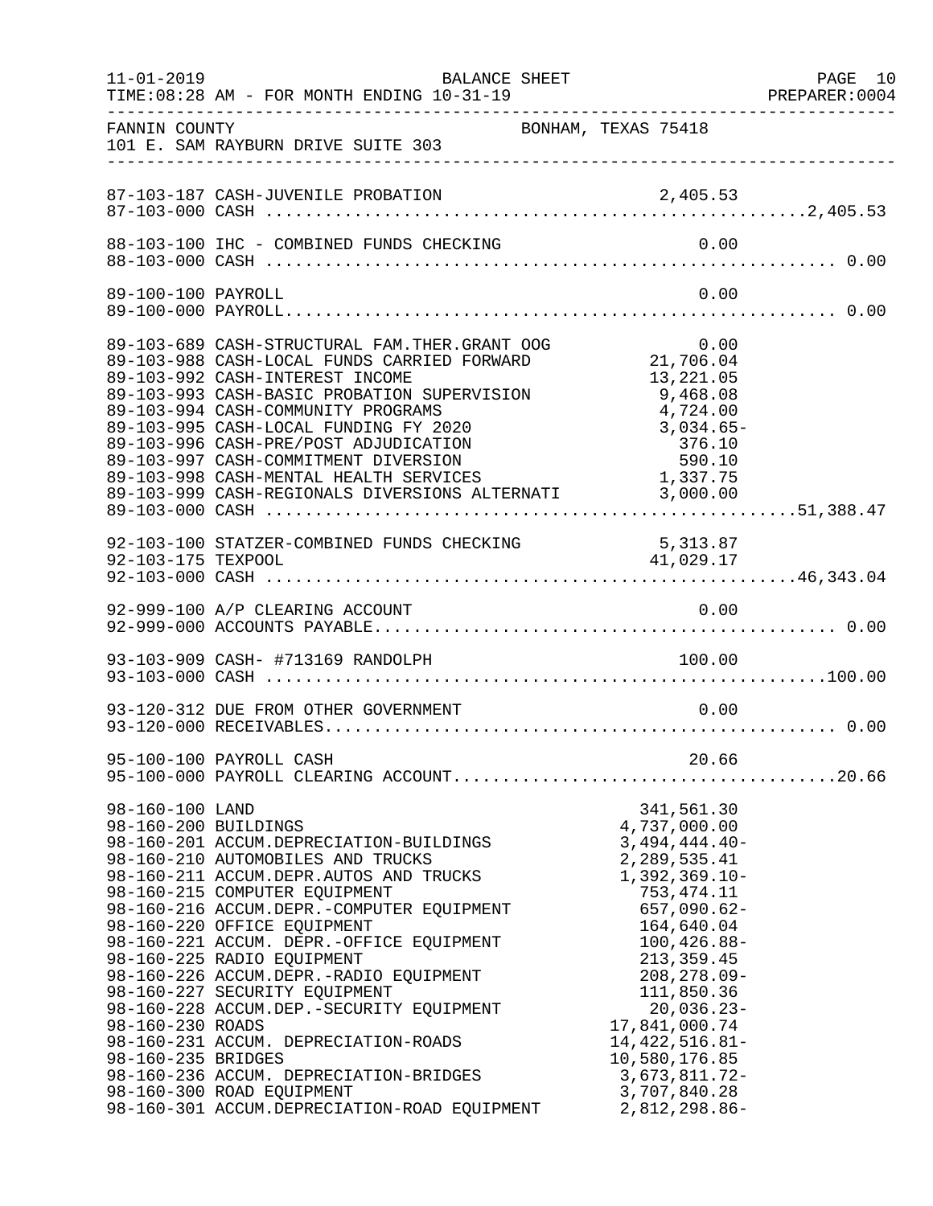FANNIN COUNTY BONHAM, TEXAS 75418
101 E. SAM RAYBURN DRIVE SUITE 303

BALANCE SHEET — FOR MONTH ENDING 10-31-19

| Account | Description | Amount | Total |
|---|---|---|---|
| 87-103-187 | CASH-JUVENILE PROBATION | 2,405.53 | |
| 87-103-000 | CASH | | 2,405.53 |
| 88-103-100 | IHC - COMBINED FUNDS CHECKING | 0.00 | |
| 88-103-000 | CASH | | 0.00 |
| 89-100-100 | PAYROLL | 0.00 | |
| 89-100-000 | PAYROLL | | 0.00 |
| 89-103-689 | CASH-STRUCTURAL FAM.THER.GRANT OOG | 0.00 | |
| 89-103-988 | CASH-LOCAL FUNDS CARRIED FORWARD | 21,706.04 | |
| 89-103-992 | CASH-INTEREST INCOME | 13,221.05 | |
| 89-103-993 | CASH-BASIC PROBATION SUPERVISION | 9,468.08 | |
| 89-103-994 | CASH-COMMUNITY PROGRAMS | 4,724.00 | |
| 89-103-995 | CASH-LOCAL FUNDING FY 2020 | 3,034.65- | |
| 89-103-996 | CASH-PRE/POST ADJUDICATION | 376.10 | |
| 89-103-997 | CASH-COMMITMENT DIVERSION | 590.10 | |
| 89-103-998 | CASH-MENTAL HEALTH SERVICES | 1,337.75 | |
| 89-103-999 | CASH-REGIONALS DIVERSIONS ALTERNATI | 3,000.00 | |
| 89-103-000 | CASH | | 51,388.47 |
| 92-103-100 | STATZER-COMBINED FUNDS CHECKING | 5,313.87 | |
| 92-103-175 | TEXPOOL | 41,029.17 | |
| 92-103-000 | CASH | | 46,343.04 |
| 92-999-100 | A/P CLEARING ACCOUNT | 0.00 | |
| 92-999-000 | ACCOUNTS PAYABLE | | 0.00 |
| 93-103-909 | CASH- #713169 RANDOLPH | 100.00 | |
| 93-103-000 | CASH | | 100.00 |
| 93-120-312 | DUE FROM OTHER GOVERNMENT | 0.00 | |
| 93-120-000 | RECEIVABLES | | 0.00 |
| 95-100-100 | PAYROLL CASH | 20.66 | |
| 95-100-000 | PAYROLL CLEARING ACCOUNT | | 20.66 |
| 98-160-100 | LAND | 341,561.30 | |
| 98-160-200 | BUILDINGS | 4,737,000.00 | |
| 98-160-201 | ACCUM.DEPRECIATION-BUILDINGS | 3,494,444.40- | |
| 98-160-210 | AUTOMOBILES AND TRUCKS | 2,289,535.41 | |
| 98-160-211 | ACCUM.DEPR.AUTOS AND TRUCKS | 1,392,369.10- | |
| 98-160-215 | COMPUTER EQUIPMENT | 753,474.11 | |
| 98-160-216 | ACCUM.DEPR.-COMPUTER EQUIPMENT | 657,090.62- | |
| 98-160-220 | OFFICE EQUIPMENT | 164,640.04 | |
| 98-160-221 | ACCUM. DEPR.-OFFICE EQUIPMENT | 100,426.88- | |
| 98-160-225 | RADIO EQUIPMENT | 213,359.45 | |
| 98-160-226 | ACCUM.DEPR.-RADIO EQUIPMENT | 208,278.09- | |
| 98-160-227 | SECURITY EQUIPMENT | 111,850.36 | |
| 98-160-228 | ACCUM.DEP.-SECURITY EQUIPMENT | 20,036.23- | |
| 98-160-230 | ROADS | 17,841,000.74 | |
| 98-160-231 | ACCUM. DEPRECIATION-ROADS | 14,422,516.81- | |
| 98-160-235 | BRIDGES | 10,580,176.85 | |
| 98-160-236 | ACCUM. DEPRECIATION-BRIDGES | 3,673,811.72- | |
| 98-160-300 | ROAD EQUIPMENT | 3,707,840.28 | |
| 98-160-301 | ACCUM.DEPRECIATION-ROAD EQUIPMENT | 2,812,298.86- | |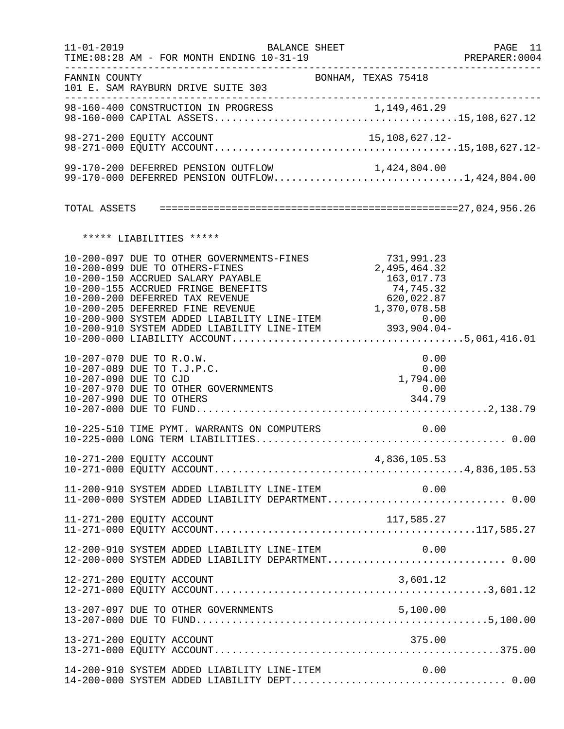FANNIN COUNTY  
101 E. SAM RAYBURN DRIVE SUITE 303  
BONHAM, TEXAS 75418

BALANCE SHEET  
FOR MONTH ENDING 10-31-19

```
98-160-400 CONSTRUCTION IN PROGRESS                    1,149,461.29
98-160-000 CAPITAL ASSETS......................................15,108,627.12

98-271-200 EQUITY ACCOUNT                             15,108,627.12-
98-271-000 EQUITY ACCOUNT......................................15,108,627.12-

99-170-200 DEFERRED PENSION OUTFLOW                    1,424,804.00
99-170-000 DEFERRED PENSION OUTFLOW.............................1,424,804.00


TOTAL ASSETS   =================================================27,024,956.26


   ***** LIABILITIES *****

10-200-097 DUE TO OTHER GOVERNMENTS-FINES               731,991.23
10-200-099 DUE TO OTHERS-FINES                        2,495,464.32
10-200-150 ACCRUED SALARY PAYABLE                       163,017.73
10-200-155 ACCRUED FRINGE BENEFITS                       74,745.32
10-200-200 DEFERRED TAX REVENUE                         620,022.87
10-200-205 DEFERRED FINE REVENUE                      1,370,078.58
10-200-900 SYSTEM ADDED LIABILITY LINE-ITEM                   0.00
10-200-910 SYSTEM ADDED LIABILITY LINE-ITEM             393,904.04-
10-200-000 LIABILITY ACCOUNT....................................5,061,416.01

10-207-070 DUE TO R.O.W.                                      0.00
10-207-089 DUE TO T.J.P.C.                                    0.00
10-207-090 DUE TO CJD                                     1,794.00
10-207-970 DUE TO OTHER GOVERNMENTS                           0.00
10-207-990 DUE TO OTHERS                                    344.79
10-207-000 DUE TO FUND..............................................2,138.79

10-225-510 TIME PYMT. WARRANTS ON COMPUTERS                   0.00
10-225-000 LONG TERM LIABILITIES........................................ 0.00

10-271-200 EQUITY ACCOUNT                             4,836,105.53
10-271-000 EQUITY ACCOUNT.......................................4,836,105.53

11-200-910 SYSTEM ADDED LIABILITY LINE-ITEM                   0.00
11-200-000 SYSTEM ADDED LIABILITY DEPARTMENT............................ 0.00

11-271-200 EQUITY ACCOUNT                               117,585.27
11-271-000 EQUITY ACCOUNT.........................................117,585.27

12-200-910 SYSTEM ADDED LIABILITY LINE-ITEM                   0.00
12-200-000 SYSTEM ADDED LIABILITY DEPARTMENT............................ 0.00

12-271-200 EQUITY ACCOUNT                                 3,601.12
12-271-000 EQUITY ACCOUNT...........................................3,601.12

13-207-097 DUE TO OTHER GOVERNMENTS                       5,100.00
13-207-000 DUE TO FUND..............................................5,100.00

13-271-200 EQUITY ACCOUNT                                   375.00
13-271-000 EQUITY ACCOUNT.............................................375.00

14-200-910 SYSTEM ADDED LIABILITY LINE-ITEM                   0.00
14-200-000 SYSTEM ADDED LIABILITY DEPT.................................. 0.00
```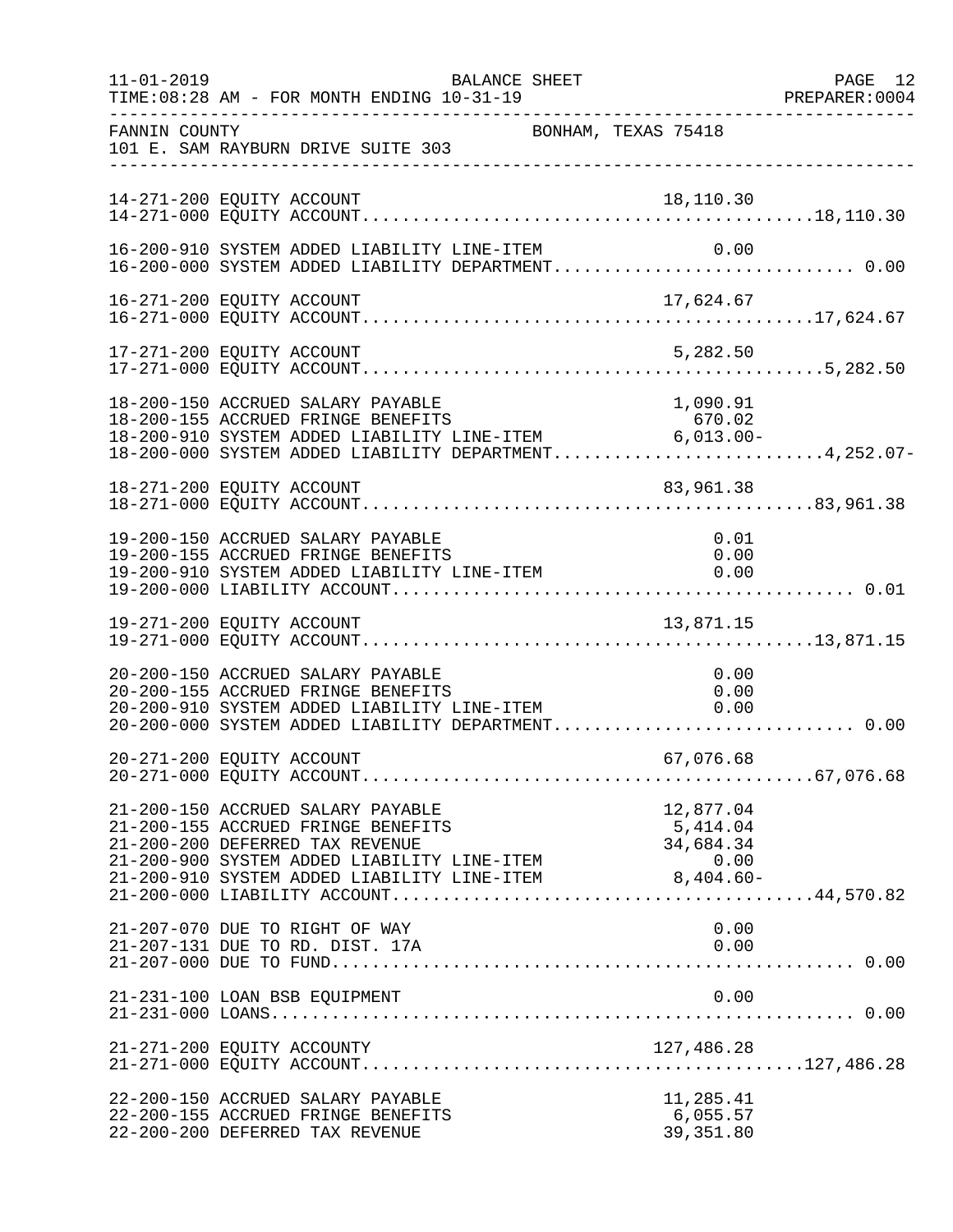BALANCE SHEET

TIME:08:28 AM - FOR MONTH ENDING 10-31-19

FANNIN COUNTY — BONHAM, TEXAS 75418

101 E. SAM RAYBURN DRIVE SUITE 303

| Account | Description | Line-Item Amount | Department Total |
|---|---|---|---|
| 14-271-200 | EQUITY ACCOUNT | 18,110.30 | |
| 14-271-000 | EQUITY ACCOUNT | | 18,110.30 |
| 16-200-910 | SYSTEM ADDED LIABILITY LINE-ITEM | 0.00 | |
| 16-200-000 | SYSTEM ADDED LIABILITY DEPARTMENT | | 0.00 |
| 16-271-200 | EQUITY ACCOUNT | 17,624.67 | |
| 16-271-000 | EQUITY ACCOUNT | | 17,624.67 |
| 17-271-200 | EQUITY ACCOUNT | 5,282.50 | |
| 17-271-000 | EQUITY ACCOUNT | | 5,282.50 |
| 18-200-150 | ACCRUED SALARY PAYABLE | 1,090.91 | |
| 18-200-155 | ACCRUED FRINGE BENEFITS | 670.02 | |
| 18-200-910 | SYSTEM ADDED LIABILITY LINE-ITEM | 6,013.00- | |
| 18-200-000 | SYSTEM ADDED LIABILITY DEPARTMENT | | 4,252.07- |
| 18-271-200 | EQUITY ACCOUNT | 83,961.38 | |
| 18-271-000 | EQUITY ACCOUNT | | 83,961.38 |
| 19-200-150 | ACCRUED SALARY PAYABLE | 0.01 | |
| 19-200-155 | ACCRUED FRINGE BENEFITS | 0.00 | |
| 19-200-910 | SYSTEM ADDED LIABILITY LINE-ITEM | 0.00 | |
| 19-200-000 | LIABILITY ACCOUNT | | 0.01 |
| 19-271-200 | EQUITY ACCOUNT | 13,871.15 | |
| 19-271-000 | EQUITY ACCOUNT | | 13,871.15 |
| 20-200-150 | ACCRUED SALARY PAYABLE | 0.00 | |
| 20-200-155 | ACCRUED FRINGE BENEFITS | 0.00 | |
| 20-200-910 | SYSTEM ADDED LIABILITY LINE-ITEM | 0.00 | |
| 20-200-000 | SYSTEM ADDED LIABILITY DEPARTMENT | | 0.00 |
| 20-271-200 | EQUITY ACCOUNT | 67,076.68 | |
| 20-271-000 | EQUITY ACCOUNT | | 67,076.68 |
| 21-200-150 | ACCRUED SALARY PAYABLE | 12,877.04 | |
| 21-200-155 | ACCRUED FRINGE BENEFITS | 5,414.04 | |
| 21-200-200 | DEFERRED TAX REVENUE | 34,684.34 | |
| 21-200-900 | SYSTEM ADDED LIABILITY LINE-ITEM | 0.00 | |
| 21-200-910 | SYSTEM ADDED LIABILITY LINE-ITEM | 8,404.60- | |
| 21-200-000 | LIABILITY ACCOUNT | | 44,570.82 |
| 21-207-070 | DUE TO RIGHT OF WAY | 0.00 | |
| 21-207-131 | DUE TO RD. DIST. 17A | 0.00 | |
| 21-207-000 | DUE TO FUND | | 0.00 |
| 21-231-100 | LOAN BSB EQUIPMENT | 0.00 | |
| 21-231-000 | LOANS | | 0.00 |
| 21-271-200 | EQUITY ACCOUNTY | 127,486.28 | |
| 21-271-000 | EQUITY ACCOUNT | | 127,486.28 |
| 22-200-150 | ACCRUED SALARY PAYABLE | 11,285.41 | |
| 22-200-155 | ACCRUED FRINGE BENEFITS | 6,055.57 | |
| 22-200-200 | DEFERRED TAX REVENUE | 39,351.80 | |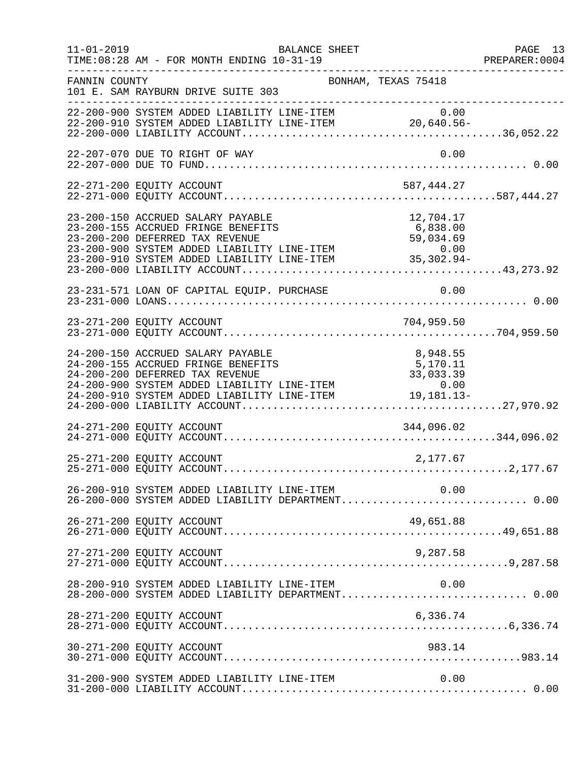FANNIN COUNTY — BONHAM, TEXAS 75418
101 E. SAM RAYBURN DRIVE SUITE 303

BALANCE SHEET — FOR MONTH ENDING 10-31-19

| Account | Description | Line Amount | Total |
|---|---|---|---|
| 22-200-900 | SYSTEM ADDED LIABILITY LINE-ITEM | 0.00 | |
| 22-200-910 | SYSTEM ADDED LIABILITY LINE-ITEM | 20,640.56- | |
| 22-200-000 | LIABILITY ACCOUNT | | 36,052.22 |
| 22-207-070 | DUE TO RIGHT OF WAY | 0.00 | |
| 22-207-000 | DUE TO FUND | | 0.00 |
| 22-271-200 | EQUITY ACCOUNT | 587,444.27 | |
| 22-271-000 | EQUITY ACCOUNT | | 587,444.27 |
| 23-200-150 | ACCRUED SALARY PAYABLE | 12,704.17 | |
| 23-200-155 | ACCRUED FRINGE BENEFITS | 6,838.00 | |
| 23-200-200 | DEFERRED TAX REVENUE | 59,034.69 | |
| 23-200-900 | SYSTEM ADDED LIABILITY LINE-ITEM | 0.00 | |
| 23-200-910 | SYSTEM ADDED LIABILITY LINE-ITEM | 35,302.94- | |
| 23-200-000 | LIABILITY ACCOUNT | | 43,273.92 |
| 23-231-571 | LOAN OF CAPITAL EQUIP. PURCHASE | 0.00 | |
| 23-231-000 | LOANS | | 0.00 |
| 23-271-200 | EQUITY ACCOUNT | 704,959.50 | |
| 23-271-000 | EQUITY ACCOUNT | | 704,959.50 |
| 24-200-150 | ACCRUED SALARY PAYABLE | 8,948.55 | |
| 24-200-155 | ACCRUED FRINGE BENEFITS | 5,170.11 | |
| 24-200-200 | DEFERRED TAX REVENUE | 33,033.39 | |
| 24-200-900 | SYSTEM ADDED LIABILITY LINE-ITEM | 0.00 | |
| 24-200-910 | SYSTEM ADDED LIABILITY LINE-ITEM | 19,181.13- | |
| 24-200-000 | LIABILITY ACCOUNT | | 27,970.92 |
| 24-271-200 | EQUITY ACCOUNT | 344,096.02 | |
| 24-271-000 | EQUITY ACCOUNT | | 344,096.02 |
| 25-271-200 | EQUITY ACCOUNT | 2,177.67 | |
| 25-271-000 | EQUITY ACCOUNT | | 2,177.67 |
| 26-200-910 | SYSTEM ADDED LIABILITY LINE-ITEM | 0.00 | |
| 26-200-000 | SYSTEM ADDED LIABILITY DEPARTMENT | | 0.00 |
| 26-271-200 | EQUITY ACCOUNT | 49,651.88 | |
| 26-271-000 | EQUITY ACCOUNT | | 49,651.88 |
| 27-271-200 | EQUITY ACCOUNT | 9,287.58 | |
| 27-271-000 | EQUITY ACCOUNT | | 9,287.58 |
| 28-200-910 | SYSTEM ADDED LIABILITY LINE-ITEM | 0.00 | |
| 28-200-000 | SYSTEM ADDED LIABILITY DEPARTMENT | | 0.00 |
| 28-271-200 | EQUITY ACCOUNT | 6,336.74 | |
| 28-271-000 | EQUITY ACCOUNT | | 6,336.74 |
| 30-271-200 | EQUITY ACCOUNT | 983.14 | |
| 30-271-000 | EQUITY ACCOUNT | | 983.14 |
| 31-200-900 | SYSTEM ADDED LIABILITY LINE-ITEM | 0.00 | |
| 31-200-000 | LIABILITY ACCOUNT | | 0.00 |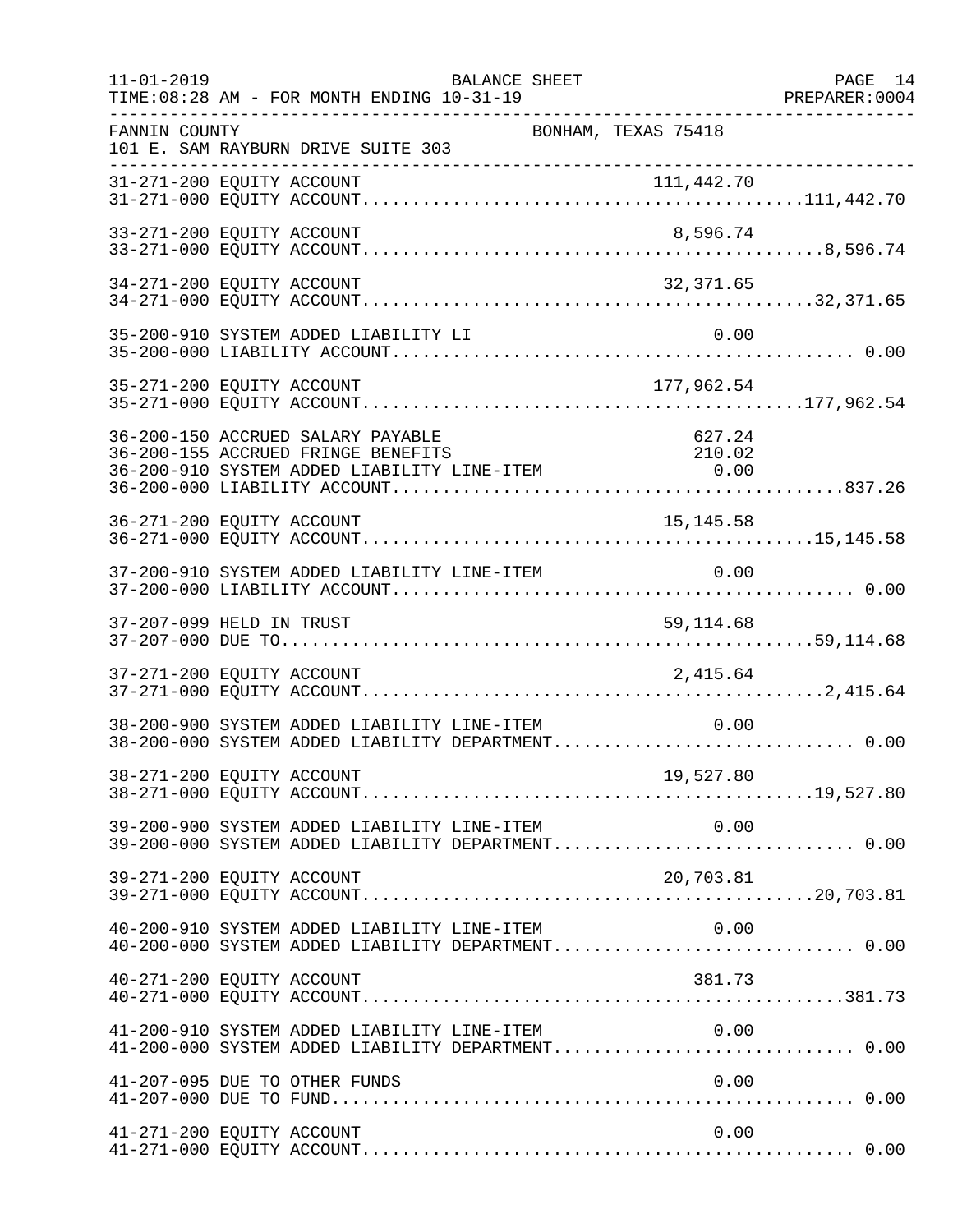FANNIN COUNTY — BONHAM, TEXAS 75418
101 E. SAM RAYBURN DRIVE SUITE 303

BALANCE SHEET
TIME:08:28 AM - FOR MONTH ENDING 10-31-19

| Account | Description | Line Amount | Total |
|---|---|---|---|
| 31-271-200 | EQUITY ACCOUNT | 111,442.70 | |
| 31-271-000 | EQUITY ACCOUNT | | 111,442.70 |
| 33-271-200 | EQUITY ACCOUNT | 8,596.74 | |
| 33-271-000 | EQUITY ACCOUNT | | 8,596.74 |
| 34-271-200 | EQUITY ACCOUNT | 32,371.65 | |
| 34-271-000 | EQUITY ACCOUNT | | 32,371.65 |
| 35-200-910 | SYSTEM ADDED LIABILITY LI | 0.00 | |
| 35-200-000 | LIABILITY ACCOUNT | | 0.00 |
| 35-271-200 | EQUITY ACCOUNT | 177,962.54 | |
| 35-271-000 | EQUITY ACCOUNT | | 177,962.54 |
| 36-200-150 | ACCRUED SALARY PAYABLE | 627.24 | |
| 36-200-155 | ACCRUED FRINGE BENEFITS | 210.02 | |
| 36-200-910 | SYSTEM ADDED LIABILITY LINE-ITEM | 0.00 | |
| 36-200-000 | LIABILITY ACCOUNT | | 837.26 |
| 36-271-200 | EQUITY ACCOUNT | 15,145.58 | |
| 36-271-000 | EQUITY ACCOUNT | | 15,145.58 |
| 37-200-910 | SYSTEM ADDED LIABILITY LINE-ITEM | 0.00 | |
| 37-200-000 | LIABILITY ACCOUNT | | 0.00 |
| 37-207-099 | HELD IN TRUST | 59,114.68 | |
| 37-207-000 | DUE TO | | 59,114.68 |
| 37-271-200 | EQUITY ACCOUNT | 2,415.64 | |
| 37-271-000 | EQUITY ACCOUNT | | 2,415.64 |
| 38-200-900 | SYSTEM ADDED LIABILITY LINE-ITEM | 0.00 | |
| 38-200-000 | SYSTEM ADDED LIABILITY DEPARTMENT | | 0.00 |
| 38-271-200 | EQUITY ACCOUNT | 19,527.80 | |
| 38-271-000 | EQUITY ACCOUNT | | 19,527.80 |
| 39-200-900 | SYSTEM ADDED LIABILITY LINE-ITEM | 0.00 | |
| 39-200-000 | SYSTEM ADDED LIABILITY DEPARTMENT | | 0.00 |
| 39-271-200 | EQUITY ACCOUNT | 20,703.81 | |
| 39-271-000 | EQUITY ACCOUNT | | 20,703.81 |
| 40-200-910 | SYSTEM ADDED LIABILITY LINE-ITEM | 0.00 | |
| 40-200-000 | SYSTEM ADDED LIABILITY DEPARTMENT | | 0.00 |
| 40-271-200 | EQUITY ACCOUNT | 381.73 | |
| 40-271-000 | EQUITY ACCOUNT | | 381.73 |
| 41-200-910 | SYSTEM ADDED LIABILITY LINE-ITEM | 0.00 | |
| 41-200-000 | SYSTEM ADDED LIABILITY DEPARTMENT | | 0.00 |
| 41-207-095 | DUE TO OTHER FUNDS | 0.00 | |
| 41-207-000 | DUE TO FUND | | 0.00 |
| 41-271-200 | EQUITY ACCOUNT | 0.00 | |
| 41-271-000 | EQUITY ACCOUNT | | 0.00 |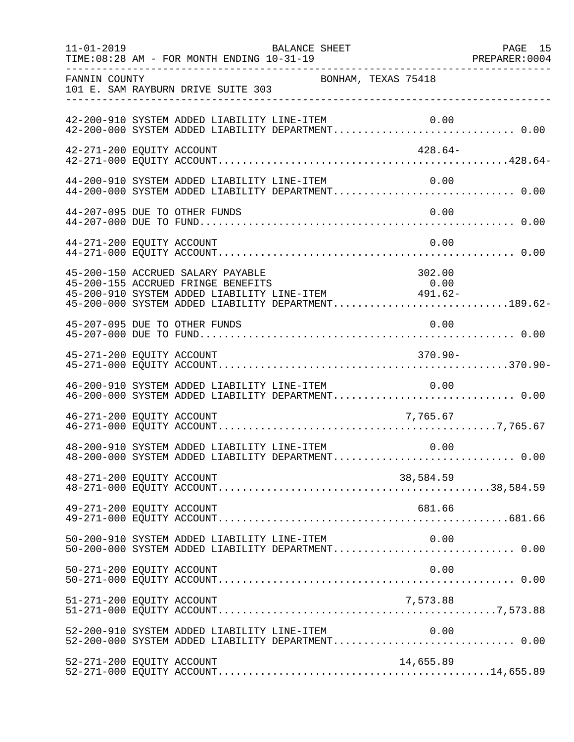FANNIN COUNTY BONHAM, TEXAS 75418
101 E. SAM RAYBURN DRIVE SUITE 303

BALANCE SHEET
TIME:08:28 AM - FOR MONTH ENDING 10-31-19

| Account | Description | Line-Item | Total |
|---|---|---|---|
| 42-200-910 | SYSTEM ADDED LIABILITY LINE-ITEM | 0.00 | |
| 42-200-000 | SYSTEM ADDED LIABILITY DEPARTMENT | | 0.00 |
| 42-271-200 | EQUITY ACCOUNT | 428.64- | |
| 42-271-000 | EQUITY ACCOUNT | | 428.64- |
| 44-200-910 | SYSTEM ADDED LIABILITY LINE-ITEM | 0.00 | |
| 44-200-000 | SYSTEM ADDED LIABILITY DEPARTMENT | | 0.00 |
| 44-207-095 | DUE TO OTHER FUNDS | 0.00 | |
| 44-207-000 | DUE TO FUND | | 0.00 |
| 44-271-200 | EQUITY ACCOUNT | 0.00 | |
| 44-271-000 | EQUITY ACCOUNT | | 0.00 |
| 45-200-150 | ACCRUED SALARY PAYABLE | 302.00 | |
| 45-200-155 | ACCRUED FRINGE BENEFITS | 0.00 | |
| 45-200-910 | SYSTEM ADDED LIABILITY LINE-ITEM | 491.62- | |
| 45-200-000 | SYSTEM ADDED LIABILITY DEPARTMENT | | 189.62- |
| 45-207-095 | DUE TO OTHER FUNDS | 0.00 | |
| 45-207-000 | DUE TO FUND | | 0.00 |
| 45-271-200 | EQUITY ACCOUNT | 370.90- | |
| 45-271-000 | EQUITY ACCOUNT | | 370.90- |
| 46-200-910 | SYSTEM ADDED LIABILITY LINE-ITEM | 0.00 | |
| 46-200-000 | SYSTEM ADDED LIABILITY DEPARTMENT | | 0.00 |
| 46-271-200 | EQUITY ACCOUNT | 7,765.67 | |
| 46-271-000 | EQUITY ACCOUNT | | 7,765.67 |
| 48-200-910 | SYSTEM ADDED LIABILITY LINE-ITEM | 0.00 | |
| 48-200-000 | SYSTEM ADDED LIABILITY DEPARTMENT | | 0.00 |
| 48-271-200 | EQUITY ACCOUNT | 38,584.59 | |
| 48-271-000 | EQUITY ACCOUNT | | 38,584.59 |
| 49-271-200 | EQUITY ACCOUNT | 681.66 | |
| 49-271-000 | EQUITY ACCOUNT | | 681.66 |
| 50-200-910 | SYSTEM ADDED LIABILITY LINE-ITEM | 0.00 | |
| 50-200-000 | SYSTEM ADDED LIABILITY DEPARTMENT | | 0.00 |
| 50-271-200 | EQUITY ACCOUNT | 0.00 | |
| 50-271-000 | EQUITY ACCOUNT | | 0.00 |
| 51-271-200 | EQUITY ACCOUNT | 7,573.88 | |
| 51-271-000 | EQUITY ACCOUNT | | 7,573.88 |
| 52-200-910 | SYSTEM ADDED LIABILITY LINE-ITEM | 0.00 | |
| 52-200-000 | SYSTEM ADDED LIABILITY DEPARTMENT | | 0.00 |
| 52-271-200 | EQUITY ACCOUNT | 14,655.89 | |
| 52-271-000 | EQUITY ACCOUNT | | 14,655.89 |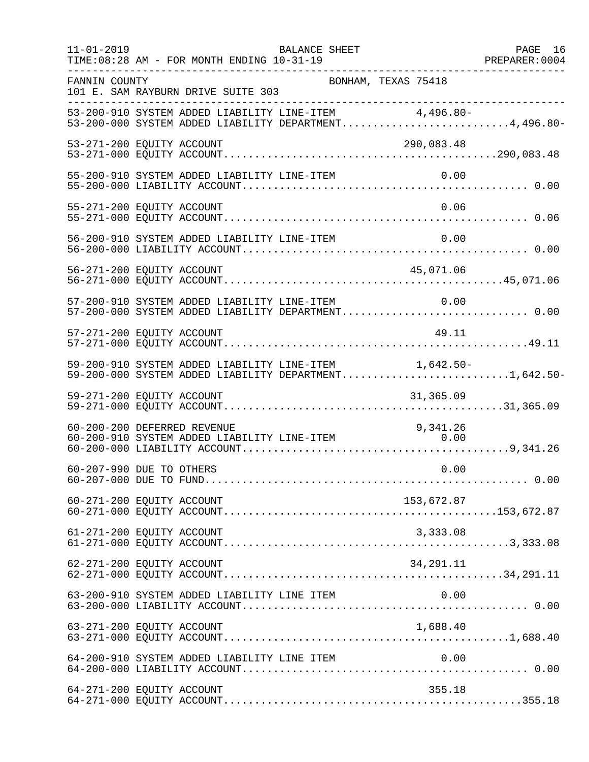FANNIN COUNTY BONHAM, TEXAS 75418
101 E. SAM RAYBURN DRIVE SUITE 303

BALANCE SHEET
11-01-2019 TIME:08:28 AM - FOR MONTH ENDING 10-31-19 PREPARER:0004

| Account | Description | Line Amount | Total |
|---|---|---|---|
| 53-200-910 | SYSTEM ADDED LIABILITY LINE-ITEM | 4,496.80- | |
| 53-200-000 | SYSTEM ADDED LIABILITY DEPARTMENT | | 4,496.80- |
| 53-271-200 | EQUITY ACCOUNT | 290,083.48 | |
| 53-271-000 | EQUITY ACCOUNT | | 290,083.48 |
| 55-200-910 | SYSTEM ADDED LIABILITY LINE-ITEM | 0.00 | |
| 55-200-000 | LIABILITY ACCOUNT | | 0.00 |
| 55-271-200 | EQUITY ACCOUNT | 0.06 | |
| 55-271-000 | EQUITY ACCOUNT | | 0.06 |
| 56-200-910 | SYSTEM ADDED LIABILITY LINE-ITEM | 0.00 | |
| 56-200-000 | LIABILITY ACCOUNT | | 0.00 |
| 56-271-200 | EQUITY ACCOUNT | 45,071.06 | |
| 56-271-000 | EQUITY ACCOUNT | | 45,071.06 |
| 57-200-910 | SYSTEM ADDED LIABILITY LINE-ITEM | 0.00 | |
| 57-200-000 | SYSTEM ADDED LIABILITY DEPARTMENT | | 0.00 |
| 57-271-200 | EQUITY ACCOUNT | 49.11 | |
| 57-271-000 | EQUITY ACCOUNT | | 49.11 |
| 59-200-910 | SYSTEM ADDED LIABILITY LINE-ITEM | 1,642.50- | |
| 59-200-000 | SYSTEM ADDED LIABILITY DEPARTMENT | | 1,642.50- |
| 59-271-200 | EQUITY ACCOUNT | 31,365.09 | |
| 59-271-000 | EQUITY ACCOUNT | | 31,365.09 |
| 60-200-200 | DEFERRED REVENUE | 9,341.26 | |
| 60-200-910 | SYSTEM ADDED LIABILITY LINE-ITEM | 0.00 | |
| 60-200-000 | LIABILITY ACCOUNT | | 9,341.26 |
| 60-207-990 | DUE TO OTHERS | 0.00 | |
| 60-207-000 | DUE TO FUND | | 0.00 |
| 60-271-200 | EQUITY ACCOUNT | 153,672.87 | |
| 60-271-000 | EQUITY ACCOUNT | | 153,672.87 |
| 61-271-200 | EQUITY ACCOUNT | 3,333.08 | |
| 61-271-000 | EQUITY ACCOUNT | | 3,333.08 |
| 62-271-200 | EQUITY ACCOUNT | 34,291.11 | |
| 62-271-000 | EQUITY ACCOUNT | | 34,291.11 |
| 63-200-910 | SYSTEM ADDED LIABILITY LINE ITEM | 0.00 | |
| 63-200-000 | LIABILITY ACCOUNT | | 0.00 |
| 63-271-200 | EQUITY ACCOUNT | 1,688.40 | |
| 63-271-000 | EQUITY ACCOUNT | | 1,688.40 |
| 64-200-910 | SYSTEM ADDED LIABILITY LINE ITEM | 0.00 | |
| 64-200-000 | LIABILITY ACCOUNT | | 0.00 |
| 64-271-200 | EQUITY ACCOUNT | 355.18 | |
| 64-271-000 | EQUITY ACCOUNT | | 355.18 |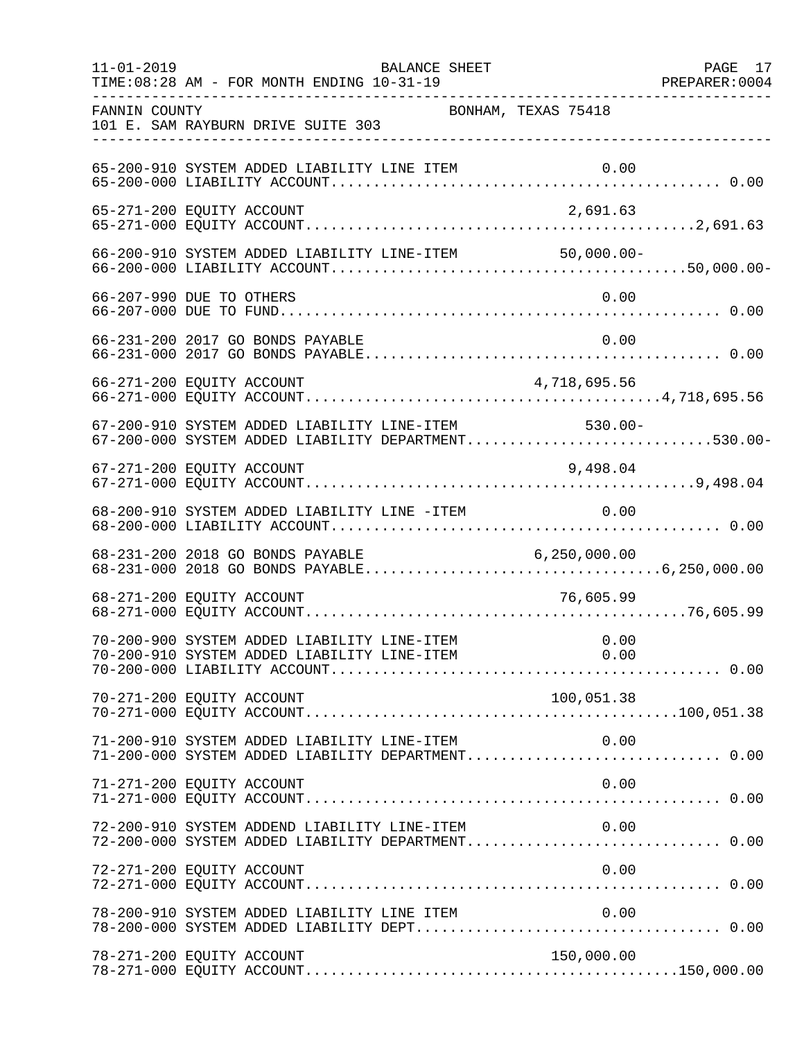FANNIN COUNTY BONHAM, TEXAS 75418
101 E. SAM RAYBURN DRIVE SUITE 303

| Account | Description | Line Item Amount | Total |
|---|---|---|---|
| 65-200-910 | SYSTEM ADDED LIABILITY LINE ITEM | 0.00 | |
| 65-200-000 | LIABILITY ACCOUNT | | 0.00 |
| 65-271-200 | EQUITY ACCOUNT | 2,691.63 | |
| 65-271-000 | EQUITY ACCOUNT | | 2,691.63 |
| 66-200-910 | SYSTEM ADDED LIABILITY LINE-ITEM | 50,000.00- | |
| 66-200-000 | LIABILITY ACCOUNT | | 50,000.00- |
| 66-207-990 | DUE TO OTHERS | 0.00 | |
| 66-207-000 | DUE TO FUND | | 0.00 |
| 66-231-200 | 2017 GO BONDS PAYABLE | 0.00 | |
| 66-231-000 | 2017 GO BONDS PAYABLE | | 0.00 |
| 66-271-200 | EQUITY ACCOUNT | 4,718,695.56 | |
| 66-271-000 | EQUITY ACCOUNT | | 4,718,695.56 |
| 67-200-910 | SYSTEM ADDED LIABILITY LINE-ITEM | 530.00- | |
| 67-200-000 | SYSTEM ADDED LIABILITY DEPARTMENT | | 530.00- |
| 67-271-200 | EQUITY ACCOUNT | 9,498.04 | |
| 67-271-000 | EQUITY ACCOUNT | | 9,498.04 |
| 68-200-910 | SYSTEM ADDED LIABILITY LINE -ITEM | 0.00 | |
| 68-200-000 | LIABILITY ACCOUNT | | 0.00 |
| 68-231-200 | 2018 GO BONDS PAYABLE | 6,250,000.00 | |
| 68-231-000 | 2018 GO BONDS PAYABLE | | 6,250,000.00 |
| 68-271-200 | EQUITY ACCOUNT | 76,605.99 | |
| 68-271-000 | EQUITY ACCOUNT | | 76,605.99 |
| 70-200-900 | SYSTEM ADDED LIABILITY LINE-ITEM | 0.00 | |
| 70-200-910 | SYSTEM ADDED LIABILITY LINE-ITEM | 0.00 | |
| 70-200-000 | LIABILITY ACCOUNT | | 0.00 |
| 70-271-200 | EQUITY ACCOUNT | 100,051.38 | |
| 70-271-000 | EQUITY ACCOUNT | | 100,051.38 |
| 71-200-910 | SYSTEM ADDED LIABILITY LINE-ITEM | 0.00 | |
| 71-200-000 | SYSTEM ADDED LIABILITY DEPARTMENT | | 0.00 |
| 71-271-200 | EQUITY ACCOUNT | 0.00 | |
| 71-271-000 | EQUITY ACCOUNT | | 0.00 |
| 72-200-910 | SYSTEM ADDEND LIABILITY LINE-ITEM | 0.00 | |
| 72-200-000 | SYSTEM ADDED LIABILITY DEPARTMENT | | 0.00 |
| 72-271-200 | EQUITY ACCOUNT | 0.00 | |
| 72-271-000 | EQUITY ACCOUNT | | 0.00 |
| 78-200-910 | SYSTEM ADDED LIABILITY LINE ITEM | 0.00 | |
| 78-200-000 | SYSTEM ADDED LIABILITY DEPT | | 0.00 |
| 78-271-200 | EQUITY ACCOUNT | 150,000.00 | |
| 78-271-000 | EQUITY ACCOUNT | | 150,000.00 |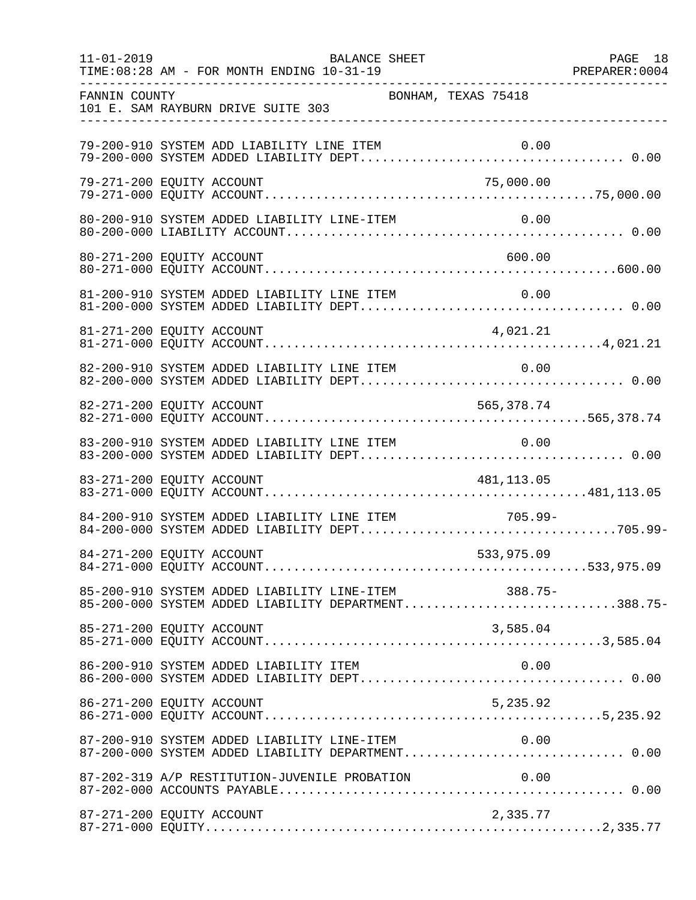FANNIN COUNTY BONHAM, TEXAS 75418
101 E. SAM RAYBURN DRIVE SUITE 303

BALANCE SHEET
FOR MONTH ENDING 10-31-19

| Account | Description | Line Item Amount | Department Total |
|---|---|---|---|
| 79-200-910 | SYSTEM ADD LIABILITY LINE ITEM | 0.00 | |
| 79-200-000 | SYSTEM ADDED LIABILITY DEPT | | 0.00 |
| 79-271-200 | EQUITY ACCOUNT | 75,000.00 | |
| 79-271-000 | EQUITY ACCOUNT | | 75,000.00 |
| 80-200-910 | SYSTEM ADDED LIABILITY LINE-ITEM | 0.00 | |
| 80-200-000 | LIABILITY ACCOUNT | | 0.00 |
| 80-271-200 | EQUITY ACCOUNT | 600.00 | |
| 80-271-000 | EQUITY ACCOUNT | | 600.00 |
| 81-200-910 | SYSTEM ADDED LIABILITY LINE ITEM | 0.00 | |
| 81-200-000 | SYSTEM ADDED LIABILITY DEPT | | 0.00 |
| 81-271-200 | EQUITY ACCOUNT | 4,021.21 | |
| 81-271-000 | EQUITY ACCOUNT | | 4,021.21 |
| 82-200-910 | SYSTEM ADDED LIABILITY LINE ITEM | 0.00 | |
| 82-200-000 | SYSTEM ADDED LIABILITY DEPT | | 0.00 |
| 82-271-200 | EQUITY ACCOUNT | 565,378.74 | |
| 82-271-000 | EQUITY ACCOUNT | | 565,378.74 |
| 83-200-910 | SYSTEM ADDED LIABILITY LINE ITEM | 0.00 | |
| 83-200-000 | SYSTEM ADDED LIABILITY DEPT | | 0.00 |
| 83-271-200 | EQUITY ACCOUNT | 481,113.05 | |
| 83-271-000 | EQUITY ACCOUNT | | 481,113.05 |
| 84-200-910 | SYSTEM ADDED LIABILITY LINE ITEM | 705.99- | |
| 84-200-000 | SYSTEM ADDED LIABILITY DEPT | | 705.99- |
| 84-271-200 | EQUITY ACCOUNT | 533,975.09 | |
| 84-271-000 | EQUITY ACCOUNT | | 533,975.09 |
| 85-200-910 | SYSTEM ADDED LIABILITY LINE-ITEM | 388.75- | |
| 85-200-000 | SYSTEM ADDED LIABILITY DEPARTMENT | | 388.75- |
| 85-271-200 | EQUITY ACCOUNT | 3,585.04 | |
| 85-271-000 | EQUITY ACCOUNT | | 3,585.04 |
| 86-200-910 | SYSTEM ADDED LIABILITY ITEM | 0.00 | |
| 86-200-000 | SYSTEM ADDED LIABILITY DEPT | | 0.00 |
| 86-271-200 | EQUITY ACCOUNT | 5,235.92 | |
| 86-271-000 | EQUITY ACCOUNT | | 5,235.92 |
| 87-200-910 | SYSTEM ADDED LIABILITY LINE-ITEM | 0.00 | |
| 87-200-000 | SYSTEM ADDED LIABILITY DEPARTMENT | | 0.00 |
| 87-202-319 | A/P RESTITUTION-JUVENILE PROBATION | 0.00 | |
| 87-202-000 | ACCOUNTS PAYABLE | | 0.00 |
| 87-271-200 | EQUITY ACCOUNT | 2,335.77 | |
| 87-271-000 | EQUITY | | 2,335.77 |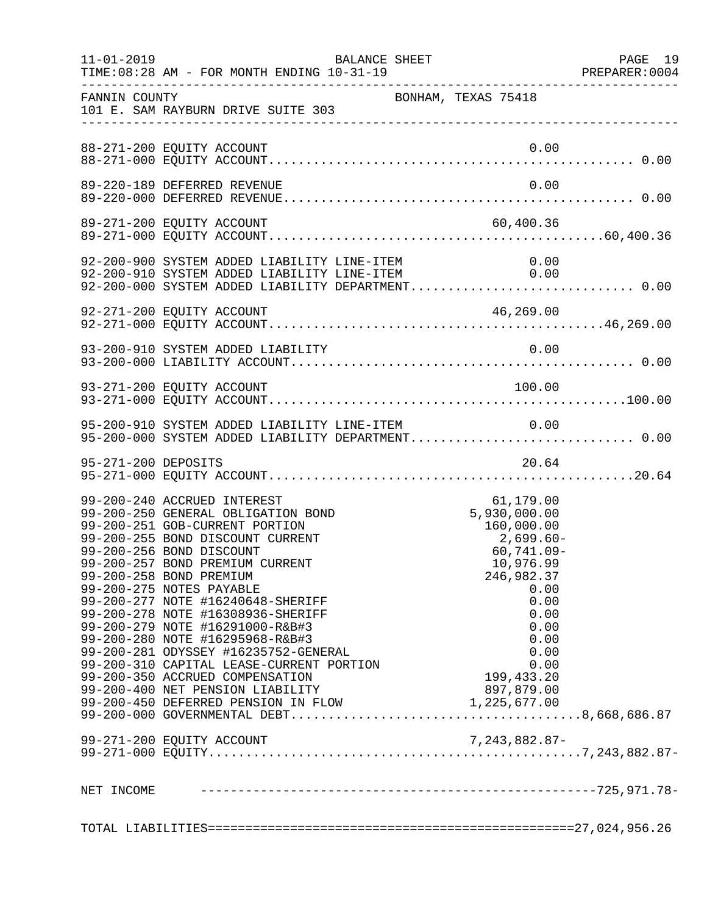FANNIN COUNTY BONHAM, TEXAS 75418
101 E. SAM RAYBURN DRIVE SUITE 303

| | | |
|---|---|---|
| 88-271-200 EQUITY ACCOUNT | 0.00 | |
| 88-271-000 EQUITY ACCOUNT | | 0.00 |
| 89-220-189 DEFERRED REVENUE | 0.00 | |
| 89-220-000 DEFERRED REVENUE | | 0.00 |
| 89-271-200 EQUITY ACCOUNT | 60,400.36 | |
| 89-271-000 EQUITY ACCOUNT | | 60,400.36 |
| 92-200-900 SYSTEM ADDED LIABILITY LINE-ITEM | 0.00 | |
| 92-200-910 SYSTEM ADDED LIABILITY LINE-ITEM | 0.00 | |
| 92-200-000 SYSTEM ADDED LIABILITY DEPARTMENT | | 0.00 |
| 92-271-200 EQUITY ACCOUNT | 46,269.00 | |
| 92-271-000 EQUITY ACCOUNT | | 46,269.00 |
| 93-200-910 SYSTEM ADDED LIABILITY | 0.00 | |
| 93-200-000 LIABILITY ACCOUNT | | 0.00 |
| 93-271-200 EQUITY ACCOUNT | 100.00 | |
| 93-271-000 EQUITY ACCOUNT | | 100.00 |
| 95-200-910 SYSTEM ADDED LIABILITY LINE-ITEM | 0.00 | |
| 95-200-000 SYSTEM ADDED LIABILITY DEPARTMENT | | 0.00 |
| 95-271-200 DEPOSITS | 20.64 | |
| 95-271-000 EQUITY ACCOUNT | | 20.64 |
| 99-200-240 ACCRUED INTEREST | 61,179.00 | |
| 99-200-250 GENERAL OBLIGATION BOND | 5,930,000.00 | |
| 99-200-251 GOB-CURRENT PORTION | 160,000.00 | |
| 99-200-255 BOND DISCOUNT CURRENT | 2,699.60- | |
| 99-200-256 BOND DISCOUNT | 60,741.09- | |
| 99-200-257 BOND PREMIUM CURRENT | 10,976.99 | |
| 99-200-258 BOND PREMIUM | 246,982.37 | |
| 99-200-275 NOTES PAYABLE | 0.00 | |
| 99-200-277 NOTE #16240648-SHERIFF | 0.00 | |
| 99-200-278 NOTE #16308936-SHERIFF | 0.00 | |
| 99-200-279 NOTE #16291000-R&B#3 | 0.00 | |
| 99-200-280 NOTE #16295968-R&B#3 | 0.00 | |
| 99-200-281 ODYSSEY #16235752-GENERAL | 0.00 | |
| 99-200-310 CAPITAL LEASE-CURRENT PORTION | 0.00 | |
| 99-200-350 ACCRUED COMPENSATION | 199,433.20 | |
| 99-200-400 NET PENSION LIABILITY | 897,879.00 | |
| 99-200-450 DEFERRED PENSION IN FLOW | 1,225,677.00 | |
| 99-200-000 GOVERNMENTAL DEBT | | 8,668,686.87 |
| 99-271-200 EQUITY ACCOUNT | 7,243,882.87- | |
| 99-271-000 EQUITY | | 7,243,882.87- |
| NET INCOME | | 725,971.78- |
| TOTAL LIABILITIES | | 27,024,956.26 |